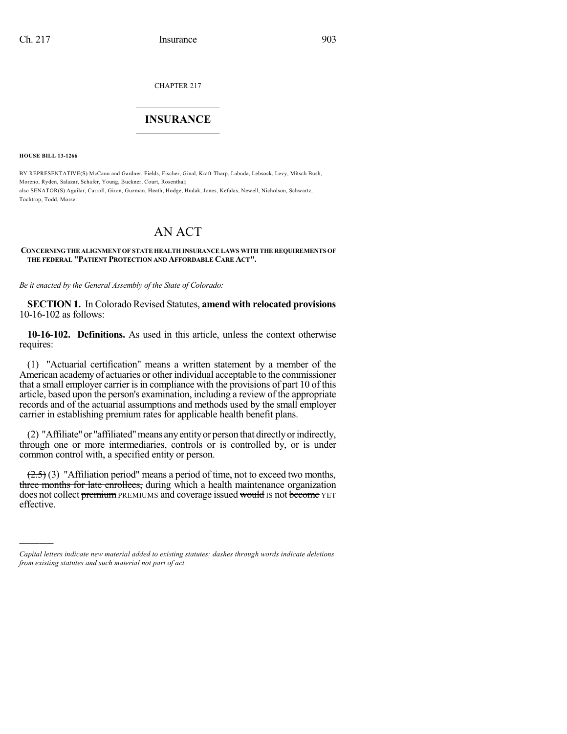CHAPTER 217

# INSURANCE

**HOUSE BILL 13-1266**

BY REPRESENTATIVE(S) McCann and Gardner, Fields, Fischer, Ginal, Kraft-Tharp, Labuda, Lebsock, Levy, Mitsch Bush, Moreno, Ryden, Salazar, Schafer, Young, Buckner, Court, Rosenthal;
also SENATOR(S) Aguilar, Carroll, Giron, Guzman, Heath, Hodge, Hudak, Jones, Kefalas, Newell, Nicholson, Schwartz, Tochtrop, Todd, Morse.

# AN ACT

**CONCERNING THE ALIGNMENT OF STATE HEALTH INSURANCE LAWS WITH THE REQUIREMENTS OF THE FEDERAL "PATIENT PROTECTION AND AFFORDABLE CARE ACT".**

*Be it enacted by the General Assembly of the State of Colorado:*

**SECTION 1.** In Colorado Revised Statutes, **amend with relocated provisions** 10-16-102 as follows:

**10-16-102. Definitions.** As used in this article, unless the context otherwise requires:

(1) "Actuarial certification" means a written statement by a member of the American academy of actuaries or other individual acceptable to the commissioner that a small employer carrier is in compliance with the provisions of part 10 of this article, based upon the person's examination, including a review of the appropriate records and of the actuarial assumptions and methods used by the small employer carrier in establishing premium rates for applicable health benefit plans.

(2) "Affiliate" or "affiliated" means any entity or person that directly or indirectly, through one or more intermediaries, controls or is controlled by, or is under common control with, a specified entity or person.

~~(2.5)~~ (3) "Affiliation period" means a period of time, not to exceed two months, ~~three months for late enrollees,~~ during which a health maintenance organization does not collect ~~premium~~ PREMIUMS and coverage issued ~~would~~ IS not ~~become~~ YET effective.

---

*Capital letters indicate new material added to existing statutes; dashes through words indicate deletions from existing statutes and such material not part of act.*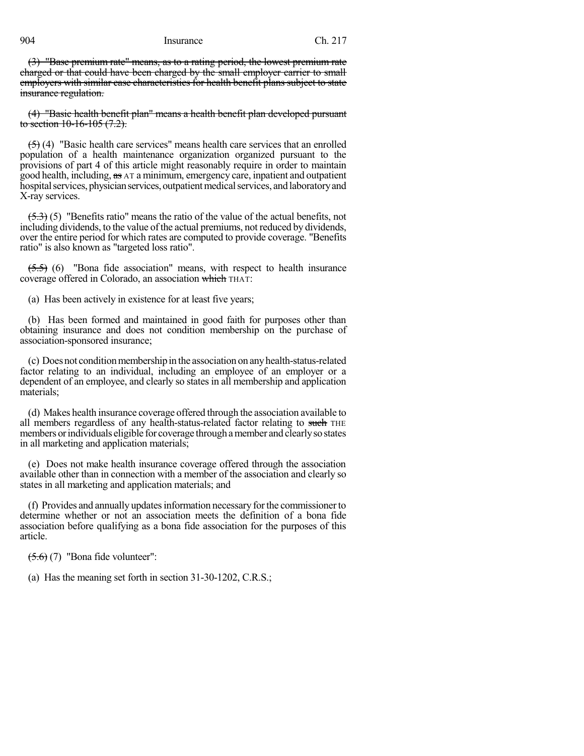~~(3) "Base premium rate" means, as to a rating period, the lowest premium rate charged or that could have been charged by the small employer carrier to small employers with similar case characteristics for health benefit plans subject to state insurance regulation.~~

~~(4) "Basic health benefit plan" means a health benefit plan developed pursuant to section 10-16-105 (7.2).~~

~~(5)~~ (4) "Basic health care services" means health care services that an enrolled population of a health maintenance organization organized pursuant to the provisions of part 4 of this article might reasonably require in order to maintain good health, including, ~~as~~ AT a minimum, emergency care, inpatient and outpatient hospital services, physician services, outpatient medical services, and laboratory and X-ray services.

~~(5.3)~~ (5) "Benefits ratio" means the ratio of the value of the actual benefits, not including dividends, to the value of the actual premiums, not reduced by dividends, over the entire period for which rates are computed to provide coverage. "Benefits ratio" is also known as "targeted loss ratio".

~~(5.5)~~ (6) "Bona fide association" means, with respect to health insurance coverage offered in Colorado, an association ~~which~~ THAT:

(a) Has been actively in existence for at least five years;

(b) Has been formed and maintained in good faith for purposes other than obtaining insurance and does not condition membership on the purchase of association-sponsored insurance;

(c) Does not condition membership in the association on any health-status-related factor relating to an individual, including an employee of an employer or a dependent of an employee, and clearly so states in all membership and application materials;

(d) Makes health insurance coverage offered through the association available to all members regardless of any health-status-related factor relating to ~~such~~ THE members or individuals eligible for coverage through a member and clearly so states in all marketing and application materials;

(e) Does not make health insurance coverage offered through the association available other than in connection with a member of the association and clearly so states in all marketing and application materials; and

(f) Provides and annually updates information necessary for the commissioner to determine whether or not an association meets the definition of a bona fide association before qualifying as a bona fide association for the purposes of this article.

~~(5.6)~~ (7) "Bona fide volunteer":

(a) Has the meaning set forth in section 31-30-1202, C.R.S.;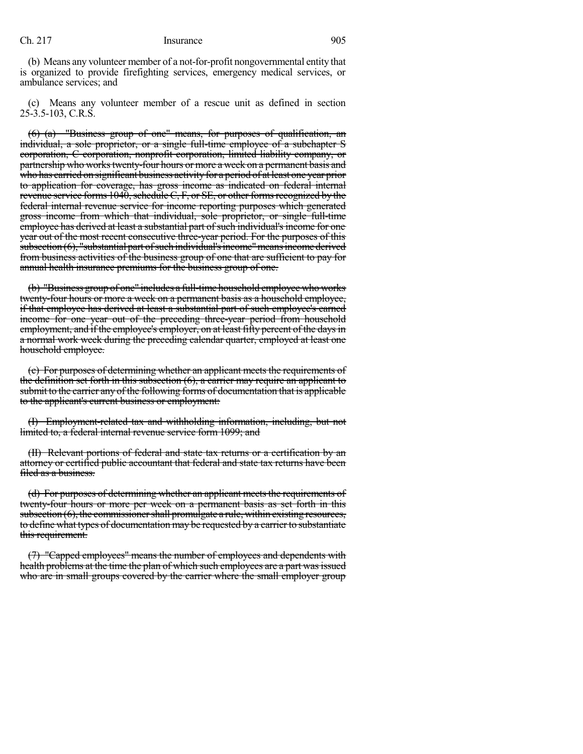(b) Means any volunteer member of a not-for-profit nongovernmental entity that is organized to provide firefighting services, emergency medical services, or ambulance services; and

(c) Means any volunteer member of a rescue unit as defined in section 25-3.5-103, C.R.S.

~~(6) (a) "Business group of one" means, for purposes of qualification, an individual, a sole proprietor, or a single full-time employee of a subchapter S corporation, C corporation, nonprofit corporation, limited liability company, or partnership who works twenty-four hours or more a week on a permanent basis and who has carried on significant business activity for a period of at least one year prior to application for coverage, has gross income as indicated on federal internal revenue service forms 1040, schedule C, F, or SE, or other forms recognized by the federal internal revenue service for income reporting purposes which generated gross income from which that individual, sole proprietor, or single full-time employee has derived at least a substantial part of such individual's income for one year out of the most recent consecutive three-year period. For the purposes of this subsection (6), "substantial part of such individual's income" means income derived from business activities of the business group of one that are sufficient to pay for annual health insurance premiums for the business group of one.~~

~~(b) "Business group of one" includes a full-time household employee who works twenty-four hours or more a week on a permanent basis as a household employee, if that employee has derived at least a substantial part of such employee's earned income for one year out of the preceding three-year period from household employment, and if the employee's employer, on at least fifty percent of the days in a normal work week during the preceding calendar quarter, employed at least one household employee.~~

~~(c) For purposes of determining whether an applicant meets the requirements of the definition set forth in this subsection (6), a carrier may require an applicant to submit to the carrier any of the following forms of documentation that is applicable to the applicant's current business or employment:~~

~~(I) Employment-related tax and withholding information, including, but not limited to, a federal internal revenue service form 1099; and~~

~~(II) Relevant portions of federal and state tax returns or a certification by an attorney or certified public accountant that federal and state tax returns have been filed as a business.~~

~~(d) For purposes of determining whether an applicant meets the requirements of twenty-four hours or more per week on a permanent basis as set forth in this subsection (6), the commissioner shall promulgate a rule, within existing resources, to define what types of documentation may be requested by a carrier to substantiate this requirement.~~

~~(7) "Capped employees" means the number of employees and dependents with health problems at the time the plan of which such employees are a part was issued who are in small groups covered by the carrier where the small employer group~~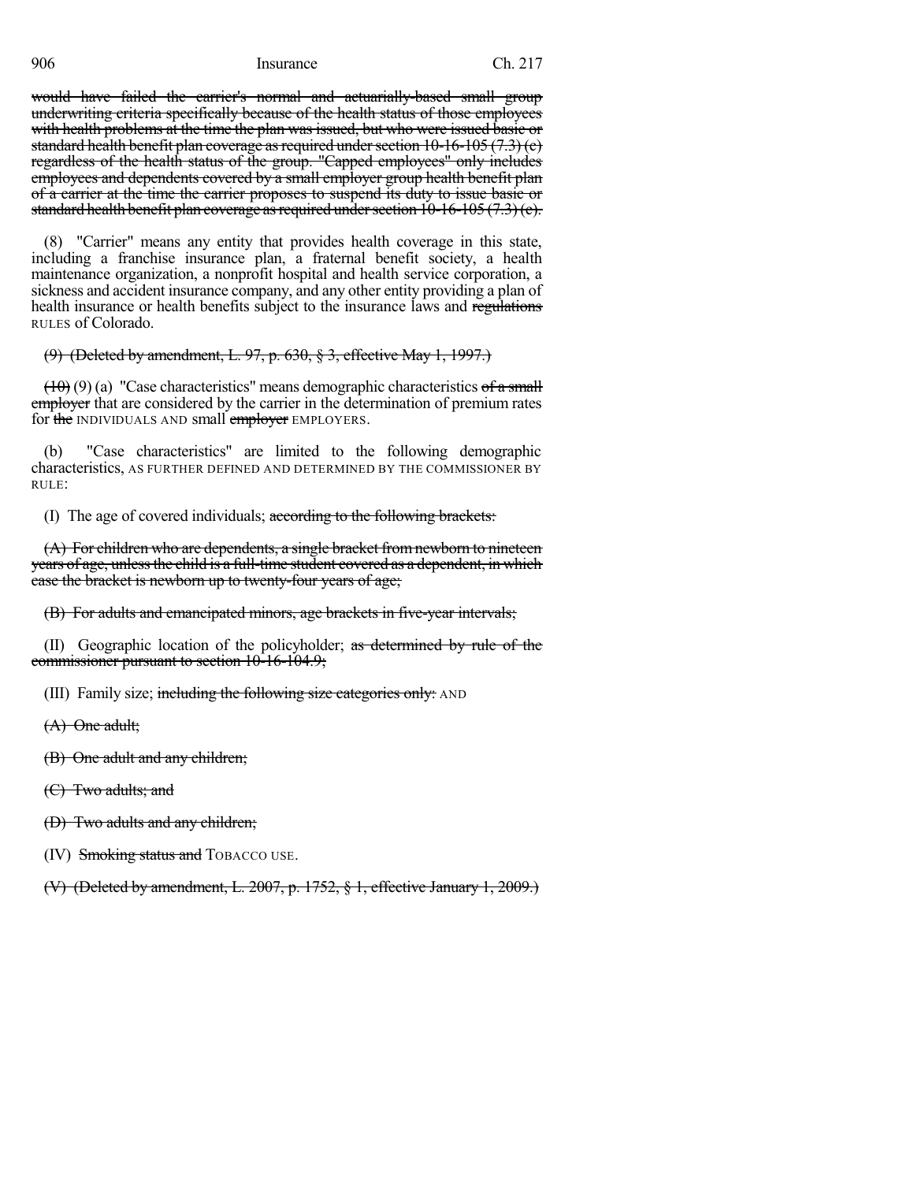~~would have failed the carrier's normal and actuarially-based small group underwriting criteria specifically because of the health status of those employees with health problems at the time the plan was issued, but who were issued basic or standard health benefit plan coverage as required under section 10-16-105 (7.3) (c) regardless of the health status of the group. "Capped employees" only includes employees and dependents covered by a small employer group health benefit plan of a carrier at the time the carrier proposes to suspend its duty to issue basic or standard health benefit plan coverage as required under section 10-16-105 (7.3) (c).~~

(8) "Carrier" means any entity that provides health coverage in this state, including a franchise insurance plan, a fraternal benefit society, a health maintenance organization, a nonprofit hospital and health service corporation, a sickness and accident insurance company, and any other entity providing a plan of health insurance or health benefits subject to the insurance laws and ~~regulations~~ RULES of Colorado.

~~(9) (Deleted by amendment, L. 97, p. 630, § 3, effective May 1, 1997.)~~

~~(10)~~ (9) (a) "Case characteristics" means demographic characteristics ~~of a small employer~~ that are considered by the carrier in the determination of premium rates for ~~the~~ INDIVIDUALS AND small ~~employer~~ EMPLOYERS.

(b) "Case characteristics" are limited to the following demographic characteristics, AS FURTHER DEFINED AND DETERMINED BY THE COMMISSIONER BY RULE:

(I) The age of covered individuals; ~~according to the following brackets:~~

~~(A) For children who are dependents, a single bracket from newborn to nineteen years of age, unless the child is a full-time student covered as a dependent, in which case the bracket is newborn up to twenty-four years of age;~~

~~(B) For adults and emancipated minors, age brackets in five-year intervals;~~

(II) Geographic location of the policyholder; ~~as determined by rule of the commissioner pursuant to section 10-16-104.9;~~

(III) Family size; ~~including the following size categories only:~~ AND

~~(A) One adult;~~

~~(B) One adult and any children;~~

~~(C) Two adults; and~~

~~(D) Two adults and any children;~~

(IV) ~~Smoking status and~~ TOBACCO USE.

~~(V) (Deleted by amendment, L. 2007, p. 1752, § 1, effective January 1, 2009.)~~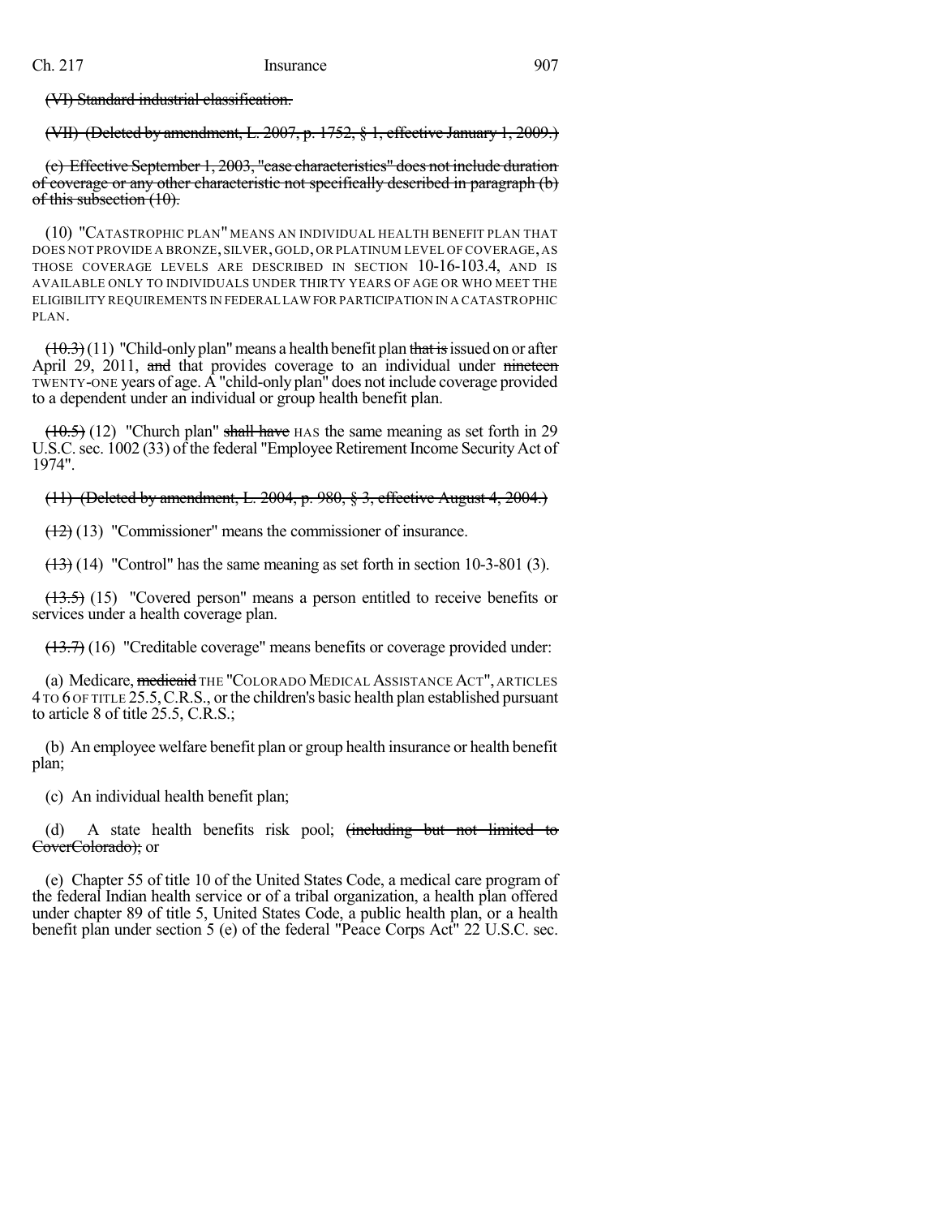~~(VI) Standard industrial classification.~~

~~(VII) (Deleted by amendment, L. 2007, p. 1752, § 1, effective January 1, 2009.)~~

~~(c) Effective September 1, 2003, "case characteristics" does not include duration of coverage or any other characteristic not specifically described in paragraph (b) of this subsection (10).~~

(10) "CATASTROPHIC PLAN" MEANS AN INDIVIDUAL HEALTH BENEFIT PLAN THAT DOES NOT PROVIDE A BRONZE, SILVER, GOLD, OR PLATINUM LEVEL OF COVERAGE, AS THOSE COVERAGE LEVELS ARE DESCRIBED IN SECTION 10-16-103.4, AND IS AVAILABLE ONLY TO INDIVIDUALS UNDER THIRTY YEARS OF AGE OR WHO MEET THE ELIGIBILITY REQUIREMENTS IN FEDERAL LAW FOR PARTICIPATION IN A CATASTROPHIC PLAN.

~~(10.3)~~ (11) "Child-only plan" means a health benefit plan ~~that is~~ issued on or after April 29, 2011, ~~and~~ that provides coverage to an individual under ~~nineteen~~ TWENTY-ONE years of age. A "child-only plan" does not include coverage provided to a dependent under an individual or group health benefit plan.

~~(10.5)~~ (12) "Church plan" ~~shall have~~ HAS the same meaning as set forth in 29 U.S.C. sec. 1002 (33) of the federal "Employee Retirement Income Security Act of 1974".

~~(11) (Deleted by amendment, L. 2004, p. 980, § 3, effective August 4, 2004.)~~

~~(12)~~ (13) "Commissioner" means the commissioner of insurance.

~~(13)~~ (14) "Control" has the same meaning as set forth in section 10-3-801 (3).

~~(13.5)~~ (15) "Covered person" means a person entitled to receive benefits or services under a health coverage plan.

~~(13.7)~~ (16) "Creditable coverage" means benefits or coverage provided under:

(a) Medicare, ~~medicaid~~ THE "COLORADO MEDICAL ASSISTANCE ACT", ARTICLES 4 TO 6 OF TITLE 25.5, C.R.S., or the children's basic health plan established pursuant to article 8 of title 25.5, C.R.S.;

(b) An employee welfare benefit plan or group health insurance or health benefit plan;

(c) An individual health benefit plan;

(d) A state health benefits risk pool; ~~(including but not limited to CoverColorado);~~ or

(e) Chapter 55 of title 10 of the United States Code, a medical care program of the federal Indian health service or of a tribal organization, a health plan offered under chapter 89 of title 5, United States Code, a public health plan, or a health benefit plan under section 5 (e) of the federal "Peace Corps Act" 22 U.S.C. sec.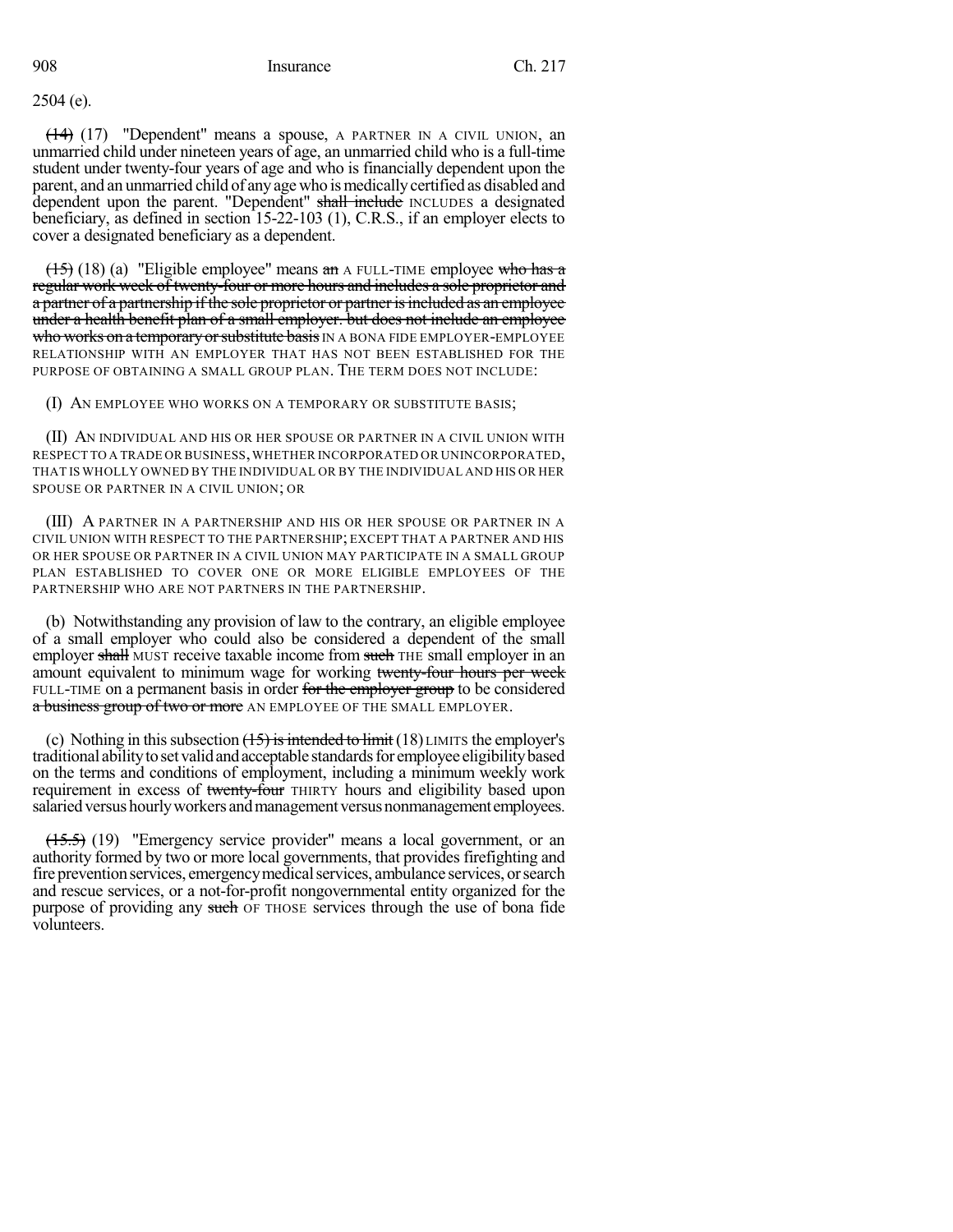2504 (e).

~~(14)~~ (17) "Dependent" means a spouse, A PARTNER IN A CIVIL UNION, an unmarried child under nineteen years of age, an unmarried child who is a full-time student under twenty-four years of age and who is financially dependent upon the parent, and an unmarried child of any age who is medically certified as disabled and dependent upon the parent. "Dependent" ~~shall include~~ INCLUDES a designated beneficiary, as defined in section 15-22-103 (1), C.R.S., if an employer elects to cover a designated beneficiary as a dependent.

~~(15)~~ (18) (a) "Eligible employee" means ~~an~~ A FULL-TIME employee ~~who has a regular work week of twenty-four or more hours and includes a sole proprietor and a partner of a partnership if the sole proprietor or partner is included as an employee under a health benefit plan of a small employer. but does not include an employee who works on a temporary or substitute basis~~ IN A BONA FIDE EMPLOYER-EMPLOYEE RELATIONSHIP WITH AN EMPLOYER THAT HAS NOT BEEN ESTABLISHED FOR THE PURPOSE OF OBTAINING A SMALL GROUP PLAN. THE TERM DOES NOT INCLUDE:

(I) AN EMPLOYEE WHO WORKS ON A TEMPORARY OR SUBSTITUTE BASIS;

(II) AN INDIVIDUAL AND HIS OR HER SPOUSE OR PARTNER IN A CIVIL UNION WITH RESPECT TO A TRADE OR BUSINESS, WHETHER INCORPORATED OR UNINCORPORATED, THAT IS WHOLLY OWNED BY THE INDIVIDUAL OR BY THE INDIVIDUAL AND HIS OR HER SPOUSE OR PARTNER IN A CIVIL UNION; OR

(III) A PARTNER IN A PARTNERSHIP AND HIS OR HER SPOUSE OR PARTNER IN A CIVIL UNION WITH RESPECT TO THE PARTNERSHIP; EXCEPT THAT A PARTNER AND HIS OR HER SPOUSE OR PARTNER IN A CIVIL UNION MAY PARTICIPATE IN A SMALL GROUP PLAN ESTABLISHED TO COVER ONE OR MORE ELIGIBLE EMPLOYEES OF THE PARTNERSHIP WHO ARE NOT PARTNERS IN THE PARTNERSHIP.

(b) Notwithstanding any provision of law to the contrary, an eligible employee of a small employer who could also be considered a dependent of the small employer ~~shall~~ MUST receive taxable income from ~~such~~ THE small employer in an amount equivalent to minimum wage for working ~~twenty-four hours per week~~ FULL-TIME on a permanent basis in order ~~for the employer group~~ to be considered ~~a business group of two or more~~ AN EMPLOYEE OF THE SMALL EMPLOYER.

(c) Nothing in this subsection ~~(15) is intended to limit~~ (18) LIMITS the employer's traditional ability to set valid and acceptable standards for employee eligibility based on the terms and conditions of employment, including a minimum weekly work requirement in excess of ~~twenty-four~~ THIRTY hours and eligibility based upon salaried versus hourly workers and management versus nonmanagement employees.

~~(15.5)~~ (19) "Emergency service provider" means a local government, or an authority formed by two or more local governments, that provides firefighting and fire prevention services, emergency medical services, ambulance services, or search and rescue services, or a not-for-profit nongovernmental entity organized for the purpose of providing any ~~such~~ OF THOSE services through the use of bona fide volunteers.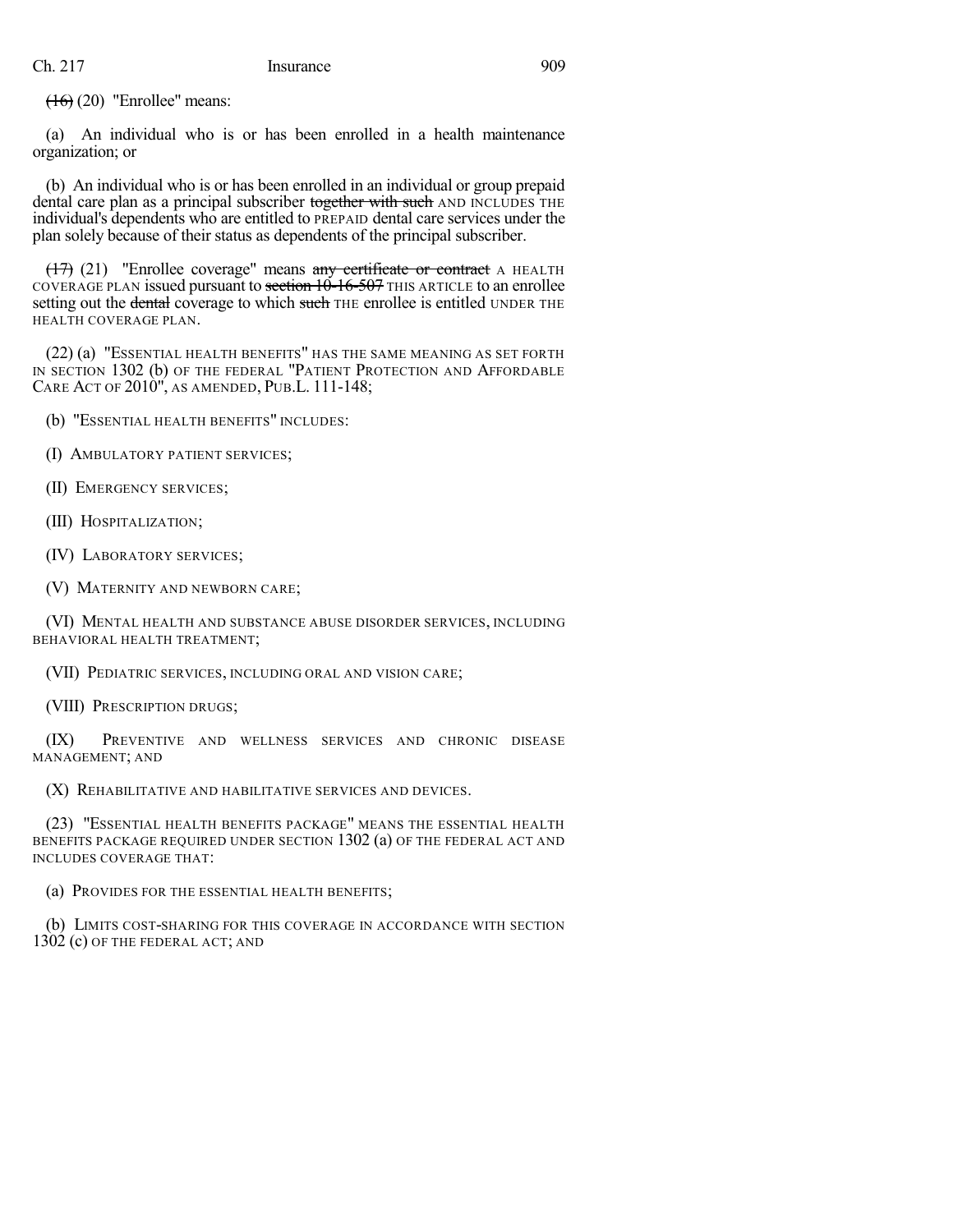~~(16)~~ (20) "Enrollee" means:

(a) An individual who is or has been enrolled in a health maintenance organization; or

(b) An individual who is or has been enrolled in an individual or group prepaid dental care plan as a principal subscriber ~~together with such~~ AND INCLUDES THE individual's dependents who are entitled to PREPAID dental care services under the plan solely because of their status as dependents of the principal subscriber.

~~(17)~~ (21) "Enrollee coverage" means ~~any certificate or contract~~ A HEALTH COVERAGE PLAN issued pursuant to ~~section 10-16-507~~ THIS ARTICLE to an enrollee setting out the ~~dental~~ coverage to which ~~such~~ THE enrollee is entitled UNDER THE HEALTH COVERAGE PLAN.

(22) (a) "ESSENTIAL HEALTH BENEFITS" HAS THE SAME MEANING AS SET FORTH IN SECTION 1302 (b) OF THE FEDERAL "PATIENT PROTECTION AND AFFORDABLE CARE ACT OF 2010", AS AMENDED, PUB.L. 111-148;

(b) "ESSENTIAL HEALTH BENEFITS" INCLUDES:

(I) AMBULATORY PATIENT SERVICES;

(II) EMERGENCY SERVICES;

(III) HOSPITALIZATION;

(IV) LABORATORY SERVICES;

(V) MATERNITY AND NEWBORN CARE;

(VI) MENTAL HEALTH AND SUBSTANCE ABUSE DISORDER SERVICES, INCLUDING BEHAVIORAL HEALTH TREATMENT;

(VII) PEDIATRIC SERVICES, INCLUDING ORAL AND VISION CARE;

(VIII) PRESCRIPTION DRUGS;

(IX) PREVENTIVE AND WELLNESS SERVICES AND CHRONIC DISEASE MANAGEMENT; AND

(X) REHABILITATIVE AND HABILITATIVE SERVICES AND DEVICES.

(23) "ESSENTIAL HEALTH BENEFITS PACKAGE" MEANS THE ESSENTIAL HEALTH BENEFITS PACKAGE REQUIRED UNDER SECTION 1302 (a) OF THE FEDERAL ACT AND INCLUDES COVERAGE THAT:

(a) PROVIDES FOR THE ESSENTIAL HEALTH BENEFITS;

(b) LIMITS COST-SHARING FOR THIS COVERAGE IN ACCORDANCE WITH SECTION 1302 (c) OF THE FEDERAL ACT; AND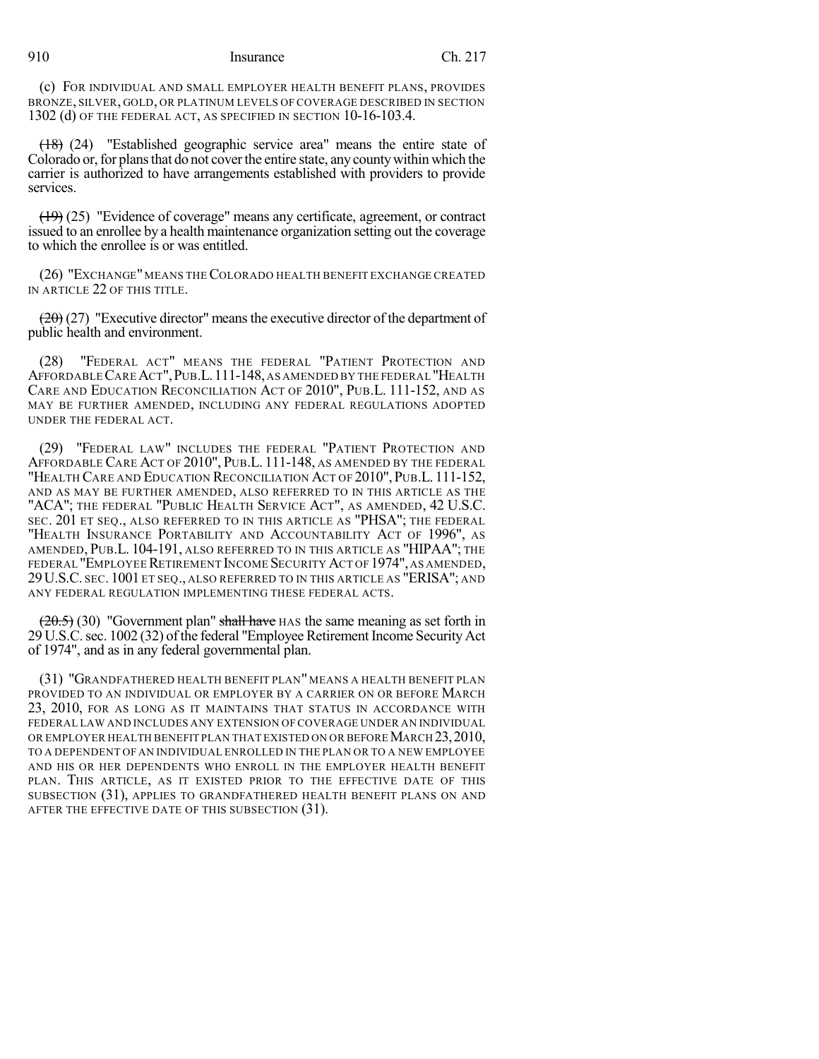(c) FOR INDIVIDUAL AND SMALL EMPLOYER HEALTH BENEFIT PLANS, PROVIDES BRONZE, SILVER, GOLD, OR PLATINUM LEVELS OF COVERAGE DESCRIBED IN SECTION 1302 (d) OF THE FEDERAL ACT, AS SPECIFIED IN SECTION 10-16-103.4.

~~(18)~~ (24) "Established geographic service area" means the entire state of Colorado or, for plans that do not cover the entire state, any county within which the carrier is authorized to have arrangements established with providers to provide services.

~~(19)~~ (25) "Evidence of coverage" means any certificate, agreement, or contract issued to an enrollee by a health maintenance organization setting out the coverage to which the enrollee is or was entitled.

(26) "EXCHANGE" MEANS THE COLORADO HEALTH BENEFIT EXCHANGE CREATED IN ARTICLE 22 OF THIS TITLE.

~~(20)~~ (27) "Executive director" means the executive director of the department of public health and environment.

(28) "FEDERAL ACT" MEANS THE FEDERAL "PATIENT PROTECTION AND AFFORDABLE CARE ACT", PUB.L. 111-148, AS AMENDED BY THE FEDERAL "HEALTH CARE AND EDUCATION RECONCILIATION ACT OF 2010", PUB.L. 111-152, AND AS MAY BE FURTHER AMENDED, INCLUDING ANY FEDERAL REGULATIONS ADOPTED UNDER THE FEDERAL ACT.

(29) "FEDERAL LAW" INCLUDES THE FEDERAL "PATIENT PROTECTION AND AFFORDABLE CARE ACT OF 2010", PUB.L. 111-148, AS AMENDED BY THE FEDERAL "HEALTH CARE AND EDUCATION RECONCILIATION ACT OF 2010", PUB.L. 111-152, AND AS MAY BE FURTHER AMENDED, ALSO REFERRED TO IN THIS ARTICLE AS THE "ACA"; THE FEDERAL "PUBLIC HEALTH SERVICE ACT", AS AMENDED, 42 U.S.C. SEC. 201 ET SEQ., ALSO REFERRED TO IN THIS ARTICLE AS "PHSA"; THE FEDERAL "HEALTH INSURANCE PORTABILITY AND ACCOUNTABILITY ACT OF 1996", AS AMENDED, PUB.L. 104-191, ALSO REFERRED TO IN THIS ARTICLE AS "HIPAA"; THE FEDERAL "EMPLOYEE RETIREMENT INCOME SECURITY ACT OF 1974", AS AMENDED, 29 U.S.C. SEC. 1001 ET SEQ., ALSO REFERRED TO IN THIS ARTICLE AS "ERISA"; AND ANY FEDERAL REGULATION IMPLEMENTING THESE FEDERAL ACTS.

~~(20.5)~~ (30) "Government plan" ~~shall have~~ HAS the same meaning as set forth in 29 U.S.C. sec. 1002 (32) of the federal "Employee Retirement Income Security Act of 1974", and as in any federal governmental plan.

(31) "GRANDFATHERED HEALTH BENEFIT PLAN" MEANS A HEALTH BENEFIT PLAN PROVIDED TO AN INDIVIDUAL OR EMPLOYER BY A CARRIER ON OR BEFORE MARCH 23, 2010, FOR AS LONG AS IT MAINTAINS THAT STATUS IN ACCORDANCE WITH FEDERAL LAW AND INCLUDES ANY EXTENSION OF COVERAGE UNDER AN INDIVIDUAL OR EMPLOYER HEALTH BENEFIT PLAN THAT EXISTED ON OR BEFORE MARCH 23, 2010, TO A DEPENDENT OF AN INDIVIDUAL ENROLLED IN THE PLAN OR TO A NEW EMPLOYEE AND HIS OR HER DEPENDENTS WHO ENROLL IN THE EMPLOYER HEALTH BENEFIT PLAN. THIS ARTICLE, AS IT EXISTED PRIOR TO THE EFFECTIVE DATE OF THIS SUBSECTION (31), APPLIES TO GRANDFATHERED HEALTH BENEFIT PLANS ON AND AFTER THE EFFECTIVE DATE OF THIS SUBSECTION (31).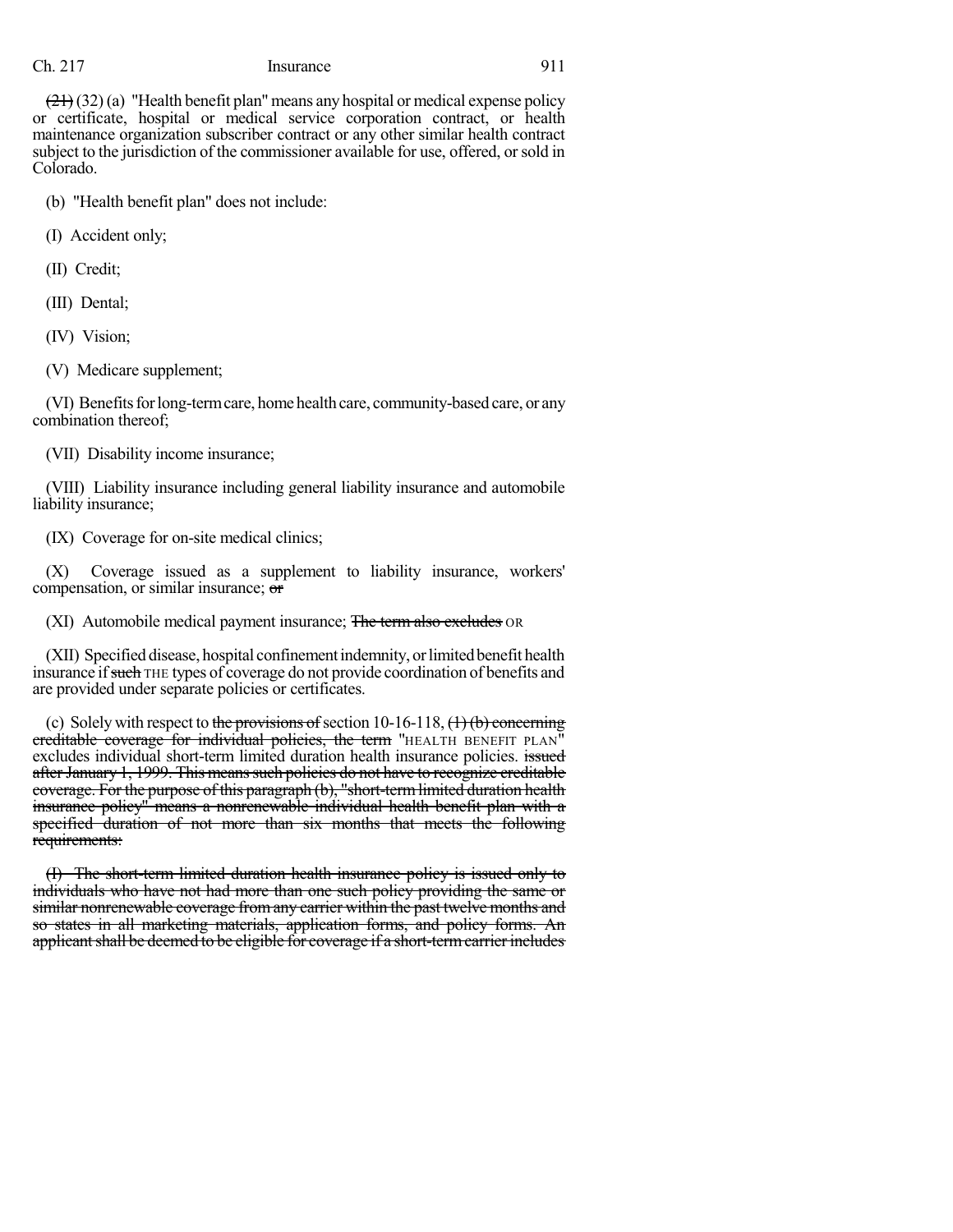~~(21)~~ (32) (a) "Health benefit plan" means any hospital or medical expense policy or certificate, hospital or medical service corporation contract, or health maintenance organization subscriber contract or any other similar health contract subject to the jurisdiction of the commissioner available for use, offered, or sold in Colorado.

(b) "Health benefit plan" does not include:

(I) Accident only;

(II) Credit;

(III) Dental;

(IV) Vision;

(V) Medicare supplement;

(VI) Benefits for long-term care, home health care, community-based care, or any combination thereof;

(VII) Disability income insurance;

(VIII) Liability insurance including general liability insurance and automobile liability insurance;

(IX) Coverage for on-site medical clinics;

(X) Coverage issued as a supplement to liability insurance, workers' compensation, or similar insurance; ~~or~~

(XI) Automobile medical payment insurance; ~~The term also excludes~~ OR

(XII) Specified disease, hospital confinement indemnity, or limited benefit health insurance if ~~such~~ THE types of coverage do not provide coordination of benefits and are provided under separate policies or certificates.

(c) Solely with respect to ~~the provisions of~~ section 10-16-118, ~~(1) (b) concerning creditable coverage for individual policies, the term~~ "HEALTH BENEFIT PLAN" excludes individual short-term limited duration health insurance policies. ~~issued after January 1, 1999. This means such policies do not have to recognize creditable coverage. For the purpose of this paragraph (b), "short-term limited duration health insurance policy" means a nonrenewable individual health benefit plan with a specified duration of not more than six months that meets the following requirements:~~

~~(I) The short-term limited duration health insurance policy is issued only to individuals who have not had more than one such policy providing the same or similar nonrenewable coverage from any carrier within the past twelve months and so states in all marketing materials, application forms, and policy forms. An applicant shall be deemed to be eligible for coverage if a short-term carrier includes~~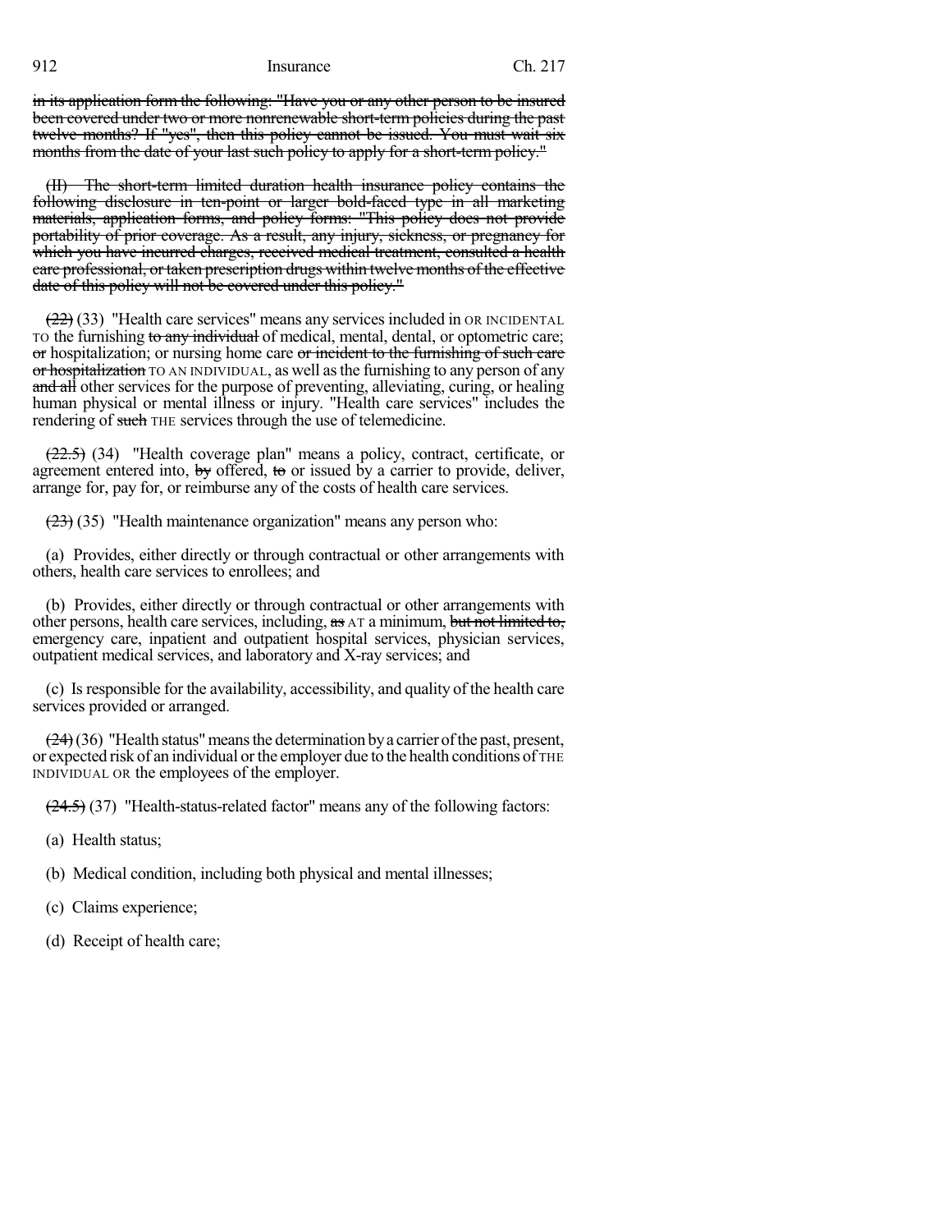~~in its application form the following: "Have you or any other person to be insured been covered under two or more nonrenewable short-term policies during the past twelve months? If "yes", then this policy cannot be issued. You must wait six months from the date of your last such policy to apply for a short-term policy."~~

~~(II) The short-term limited duration health insurance policy contains the following disclosure in ten-point or larger bold-faced type in all marketing materials, application forms, and policy forms: "This policy does not provide portability of prior coverage. As a result, any injury, sickness, or pregnancy for which you have incurred charges, received medical treatment, consulted a health care professional, or taken prescription drugs within twelve months of the effective date of this policy will not be covered under this policy."~~

~~(22)~~ (33) "Health care services" means any services included in OR INCIDENTAL TO the furnishing ~~to any individual~~ of medical, mental, dental, or optometric care; ~~or~~ hospitalization; or nursing home care ~~or incident to the furnishing of such care or hospitalization~~ TO AN INDIVIDUAL, as well as the furnishing to any person of any ~~and all~~ other services for the purpose of preventing, alleviating, curing, or healing human physical or mental illness or injury. "Health care services" includes the rendering of ~~such~~ THE services through the use of telemedicine.

~~(22.5)~~ (34) "Health coverage plan" means a policy, contract, certificate, or agreement entered into, ~~by~~ offered, ~~to~~ or issued by a carrier to provide, deliver, arrange for, pay for, or reimburse any of the costs of health care services.

~~(23)~~ (35) "Health maintenance organization" means any person who:

(a) Provides, either directly or through contractual or other arrangements with others, health care services to enrollees; and

(b) Provides, either directly or through contractual or other arrangements with other persons, health care services, including, ~~as~~ AT a minimum, ~~but not limited to,~~ emergency care, inpatient and outpatient hospital services, physician services, outpatient medical services, and laboratory and X-ray services; and

(c) Is responsible for the availability, accessibility, and quality of the health care services provided or arranged.

~~(24)~~ (36) "Health status" means the determination by a carrier of the past, present, or expected risk of an individual or the employer due to the health conditions of THE INDIVIDUAL OR the employees of the employer.

~~(24.5)~~ (37) "Health-status-related factor" means any of the following factors:

(a) Health status;

(b) Medical condition, including both physical and mental illnesses;

(c) Claims experience;

(d) Receipt of health care;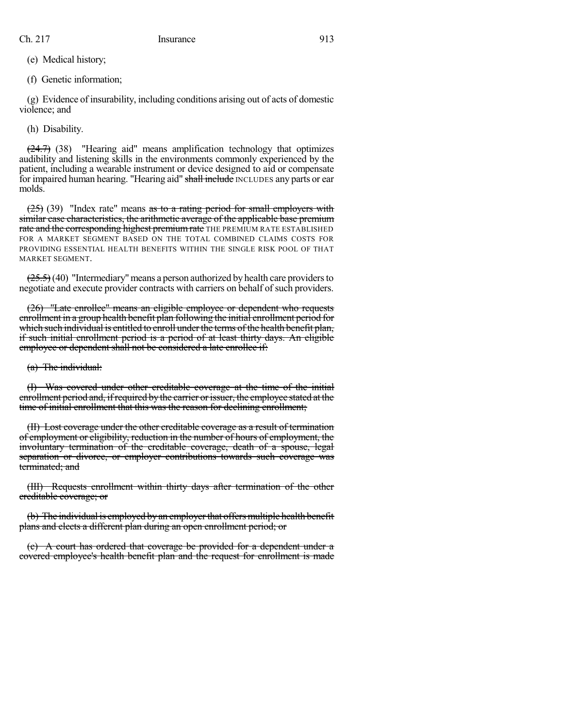(e) Medical history;

(f) Genetic information;

(g) Evidence of insurability, including conditions arising out of acts of domestic violence; and

(h) Disability.

~~(24.7)~~ (38) "Hearing aid" means amplification technology that optimizes audibility and listening skills in the environments commonly experienced by the patient, including a wearable instrument or device designed to aid or compensate for impaired human hearing. "Hearing aid" ~~shall include~~ INCLUDES any parts or ear molds.

~~(25)~~ (39) "Index rate" means ~~as to a rating period for small employers with similar case characteristics, the arithmetic average of the applicable base premium rate and the corresponding highest premium rate~~ THE PREMIUM RATE ESTABLISHED FOR A MARKET SEGMENT BASED ON THE TOTAL COMBINED CLAIMS COSTS FOR PROVIDING ESSENTIAL HEALTH BENEFITS WITHIN THE SINGLE RISK POOL OF THAT MARKET SEGMENT.

~~(25.5)~~ (40) "Intermediary" means a person authorized by health care providers to negotiate and execute provider contracts with carriers on behalf of such providers.

~~(26) "Late enrollee" means an eligible employee or dependent who requests enrollment in a group health benefit plan following the initial enrollment period for which such individual is entitled to enroll under the terms of the health benefit plan, if such initial enrollment period is a period of at least thirty days. An eligible employee or dependent shall not be considered a late enrollee if:~~

~~(a) The individual:~~

~~(I) Was covered under other creditable coverage at the time of the initial enrollment period and, if required by the carrier or issuer, the employee stated at the time of initial enrollment that this was the reason for declining enrollment;~~

~~(II) Lost coverage under the other creditable coverage as a result of termination of employment or eligibility, reduction in the number of hours of employment, the involuntary termination of the creditable coverage, death of a spouse, legal separation or divorce, or employer contributions towards such coverage was terminated; and~~

~~(III) Requests enrollment within thirty days after termination of the other creditable coverage; or~~

~~(b) The individual is employed by an employer that offers multiple health benefit plans and elects a different plan during an open enrollment period; or~~

~~(c) A court has ordered that coverage be provided for a dependent under a covered employee's health benefit plan and the request for enrollment is made~~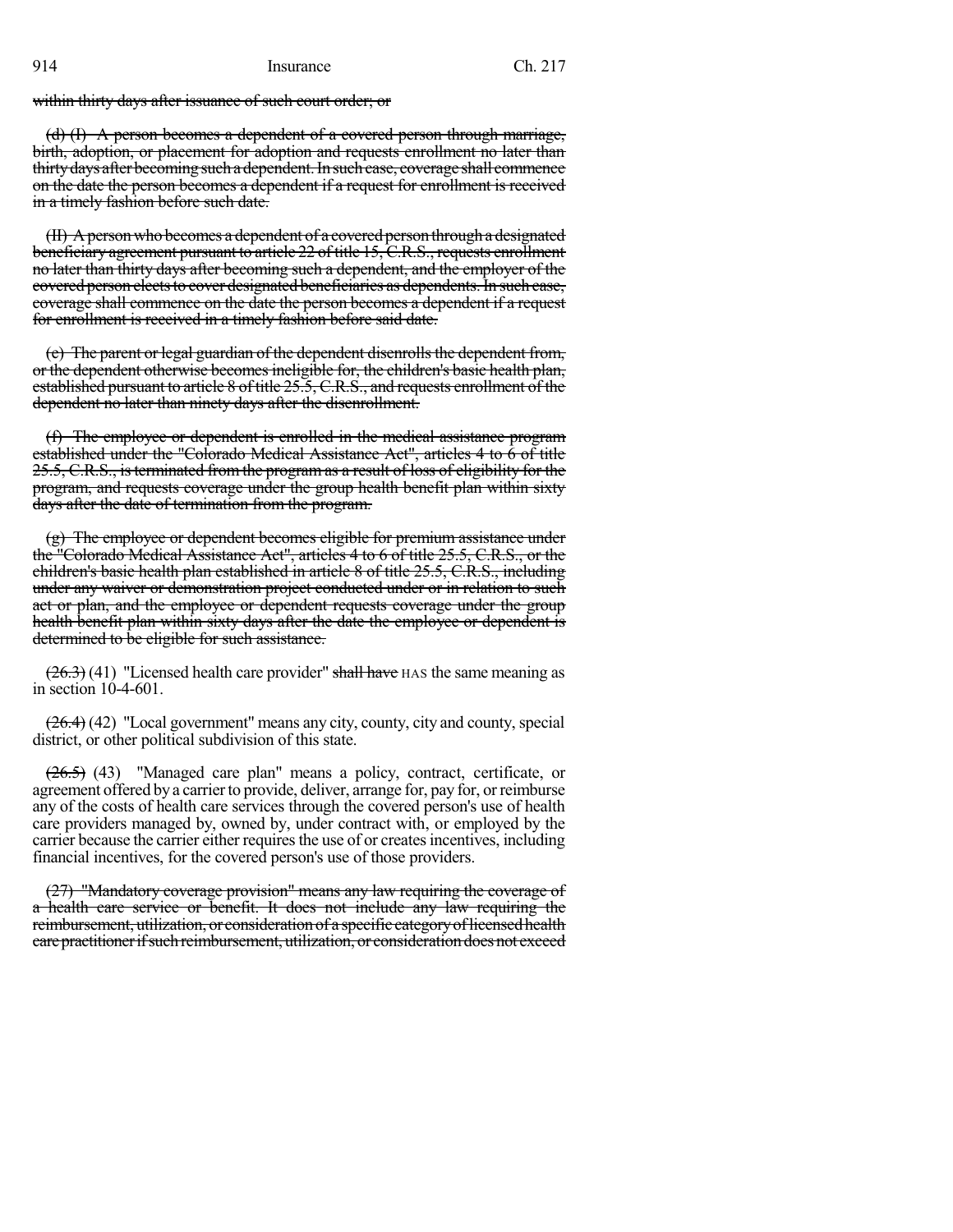~~within thirty days after issuance of such court order; or~~

~~(d) (I) A person becomes a dependent of a covered person through marriage, birth, adoption, or placement for adoption and requests enrollment no later than thirty days after becoming such a dependent. In such case, coverage shall commence on the date the person becomes a dependent if a request for enrollment is received in a timely fashion before such date.~~

~~(II) A person who becomes a dependent of a covered person through a designated beneficiary agreement pursuant to article 22 of title 15, C.R.S., requests enrollment no later than thirty days after becoming such a dependent, and the employer of the covered person elects to cover designated beneficiaries as dependents. In such case, coverage shall commence on the date the person becomes a dependent if a request for enrollment is received in a timely fashion before said date.~~

~~(e) The parent or legal guardian of the dependent disenrolls the dependent from, or the dependent otherwise becomes ineligible for, the children's basic health plan, established pursuant to article 8 of title 25.5, C.R.S., and requests enrollment of the dependent no later than ninety days after the disenrollment.~~

~~(f) The employee or dependent is enrolled in the medical assistance program established under the "Colorado Medical Assistance Act", articles 4 to 6 of title 25.5, C.R.S., is terminated from the program as a result of loss of eligibility for the program, and requests coverage under the group health benefit plan within sixty days after the date of termination from the program.~~

~~(g) The employee or dependent becomes eligible for premium assistance under the "Colorado Medical Assistance Act", articles 4 to 6 of title 25.5, C.R.S., or the children's basic health plan established in article 8 of title 25.5, C.R.S., including under any waiver or demonstration project conducted under or in relation to such act or plan, and the employee or dependent requests coverage under the group health benefit plan within sixty days after the date the employee or dependent is determined to be eligible for such assistance.~~

~~(26.3)~~ (41) "Licensed health care provider" ~~shall have~~ HAS the same meaning as in section 10-4-601.

~~(26.4)~~ (42) "Local government" means any city, county, city and county, special district, or other political subdivision of this state.

~~(26.5)~~ (43) "Managed care plan" means a policy, contract, certificate, or agreement offered by a carrier to provide, deliver, arrange for, pay for, or reimburse any of the costs of health care services through the covered person's use of health care providers managed by, owned by, under contract with, or employed by the carrier because the carrier either requires the use of or creates incentives, including financial incentives, for the covered person's use of those providers.

~~(27) "Mandatory coverage provision" means any law requiring the coverage of a health care service or benefit. It does not include any law requiring the reimbursement, utilization, or consideration of a specific category of licensed health care practitioner if such reimbursement, utilization, or consideration does not exceed~~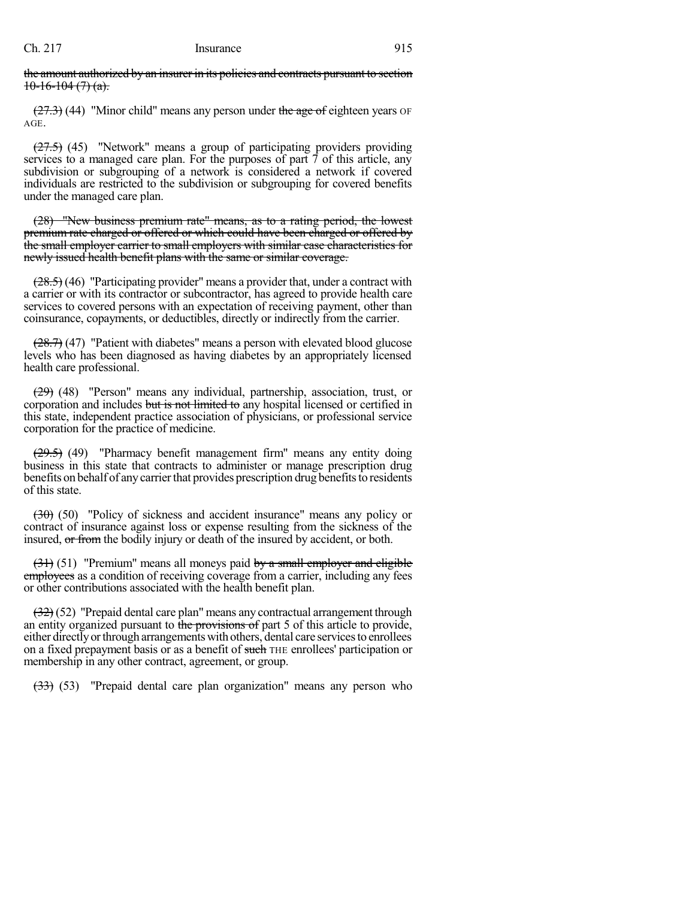~~the amount authorized by an insurer in its policies and contracts pursuant to section 10-16-104 (7) (a).~~

~~(27.3)~~ (44) "Minor child" means any person under ~~the age of~~ eighteen years OF AGE.

~~(27.5)~~ (45) "Network" means a group of participating providers providing services to a managed care plan. For the purposes of part 7 of this article, any subdivision or subgrouping of a network is considered a network if covered individuals are restricted to the subdivision or subgrouping for covered benefits under the managed care plan.

~~(28) "New business premium rate" means, as to a rating period, the lowest premium rate charged or offered or which could have been charged or offered by the small employer carrier to small employers with similar case characteristics for newly issued health benefit plans with the same or similar coverage.~~

~~(28.5)~~ (46) "Participating provider" means a provider that, under a contract with a carrier or with its contractor or subcontractor, has agreed to provide health care services to covered persons with an expectation of receiving payment, other than coinsurance, copayments, or deductibles, directly or indirectly from the carrier.

~~(28.7)~~ (47) "Patient with diabetes" means a person with elevated blood glucose levels who has been diagnosed as having diabetes by an appropriately licensed health care professional.

~~(29)~~ (48) "Person" means any individual, partnership, association, trust, or corporation and includes ~~but is not limited to~~ any hospital licensed or certified in this state, independent practice association of physicians, or professional service corporation for the practice of medicine.

~~(29.5)~~ (49) "Pharmacy benefit management firm" means any entity doing business in this state that contracts to administer or manage prescription drug benefits on behalf of any carrier that provides prescription drug benefits to residents of this state.

~~(30)~~ (50) "Policy of sickness and accident insurance" means any policy or contract of insurance against loss or expense resulting from the sickness of the insured, ~~or from~~ the bodily injury or death of the insured by accident, or both.

~~(31)~~ (51) "Premium" means all moneys paid ~~by a small employer and eligible employees~~ as a condition of receiving coverage from a carrier, including any fees or other contributions associated with the health benefit plan.

~~(32)~~ (52) "Prepaid dental care plan" means any contractual arrangement through an entity organized pursuant to ~~the provisions of~~ part 5 of this article to provide, either directly or through arrangements with others, dental care services to enrollees on a fixed prepayment basis or as a benefit of ~~such~~ THE enrollees' participation or membership in any other contract, agreement, or group.

~~(33)~~ (53) "Prepaid dental care plan organization" means any person who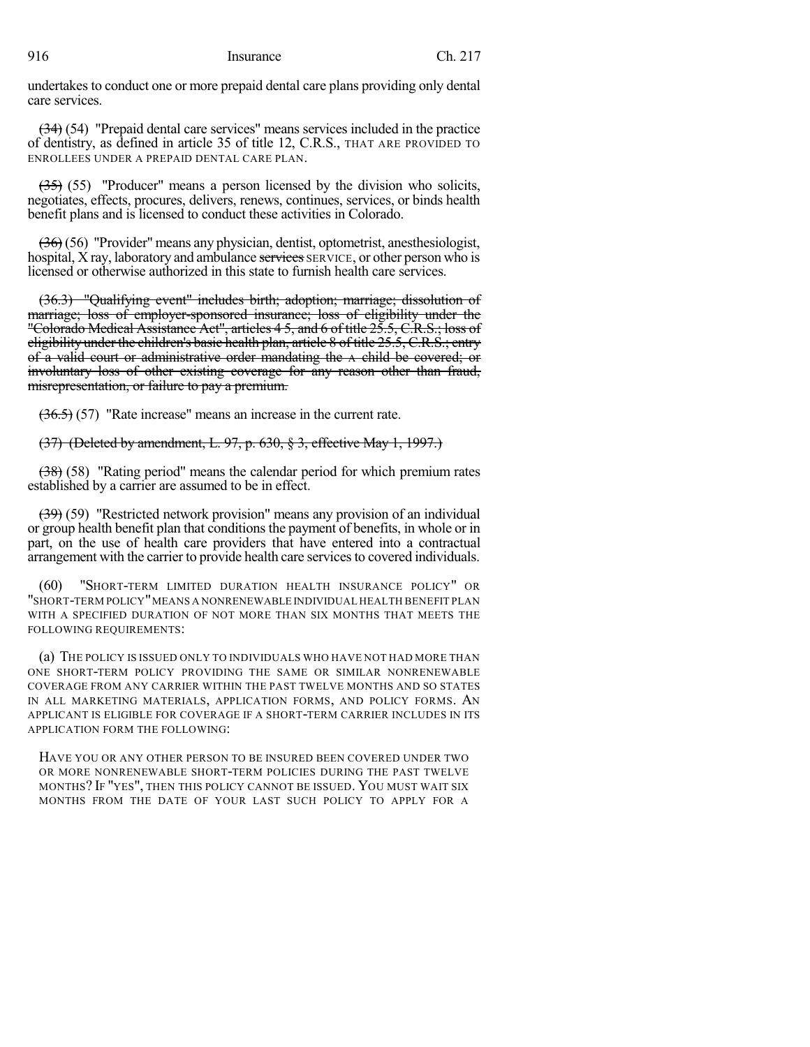undertakes to conduct one or more prepaid dental care plans providing only dental care services.

~~(34)~~ (54) "Prepaid dental care services" means services included in the practice of dentistry, as defined in article 35 of title 12, C.R.S., THAT ARE PROVIDED TO ENROLLEES UNDER A PREPAID DENTAL CARE PLAN.

~~(35)~~ (55) "Producer" means a person licensed by the division who solicits, negotiates, effects, procures, delivers, renews, continues, services, or binds health benefit plans and is licensed to conduct these activities in Colorado.

~~(36)~~ (56) "Provider" means any physician, dentist, optometrist, anesthesiologist, hospital, X ray, laboratory and ambulance ~~services~~ SERVICE, or other person who is licensed or otherwise authorized in this state to furnish health care services.

~~(36.3) "Qualifying event" includes birth; adoption; marriage; dissolution of marriage; loss of employer-sponsored insurance; loss of eligibility under the "Colorado Medical Assistance Act", articles 4 5, and 6 of title 25.5, C.R.S.; loss of eligibility under the children's basic health plan, article 8 of title 25.5, C.R.S.; entry of a valid court or administrative order mandating the A child be covered; or involuntary loss of other existing coverage for any reason other than fraud, misrepresentation, or failure to pay a premium.~~

~~(36.5)~~ (57) "Rate increase" means an increase in the current rate.

~~(37) (Deleted by amendment, L. 97, p. 630, § 3, effective May 1, 1997.)~~

~~(38)~~ (58) "Rating period" means the calendar period for which premium rates established by a carrier are assumed to be in effect.

~~(39)~~ (59) "Restricted network provision" means any provision of an individual or group health benefit plan that conditions the payment of benefits, in whole or in part, on the use of health care providers that have entered into a contractual arrangement with the carrier to provide health care services to covered individuals.

(60) "SHORT-TERM LIMITED DURATION HEALTH INSURANCE POLICY" OR "SHORT-TERM POLICY" MEANS A NONRENEWABLE INDIVIDUAL HEALTH BENEFIT PLAN WITH A SPECIFIED DURATION OF NOT MORE THAN SIX MONTHS THAT MEETS THE FOLLOWING REQUIREMENTS:

(a) THE POLICY IS ISSUED ONLY TO INDIVIDUALS WHO HAVE NOT HAD MORE THAN ONE SHORT-TERM POLICY PROVIDING THE SAME OR SIMILAR NONRENEWABLE COVERAGE FROM ANY CARRIER WITHIN THE PAST TWELVE MONTHS AND SO STATES IN ALL MARKETING MATERIALS, APPLICATION FORMS, AND POLICY FORMS. AN APPLICANT IS ELIGIBLE FOR COVERAGE IF A SHORT-TERM CARRIER INCLUDES IN ITS APPLICATION FORM THE FOLLOWING:

HAVE YOU OR ANY OTHER PERSON TO BE INSURED BEEN COVERED UNDER TWO OR MORE NONRENEWABLE SHORT-TERM POLICIES DURING THE PAST TWELVE MONTHS? IF "YES", THEN THIS POLICY CANNOT BE ISSUED. YOU MUST WAIT SIX MONTHS FROM THE DATE OF YOUR LAST SUCH POLICY TO APPLY FOR A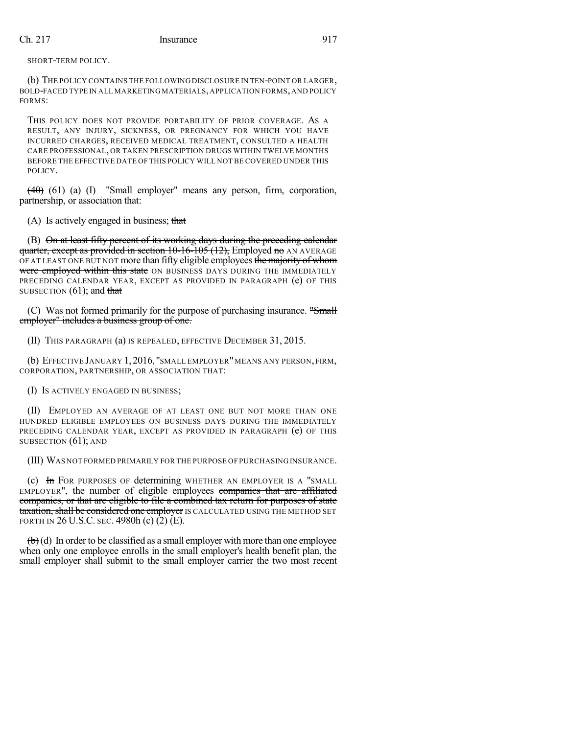SHORT-TERM POLICY.

(b) THE POLICY CONTAINS THE FOLLOWING DISCLOSURE IN TEN-POINT OR LARGER, BOLD-FACED TYPE IN ALL MARKETING MATERIALS, APPLICATION FORMS, AND POLICY FORMS:

THIS POLICY DOES NOT PROVIDE PORTABILITY OF PRIOR COVERAGE. AS A RESULT, ANY INJURY, SICKNESS, OR PREGNANCY FOR WHICH YOU HAVE INCURRED CHARGES, RECEIVED MEDICAL TREATMENT, CONSULTED A HEALTH CARE PROFESSIONAL, OR TAKEN PRESCRIPTION DRUGS WITHIN TWELVE MONTHS BEFORE THE EFFECTIVE DATE OF THIS POLICY WILL NOT BE COVERED UNDER THIS POLICY.

~~(40)~~ (61) (a) (I) "Small employer" means any person, firm, corporation, partnership, or association that:

(A) Is actively engaged in business; ~~that~~

(B) ~~On at least fifty percent of its working days during the preceding calendar quarter, except as provided in section 10-16-105 (12),~~ Employed ~~no~~ AN AVERAGE OF AT LEAST ONE BUT NOT more than fifty eligible employees ~~the majority of whom were employed within this state~~ ON BUSINESS DAYS DURING THE IMMEDIATELY PRECEDING CALENDAR YEAR, EXCEPT AS PROVIDED IN PARAGRAPH (e) OF THIS SUBSECTION (61); and ~~that~~

(C) Was not formed primarily for the purpose of purchasing insurance. ~~"Small employer" includes a business group of one.~~

(II) THIS PARAGRAPH (a) IS REPEALED, EFFECTIVE DECEMBER 31, 2015.

(b) EFFECTIVE JANUARY 1, 2016, "SMALL EMPLOYER" MEANS ANY PERSON, FIRM, CORPORATION, PARTNERSHIP, OR ASSOCIATION THAT:

(I) IS ACTIVELY ENGAGED IN BUSINESS;

(II) EMPLOYED AN AVERAGE OF AT LEAST ONE BUT NOT MORE THAN ONE HUNDRED ELIGIBLE EMPLOYEES ON BUSINESS DAYS DURING THE IMMEDIATELY PRECEDING CALENDAR YEAR, EXCEPT AS PROVIDED IN PARAGRAPH (e) OF THIS SUBSECTION (61); AND

(III) WAS NOT FORMED PRIMARILY FOR THE PURPOSE OF PURCHASING INSURANCE.

(c) ~~In~~ FOR PURPOSES OF determining WHETHER AN EMPLOYER IS A "SMALL EMPLOYER", the number of eligible employees ~~companies that are affiliated companies, or that are eligible to file a combined tax return for purposes of state taxation, shall be considered one employer~~ IS CALCULATED USING THE METHOD SET FORTH IN 26 U.S.C. SEC. 4980h (c) (2) (E).

~~(b)~~ (d) In order to be classified as a small employer with more than one employee when only one employee enrolls in the small employer's health benefit plan, the small employer shall submit to the small employer carrier the two most recent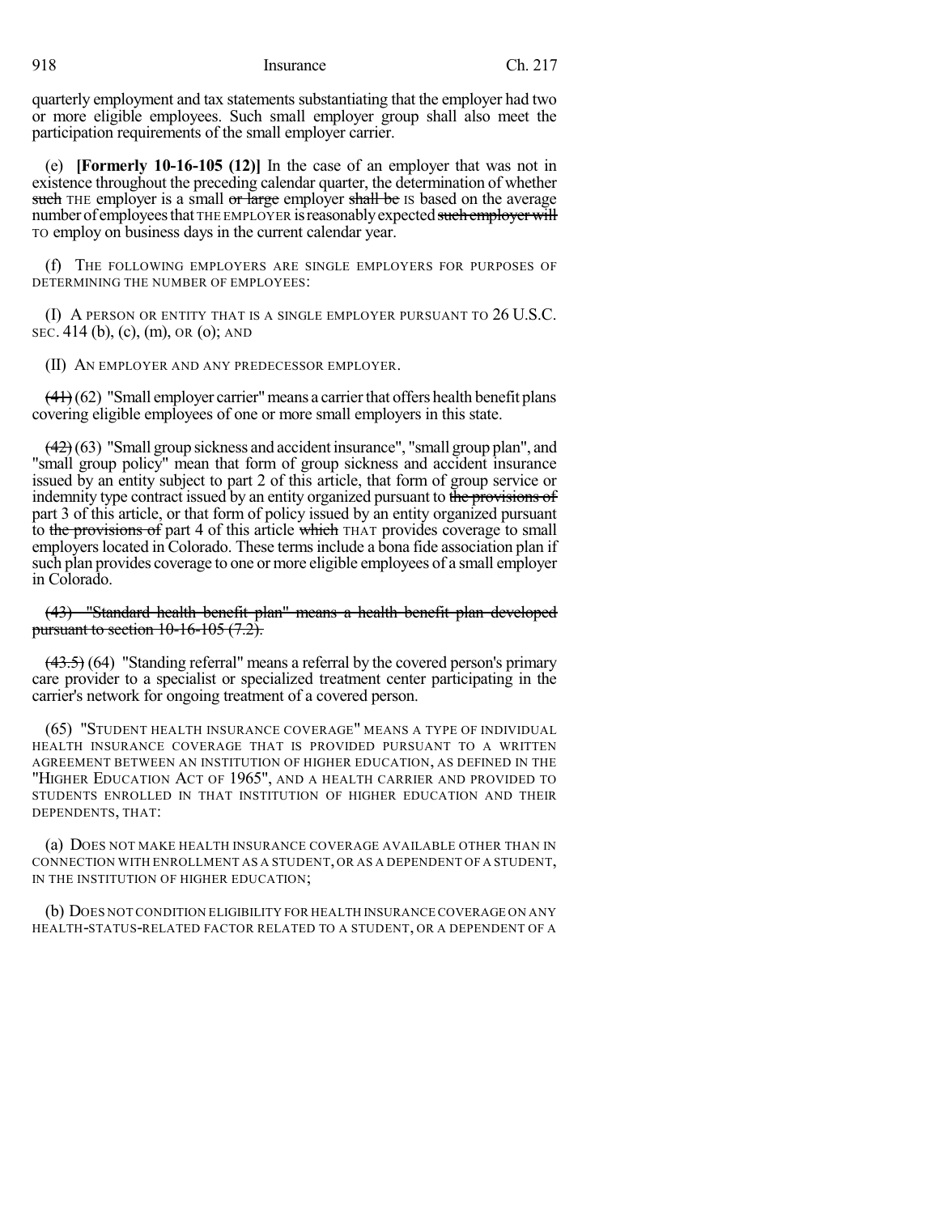quarterly employment and tax statements substantiating that the employer had two or more eligible employees. Such small employer group shall also meet the participation requirements of the small employer carrier.

(e) **[Formerly 10-16-105 (12)]** In the case of an employer that was not in existence throughout the preceding calendar quarter, the determination of whether ~~such~~ THE employer is a small ~~or large~~ employer ~~shall be~~ IS based on the average number of employees that THE EMPLOYER is reasonably expected ~~such employer will~~ TO employ on business days in the current calendar year.

(f) THE FOLLOWING EMPLOYERS ARE SINGLE EMPLOYERS FOR PURPOSES OF DETERMINING THE NUMBER OF EMPLOYEES:

(I) A PERSON OR ENTITY THAT IS A SINGLE EMPLOYER PURSUANT TO 26 U.S.C. SEC. 414 (b), (c), (m), OR (o); AND

(II) AN EMPLOYER AND ANY PREDECESSOR EMPLOYER.

~~(41)~~ (62) "Small employer carrier" means a carrier that offers health benefit plans covering eligible employees of one or more small employers in this state.

~~(42)~~ (63) "Small group sickness and accident insurance", "small group plan", and "small group policy" mean that form of group sickness and accident insurance issued by an entity subject to part 2 of this article, that form of group service or indemnity type contract issued by an entity organized pursuant to ~~the provisions of~~ part 3 of this article, or that form of policy issued by an entity organized pursuant to ~~the provisions of~~ part 4 of this article ~~which~~ THAT provides coverage to small employers located in Colorado. These terms include a bona fide association plan if such plan provides coverage to one or more eligible employees of a small employer in Colorado.

~~(43) "Standard health benefit plan" means a health benefit plan developed pursuant to section 10-16-105 (7.2).~~

~~(43.5)~~ (64) "Standing referral" means a referral by the covered person's primary care provider to a specialist or specialized treatment center participating in the carrier's network for ongoing treatment of a covered person.

(65) "STUDENT HEALTH INSURANCE COVERAGE" MEANS A TYPE OF INDIVIDUAL HEALTH INSURANCE COVERAGE THAT IS PROVIDED PURSUANT TO A WRITTEN AGREEMENT BETWEEN AN INSTITUTION OF HIGHER EDUCATION, AS DEFINED IN THE "HIGHER EDUCATION ACT OF 1965", AND A HEALTH CARRIER AND PROVIDED TO STUDENTS ENROLLED IN THAT INSTITUTION OF HIGHER EDUCATION AND THEIR DEPENDENTS, THAT:

(a) DOES NOT MAKE HEALTH INSURANCE COVERAGE AVAILABLE OTHER THAN IN CONNECTION WITH ENROLLMENT AS A STUDENT, OR AS A DEPENDENT OF A STUDENT, IN THE INSTITUTION OF HIGHER EDUCATION;

(b) DOES NOT CONDITION ELIGIBILITY FOR HEALTH INSURANCE COVERAGE ON ANY HEALTH-STATUS-RELATED FACTOR RELATED TO A STUDENT, OR A DEPENDENT OF A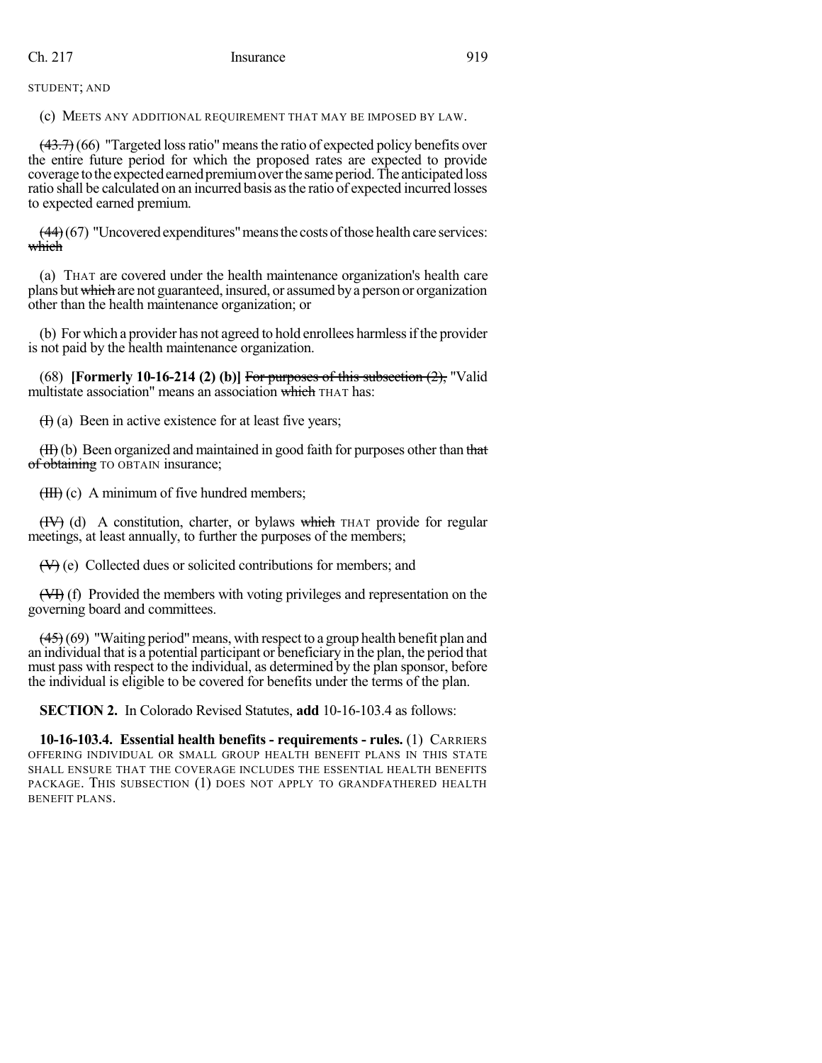STUDENT; AND

(c) MEETS ANY ADDITIONAL REQUIREMENT THAT MAY BE IMPOSED BY LAW.

~~(43.7)~~ (66) "Targeted loss ratio" means the ratio of expected policy benefits over the entire future period for which the proposed rates are expected to provide coverage to the expected earned premium over the same period. The anticipated loss ratio shall be calculated on an incurred basis as the ratio of expected incurred losses to expected earned premium.

~~(44)~~ (67) "Uncovered expenditures" means the costs of those health care services: ~~which~~

(a) THAT are covered under the health maintenance organization's health care plans but ~~which~~ are not guaranteed, insured, or assumed by a person or organization other than the health maintenance organization; or

(b) For which a provider has not agreed to hold enrollees harmless if the provider is not paid by the health maintenance organization.

(68) **[Formerly 10-16-214 (2) (b)]** ~~For purposes of this subsection (2),~~ "Valid multistate association" means an association ~~which~~ THAT has:

~~(I)~~ (a) Been in active existence for at least five years;

~~(II)~~ (b) Been organized and maintained in good faith for purposes other than ~~that of obtaining~~ TO OBTAIN insurance;

~~(III)~~ (c) A minimum of five hundred members;

~~(IV)~~ (d) A constitution, charter, or bylaws ~~which~~ THAT provide for regular meetings, at least annually, to further the purposes of the members;

~~(V)~~ (e) Collected dues or solicited contributions for members; and

~~(VI)~~ (f) Provided the members with voting privileges and representation on the governing board and committees.

~~(45)~~ (69) "Waiting period" means, with respect to a group health benefit plan and an individual that is a potential participant or beneficiary in the plan, the period that must pass with respect to the individual, as determined by the plan sponsor, before the individual is eligible to be covered for benefits under the terms of the plan.

**SECTION 2.** In Colorado Revised Statutes, **add** 10-16-103.4 as follows:

**10-16-103.4. Essential health benefits - requirements - rules.** (1) CARRIERS OFFERING INDIVIDUAL OR SMALL GROUP HEALTH BENEFIT PLANS IN THIS STATE SHALL ENSURE THAT THE COVERAGE INCLUDES THE ESSENTIAL HEALTH BENEFITS PACKAGE. THIS SUBSECTION (1) DOES NOT APPLY TO GRANDFATHERED HEALTH BENEFIT PLANS.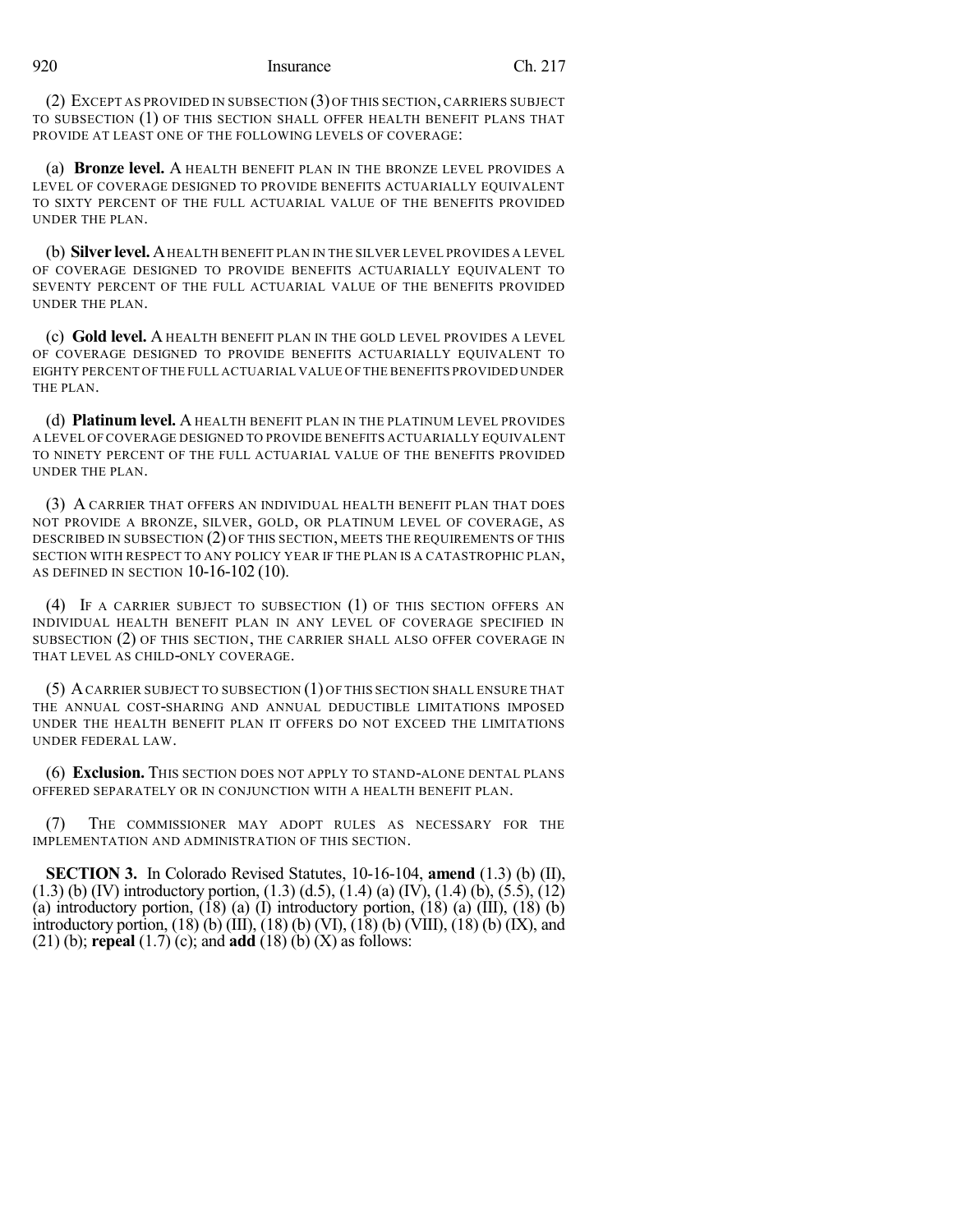(2) EXCEPT AS PROVIDED IN SUBSECTION (3) OF THIS SECTION, CARRIERS SUBJECT TO SUBSECTION (1) OF THIS SECTION SHALL OFFER HEALTH BENEFIT PLANS THAT PROVIDE AT LEAST ONE OF THE FOLLOWING LEVELS OF COVERAGE:

(a) **Bronze level.** A HEALTH BENEFIT PLAN IN THE BRONZE LEVEL PROVIDES A LEVEL OF COVERAGE DESIGNED TO PROVIDE BENEFITS ACTUARIALLY EQUIVALENT TO SIXTY PERCENT OF THE FULL ACTUARIAL VALUE OF THE BENEFITS PROVIDED UNDER THE PLAN.

(b) **Silver level.** A HEALTH BENEFIT PLAN IN THE SILVER LEVEL PROVIDES A LEVEL OF COVERAGE DESIGNED TO PROVIDE BENEFITS ACTUARIALLY EQUIVALENT TO SEVENTY PERCENT OF THE FULL ACTUARIAL VALUE OF THE BENEFITS PROVIDED UNDER THE PLAN.

(c) **Gold level.** A HEALTH BENEFIT PLAN IN THE GOLD LEVEL PROVIDES A LEVEL OF COVERAGE DESIGNED TO PROVIDE BENEFITS ACTUARIALLY EQUIVALENT TO EIGHTY PERCENT OF THE FULL ACTUARIAL VALUE OF THE BENEFITS PROVIDED UNDER THE PLAN.

(d) **Platinum level.** A HEALTH BENEFIT PLAN IN THE PLATINUM LEVEL PROVIDES A LEVEL OF COVERAGE DESIGNED TO PROVIDE BENEFITS ACTUARIALLY EQUIVALENT TO NINETY PERCENT OF THE FULL ACTUARIAL VALUE OF THE BENEFITS PROVIDED UNDER THE PLAN.

(3) A CARRIER THAT OFFERS AN INDIVIDUAL HEALTH BENEFIT PLAN THAT DOES NOT PROVIDE A BRONZE, SILVER, GOLD, OR PLATINUM LEVEL OF COVERAGE, AS DESCRIBED IN SUBSECTION (2) OF THIS SECTION, MEETS THE REQUIREMENTS OF THIS SECTION WITH RESPECT TO ANY POLICY YEAR IF THE PLAN IS A CATASTROPHIC PLAN, AS DEFINED IN SECTION 10-16-102 (10).

(4) IF A CARRIER SUBJECT TO SUBSECTION (1) OF THIS SECTION OFFERS AN INDIVIDUAL HEALTH BENEFIT PLAN IN ANY LEVEL OF COVERAGE SPECIFIED IN SUBSECTION (2) OF THIS SECTION, THE CARRIER SHALL ALSO OFFER COVERAGE IN THAT LEVEL AS CHILD-ONLY COVERAGE.

(5) A CARRIER SUBJECT TO SUBSECTION (1) OF THIS SECTION SHALL ENSURE THAT THE ANNUAL COST-SHARING AND ANNUAL DEDUCTIBLE LIMITATIONS IMPOSED UNDER THE HEALTH BENEFIT PLAN IT OFFERS DO NOT EXCEED THE LIMITATIONS UNDER FEDERAL LAW.

(6) **Exclusion.** THIS SECTION DOES NOT APPLY TO STAND-ALONE DENTAL PLANS OFFERED SEPARATELY OR IN CONJUNCTION WITH A HEALTH BENEFIT PLAN.

(7) THE COMMISSIONER MAY ADOPT RULES AS NECESSARY FOR THE IMPLEMENTATION AND ADMINISTRATION OF THIS SECTION.

**SECTION 3.** In Colorado Revised Statutes, 10-16-104, **amend** (1.3) (b) (II), (1.3) (b) (IV) introductory portion, (1.3) (d.5), (1.4) (a) (IV), (1.4) (b), (5.5), (12) (a) introductory portion, (18) (a) (I) introductory portion, (18) (a) (III), (18) (b) introductory portion, (18) (b) (III), (18) (b) (VI), (18) (b) (VIII), (18) (b) (IX), and (21) (b); **repeal** (1.7) (c); and **add** (18) (b) (X) as follows: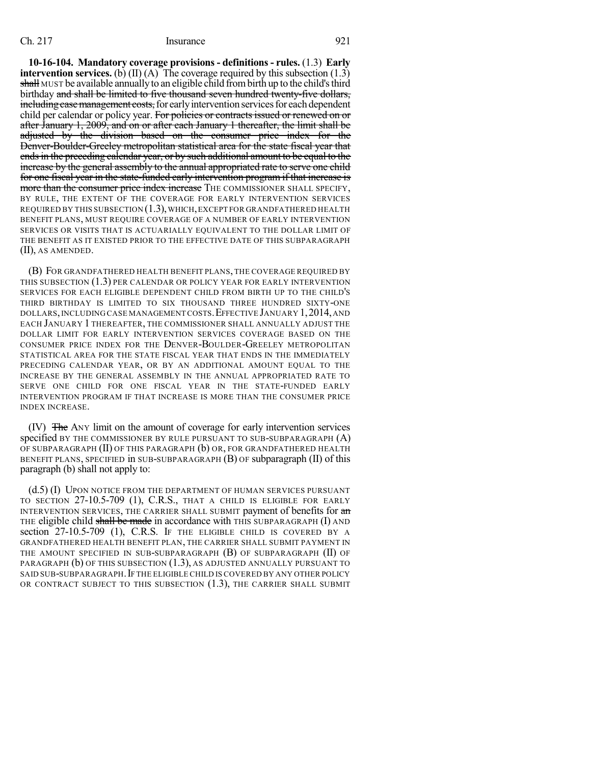**10-16-104. Mandatory coverage provisions - definitions - rules.** (1.3) **Early intervention services.** (b) (II) (A) The coverage required by this subsection (1.3) ~~shall~~ MUST be available annually to an eligible child from birth up to the child's third birthday ~~and shall be limited to five thousand seven hundred twenty-five dollars, including case management costs,~~ for early intervention services for each dependent child per calendar or policy year. ~~For policies or contracts issued or renewed on or after January 1, 2009, and on or after each January 1 thereafter, the limit shall be adjusted by the division based on the consumer price index for the Denver-Boulder-Greeley metropolitan statistical area for the state fiscal year that ends in the preceding calendar year, or by such additional amount to be equal to the increase by the general assembly to the annual appropriated rate to serve one child for one fiscal year in the state-funded early intervention program if that increase is more than the consumer price index increase~~ THE COMMISSIONER SHALL SPECIFY, BY RULE, THE EXTENT OF THE COVERAGE FOR EARLY INTERVENTION SERVICES REQUIRED BY THIS SUBSECTION (1.3), WHICH, EXCEPT FOR GRANDFATHERED HEALTH BENEFIT PLANS, MUST REQUIRE COVERAGE OF A NUMBER OF EARLY INTERVENTION SERVICES OR VISITS THAT IS ACTUARIALLY EQUIVALENT TO THE DOLLAR LIMIT OF THE BENEFIT AS IT EXISTED PRIOR TO THE EFFECTIVE DATE OF THIS SUBPARAGRAPH (II), AS AMENDED.

(B) FOR GRANDFATHERED HEALTH BENEFIT PLANS, THE COVERAGE REQUIRED BY THIS SUBSECTION (1.3) PER CALENDAR OR POLICY YEAR FOR EARLY INTERVENTION SERVICES FOR EACH ELIGIBLE DEPENDENT CHILD FROM BIRTH UP TO THE CHILD'S THIRD BIRTHDAY IS LIMITED TO SIX THOUSAND THREE HUNDRED SIXTY-ONE DOLLARS, INCLUDING CASE MANAGEMENT COSTS. EFFECTIVE JANUARY 1, 2014, AND EACH JANUARY 1 THEREAFTER, THE COMMISSIONER SHALL ANNUALLY ADJUST THE DOLLAR LIMIT FOR EARLY INTERVENTION SERVICES COVERAGE BASED ON THE CONSUMER PRICE INDEX FOR THE DENVER-BOULDER-GREELEY METROPOLITAN STATISTICAL AREA FOR THE STATE FISCAL YEAR THAT ENDS IN THE IMMEDIATELY PRECEDING CALENDAR YEAR, OR BY AN ADDITIONAL AMOUNT EQUAL TO THE INCREASE BY THE GENERAL ASSEMBLY IN THE ANNUAL APPROPRIATED RATE TO SERVE ONE CHILD FOR ONE FISCAL YEAR IN THE STATE-FUNDED EARLY INTERVENTION PROGRAM IF THAT INCREASE IS MORE THAN THE CONSUMER PRICE INDEX INCREASE.

(IV) ~~The~~ ANY limit on the amount of coverage for early intervention services specified BY THE COMMISSIONER BY RULE PURSUANT TO SUB-SUBPARAGRAPH (A) OF SUBPARAGRAPH (II) OF THIS PARAGRAPH (b) OR, FOR GRANDFATHERED HEALTH BENEFIT PLANS, SPECIFIED in SUB-SUBPARAGRAPH (B) OF subparagraph (II) of this paragraph (b) shall not apply to:

(d.5) (I) UPON NOTICE FROM THE DEPARTMENT OF HUMAN SERVICES PURSUANT TO SECTION 27-10.5-709 (1), C.R.S., THAT A CHILD IS ELIGIBLE FOR EARLY INTERVENTION SERVICES, THE CARRIER SHALL SUBMIT payment of benefits for ~~an~~ THE eligible child ~~shall be made~~ in accordance with THIS SUBPARAGRAPH (I) AND section 27-10.5-709 (1), C.R.S. IF THE ELIGIBLE CHILD IS COVERED BY A GRANDFATHERED HEALTH BENEFIT PLAN, THE CARRIER SHALL SUBMIT PAYMENT IN THE AMOUNT SPECIFIED IN SUB-SUBPARAGRAPH (B) OF SUBPARAGRAPH (II) OF PARAGRAPH (b) OF THIS SUBSECTION (1.3), AS ADJUSTED ANNUALLY PURSUANT TO SAID SUB-SUBPARAGRAPH. IF THE ELIGIBLE CHILD IS COVERED BY ANY OTHER POLICY OR CONTRACT SUBJECT TO THIS SUBSECTION (1.3), THE CARRIER SHALL SUBMIT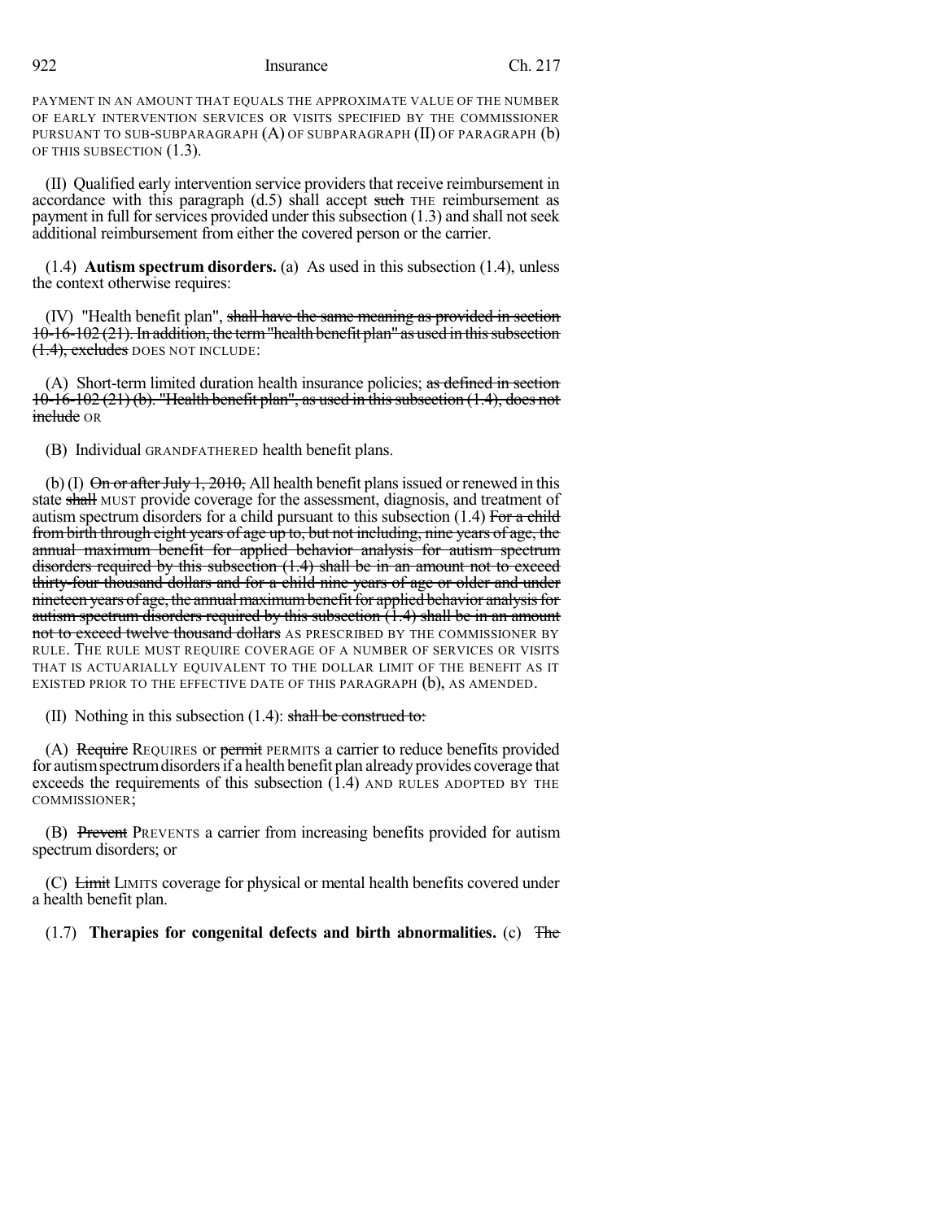PAYMENT IN AN AMOUNT THAT EQUALS THE APPROXIMATE VALUE OF THE NUMBER OF EARLY INTERVENTION SERVICES OR VISITS SPECIFIED BY THE COMMISSIONER PURSUANT TO SUB-SUBPARAGRAPH (A) OF SUBPARAGRAPH (II) OF PARAGRAPH (b) OF THIS SUBSECTION (1.3).

(II) Qualified early intervention service providers that receive reimbursement in accordance with this paragraph (d.5) shall accept ~~such~~ THE reimbursement as payment in full for services provided under this subsection (1.3) and shall not seek additional reimbursement from either the covered person or the carrier.

(1.4) **Autism spectrum disorders.** (a) As used in this subsection (1.4), unless the context otherwise requires:

(IV) "Health benefit plan", ~~shall have the same meaning as provided in section 10-16-102 (21). In addition, the term "health benefit plan" as used in this subsection (1.4), excludes~~ DOES NOT INCLUDE:

(A) Short-term limited duration health insurance policies; ~~as defined in section 10-16-102 (21) (b). "Health benefit plan", as used in this subsection (1.4), does not include~~ OR

(B) Individual GRANDFATHERED health benefit plans.

(b) (I) ~~On or after July 1, 2010,~~ All health benefit plans issued or renewed in this state ~~shall~~ MUST provide coverage for the assessment, diagnosis, and treatment of autism spectrum disorders for a child pursuant to this subsection (1.4) ~~For a child from birth through eight years of age up to, but not including, nine years of age, the annual maximum benefit for applied behavior analysis for autism spectrum disorders required by this subsection (1.4) shall be in an amount not to exceed thirty-four thousand dollars and for a child nine years of age or older and under nineteen years of age, the annual maximum benefit for applied behavior analysis for autism spectrum disorders required by this subsection (1.4) shall be in an amount not to exceed twelve thousand dollars~~ AS PRESCRIBED BY THE COMMISSIONER BY RULE. THE RULE MUST REQUIRE COVERAGE OF A NUMBER OF SERVICES OR VISITS THAT IS ACTUARIALLY EQUIVALENT TO THE DOLLAR LIMIT OF THE BENEFIT AS IT EXISTED PRIOR TO THE EFFECTIVE DATE OF THIS PARAGRAPH (b), AS AMENDED.

(II) Nothing in this subsection (1.4): ~~shall be construed to:~~

(A) ~~Require~~ REQUIRES or ~~permit~~ PERMITS a carrier to reduce benefits provided for autism spectrum disorders if a health benefit plan already provides coverage that exceeds the requirements of this subsection (1.4) AND RULES ADOPTED BY THE COMMISSIONER;

(B) ~~Prevent~~ PREVENTS a carrier from increasing benefits provided for autism spectrum disorders; or

(C) ~~Limit~~ LIMITS coverage for physical or mental health benefits covered under a health benefit plan.

(1.7) **Therapies for congenital defects and birth abnormalities.** (c) ~~The~~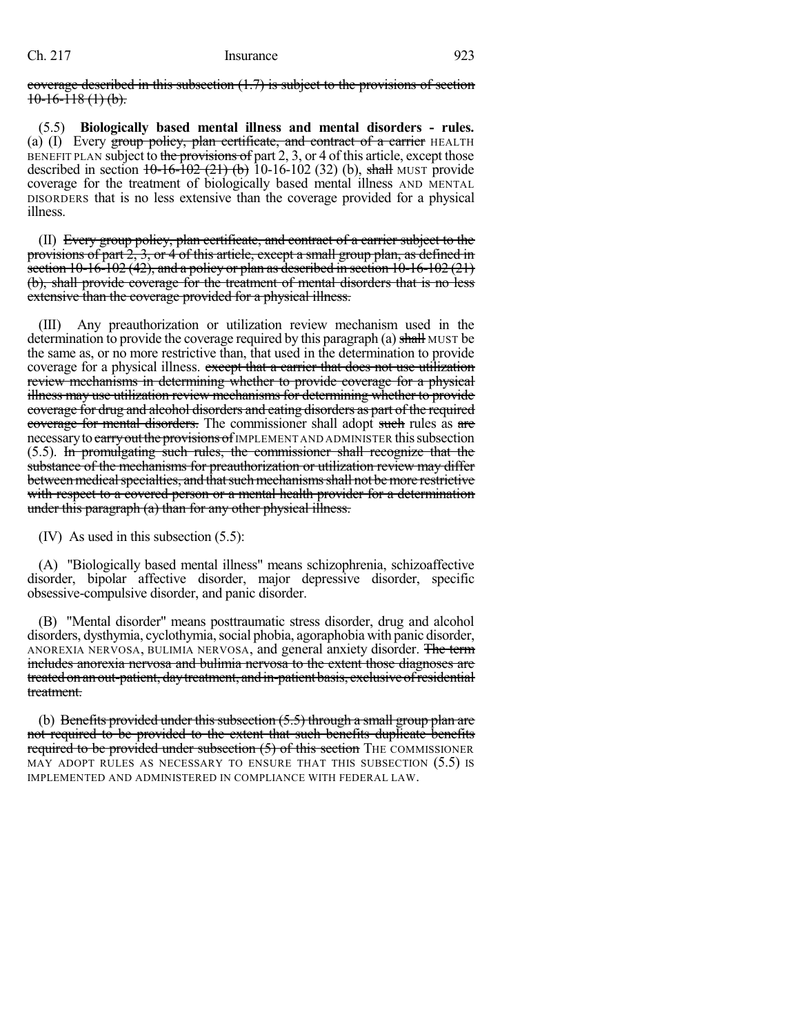~~coverage described in this subsection (1.7) is subject to the provisions of section 10-16-118 (1) (b).~~

(5.5) **Biologically based mental illness and mental disorders - rules.** (a) (I) Every ~~group policy, plan certificate, and contract of a carrier~~ HEALTH BENEFIT PLAN subject to ~~the provisions of~~ part 2, 3, or 4 of this article, except those described in section ~~10-16-102 (21) (b)~~ 10-16-102 (32) (b), ~~shall~~ MUST provide coverage for the treatment of biologically based mental illness AND MENTAL DISORDERS that is no less extensive than the coverage provided for a physical illness.

(II) ~~Every group policy, plan certificate, and contract of a carrier subject to the provisions of part 2, 3, or 4 of this article, except a small group plan, as defined in section 10-16-102 (42), and a policy or plan as described in section 10-16-102 (21) (b), shall provide coverage for the treatment of mental disorders that is no less extensive than the coverage provided for a physical illness.~~

(III) Any preauthorization or utilization review mechanism used in the determination to provide the coverage required by this paragraph (a) ~~shall~~ MUST be the same as, or no more restrictive than, that used in the determination to provide coverage for a physical illness. ~~except that a carrier that does not use utilization review mechanisms in determining whether to provide coverage for a physical illness may use utilization review mechanisms for determining whether to provide coverage for drug and alcohol disorders and eating disorders as part of the required coverage for mental disorders.~~ The commissioner shall adopt ~~such~~ rules as ~~are~~ necessary to ~~carry out the provisions of~~ IMPLEMENT AND ADMINISTER this subsection (5.5). ~~In promulgating such rules, the commissioner shall recognize that the substance of the mechanisms for preauthorization or utilization review may differ between medical specialties, and that such mechanisms shall not be more restrictive with respect to a covered person or a mental health provider for a determination under this paragraph (a) than for any other physical illness.~~

(IV) As used in this subsection (5.5):

(A) "Biologically based mental illness" means schizophrenia, schizoaffective disorder, bipolar affective disorder, major depressive disorder, specific obsessive-compulsive disorder, and panic disorder.

(B) "Mental disorder" means posttraumatic stress disorder, drug and alcohol disorders, dysthymia, cyclothymia, social phobia, agoraphobia with panic disorder, ANOREXIA NERVOSA, BULIMIA NERVOSA, and general anxiety disorder. ~~The term includes anorexia nervosa and bulimia nervosa to the extent those diagnoses are treated on an out-patient, day treatment, and in-patient basis, exclusive of residential treatment.~~

(b) ~~Benefits provided under this subsection (5.5) through a small group plan are not required to be provided to the extent that such benefits duplicate benefits required to be provided under subsection (5) of this section~~ THE COMMISSIONER MAY ADOPT RULES AS NECESSARY TO ENSURE THAT THIS SUBSECTION (5.5) IS IMPLEMENTED AND ADMINISTERED IN COMPLIANCE WITH FEDERAL LAW.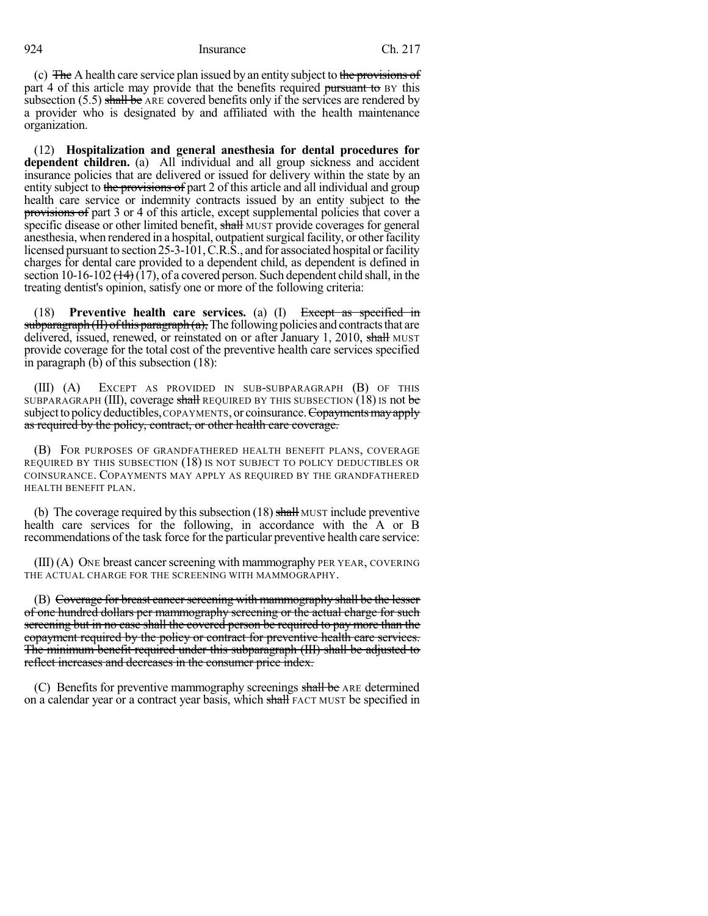(c) ~~The~~ A health care service plan issued by an entity subject to ~~the provisions of~~ part 4 of this article may provide that the benefits required ~~pursuant to~~ BY this subsection (5.5) ~~shall be~~ ARE covered benefits only if the services are rendered by a provider who is designated by and affiliated with the health maintenance organization.

(12) **Hospitalization and general anesthesia for dental procedures for dependent children.** (a) All individual and all group sickness and accident insurance policies that are delivered or issued for delivery within the state by an entity subject to ~~the provisions of~~ part 2 of this article and all individual and group health care service or indemnity contracts issued by an entity subject to ~~the provisions of~~ part 3 or 4 of this article, except supplemental policies that cover a specific disease or other limited benefit, ~~shall~~ MUST provide coverages for general anesthesia, when rendered in a hospital, outpatient surgical facility, or other facility licensed pursuant to section 25-3-101, C.R.S., and for associated hospital or facility charges for dental care provided to a dependent child, as dependent is defined in section 10-16-102 ~~(14)~~ (17), of a covered person. Such dependent child shall, in the treating dentist's opinion, satisfy one or more of the following criteria:

(18) **Preventive health care services.** (a) (I) ~~Except as specified in subparagraph (II) of this paragraph (a),~~ The following policies and contracts that are delivered, issued, renewed, or reinstated on or after January 1, 2010, ~~shall~~ MUST provide coverage for the total cost of the preventive health care services specified in paragraph (b) of this subsection (18):

(III) (A) EXCEPT AS PROVIDED IN SUB-SUBPARAGRAPH (B) OF THIS SUBPARAGRAPH (III), coverage ~~shall~~ REQUIRED BY THIS SUBSECTION (18) IS not ~~be~~ subject to policy deductibles, COPAYMENTS, or coinsurance. ~~Copayments may apply as required by the policy, contract, or other health care coverage.~~

(B) FOR PURPOSES OF GRANDFATHERED HEALTH BENEFIT PLANS, COVERAGE REQUIRED BY THIS SUBSECTION (18) IS NOT SUBJECT TO POLICY DEDUCTIBLES OR COINSURANCE. COPAYMENTS MAY APPLY AS REQUIRED BY THE GRANDFATHERED HEALTH BENEFIT PLAN.

(b) The coverage required by this subsection (18) ~~shall~~ MUST include preventive health care services for the following, in accordance with the A or B recommendations of the task force for the particular preventive health care service:

(III) (A) ONE breast cancer screening with mammography PER YEAR, COVERING THE ACTUAL CHARGE FOR THE SCREENING WITH MAMMOGRAPHY.

(B) ~~Coverage for breast cancer screening with mammography shall be the lesser of one hundred dollars per mammography screening or the actual charge for such screening but in no case shall the covered person be required to pay more than the copayment required by the policy or contract for preventive health care services. The minimum benefit required under this subparagraph (III) shall be adjusted to reflect increases and decreases in the consumer price index.~~

(C) Benefits for preventive mammography screenings ~~shall be~~ ARE determined on a calendar year or a contract year basis, which ~~shall~~ FACT MUST be specified in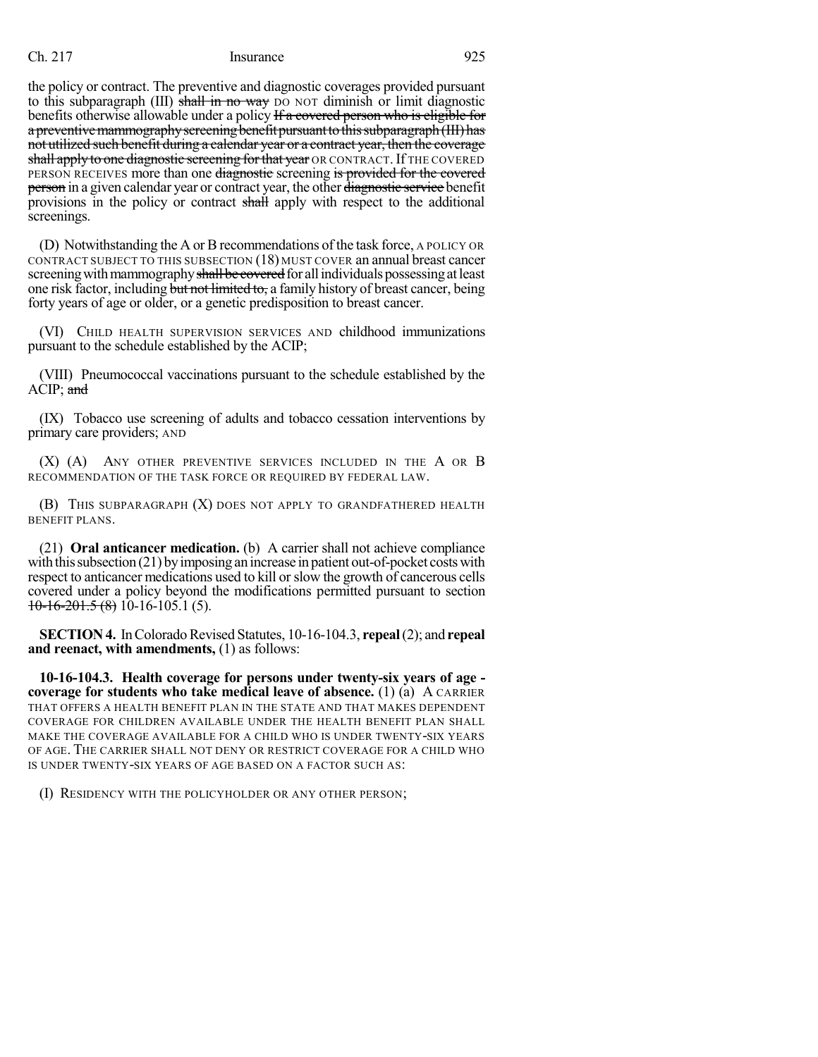the policy or contract. The preventive and diagnostic coverages provided pursuant to this subparagraph (III) ~~shall in no way~~ DO NOT diminish or limit diagnostic benefits otherwise allowable under a policy ~~If a covered person who is eligible for a preventive mammography screening benefit pursuant to this subparagraph (III) has not utilized such benefit during a calendar year or a contract year, then the coverage shall apply to one diagnostic screening for that year~~ OR CONTRACT. If THE COVERED PERSON RECEIVES more than one ~~diagnostic~~ screening ~~is provided for the covered person~~ in a given calendar year or contract year, the other ~~diagnostic service~~ benefit provisions in the policy or contract ~~shall~~ apply with respect to the additional screenings.

(D) Notwithstanding the A or B recommendations of the task force, A POLICY OR CONTRACT SUBJECT TO THIS SUBSECTION (18) MUST COVER an annual breast cancer screening with mammography ~~shall be covered~~ for all individuals possessing at least one risk factor, including ~~but not limited to,~~ a family history of breast cancer, being forty years of age or older, or a genetic predisposition to breast cancer.

(VI) CHILD HEALTH SUPERVISION SERVICES AND childhood immunizations pursuant to the schedule established by the ACIP;

(VIII) Pneumococcal vaccinations pursuant to the schedule established by the ACIP; ~~and~~

(IX) Tobacco use screening of adults and tobacco cessation interventions by primary care providers; AND

(X) (A) ANY OTHER PREVENTIVE SERVICES INCLUDED IN THE A OR B RECOMMENDATION OF THE TASK FORCE OR REQUIRED BY FEDERAL LAW.

(B) THIS SUBPARAGRAPH (X) DOES NOT APPLY TO GRANDFATHERED HEALTH BENEFIT PLANS.

(21) **Oral anticancer medication.** (b) A carrier shall not achieve compliance with this subsection (21) by imposing an increase in patient out-of-pocket costs with respect to anticancer medications used to kill or slow the growth of cancerous cells covered under a policy beyond the modifications permitted pursuant to section ~~10-16-201.5 (8)~~ 10-16-105.1 (5).

**SECTION 4.** In Colorado Revised Statutes, 10-16-104.3, **repeal** (2); and **repeal and reenact, with amendments,** (1) as follows:

**10-16-104.3. Health coverage for persons under twenty-six years of age - coverage for students who take medical leave of absence.** (1) (a) A CARRIER THAT OFFERS A HEALTH BENEFIT PLAN IN THE STATE AND THAT MAKES DEPENDENT COVERAGE FOR CHILDREN AVAILABLE UNDER THE HEALTH BENEFIT PLAN SHALL MAKE THE COVERAGE AVAILABLE FOR A CHILD WHO IS UNDER TWENTY-SIX YEARS OF AGE. THE CARRIER SHALL NOT DENY OR RESTRICT COVERAGE FOR A CHILD WHO IS UNDER TWENTY-SIX YEARS OF AGE BASED ON A FACTOR SUCH AS:

(I) RESIDENCY WITH THE POLICYHOLDER OR ANY OTHER PERSON;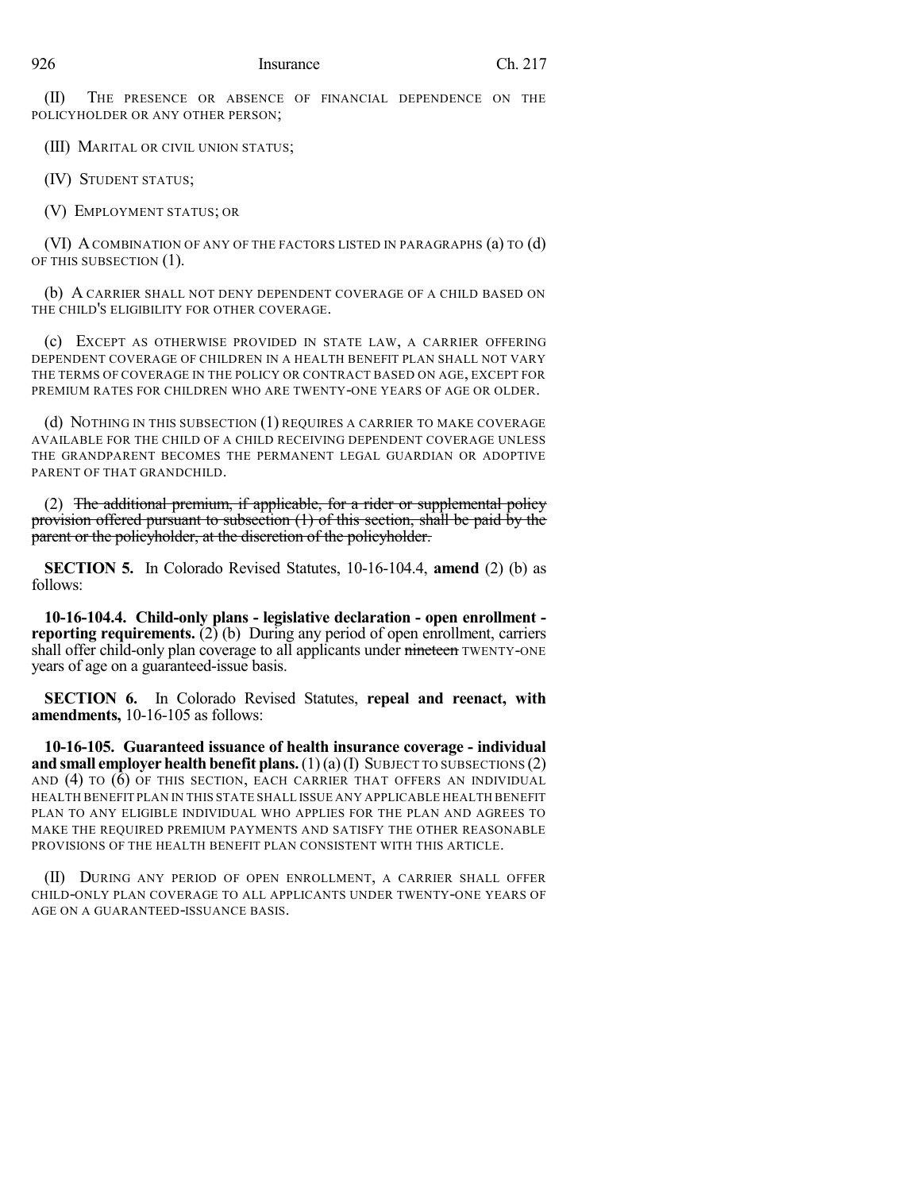(II) THE PRESENCE OR ABSENCE OF FINANCIAL DEPENDENCE ON THE POLICYHOLDER OR ANY OTHER PERSON;

(III) MARITAL OR CIVIL UNION STATUS;

(IV) STUDENT STATUS;

(V) EMPLOYMENT STATUS; OR

(VI) A COMBINATION OF ANY OF THE FACTORS LISTED IN PARAGRAPHS (a) TO (d) OF THIS SUBSECTION (1).

(b) A CARRIER SHALL NOT DENY DEPENDENT COVERAGE OF A CHILD BASED ON THE CHILD'S ELIGIBILITY FOR OTHER COVERAGE.

(c) EXCEPT AS OTHERWISE PROVIDED IN STATE LAW, A CARRIER OFFERING DEPENDENT COVERAGE OF CHILDREN IN A HEALTH BENEFIT PLAN SHALL NOT VARY THE TERMS OF COVERAGE IN THE POLICY OR CONTRACT BASED ON AGE, EXCEPT FOR PREMIUM RATES FOR CHILDREN WHO ARE TWENTY-ONE YEARS OF AGE OR OLDER.

(d) NOTHING IN THIS SUBSECTION (1) REQUIRES A CARRIER TO MAKE COVERAGE AVAILABLE FOR THE CHILD OF A CHILD RECEIVING DEPENDENT COVERAGE UNLESS THE GRANDPARENT BECOMES THE PERMANENT LEGAL GUARDIAN OR ADOPTIVE PARENT OF THAT GRANDCHILD.

(2) ~~The additional premium, if applicable, for a rider or supplemental policy provision offered pursuant to subsection (1) of this section, shall be paid by the parent or the policyholder, at the discretion of the policyholder.~~

**SECTION 5.** In Colorado Revised Statutes, 10-16-104.4, **amend** (2) (b) as follows:

**10-16-104.4. Child-only plans - legislative declaration - open enrollment - reporting requirements.** (2) (b) During any period of open enrollment, carriers shall offer child-only plan coverage to all applicants under ~~nineteen~~ TWENTY-ONE years of age on a guaranteed-issue basis.

**SECTION 6.** In Colorado Revised Statutes, **repeal and reenact, with amendments,** 10-16-105 as follows:

**10-16-105. Guaranteed issuance of health insurance coverage - individual and small employer health benefit plans.** (1) (a) (I) SUBJECT TO SUBSECTIONS (2) AND (4) TO (6) OF THIS SECTION, EACH CARRIER THAT OFFERS AN INDIVIDUAL HEALTH BENEFIT PLAN IN THIS STATE SHALL ISSUE ANY APPLICABLE HEALTH BENEFIT PLAN TO ANY ELIGIBLE INDIVIDUAL WHO APPLIES FOR THE PLAN AND AGREES TO MAKE THE REQUIRED PREMIUM PAYMENTS AND SATISFY THE OTHER REASONABLE PROVISIONS OF THE HEALTH BENEFIT PLAN CONSISTENT WITH THIS ARTICLE.

(II) DURING ANY PERIOD OF OPEN ENROLLMENT, A CARRIER SHALL OFFER CHILD-ONLY PLAN COVERAGE TO ALL APPLICANTS UNDER TWENTY-ONE YEARS OF AGE ON A GUARANTEED-ISSUANCE BASIS.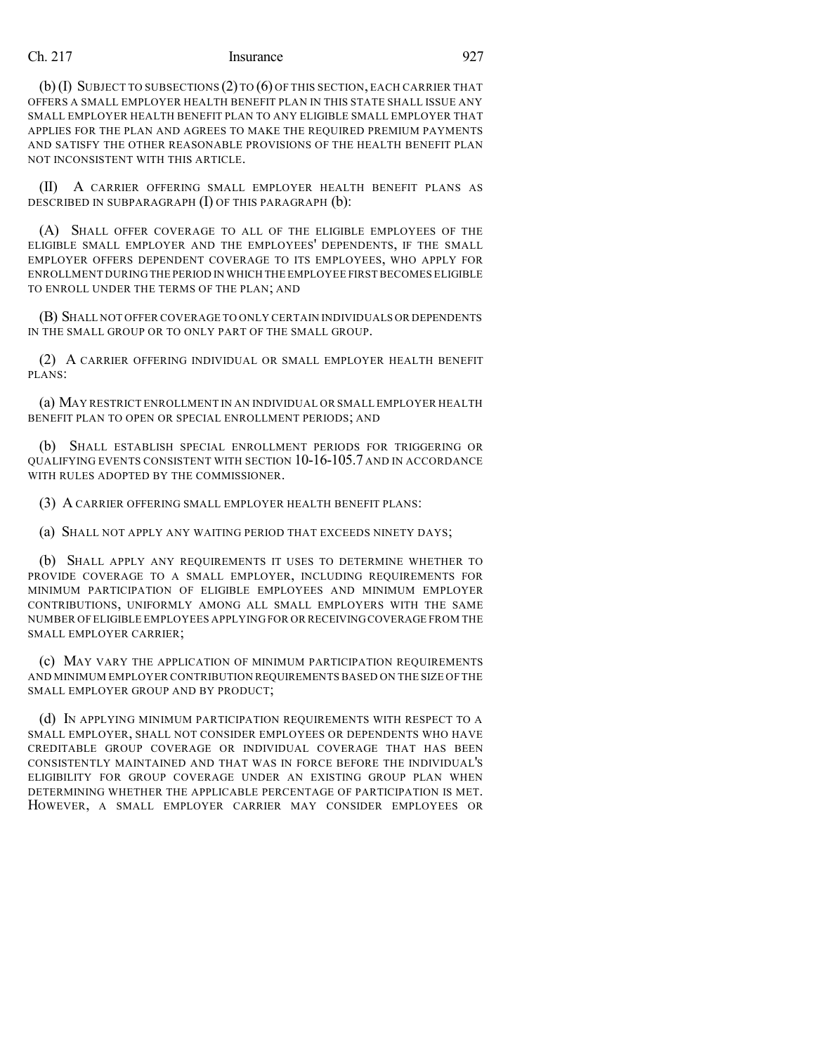(b) (I) SUBJECT TO SUBSECTIONS (2) TO (6) OF THIS SECTION, EACH CARRIER THAT OFFERS A SMALL EMPLOYER HEALTH BENEFIT PLAN IN THIS STATE SHALL ISSUE ANY SMALL EMPLOYER HEALTH BENEFIT PLAN TO ANY ELIGIBLE SMALL EMPLOYER THAT APPLIES FOR THE PLAN AND AGREES TO MAKE THE REQUIRED PREMIUM PAYMENTS AND SATISFY THE OTHER REASONABLE PROVISIONS OF THE HEALTH BENEFIT PLAN NOT INCONSISTENT WITH THIS ARTICLE.

(II) A CARRIER OFFERING SMALL EMPLOYER HEALTH BENEFIT PLANS AS DESCRIBED IN SUBPARAGRAPH (I) OF THIS PARAGRAPH (b):

(A) SHALL OFFER COVERAGE TO ALL OF THE ELIGIBLE EMPLOYEES OF THE ELIGIBLE SMALL EMPLOYER AND THE EMPLOYEES' DEPENDENTS, IF THE SMALL EMPLOYER OFFERS DEPENDENT COVERAGE TO ITS EMPLOYEES, WHO APPLY FOR ENROLLMENT DURING THE PERIOD IN WHICH THE EMPLOYEE FIRST BECOMES ELIGIBLE TO ENROLL UNDER THE TERMS OF THE PLAN; AND

(B) SHALL NOT OFFER COVERAGE TO ONLY CERTAIN INDIVIDUALS OR DEPENDENTS IN THE SMALL GROUP OR TO ONLY PART OF THE SMALL GROUP.

(2) A CARRIER OFFERING INDIVIDUAL OR SMALL EMPLOYER HEALTH BENEFIT PLANS:

(a) MAY RESTRICT ENROLLMENT IN AN INDIVIDUAL OR SMALL EMPLOYER HEALTH BENEFIT PLAN TO OPEN OR SPECIAL ENROLLMENT PERIODS; AND

(b) SHALL ESTABLISH SPECIAL ENROLLMENT PERIODS FOR TRIGGERING OR QUALIFYING EVENTS CONSISTENT WITH SECTION 10-16-105.7 AND IN ACCORDANCE WITH RULES ADOPTED BY THE COMMISSIONER.

(3) A CARRIER OFFERING SMALL EMPLOYER HEALTH BENEFIT PLANS:

(a) SHALL NOT APPLY ANY WAITING PERIOD THAT EXCEEDS NINETY DAYS;

(b) SHALL APPLY ANY REQUIREMENTS IT USES TO DETERMINE WHETHER TO PROVIDE COVERAGE TO A SMALL EMPLOYER, INCLUDING REQUIREMENTS FOR MINIMUM PARTICIPATION OF ELIGIBLE EMPLOYEES AND MINIMUM EMPLOYER CONTRIBUTIONS, UNIFORMLY AMONG ALL SMALL EMPLOYERS WITH THE SAME NUMBER OF ELIGIBLE EMPLOYEES APPLYING FOR OR RECEIVING COVERAGE FROM THE SMALL EMPLOYER CARRIER;

(c) MAY VARY THE APPLICATION OF MINIMUM PARTICIPATION REQUIREMENTS AND MINIMUM EMPLOYER CONTRIBUTION REQUIREMENTS BASED ON THE SIZE OF THE SMALL EMPLOYER GROUP AND BY PRODUCT;

(d) IN APPLYING MINIMUM PARTICIPATION REQUIREMENTS WITH RESPECT TO A SMALL EMPLOYER, SHALL NOT CONSIDER EMPLOYEES OR DEPENDENTS WHO HAVE CREDITABLE GROUP COVERAGE OR INDIVIDUAL COVERAGE THAT HAS BEEN CONSISTENTLY MAINTAINED AND THAT WAS IN FORCE BEFORE THE INDIVIDUAL'S ELIGIBILITY FOR GROUP COVERAGE UNDER AN EXISTING GROUP PLAN WHEN DETERMINING WHETHER THE APPLICABLE PERCENTAGE OF PARTICIPATION IS MET. HOWEVER, A SMALL EMPLOYER CARRIER MAY CONSIDER EMPLOYEES OR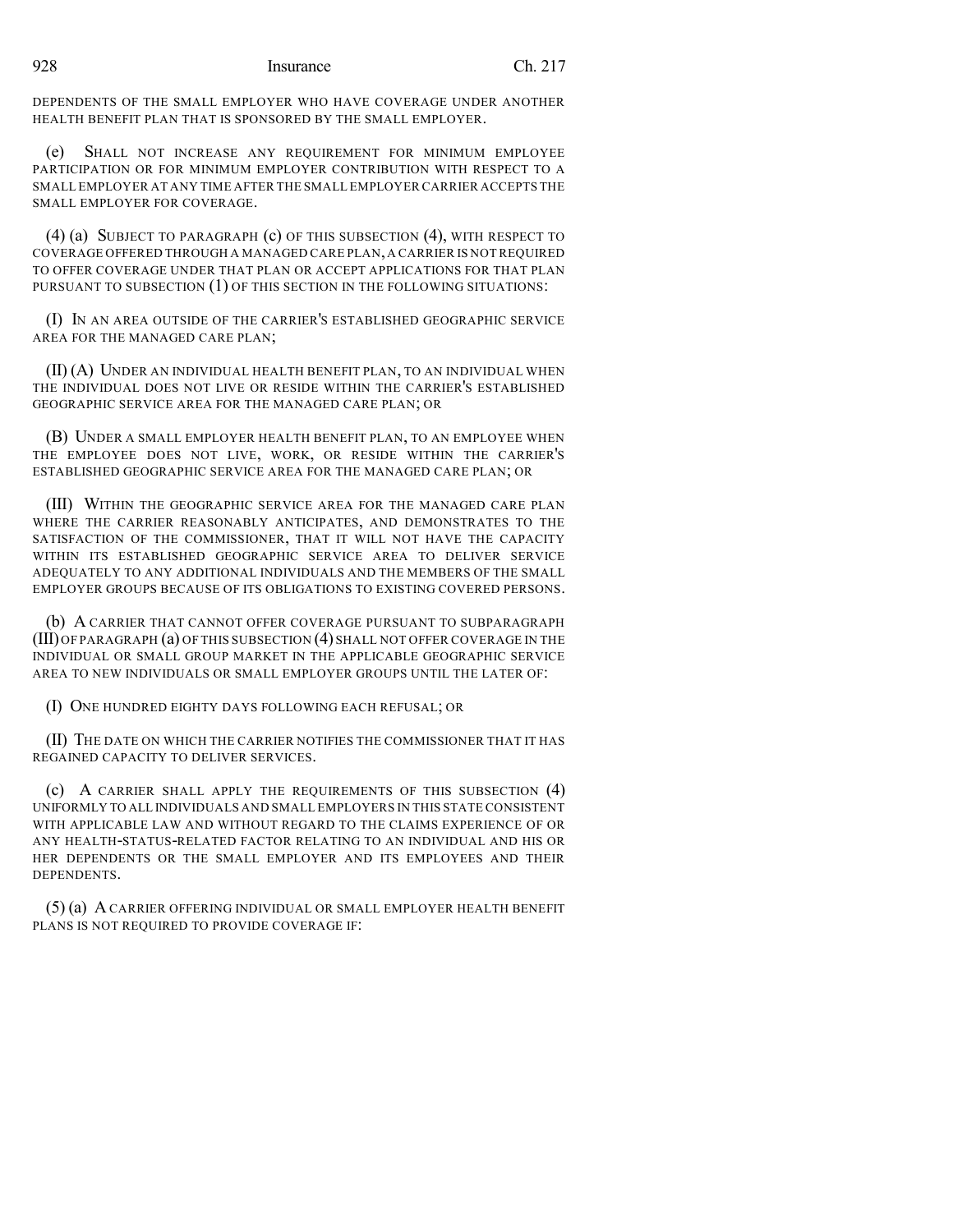DEPENDENTS OF THE SMALL EMPLOYER WHO HAVE COVERAGE UNDER ANOTHER HEALTH BENEFIT PLAN THAT IS SPONSORED BY THE SMALL EMPLOYER.

(e) SHALL NOT INCREASE ANY REQUIREMENT FOR MINIMUM EMPLOYEE PARTICIPATION OR FOR MINIMUM EMPLOYER CONTRIBUTION WITH RESPECT TO A SMALL EMPLOYER AT ANY TIME AFTER THE SMALL EMPLOYER CARRIER ACCEPTS THE SMALL EMPLOYER FOR COVERAGE.

(4) (a) SUBJECT TO PARAGRAPH (c) OF THIS SUBSECTION (4), WITH RESPECT TO COVERAGE OFFERED THROUGH A MANAGED CARE PLAN, A CARRIER IS NOT REQUIRED TO OFFER COVERAGE UNDER THAT PLAN OR ACCEPT APPLICATIONS FOR THAT PLAN PURSUANT TO SUBSECTION (1) OF THIS SECTION IN THE FOLLOWING SITUATIONS:

(I) IN AN AREA OUTSIDE OF THE CARRIER'S ESTABLISHED GEOGRAPHIC SERVICE AREA FOR THE MANAGED CARE PLAN;

(II) (A) UNDER AN INDIVIDUAL HEALTH BENEFIT PLAN, TO AN INDIVIDUAL WHEN THE INDIVIDUAL DOES NOT LIVE OR RESIDE WITHIN THE CARRIER'S ESTABLISHED GEOGRAPHIC SERVICE AREA FOR THE MANAGED CARE PLAN; OR

(B) UNDER A SMALL EMPLOYER HEALTH BENEFIT PLAN, TO AN EMPLOYEE WHEN THE EMPLOYEE DOES NOT LIVE, WORK, OR RESIDE WITHIN THE CARRIER'S ESTABLISHED GEOGRAPHIC SERVICE AREA FOR THE MANAGED CARE PLAN; OR

(III) WITHIN THE GEOGRAPHIC SERVICE AREA FOR THE MANAGED CARE PLAN WHERE THE CARRIER REASONABLY ANTICIPATES, AND DEMONSTRATES TO THE SATISFACTION OF THE COMMISSIONER, THAT IT WILL NOT HAVE THE CAPACITY WITHIN ITS ESTABLISHED GEOGRAPHIC SERVICE AREA TO DELIVER SERVICE ADEQUATELY TO ANY ADDITIONAL INDIVIDUALS AND THE MEMBERS OF THE SMALL EMPLOYER GROUPS BECAUSE OF ITS OBLIGATIONS TO EXISTING COVERED PERSONS.

(b) A CARRIER THAT CANNOT OFFER COVERAGE PURSUANT TO SUBPARAGRAPH (III) OF PARAGRAPH (a) OF THIS SUBSECTION (4) SHALL NOT OFFER COVERAGE IN THE INDIVIDUAL OR SMALL GROUP MARKET IN THE APPLICABLE GEOGRAPHIC SERVICE AREA TO NEW INDIVIDUALS OR SMALL EMPLOYER GROUPS UNTIL THE LATER OF:

(I) ONE HUNDRED EIGHTY DAYS FOLLOWING EACH REFUSAL; OR

(II) THE DATE ON WHICH THE CARRIER NOTIFIES THE COMMISSIONER THAT IT HAS REGAINED CAPACITY TO DELIVER SERVICES.

(c) A CARRIER SHALL APPLY THE REQUIREMENTS OF THIS SUBSECTION (4) UNIFORMLY TO ALL INDIVIDUALS AND SMALL EMPLOYERS IN THIS STATE CONSISTENT WITH APPLICABLE LAW AND WITHOUT REGARD TO THE CLAIMS EXPERIENCE OF OR ANY HEALTH-STATUS-RELATED FACTOR RELATING TO AN INDIVIDUAL AND HIS OR HER DEPENDENTS OR THE SMALL EMPLOYER AND ITS EMPLOYEES AND THEIR DEPENDENTS.

(5) (a) A CARRIER OFFERING INDIVIDUAL OR SMALL EMPLOYER HEALTH BENEFIT PLANS IS NOT REQUIRED TO PROVIDE COVERAGE IF: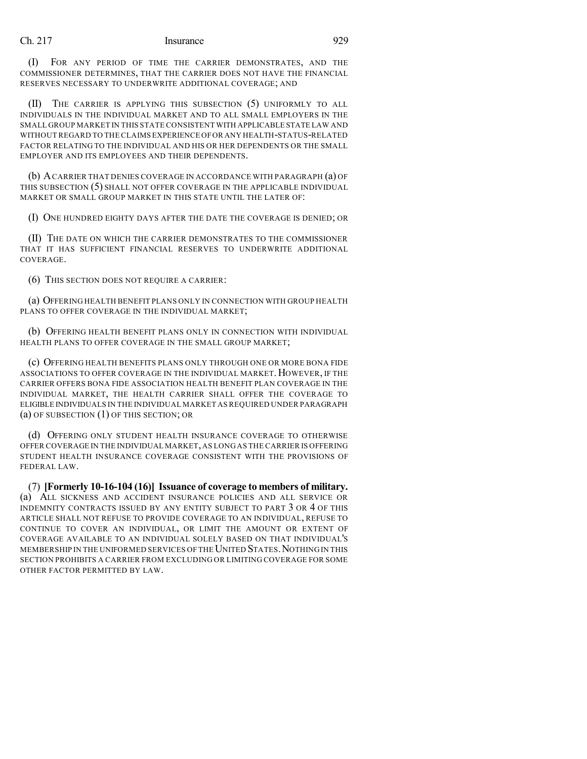(I) FOR ANY PERIOD OF TIME THE CARRIER DEMONSTRATES, AND THE COMMISSIONER DETERMINES, THAT THE CARRIER DOES NOT HAVE THE FINANCIAL RESERVES NECESSARY TO UNDERWRITE ADDITIONAL COVERAGE; AND

(II) THE CARRIER IS APPLYING THIS SUBSECTION (5) UNIFORMLY TO ALL INDIVIDUALS IN THE INDIVIDUAL MARKET AND TO ALL SMALL EMPLOYERS IN THE SMALL GROUP MARKET IN THIS STATE CONSISTENT WITH APPLICABLE STATE LAW AND WITHOUT REGARD TO THE CLAIMS EXPERIENCE OF OR ANY HEALTH-STATUS-RELATED FACTOR RELATING TO THE INDIVIDUAL AND HIS OR HER DEPENDENTS OR THE SMALL EMPLOYER AND ITS EMPLOYEES AND THEIR DEPENDENTS.

(b) A CARRIER THAT DENIES COVERAGE IN ACCORDANCE WITH PARAGRAPH (a) OF THIS SUBSECTION (5) SHALL NOT OFFER COVERAGE IN THE APPLICABLE INDIVIDUAL MARKET OR SMALL GROUP MARKET IN THIS STATE UNTIL THE LATER OF:

(I) ONE HUNDRED EIGHTY DAYS AFTER THE DATE THE COVERAGE IS DENIED; OR

(II) THE DATE ON WHICH THE CARRIER DEMONSTRATES TO THE COMMISSIONER THAT IT HAS SUFFICIENT FINANCIAL RESERVES TO UNDERWRITE ADDITIONAL COVERAGE.

(6) THIS SECTION DOES NOT REQUIRE A CARRIER:

(a) OFFERING HEALTH BENEFIT PLANS ONLY IN CONNECTION WITH GROUP HEALTH PLANS TO OFFER COVERAGE IN THE INDIVIDUAL MARKET;

(b) OFFERING HEALTH BENEFIT PLANS ONLY IN CONNECTION WITH INDIVIDUAL HEALTH PLANS TO OFFER COVERAGE IN THE SMALL GROUP MARKET;

(c) OFFERING HEALTH BENEFITS PLANS ONLY THROUGH ONE OR MORE BONA FIDE ASSOCIATIONS TO OFFER COVERAGE IN THE INDIVIDUAL MARKET. HOWEVER, IF THE CARRIER OFFERS BONA FIDE ASSOCIATION HEALTH BENEFIT PLAN COVERAGE IN THE INDIVIDUAL MARKET, THE HEALTH CARRIER SHALL OFFER THE COVERAGE TO ELIGIBLE INDIVIDUALS IN THE INDIVIDUAL MARKET AS REQUIRED UNDER PARAGRAPH (a) OF SUBSECTION (1) OF THIS SECTION; OR

(d) OFFERING ONLY STUDENT HEALTH INSURANCE COVERAGE TO OTHERWISE OFFER COVERAGE IN THE INDIVIDUAL MARKET, AS LONG AS THE CARRIER IS OFFERING STUDENT HEALTH INSURANCE COVERAGE CONSISTENT WITH THE PROVISIONS OF FEDERAL LAW.

(7) **[Formerly 10-16-104 (16)] Issuance of coverage to members of military.** (a) ALL SICKNESS AND ACCIDENT INSURANCE POLICIES AND ALL SERVICE OR INDEMNITY CONTRACTS ISSUED BY ANY ENTITY SUBJECT TO PART 3 OR 4 OF THIS ARTICLE SHALL NOT REFUSE TO PROVIDE COVERAGE TO AN INDIVIDUAL, REFUSE TO CONTINUE TO COVER AN INDIVIDUAL, OR LIMIT THE AMOUNT OR EXTENT OF COVERAGE AVAILABLE TO AN INDIVIDUAL SOLELY BASED ON THAT INDIVIDUAL'S MEMBERSHIP IN THE UNIFORMED SERVICES OF THE UNITED STATES. NOTHING IN THIS SECTION PROHIBITS A CARRIER FROM EXCLUDING OR LIMITING COVERAGE FOR SOME OTHER FACTOR PERMITTED BY LAW.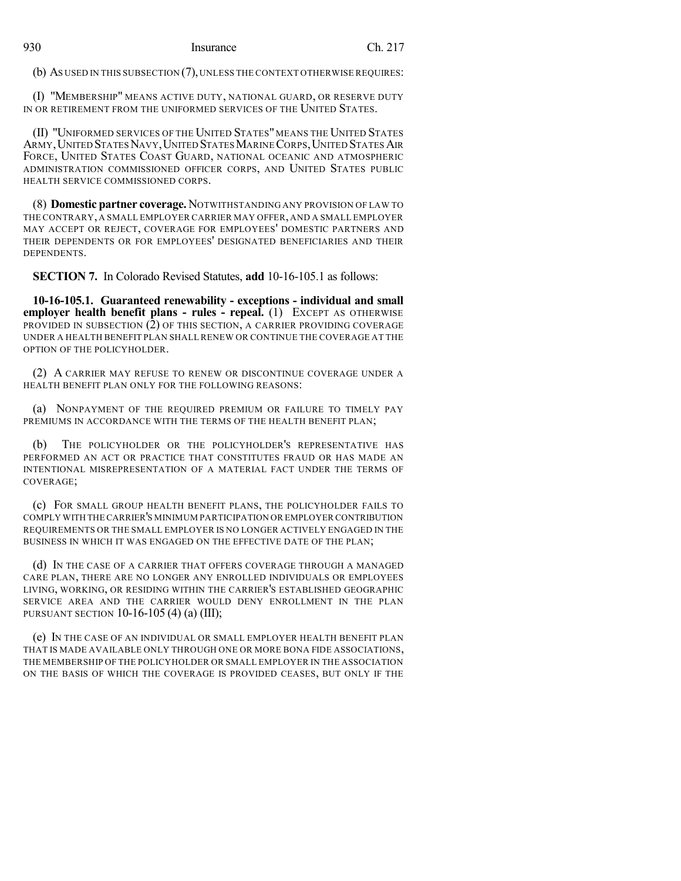(b) AS USED IN THIS SUBSECTION (7), UNLESS THE CONTEXT OTHERWISE REQUIRES:

(I) "MEMBERSHIP" MEANS ACTIVE DUTY, NATIONAL GUARD, OR RESERVE DUTY IN OR RETIREMENT FROM THE UNIFORMED SERVICES OF THE UNITED STATES.

(II) "UNIFORMED SERVICES OF THE UNITED STATES" MEANS THE UNITED STATES ARMY, UNITED STATES NAVY, UNITED STATES MARINE CORPS, UNITED STATES AIR FORCE, UNITED STATES COAST GUARD, NATIONAL OCEANIC AND ATMOSPHERIC ADMINISTRATION COMMISSIONED OFFICER CORPS, AND UNITED STATES PUBLIC HEALTH SERVICE COMMISSIONED CORPS.

(8) **Domestic partner coverage.** NOTWITHSTANDING ANY PROVISION OF LAW TO THE CONTRARY, A SMALL EMPLOYER CARRIER MAY OFFER, AND A SMALL EMPLOYER MAY ACCEPT OR REJECT, COVERAGE FOR EMPLOYEES' DOMESTIC PARTNERS AND THEIR DEPENDENTS OR FOR EMPLOYEES' DESIGNATED BENEFICIARIES AND THEIR DEPENDENTS.

**SECTION 7.** In Colorado Revised Statutes, **add** 10-16-105.1 as follows:

**10-16-105.1. Guaranteed renewability - exceptions - individual and small employer health benefit plans - rules - repeal.** (1) EXCEPT AS OTHERWISE PROVIDED IN SUBSECTION (2) OF THIS SECTION, A CARRIER PROVIDING COVERAGE UNDER A HEALTH BENEFIT PLAN SHALL RENEW OR CONTINUE THE COVERAGE AT THE OPTION OF THE POLICYHOLDER.

(2) A CARRIER MAY REFUSE TO RENEW OR DISCONTINUE COVERAGE UNDER A HEALTH BENEFIT PLAN ONLY FOR THE FOLLOWING REASONS:

(a) NONPAYMENT OF THE REQUIRED PREMIUM OR FAILURE TO TIMELY PAY PREMIUMS IN ACCORDANCE WITH THE TERMS OF THE HEALTH BENEFIT PLAN;

(b) THE POLICYHOLDER OR THE POLICYHOLDER'S REPRESENTATIVE HAS PERFORMED AN ACT OR PRACTICE THAT CONSTITUTES FRAUD OR HAS MADE AN INTENTIONAL MISREPRESENTATION OF A MATERIAL FACT UNDER THE TERMS OF COVERAGE;

(c) FOR SMALL GROUP HEALTH BENEFIT PLANS, THE POLICYHOLDER FAILS TO COMPLY WITH THE CARRIER'S MINIMUM PARTICIPATION OR EMPLOYER CONTRIBUTION REQUIREMENTS OR THE SMALL EMPLOYER IS NO LONGER ACTIVELY ENGAGED IN THE BUSINESS IN WHICH IT WAS ENGAGED ON THE EFFECTIVE DATE OF THE PLAN;

(d) IN THE CASE OF A CARRIER THAT OFFERS COVERAGE THROUGH A MANAGED CARE PLAN, THERE ARE NO LONGER ANY ENROLLED INDIVIDUALS OR EMPLOYEES LIVING, WORKING, OR RESIDING WITHIN THE CARRIER'S ESTABLISHED GEOGRAPHIC SERVICE AREA AND THE CARRIER WOULD DENY ENROLLMENT IN THE PLAN PURSUANT SECTION 10-16-105 (4) (a) (III);

(e) IN THE CASE OF AN INDIVIDUAL OR SMALL EMPLOYER HEALTH BENEFIT PLAN THAT IS MADE AVAILABLE ONLY THROUGH ONE OR MORE BONA FIDE ASSOCIATIONS, THE MEMBERSHIP OF THE POLICYHOLDER OR SMALL EMPLOYER IN THE ASSOCIATION ON THE BASIS OF WHICH THE COVERAGE IS PROVIDED CEASES, BUT ONLY IF THE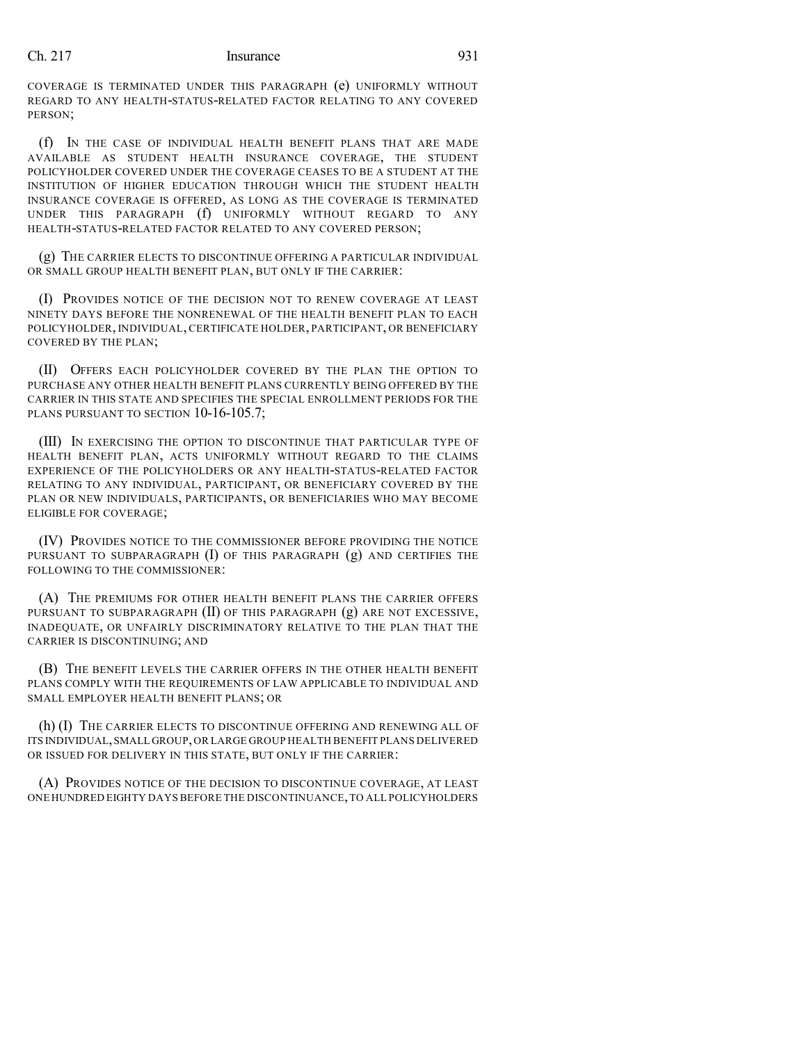COVERAGE IS TERMINATED UNDER THIS PARAGRAPH (e) UNIFORMLY WITHOUT REGARD TO ANY HEALTH-STATUS-RELATED FACTOR RELATING TO ANY COVERED PERSON;

(f) IN THE CASE OF INDIVIDUAL HEALTH BENEFIT PLANS THAT ARE MADE AVAILABLE AS STUDENT HEALTH INSURANCE COVERAGE, THE STUDENT POLICYHOLDER COVERED UNDER THE COVERAGE CEASES TO BE A STUDENT AT THE INSTITUTION OF HIGHER EDUCATION THROUGH WHICH THE STUDENT HEALTH INSURANCE COVERAGE IS OFFERED, AS LONG AS THE COVERAGE IS TERMINATED UNDER THIS PARAGRAPH (f) UNIFORMLY WITHOUT REGARD TO ANY HEALTH-STATUS-RELATED FACTOR RELATED TO ANY COVERED PERSON;

(g) THE CARRIER ELECTS TO DISCONTINUE OFFERING A PARTICULAR INDIVIDUAL OR SMALL GROUP HEALTH BENEFIT PLAN, BUT ONLY IF THE CARRIER:

(I) PROVIDES NOTICE OF THE DECISION NOT TO RENEW COVERAGE AT LEAST NINETY DAYS BEFORE THE NONRENEWAL OF THE HEALTH BENEFIT PLAN TO EACH POLICYHOLDER, INDIVIDUAL, CERTIFICATE HOLDER, PARTICIPANT, OR BENEFICIARY COVERED BY THE PLAN;

(II) OFFERS EACH POLICYHOLDER COVERED BY THE PLAN THE OPTION TO PURCHASE ANY OTHER HEALTH BENEFIT PLANS CURRENTLY BEING OFFERED BY THE CARRIER IN THIS STATE AND SPECIFIES THE SPECIAL ENROLLMENT PERIODS FOR THE PLANS PURSUANT TO SECTION 10-16-105.7;

(III) IN EXERCISING THE OPTION TO DISCONTINUE THAT PARTICULAR TYPE OF HEALTH BENEFIT PLAN, ACTS UNIFORMLY WITHOUT REGARD TO THE CLAIMS EXPERIENCE OF THE POLICYHOLDERS OR ANY HEALTH-STATUS-RELATED FACTOR RELATING TO ANY INDIVIDUAL, PARTICIPANT, OR BENEFICIARY COVERED BY THE PLAN OR NEW INDIVIDUALS, PARTICIPANTS, OR BENEFICIARIES WHO MAY BECOME ELIGIBLE FOR COVERAGE;

(IV) PROVIDES NOTICE TO THE COMMISSIONER BEFORE PROVIDING THE NOTICE PURSUANT TO SUBPARAGRAPH (I) OF THIS PARAGRAPH (g) AND CERTIFIES THE FOLLOWING TO THE COMMISSIONER:

(A) THE PREMIUMS FOR OTHER HEALTH BENEFIT PLANS THE CARRIER OFFERS PURSUANT TO SUBPARAGRAPH (II) OF THIS PARAGRAPH (g) ARE NOT EXCESSIVE, INADEQUATE, OR UNFAIRLY DISCRIMINATORY RELATIVE TO THE PLAN THAT THE CARRIER IS DISCONTINUING; AND

(B) THE BENEFIT LEVELS THE CARRIER OFFERS IN THE OTHER HEALTH BENEFIT PLANS COMPLY WITH THE REQUIREMENTS OF LAW APPLICABLE TO INDIVIDUAL AND SMALL EMPLOYER HEALTH BENEFIT PLANS; OR

(h) (I) THE CARRIER ELECTS TO DISCONTINUE OFFERING AND RENEWING ALL OF ITS INDIVIDUAL, SMALL GROUP, OR LARGE GROUP HEALTH BENEFIT PLANS DELIVERED OR ISSUED FOR DELIVERY IN THIS STATE, BUT ONLY IF THE CARRIER:

(A) PROVIDES NOTICE OF THE DECISION TO DISCONTINUE COVERAGE, AT LEAST ONE HUNDRED EIGHTY DAYS BEFORE THE DISCONTINUANCE, TO ALL POLICYHOLDERS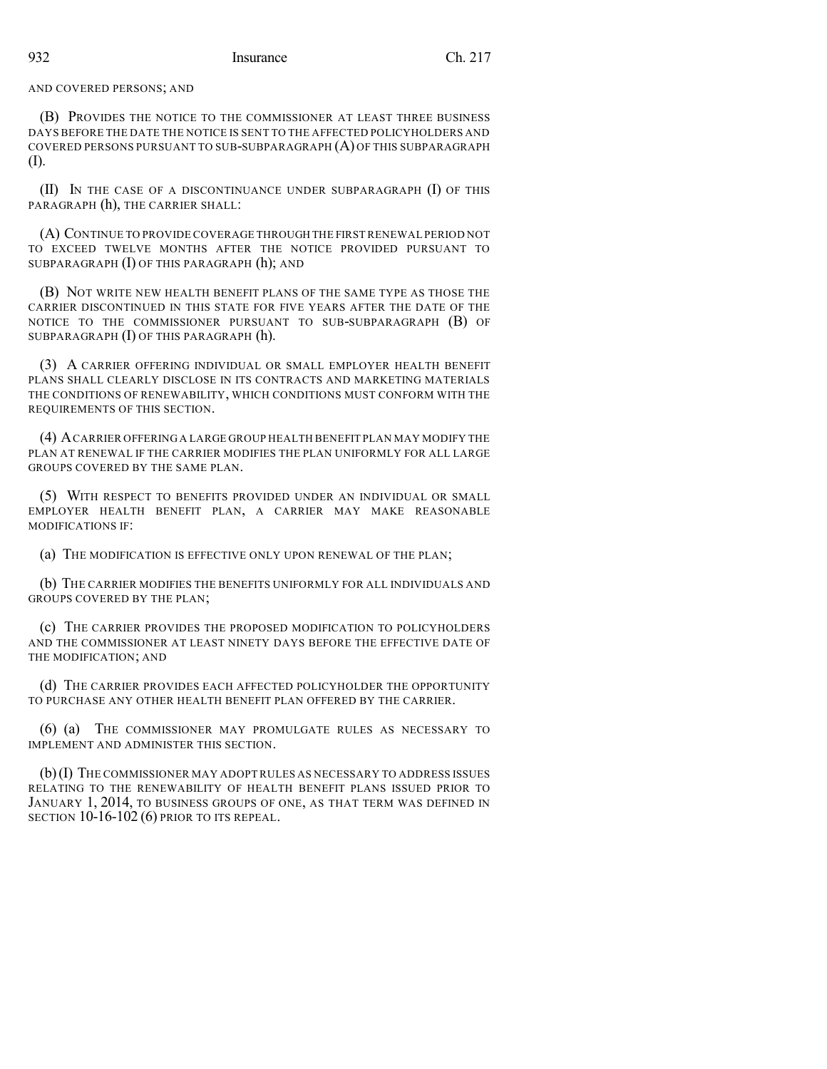AND COVERED PERSONS; AND

(B) PROVIDES THE NOTICE TO THE COMMISSIONER AT LEAST THREE BUSINESS DAYS BEFORE THE DATE THE NOTICE IS SENT TO THE AFFECTED POLICYHOLDERS AND COVERED PERSONS PURSUANT TO SUB-SUBPARAGRAPH (A) OF THIS SUBPARAGRAPH (I).

(II) IN THE CASE OF A DISCONTINUANCE UNDER SUBPARAGRAPH (I) OF THIS PARAGRAPH (h), THE CARRIER SHALL:

(A) CONTINUE TO PROVIDE COVERAGE THROUGH THE FIRST RENEWAL PERIOD NOT TO EXCEED TWELVE MONTHS AFTER THE NOTICE PROVIDED PURSUANT TO SUBPARAGRAPH (I) OF THIS PARAGRAPH (h); AND

(B) NOT WRITE NEW HEALTH BENEFIT PLANS OF THE SAME TYPE AS THOSE THE CARRIER DISCONTINUED IN THIS STATE FOR FIVE YEARS AFTER THE DATE OF THE NOTICE TO THE COMMISSIONER PURSUANT TO SUB-SUBPARAGRAPH (B) OF SUBPARAGRAPH (I) OF THIS PARAGRAPH (h).

(3) A CARRIER OFFERING INDIVIDUAL OR SMALL EMPLOYER HEALTH BENEFIT PLANS SHALL CLEARLY DISCLOSE IN ITS CONTRACTS AND MARKETING MATERIALS THE CONDITIONS OF RENEWABILITY, WHICH CONDITIONS MUST CONFORM WITH THE REQUIREMENTS OF THIS SECTION.

(4) A CARRIER OFFERING A LARGE GROUP HEALTH BENEFIT PLAN MAY MODIFY THE PLAN AT RENEWAL IF THE CARRIER MODIFIES THE PLAN UNIFORMLY FOR ALL LARGE GROUPS COVERED BY THE SAME PLAN.

(5) WITH RESPECT TO BENEFITS PROVIDED UNDER AN INDIVIDUAL OR SMALL EMPLOYER HEALTH BENEFIT PLAN, A CARRIER MAY MAKE REASONABLE MODIFICATIONS IF:

(a) THE MODIFICATION IS EFFECTIVE ONLY UPON RENEWAL OF THE PLAN;

(b) THE CARRIER MODIFIES THE BENEFITS UNIFORMLY FOR ALL INDIVIDUALS AND GROUPS COVERED BY THE PLAN;

(c) THE CARRIER PROVIDES THE PROPOSED MODIFICATION TO POLICYHOLDERS AND THE COMMISSIONER AT LEAST NINETY DAYS BEFORE THE EFFECTIVE DATE OF THE MODIFICATION; AND

(d) THE CARRIER PROVIDES EACH AFFECTED POLICYHOLDER THE OPPORTUNITY TO PURCHASE ANY OTHER HEALTH BENEFIT PLAN OFFERED BY THE CARRIER.

(6) (a) THE COMMISSIONER MAY PROMULGATE RULES AS NECESSARY TO IMPLEMENT AND ADMINISTER THIS SECTION.

(b) (I) THE COMMISSIONER MAY ADOPT RULES AS NECESSARY TO ADDRESS ISSUES RELATING TO THE RENEWABILITY OF HEALTH BENEFIT PLANS ISSUED PRIOR TO JANUARY 1, 2014, TO BUSINESS GROUPS OF ONE, AS THAT TERM WAS DEFINED IN SECTION 10-16-102 (6) PRIOR TO ITS REPEAL.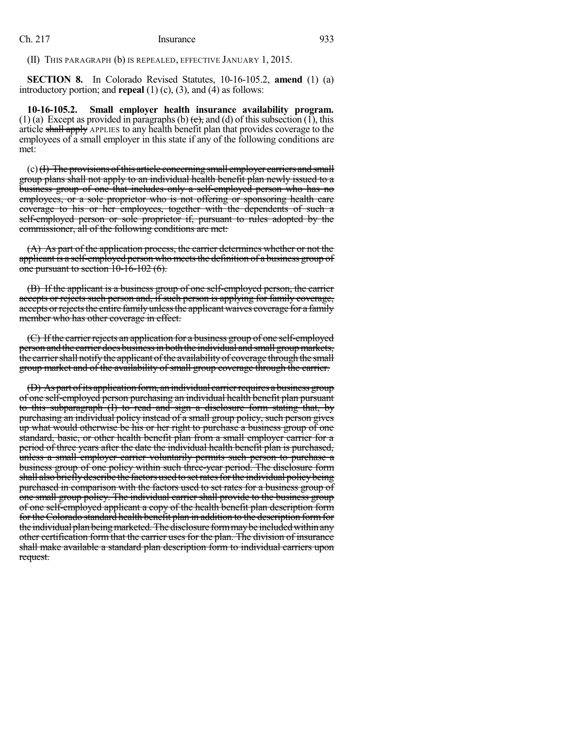(II) THIS PARAGRAPH (b) IS REPEALED, EFFECTIVE JANUARY 1, 2015.

**SECTION 8.** In Colorado Revised Statutes, 10-16-105.2, **amend** (1) (a) introductory portion; and **repeal** (1) (c), (3), and (4) as follows:

**10-16-105.2. Small employer health insurance availability program.** (1) (a) Except as provided in paragraphs (b) ~~(c),~~ and (d) of this subsection (1), this article ~~shall apply~~ APPLIES to any health benefit plan that provides coverage to the employees of a small employer in this state if any of the following conditions are met:

(c) ~~(I) The provisions of this article concerning small employer carriers and small group plans shall not apply to an individual health benefit plan newly issued to a business group of one that includes only a self-employed person who has no employees, or a sole proprietor who is not offering or sponsoring health care coverage to his or her employees, together with the dependents of such a self-employed person or sole proprietor if, pursuant to rules adopted by the commissioner, all of the following conditions are met:~~

~~(A) As part of the application process, the carrier determines whether or not the applicant is a self-employed person who meets the definition of a business group of one pursuant to section 10-16-102 (6).~~

~~(B) If the applicant is a business group of one self-employed person, the carrier accepts or rejects such person and, if such person is applying for family coverage, accepts or rejects the entire family unless the applicant waives coverage for a family member who has other coverage in effect.~~

~~(C) If the carrier rejects an application for a business group of one self-employed person and the carrier does business in both the individual and small group markets, the carrier shall notify the applicant of the availability of coverage through the small group market and of the availability of small group coverage through the carrier.~~

~~(D) As part of its application form, an individual carrier requires a business group of one self-employed person purchasing an individual health benefit plan pursuant to this subparagraph (I) to read and sign a disclosure form stating that, by purchasing an individual policy instead of a small group policy, such person gives up what would otherwise be his or her right to purchase a business group of one standard, basic, or other health benefit plan from a small employer carrier for a period of three years after the date the individual health benefit plan is purchased, unless a small employer carrier voluntarily permits such person to purchase a business group of one policy within such three-year period. The disclosure form shall also briefly describe the factors used to set rates for the individual policy being purchased in comparison with the factors used to set rates for a business group of one small group policy. The individual carrier shall provide to the business group of one self-employed applicant a copy of the health benefit plan description form for the Colorado standard health benefit plan in addition to the description form for the individual plan being marketed. The disclosure form may be included within any other certification form that the carrier uses for the plan. The division of insurance shall make available a standard plan description form to individual carriers upon request.~~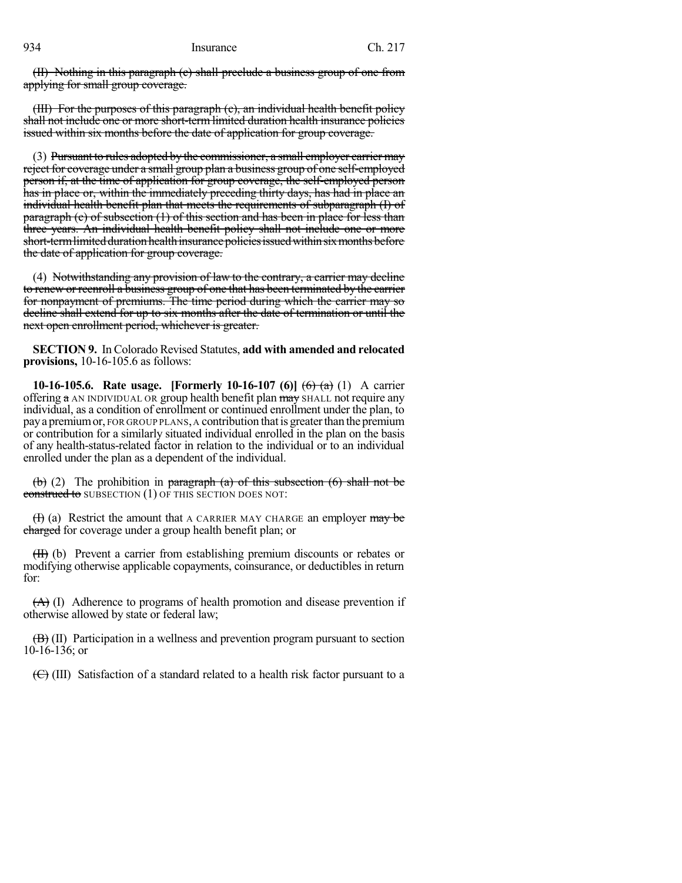(II) Nothing in this paragraph (c) shall preclude a business group of one from applying for small group coverage.

(III) For the purposes of this paragraph (c), an individual health benefit policy shall not include one or more short-term limited duration health insurance policies issued within six months before the date of application for group coverage.

(3) Pursuant to rules adopted by the commissioner, a small employer carrier may reject for coverage under a small group plan a business group of one self-employed person if, at the time of application for group coverage, the self-employed person has in place or, within the immediately preceding thirty days, has had in place an individual health benefit plan that meets the requirements of subparagraph (I) of paragraph (c) of subsection (1) of this section and has been in place for less than three years. An individual health benefit policy shall not include one or more short-term limited duration health insurance policies issued within six months before the date of application for group coverage.

(4) Notwithstanding any provision of law to the contrary, a carrier may decline to renew or reenroll a business group of one that has been terminated by the carrier for nonpayment of premiums. The time period during which the carrier may so decline shall extend for up to six months after the date of termination or until the next open enrollment period, whichever is greater.

**SECTION 9.** In Colorado Revised Statutes, **add with amended and relocated provisions,** 10-16-105.6 as follows:

**10-16-105.6. Rate usage. [Formerly 10-16-107 (6)]** (6) (a) (1) A carrier offering a AN INDIVIDUAL OR group health benefit plan may SHALL not require any individual, as a condition of enrollment or continued enrollment under the plan, to pay a premium or, FOR GROUP PLANS, A contribution that is greater than the premium or contribution for a similarly situated individual enrolled in the plan on the basis of any health-status-related factor in relation to the individual or to an individual enrolled under the plan as a dependent of the individual.

(b) (2) The prohibition in paragraph (a) of this subsection (6) shall not be construed to SUBSECTION (1) OF THIS SECTION DOES NOT:

(I) (a) Restrict the amount that A CARRIER MAY CHARGE an employer may be charged for coverage under a group health benefit plan; or

(II) (b) Prevent a carrier from establishing premium discounts or rebates or modifying otherwise applicable copayments, coinsurance, or deductibles in return for:

(A) (I) Adherence to programs of health promotion and disease prevention if otherwise allowed by state or federal law;

(B) (II) Participation in a wellness and prevention program pursuant to section 10-16-136; or

(C) (III) Satisfaction of a standard related to a health risk factor pursuant to a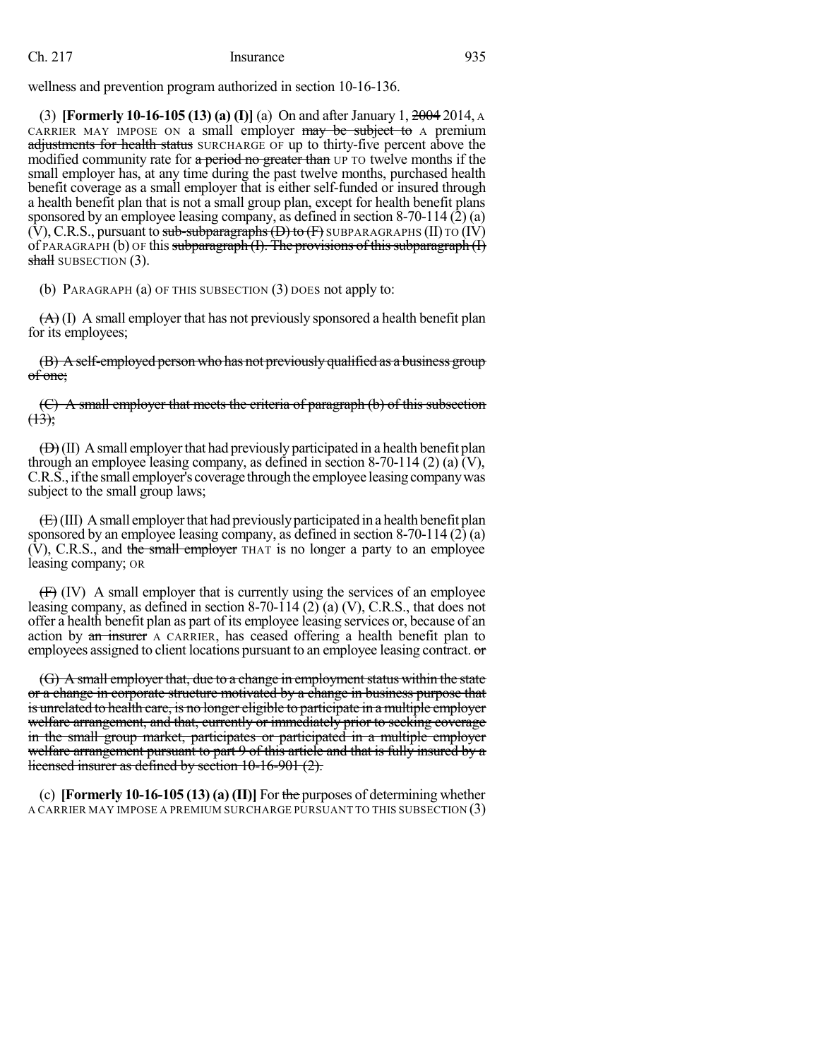wellness and prevention program authorized in section 10-16-136.

(3) **[Formerly 10-16-105 (13) (a) (I)]** (a) On and after January 1, ~~2004~~ 2014, A CARRIER MAY IMPOSE ON a small employer ~~may be subject to~~ A premium ~~adjustments for health status~~ SURCHARGE OF up to thirty-five percent above the modified community rate for ~~a period no greater than~~ UP TO twelve months if the small employer has, at any time during the past twelve months, purchased health benefit coverage as a small employer that is either self-funded or insured through a health benefit plan that is not a small group plan, except for health benefit plans sponsored by an employee leasing company, as defined in section 8-70-114 (2) (a) (V), C.R.S., pursuant to ~~sub-subparagraphs (D) to (F)~~ SUBPARAGRAPHS (II) TO (IV) of PARAGRAPH (b) OF this ~~subparagraph (I). The provisions of this subparagraph (I) shall~~ SUBSECTION (3).

(b) PARAGRAPH (a) OF THIS SUBSECTION (3) DOES not apply to:

~~(A)~~ (I) A small employer that has not previously sponsored a health benefit plan for its employees;

~~(B) A self-employed person who has not previously qualified as a business group of one;~~

~~(C) A small employer that meets the criteria of paragraph (b) of this subsection (13);~~

~~(D)~~ (II) A small employer that had previously participated in a health benefit plan through an employee leasing company, as defined in section 8-70-114 (2) (a) (V), C.R.S., if the small employer's coverage through the employee leasing company was subject to the small group laws;

~~(E)~~ (III) A small employer that had previously participated in a health benefit plan sponsored by an employee leasing company, as defined in section 8-70-114 (2) (a) (V), C.R.S., and ~~the small employer~~ THAT is no longer a party to an employee leasing company; OR

~~(F)~~ (IV) A small employer that is currently using the services of an employee leasing company, as defined in section 8-70-114 (2) (a) (V), C.R.S., that does not offer a health benefit plan as part of its employee leasing services or, because of an action by ~~an insurer~~ A CARRIER, has ceased offering a health benefit plan to employees assigned to client locations pursuant to an employee leasing contract. ~~or~~

~~(G) A small employer that, due to a change in employment status within the state or a change in corporate structure motivated by a change in business purpose that is unrelated to health care, is no longer eligible to participate in a multiple employer welfare arrangement, and that, currently or immediately prior to seeking coverage in the small group market, participates or participated in a multiple employer welfare arrangement pursuant to part 9 of this article and that is fully insured by a licensed insurer as defined by section 10-16-901 (2).~~

(c) **[Formerly 10-16-105 (13) (a) (II)]** For ~~the~~ purposes of determining whether A CARRIER MAY IMPOSE A PREMIUM SURCHARGE PURSUANT TO THIS SUBSECTION (3)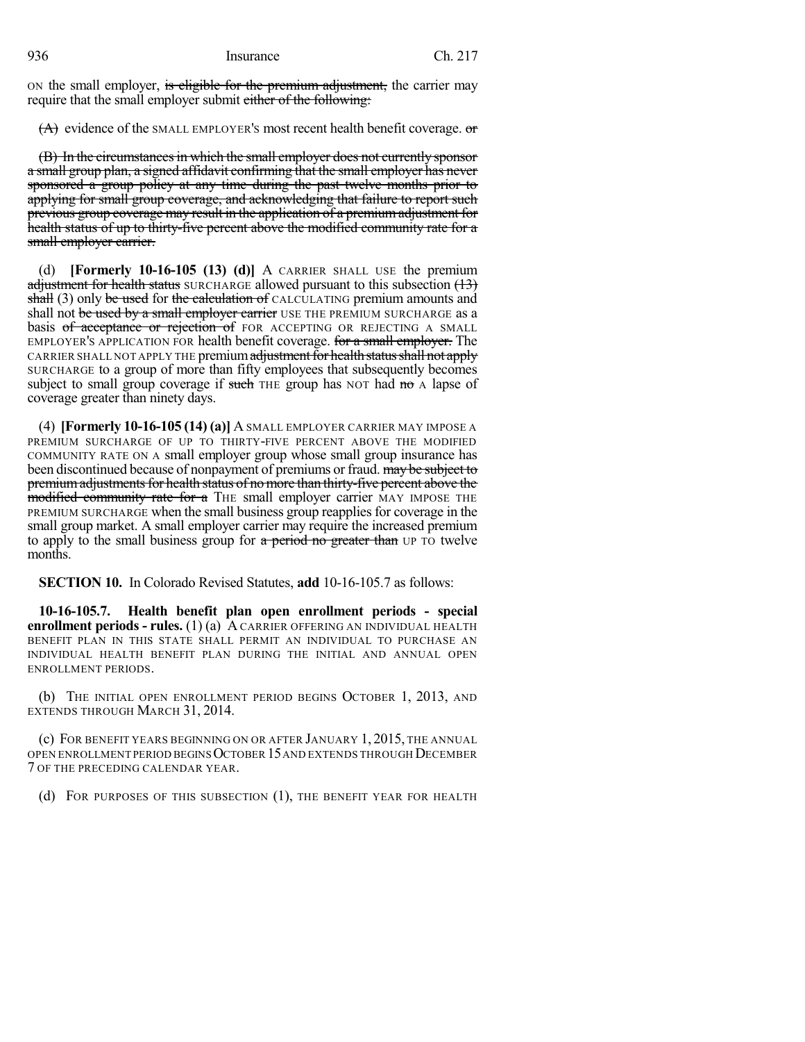ON the small employer, is eligible for the premium adjustment, the carrier may require that the small employer submit either of the following:

(A) evidence of the SMALL EMPLOYER'S most recent health benefit coverage. or

(B) In the circumstances in which the small employer does not currently sponsor a small group plan, a signed affidavit confirming that the small employer has never sponsored a group policy at any time during the past twelve months prior to applying for small group coverage, and acknowledging that failure to report such previous group coverage may result in the application of a premium adjustment for health status of up to thirty-five percent above the modified community rate for a small employer carrier.

(d) **[Formerly 10-16-105 (13) (d)]** A CARRIER SHALL USE the premium adjustment for health status SURCHARGE allowed pursuant to this subsection (13) shall (3) only be used for the calculation of CALCULATING premium amounts and shall not be used by a small employer carrier USE THE PREMIUM SURCHARGE as a basis of acceptance or rejection of FOR ACCEPTING OR REJECTING A SMALL EMPLOYER'S APPLICATION FOR health benefit coverage. for a small employer. The CARRIER SHALL NOT APPLY THE premium adjustment for health status shall not apply SURCHARGE to a group of more than fifty employees that subsequently becomes subject to small group coverage if such THE group has NOT had no A lapse of coverage greater than ninety days.

(4) **[Formerly 10-16-105 (14) (a)]** A SMALL EMPLOYER CARRIER MAY IMPOSE A PREMIUM SURCHARGE OF UP TO THIRTY-FIVE PERCENT ABOVE THE MODIFIED COMMUNITY RATE ON A small employer group whose small group insurance has been discontinued because of nonpayment of premiums or fraud. may be subject to premium adjustments for health status of no more than thirty-five percent above the modified community rate for a THE small employer carrier MAY IMPOSE THE PREMIUM SURCHARGE when the small business group reapplies for coverage in the small group market. A small employer carrier may require the increased premium to apply to the small business group for a period no greater than UP TO twelve months.

**SECTION 10.** In Colorado Revised Statutes, **add** 10-16-105.7 as follows:

**10-16-105.7. Health benefit plan open enrollment periods - special enrollment periods - rules.** (1) (a) A CARRIER OFFERING AN INDIVIDUAL HEALTH BENEFIT PLAN IN THIS STATE SHALL PERMIT AN INDIVIDUAL TO PURCHASE AN INDIVIDUAL HEALTH BENEFIT PLAN DURING THE INITIAL AND ANNUAL OPEN ENROLLMENT PERIODS.

(b) THE INITIAL OPEN ENROLLMENT PERIOD BEGINS OCTOBER 1, 2013, AND EXTENDS THROUGH MARCH 31, 2014.

(c) FOR BENEFIT YEARS BEGINNING ON OR AFTER JANUARY 1, 2015, THE ANNUAL OPEN ENROLLMENT PERIOD BEGINS OCTOBER 15 AND EXTENDS THROUGH DECEMBER 7 OF THE PRECEDING CALENDAR YEAR.

(d) FOR PURPOSES OF THIS SUBSECTION (1), THE BENEFIT YEAR FOR HEALTH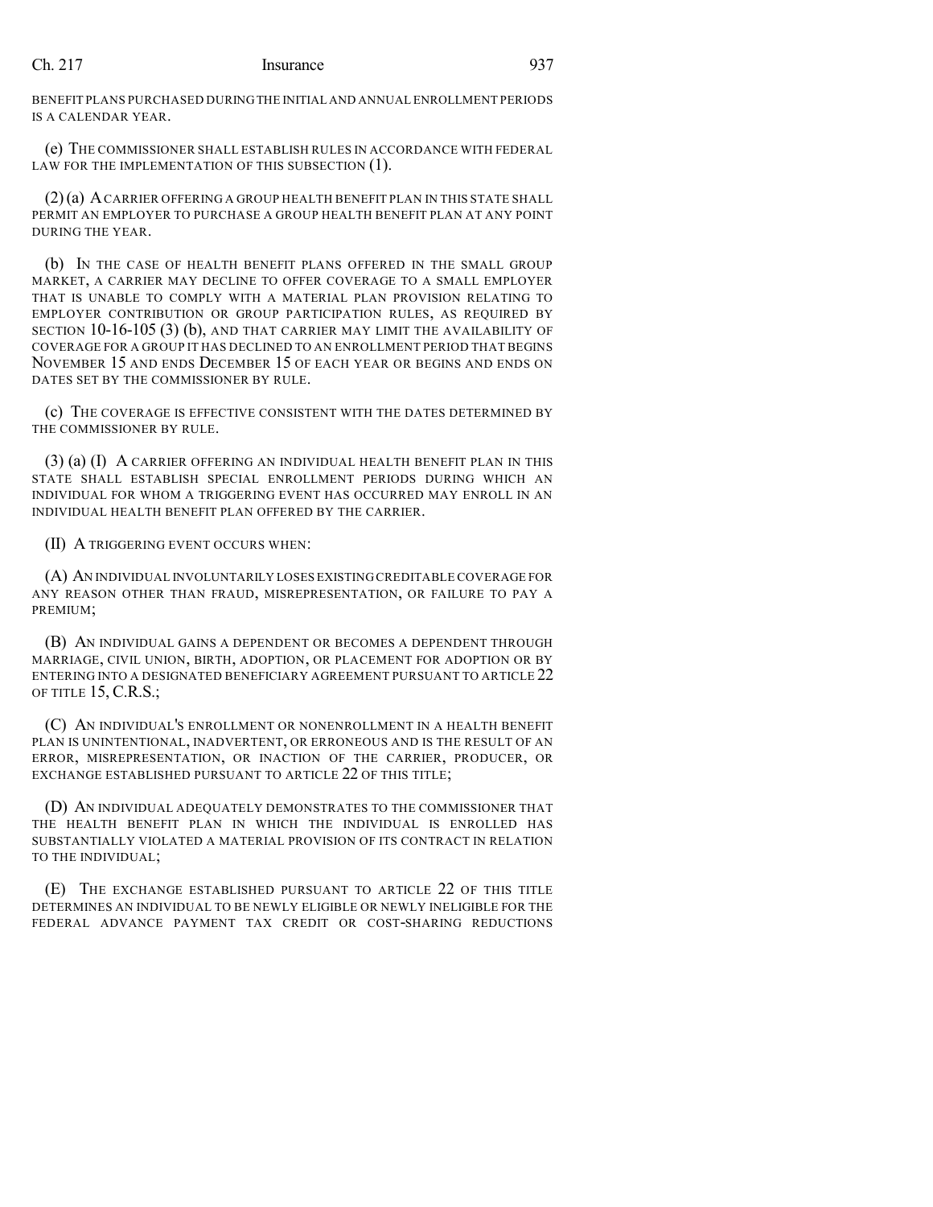BENEFIT PLANS PURCHASED DURING THE INITIAL AND ANNUAL ENROLLMENT PERIODS IS A CALENDAR YEAR.

(e) THE COMMISSIONER SHALL ESTABLISH RULES IN ACCORDANCE WITH FEDERAL LAW FOR THE IMPLEMENTATION OF THIS SUBSECTION (1).

(2) (a) A CARRIER OFFERING A GROUP HEALTH BENEFIT PLAN IN THIS STATE SHALL PERMIT AN EMPLOYER TO PURCHASE A GROUP HEALTH BENEFIT PLAN AT ANY POINT DURING THE YEAR.

(b) IN THE CASE OF HEALTH BENEFIT PLANS OFFERED IN THE SMALL GROUP MARKET, A CARRIER MAY DECLINE TO OFFER COVERAGE TO A SMALL EMPLOYER THAT IS UNABLE TO COMPLY WITH A MATERIAL PLAN PROVISION RELATING TO EMPLOYER CONTRIBUTION OR GROUP PARTICIPATION RULES, AS REQUIRED BY SECTION 10-16-105 (3) (b), AND THAT CARRIER MAY LIMIT THE AVAILABILITY OF COVERAGE FOR A GROUP IT HAS DECLINED TO AN ENROLLMENT PERIOD THAT BEGINS NOVEMBER 15 AND ENDS DECEMBER 15 OF EACH YEAR OR BEGINS AND ENDS ON DATES SET BY THE COMMISSIONER BY RULE.

(c) THE COVERAGE IS EFFECTIVE CONSISTENT WITH THE DATES DETERMINED BY THE COMMISSIONER BY RULE.

(3) (a) (I) A CARRIER OFFERING AN INDIVIDUAL HEALTH BENEFIT PLAN IN THIS STATE SHALL ESTABLISH SPECIAL ENROLLMENT PERIODS DURING WHICH AN INDIVIDUAL FOR WHOM A TRIGGERING EVENT HAS OCCURRED MAY ENROLL IN AN INDIVIDUAL HEALTH BENEFIT PLAN OFFERED BY THE CARRIER.

(II) A TRIGGERING EVENT OCCURS WHEN:

(A) AN INDIVIDUAL INVOLUNTARILY LOSES EXISTING CREDITABLE COVERAGE FOR ANY REASON OTHER THAN FRAUD, MISREPRESENTATION, OR FAILURE TO PAY A PREMIUM;

(B) AN INDIVIDUAL GAINS A DEPENDENT OR BECOMES A DEPENDENT THROUGH MARRIAGE, CIVIL UNION, BIRTH, ADOPTION, OR PLACEMENT FOR ADOPTION OR BY ENTERING INTO A DESIGNATED BENEFICIARY AGREEMENT PURSUANT TO ARTICLE 22 OF TITLE 15, C.R.S.;

(C) AN INDIVIDUAL'S ENROLLMENT OR NONENROLLMENT IN A HEALTH BENEFIT PLAN IS UNINTENTIONAL, INADVERTENT, OR ERRONEOUS AND IS THE RESULT OF AN ERROR, MISREPRESENTATION, OR INACTION OF THE CARRIER, PRODUCER, OR EXCHANGE ESTABLISHED PURSUANT TO ARTICLE 22 OF THIS TITLE;

(D) AN INDIVIDUAL ADEQUATELY DEMONSTRATES TO THE COMMISSIONER THAT THE HEALTH BENEFIT PLAN IN WHICH THE INDIVIDUAL IS ENROLLED HAS SUBSTANTIALLY VIOLATED A MATERIAL PROVISION OF ITS CONTRACT IN RELATION TO THE INDIVIDUAL;

(E) THE EXCHANGE ESTABLISHED PURSUANT TO ARTICLE 22 OF THIS TITLE DETERMINES AN INDIVIDUAL TO BE NEWLY ELIGIBLE OR NEWLY INELIGIBLE FOR THE FEDERAL ADVANCE PAYMENT TAX CREDIT OR COST-SHARING REDUCTIONS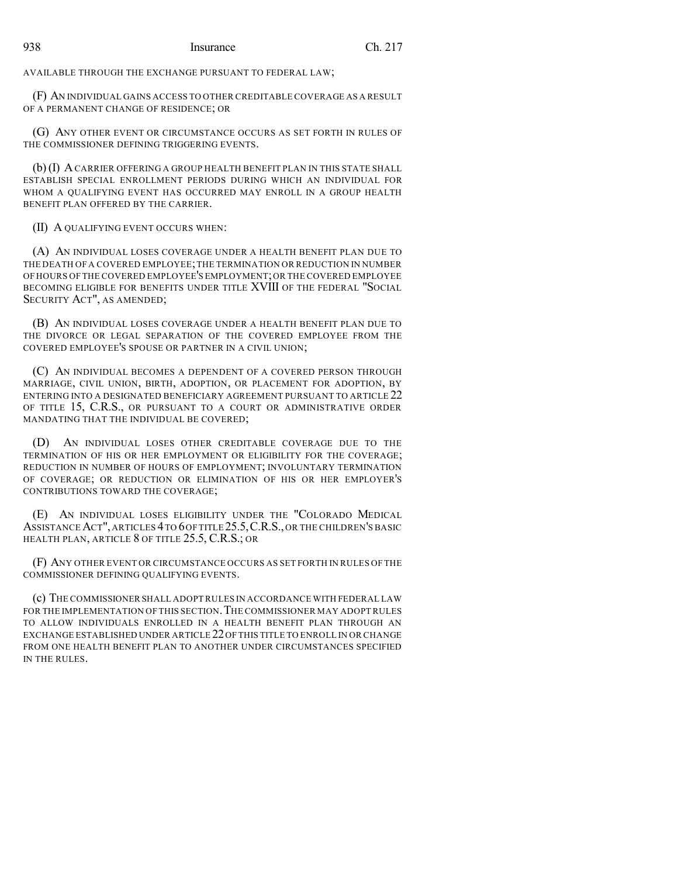AVAILABLE THROUGH THE EXCHANGE PURSUANT TO FEDERAL LAW;

(F) AN INDIVIDUAL GAINS ACCESS TO OTHER CREDITABLE COVERAGE AS A RESULT OF A PERMANENT CHANGE OF RESIDENCE; OR

(G) ANY OTHER EVENT OR CIRCUMSTANCE OCCURS AS SET FORTH IN RULES OF THE COMMISSIONER DEFINING TRIGGERING EVENTS.

(b) (I) A CARRIER OFFERING A GROUP HEALTH BENEFIT PLAN IN THIS STATE SHALL ESTABLISH SPECIAL ENROLLMENT PERIODS DURING WHICH AN INDIVIDUAL FOR WHOM A QUALIFYING EVENT HAS OCCURRED MAY ENROLL IN A GROUP HEALTH BENEFIT PLAN OFFERED BY THE CARRIER.

(II) A QUALIFYING EVENT OCCURS WHEN:

(A) AN INDIVIDUAL LOSES COVERAGE UNDER A HEALTH BENEFIT PLAN DUE TO THE DEATH OF A COVERED EMPLOYEE; THE TERMINATION OR REDUCTION IN NUMBER OF HOURS OF THE COVERED EMPLOYEE'S EMPLOYMENT; OR THE COVERED EMPLOYEE BECOMING ELIGIBLE FOR BENEFITS UNDER TITLE XVIII OF THE FEDERAL "SOCIAL SECURITY ACT", AS AMENDED;

(B) AN INDIVIDUAL LOSES COVERAGE UNDER A HEALTH BENEFIT PLAN DUE TO THE DIVORCE OR LEGAL SEPARATION OF THE COVERED EMPLOYEE FROM THE COVERED EMPLOYEE'S SPOUSE OR PARTNER IN A CIVIL UNION;

(C) AN INDIVIDUAL BECOMES A DEPENDENT OF A COVERED PERSON THROUGH MARRIAGE, CIVIL UNION, BIRTH, ADOPTION, OR PLACEMENT FOR ADOPTION, BY ENTERING INTO A DESIGNATED BENEFICIARY AGREEMENT PURSUANT TO ARTICLE 22 OF TITLE 15, C.R.S., OR PURSUANT TO A COURT OR ADMINISTRATIVE ORDER MANDATING THAT THE INDIVIDUAL BE COVERED;

(D) AN INDIVIDUAL LOSES OTHER CREDITABLE COVERAGE DUE TO THE TERMINATION OF HIS OR HER EMPLOYMENT OR ELIGIBILITY FOR THE COVERAGE; REDUCTION IN NUMBER OF HOURS OF EMPLOYMENT; INVOLUNTARY TERMINATION OF COVERAGE; OR REDUCTION OR ELIMINATION OF HIS OR HER EMPLOYER'S CONTRIBUTIONS TOWARD THE COVERAGE;

(E) AN INDIVIDUAL LOSES ELIGIBILITY UNDER THE "COLORADO MEDICAL ASSISTANCE ACT", ARTICLES 4 TO 6 OF TITLE 25.5, C.R.S., OR THE CHILDREN'S BASIC HEALTH PLAN, ARTICLE 8 OF TITLE 25.5, C.R.S.; OR

(F) ANY OTHER EVENT OR CIRCUMSTANCE OCCURS AS SET FORTH IN RULES OF THE COMMISSIONER DEFINING QUALIFYING EVENTS.

(c) THE COMMISSIONER SHALL ADOPT RULES IN ACCORDANCE WITH FEDERAL LAW FOR THE IMPLEMENTATION OF THIS SECTION. THE COMMISSIONER MAY ADOPT RULES TO ALLOW INDIVIDUALS ENROLLED IN A HEALTH BENEFIT PLAN THROUGH AN EXCHANGE ESTABLISHED UNDER ARTICLE 22 OF THIS TITLE TO ENROLL IN OR CHANGE FROM ONE HEALTH BENEFIT PLAN TO ANOTHER UNDER CIRCUMSTANCES SPECIFIED IN THE RULES.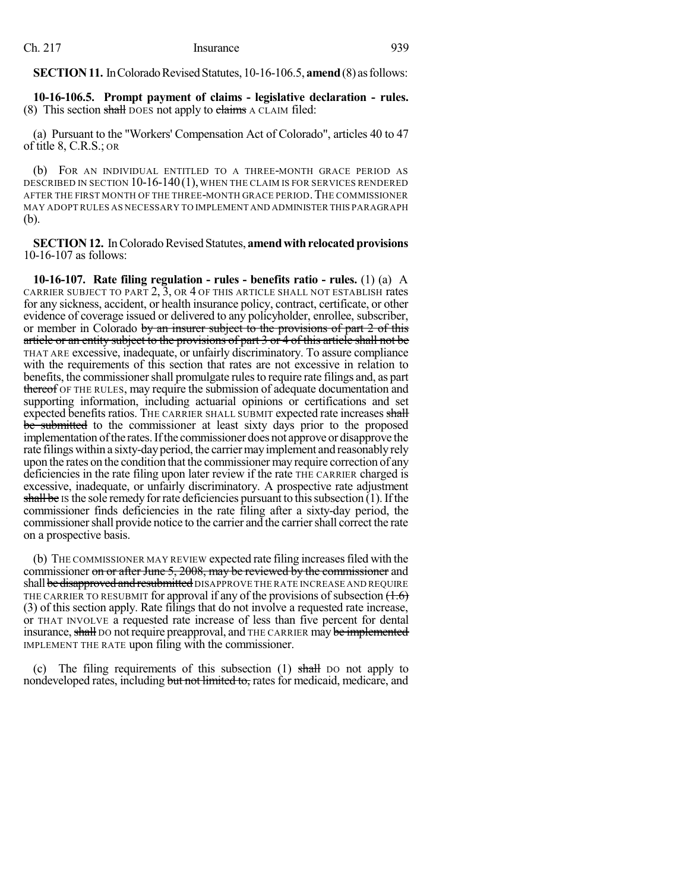**SECTION 11.** In Colorado Revised Statutes, 10-16-106.5, **amend** (8) as follows:

**10-16-106.5. Prompt payment of claims - legislative declaration - rules.** (8) This section ~~shall~~ DOES not apply to ~~claims~~ A CLAIM filed:

(a) Pursuant to the "Workers' Compensation Act of Colorado", articles 40 to 47 of title 8, C.R.S.; OR

(b) FOR AN INDIVIDUAL ENTITLED TO A THREE-MONTH GRACE PERIOD AS DESCRIBED IN SECTION 10-16-140 (1), WHEN THE CLAIM IS FOR SERVICES RENDERED AFTER THE FIRST MONTH OF THE THREE-MONTH GRACE PERIOD. THE COMMISSIONER MAY ADOPT RULES AS NECESSARY TO IMPLEMENT AND ADMINISTER THIS PARAGRAPH (b).

**SECTION 12.** In Colorado Revised Statutes, **amend with relocated provisions** 10-16-107 as follows:

**10-16-107. Rate filing regulation - rules - benefits ratio - rules.** (1) (a) A CARRIER SUBJECT TO PART 2, 3, OR 4 OF THIS ARTICLE SHALL NOT ESTABLISH rates for any sickness, accident, or health insurance policy, contract, certificate, or other evidence of coverage issued or delivered to any policyholder, enrollee, subscriber, or member in Colorado ~~by an insurer subject to the provisions of part 2 of this article or an entity subject to the provisions of part 3 or 4 of this article shall not be~~ THAT ARE excessive, inadequate, or unfairly discriminatory. To assure compliance with the requirements of this section that rates are not excessive in relation to benefits, the commissioner shall promulgate rules to require rate filings and, as part ~~thereof~~ OF THE RULES, may require the submission of adequate documentation and supporting information, including actuarial opinions or certifications and set expected benefits ratios. THE CARRIER SHALL SUBMIT expected rate increases ~~shall be submitted~~ to the commissioner at least sixty days prior to the proposed implementation of the rates. If the commissioner does not approve or disapprove the rate filings within a sixty-day period, the carrier may implement and reasonably rely upon the rates on the condition that the commissioner may require correction of any deficiencies in the rate filing upon later review if the rate THE CARRIER charged is excessive, inadequate, or unfairly discriminatory. A prospective rate adjustment ~~shall be~~ IS the sole remedy for rate deficiencies pursuant to this subsection (1). If the commissioner finds deficiencies in the rate filing after a sixty-day period, the commissioner shall provide notice to the carrier and the carrier shall correct the rate on a prospective basis.

(b) THE COMMISSIONER MAY REVIEW expected rate filing increases filed with the commissioner ~~on or after June 5, 2008, may be reviewed by the commissioner~~ and shall ~~be disapproved and resubmitted~~ DISAPPROVE THE RATE INCREASE AND REQUIRE THE CARRIER TO RESUBMIT for approval if any of the provisions of subsection ~~(1.6)~~ (3) of this section apply. Rate filings that do not involve a requested rate increase, or THAT INVOLVE a requested rate increase of less than five percent for dental insurance, ~~shall~~ DO not require preapproval, and THE CARRIER may ~~be implemented~~ IMPLEMENT THE RATE upon filing with the commissioner.

(c) The filing requirements of this subsection (1) ~~shall~~ DO not apply to nondeveloped rates, including ~~but not limited to,~~ rates for medicaid, medicare, and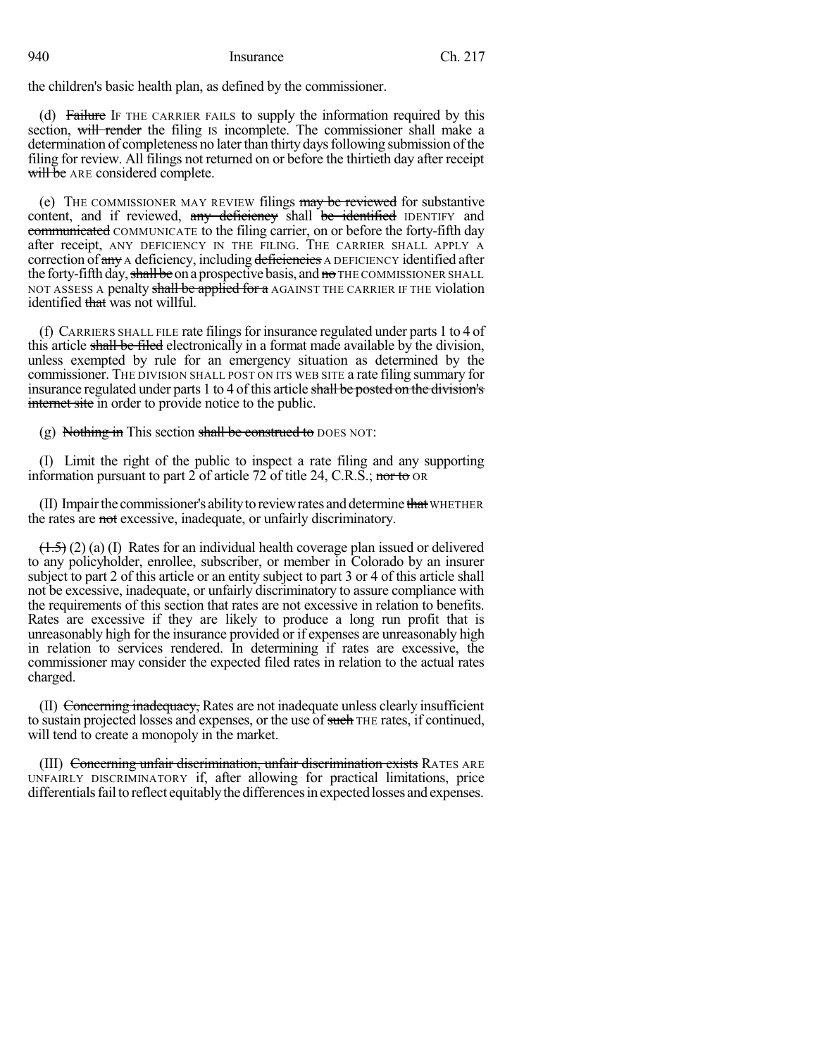the children's basic health plan, as defined by the commissioner.

(d) ~~Failure~~ IF THE CARRIER FAILS to supply the information required by this section, ~~will render~~ the filing IS incomplete. The commissioner shall make a determination of completeness no later than thirty days following submission of the filing for review. All filings not returned on or before the thirtieth day after receipt ~~will be~~ ARE considered complete.

(e) THE COMMISSIONER MAY REVIEW filings ~~may be reviewed~~ for substantive content, and if reviewed, ~~any deficiency~~ shall ~~be identified~~ IDENTIFY and ~~communicated~~ COMMUNICATE to the filing carrier, on or before the forty-fifth day after receipt, ANY DEFICIENCY IN THE FILING. THE CARRIER SHALL APPLY A correction of ~~any~~ A deficiency, including ~~deficiencies~~ A DEFICIENCY identified after the forty-fifth day, ~~shall be~~ on a prospective basis, and ~~no~~ THE COMMISSIONER SHALL NOT ASSESS A penalty ~~shall be applied for a~~ AGAINST THE CARRIER IF THE violation identified ~~that~~ was not willful.

(f) CARRIERS SHALL FILE rate filings for insurance regulated under parts 1 to 4 of this article ~~shall be filed~~ electronically in a format made available by the division, unless exempted by rule for an emergency situation as determined by the commissioner. THE DIVISION SHALL POST ON ITS WEB SITE a rate filing summary for insurance regulated under parts 1 to 4 of this article ~~shall be posted on the division's internet site~~ in order to provide notice to the public.

(g) ~~Nothing in~~ This section ~~shall be construed to~~ DOES NOT:

(I) Limit the right of the public to inspect a rate filing and any supporting information pursuant to part 2 of article 72 of title 24, C.R.S.; ~~nor to~~ OR

(II) Impair the commissioner's ability to review rates and determine ~~that~~ WHETHER the rates are ~~not~~ excessive, inadequate, or unfairly discriminatory.

~~(1.5)~~ (2) (a) (I) Rates for an individual health coverage plan issued or delivered to any policyholder, enrollee, subscriber, or member in Colorado by an insurer subject to part 2 of this article or an entity subject to part 3 or 4 of this article shall not be excessive, inadequate, or unfairly discriminatory to assure compliance with the requirements of this section that rates are not excessive in relation to benefits. Rates are excessive if they are likely to produce a long run profit that is unreasonably high for the insurance provided or if expenses are unreasonably high in relation to services rendered. In determining if rates are excessive, the commissioner may consider the expected filed rates in relation to the actual rates charged.

(II) ~~Concerning inadequacy,~~ Rates are not inadequate unless clearly insufficient to sustain projected losses and expenses, or the use of ~~such~~ THE rates, if continued, will tend to create a monopoly in the market.

(III) ~~Concerning unfair discrimination, unfair discrimination exists~~ RATES ARE UNFAIRLY DISCRIMINATORY if, after allowing for practical limitations, price differentials fail to reflect equitably the differences in expected losses and expenses.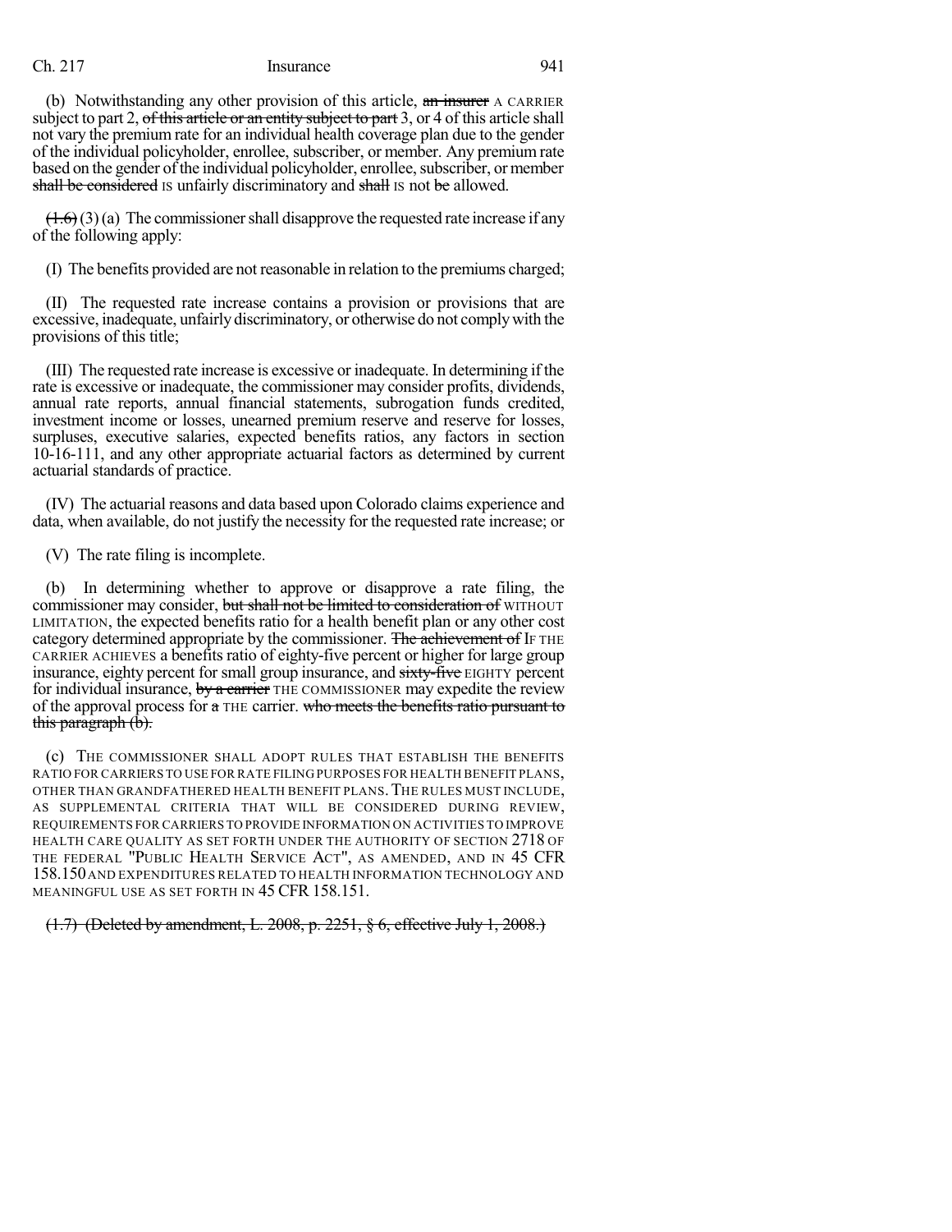(b) Notwithstanding any other provision of this article, ~~an insurer~~ A CARRIER subject to part 2, ~~of this article or an entity subject to part~~ 3, or 4 of this article shall not vary the premium rate for an individual health coverage plan due to the gender of the individual policyholder, enrollee, subscriber, or member. Any premium rate based on the gender of the individual policyholder, enrollee, subscriber, or member ~~shall be considered~~ IS unfairly discriminatory and ~~shall~~ IS not ~~be~~ allowed.

~~(1.6)~~ (3) (a) The commissioner shall disapprove the requested rate increase if any of the following apply:

(I) The benefits provided are not reasonable in relation to the premiums charged;

(II) The requested rate increase contains a provision or provisions that are excessive, inadequate, unfairly discriminatory, or otherwise do not comply with the provisions of this title;

(III) The requested rate increase is excessive or inadequate. In determining if the rate is excessive or inadequate, the commissioner may consider profits, dividends, annual rate reports, annual financial statements, subrogation funds credited, investment income or losses, unearned premium reserve and reserve for losses, surpluses, executive salaries, expected benefits ratios, any factors in section 10-16-111, and any other appropriate actuarial factors as determined by current actuarial standards of practice.

(IV) The actuarial reasons and data based upon Colorado claims experience and data, when available, do not justify the necessity for the requested rate increase; or

(V) The rate filing is incomplete.

(b) In determining whether to approve or disapprove a rate filing, the commissioner may consider, ~~but shall not be limited to consideration of~~ WITHOUT LIMITATION, the expected benefits ratio for a health benefit plan or any other cost category determined appropriate by the commissioner. ~~The achievement of~~ IF THE CARRIER ACHIEVES a benefits ratio of eighty-five percent or higher for large group insurance, eighty percent for small group insurance, and ~~sixty-five~~ EIGHTY percent for individual insurance, ~~by a carrier~~ THE COMMISSIONER may expedite the review of the approval process for ~~a~~ THE carrier. ~~who meets the benefits ratio pursuant to this paragraph (b).~~

(c) THE COMMISSIONER SHALL ADOPT RULES THAT ESTABLISH THE BENEFITS RATIO FOR CARRIERS TO USE FOR RATE FILING PURPOSES FOR HEALTH BENEFIT PLANS, OTHER THAN GRANDFATHERED HEALTH BENEFIT PLANS. THE RULES MUST INCLUDE, AS SUPPLEMENTAL CRITERIA THAT WILL BE CONSIDERED DURING REVIEW, REQUIREMENTS FOR CARRIERS TO PROVIDE INFORMATION ON ACTIVITIES TO IMPROVE HEALTH CARE QUALITY AS SET FORTH UNDER THE AUTHORITY OF SECTION 2718 OF THE FEDERAL "PUBLIC HEALTH SERVICE ACT", AS AMENDED, AND IN 45 CFR 158.150 AND EXPENDITURES RELATED TO HEALTH INFORMATION TECHNOLOGY AND MEANINGFUL USE AS SET FORTH IN 45 CFR 158.151.

~~(1.7) (Deleted by amendment, L. 2008, p. 2251, § 6, effective July 1, 2008.)~~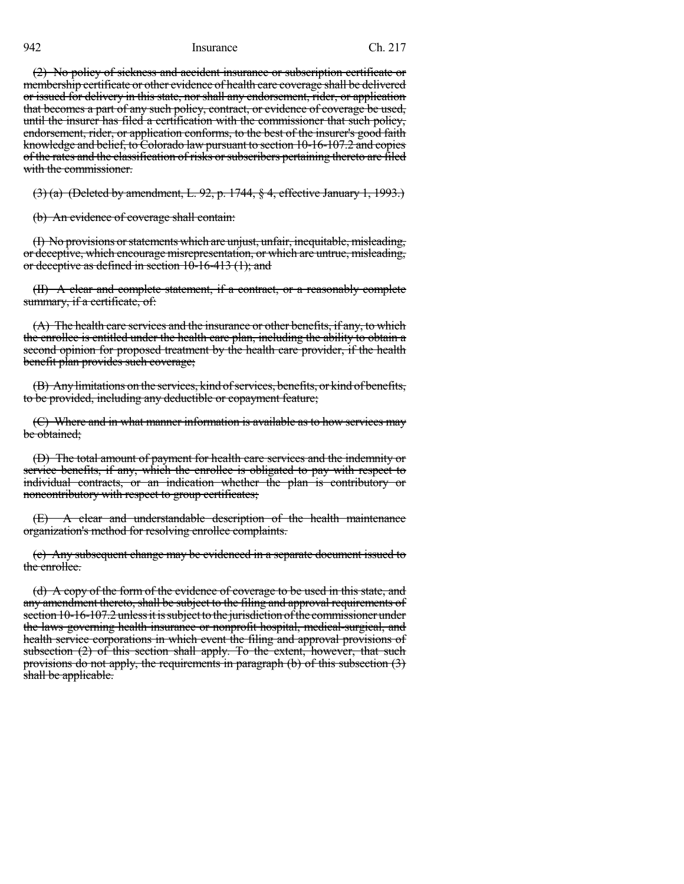~~(2) No policy of sickness and accident insurance or subscription certificate or membership certificate or other evidence of health care coverage shall be delivered or issued for delivery in this state, nor shall any endorsement, rider, or application that becomes a part of any such policy, contract, or evidence of coverage be used, until the insurer has filed a certification with the commissioner that such policy, endorsement, rider, or application conforms, to the best of the insurer's good faith knowledge and belief, to Colorado law pursuant to section 10-16-107.2 and copies of the rates and the classification of risks or subscribers pertaining thereto are filed with the commissioner.~~

~~(3) (a) (Deleted by amendment, L. 92, p. 1744, § 4, effective January 1, 1993.)~~

~~(b) An evidence of coverage shall contain:~~

~~(I) No provisions or statements which are unjust, unfair, inequitable, misleading, or deceptive, which encourage misrepresentation, or which are untrue, misleading, or deceptive as defined in section 10-16-413 (1); and~~

~~(II) A clear and complete statement, if a contract, or a reasonably complete summary, if a certificate, of:~~

~~(A) The health care services and the insurance or other benefits, if any, to which the enrollee is entitled under the health care plan, including the ability to obtain a second opinion for proposed treatment by the health care provider, if the health benefit plan provides such coverage;~~

~~(B) Any limitations on the services, kind of services, benefits, or kind of benefits, to be provided, including any deductible or copayment feature;~~

~~(C) Where and in what manner information is available as to how services may be obtained;~~

~~(D) The total amount of payment for health care services and the indemnity or service benefits, if any, which the enrollee is obligated to pay with respect to individual contracts, or an indication whether the plan is contributory or noncontributory with respect to group certificates;~~

~~(E) A clear and understandable description of the health maintenance organization's method for resolving enrollee complaints.~~

~~(c) Any subsequent change may be evidenced in a separate document issued to the enrollee.~~

~~(d) A copy of the form of the evidence of coverage to be used in this state, and any amendment thereto, shall be subject to the filing and approval requirements of section 10-16-107.2 unless it is subject to the jurisdiction of the commissioner under the laws governing health insurance or nonprofit hospital, medical-surgical, and health service corporations in which event the filing and approval provisions of subsection (2) of this section shall apply. To the extent, however, that such provisions do not apply, the requirements in paragraph (b) of this subsection (3) shall be applicable.~~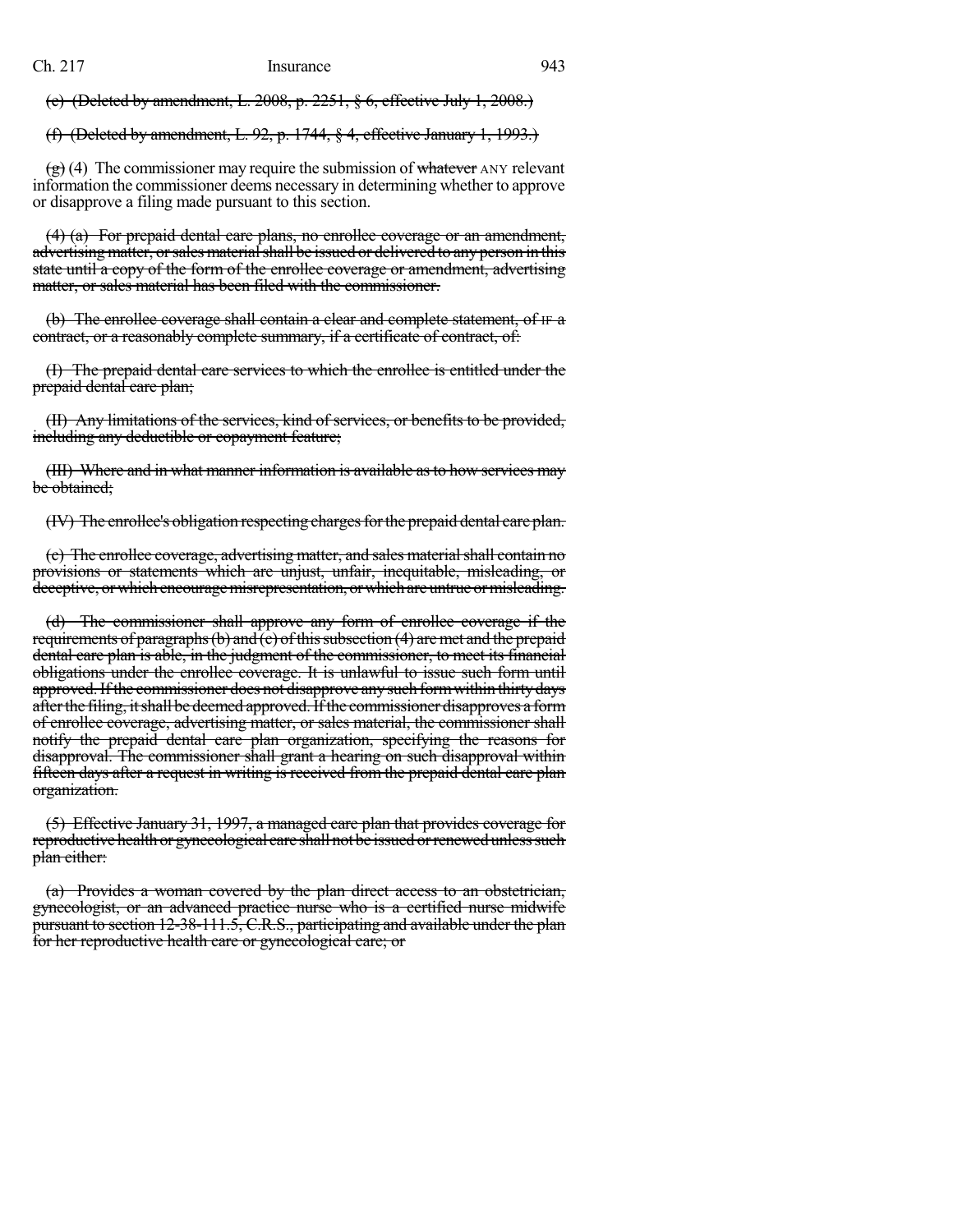~~(e) (Deleted by amendment, L. 2008, p. 2251, § 6, effective July 1, 2008.)~~

~~(f) (Deleted by amendment, L. 92, p. 1744, § 4, effective January 1, 1993.)~~

~~(g)~~ (4) The commissioner may require the submission of ~~whatever~~ ANY relevant information the commissioner deems necessary in determining whether to approve or disapprove a filing made pursuant to this section.

~~(4) (a) For prepaid dental care plans, no enrollee coverage or an amendment, advertising matter, or sales material shall be issued or delivered to any person in this state until a copy of the form of the enrollee coverage or amendment, advertising matter, or sales material has been filed with the commissioner.~~

~~(b) The enrollee coverage shall contain a clear and complete statement, of IF a contract, or a reasonably complete summary, if a certificate of contract, of:~~

~~(I) The prepaid dental care services to which the enrollee is entitled under the prepaid dental care plan;~~

~~(II) Any limitations of the services, kind of services, or benefits to be provided, including any deductible or copayment feature;~~

~~(III) Where and in what manner information is available as to how services may be obtained;~~

~~(IV) The enrollee's obligation respecting charges for the prepaid dental care plan.~~

~~(c) The enrollee coverage, advertising matter, and sales material shall contain no provisions or statements which are unjust, unfair, inequitable, misleading, or deceptive, or which encourage misrepresentation, or which are untrue or misleading.~~

~~(d) The commissioner shall approve any form of enrollee coverage if the requirements of paragraphs (b) and (c) of this subsection (4) are met and the prepaid dental care plan is able, in the judgment of the commissioner, to meet its financial obligations under the enrollee coverage. It is unlawful to issue such form until approved. If the commissioner does not disapprove any such form within thirty days after the filing, it shall be deemed approved. If the commissioner disapproves a form of enrollee coverage, advertising matter, or sales material, the commissioner shall notify the prepaid dental care plan organization, specifying the reasons for disapproval. The commissioner shall grant a hearing on such disapproval within fifteen days after a request in writing is received from the prepaid dental care plan organization.~~

~~(5) Effective January 31, 1997, a managed care plan that provides coverage for reproductive health or gynecological care shall not be issued or renewed unless such plan either:~~

~~(a) Provides a woman covered by the plan direct access to an obstetrician, gynecologist, or an advanced practice nurse who is a certified nurse midwife pursuant to section 12-38-111.5, C.R.S., participating and available under the plan for her reproductive health care or gynecological care; or~~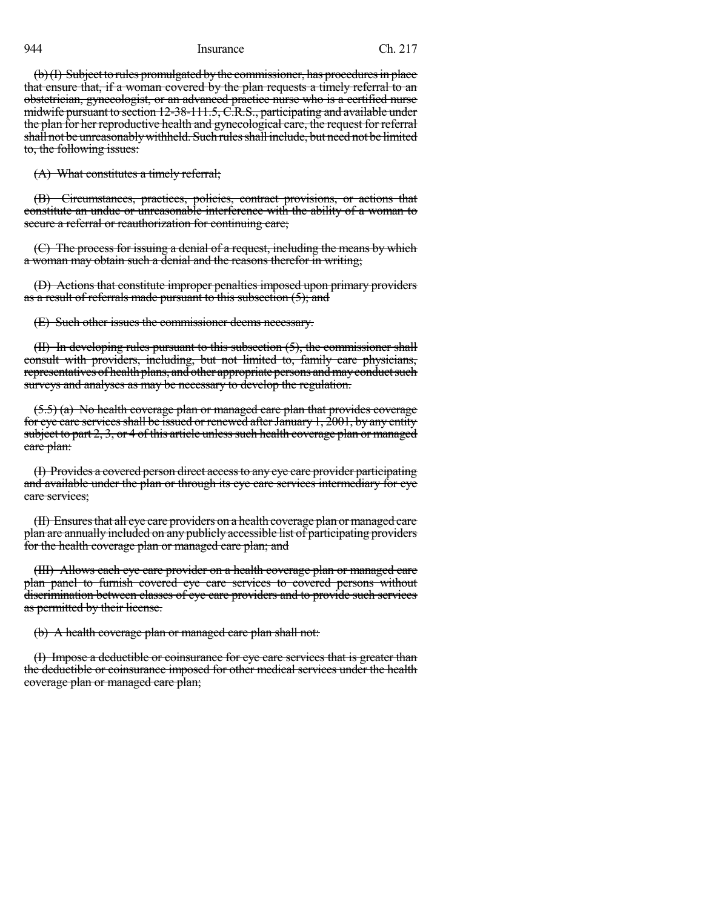~~(b) (I) Subject to rules promulgated by the commissioner, has procedures in place that ensure that, if a woman covered by the plan requests a timely referral to an obstetrician, gynecologist, or an advanced practice nurse who is a certified nurse midwife pursuant to section 12-38-111.5, C.R.S., participating and available under the plan for her reproductive health and gynecological care, the request for referral shall not be unreasonably withheld. Such rules shall include, but need not be limited to, the following issues:~~

~~(A) What constitutes a timely referral;~~

~~(B) Circumstances, practices, policies, contract provisions, or actions that constitute an undue or unreasonable interference with the ability of a woman to secure a referral or reauthorization for continuing care;~~

~~(C) The process for issuing a denial of a request, including the means by which a woman may obtain such a denial and the reasons therefor in writing;~~

~~(D) Actions that constitute improper penalties imposed upon primary providers as a result of referrals made pursuant to this subsection (5); and~~

~~(E) Such other issues the commissioner deems necessary.~~

~~(II) In developing rules pursuant to this subsection (5), the commissioner shall consult with providers, including, but not limited to, family care physicians, representatives of health plans, and other appropriate persons and may conduct such surveys and analyses as may be necessary to develop the regulation.~~

~~(5.5) (a) No health coverage plan or managed care plan that provides coverage for eye care services shall be issued or renewed after January 1, 2001, by any entity subject to part 2, 3, or 4 of this article unless such health coverage plan or managed care plan:~~

~~(I) Provides a covered person direct access to any eye care provider participating and available under the plan or through its eye care services intermediary for eye care services;~~

~~(II) Ensures that all eye care providers on a health coverage plan or managed care plan are annually included on any publicly accessible list of participating providers for the health coverage plan or managed care plan; and~~

~~(III) Allows each eye care provider on a health coverage plan or managed care plan panel to furnish covered eye care services to covered persons without discrimination between classes of eye care providers and to provide such services as permitted by their license.~~

~~(b) A health coverage plan or managed care plan shall not:~~

~~(I) Impose a deductible or coinsurance for eye care services that is greater than the deductible or coinsurance imposed for other medical services under the health coverage plan or managed care plan;~~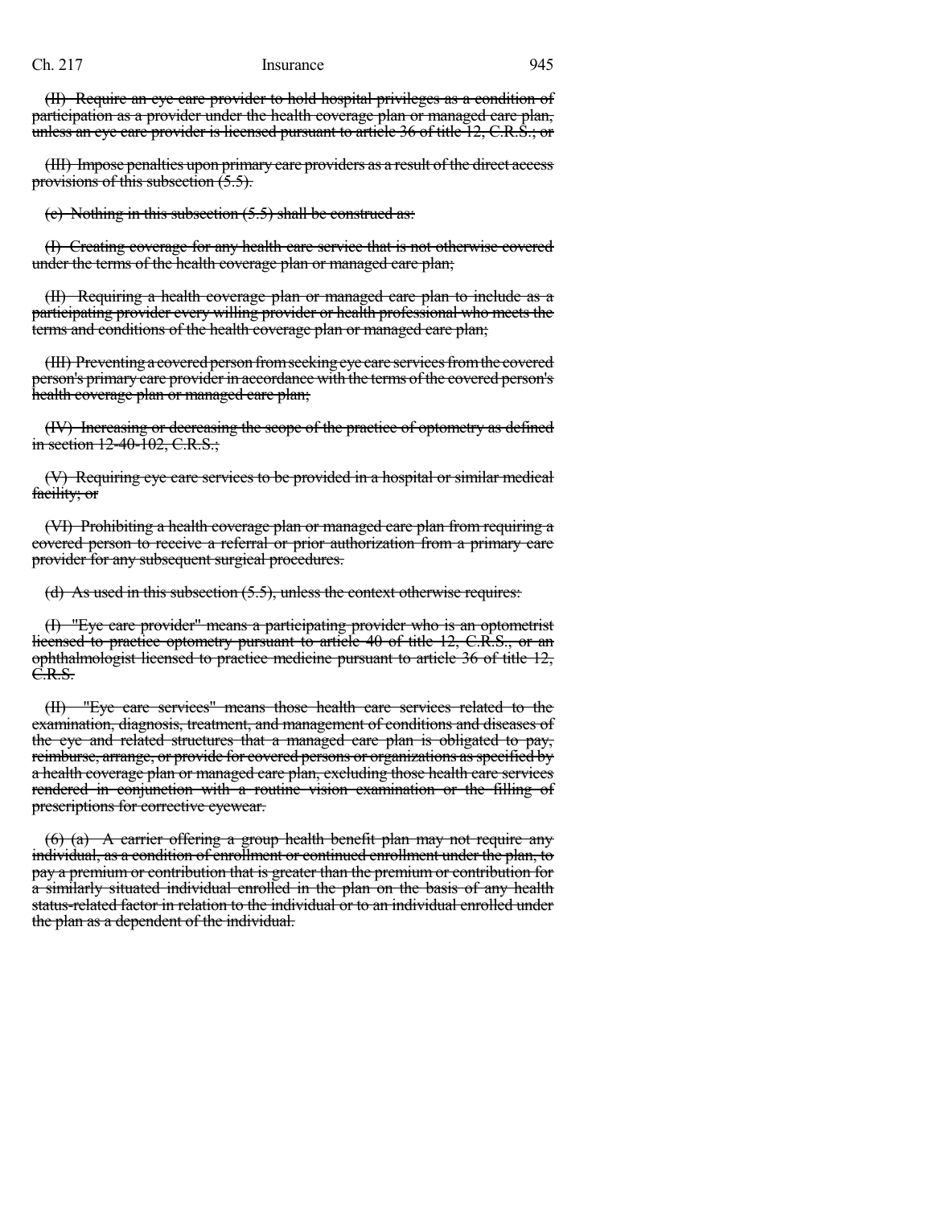~~(II) Require an eye care provider to hold hospital privileges as a condition of participation as a provider under the health coverage plan or managed care plan, unless an eye care provider is licensed pursuant to article 36 of title 12, C.R.S.; or~~

~~(III) Impose penalties upon primary care providers as a result of the direct access provisions of this subsection (5.5).~~

~~(c) Nothing in this subsection (5.5) shall be construed as:~~

~~(I) Creating coverage for any health care service that is not otherwise covered under the terms of the health coverage plan or managed care plan;~~

~~(II) Requiring a health coverage plan or managed care plan to include as a participating provider every willing provider or health professional who meets the terms and conditions of the health coverage plan or managed care plan;~~

~~(III) Preventing a covered person from seeking eye care services from the covered person's primary care provider in accordance with the terms of the covered person's health coverage plan or managed care plan;~~

~~(IV) Increasing or decreasing the scope of the practice of optometry as defined in section 12-40-102, C.R.S.;~~

~~(V) Requiring eye care services to be provided in a hospital or similar medical facility; or~~

~~(VI) Prohibiting a health coverage plan or managed care plan from requiring a covered person to receive a referral or prior authorization from a primary care provider for any subsequent surgical procedures.~~

~~(d) As used in this subsection (5.5), unless the context otherwise requires:~~

~~(I) "Eye care provider" means a participating provider who is an optometrist licensed to practice optometry pursuant to article 40 of title 12, C.R.S., or an ophthalmologist licensed to practice medicine pursuant to article 36 of title 12, C.R.S.~~

~~(II) "Eye care services" means those health care services related to the examination, diagnosis, treatment, and management of conditions and diseases of the eye and related structures that a managed care plan is obligated to pay, reimburse, arrange, or provide for covered persons or organizations as specified by a health coverage plan or managed care plan, excluding those health care services rendered in conjunction with a routine vision examination or the filling of prescriptions for corrective eyewear.~~

~~(6) (a) A carrier offering a group health benefit plan may not require any individual, as a condition of enrollment or continued enrollment under the plan, to pay a premium or contribution that is greater than the premium or contribution for a similarly situated individual enrolled in the plan on the basis of any health status-related factor in relation to the individual or to an individual enrolled under the plan as a dependent of the individual.~~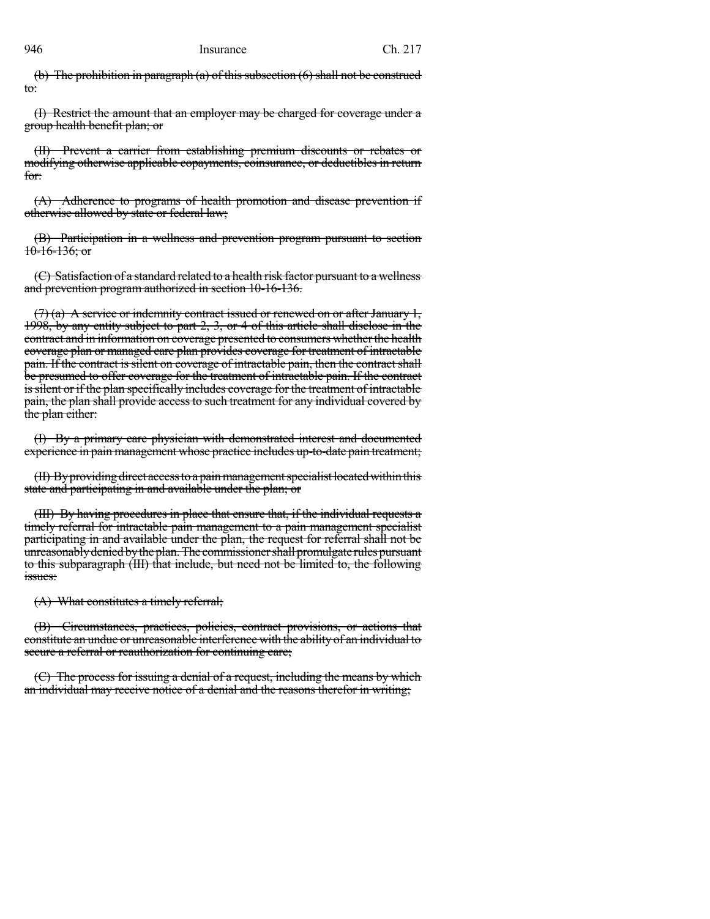~~(b) The prohibition in paragraph (a) of this subsection (6) shall not be construed to:~~

~~(I) Restrict the amount that an employer may be charged for coverage under a group health benefit plan; or~~

~~(II) Prevent a carrier from establishing premium discounts or rebates or modifying otherwise applicable copayments, coinsurance, or deductibles in return for:~~

~~(A) Adherence to programs of health promotion and disease prevention if otherwise allowed by state or federal law;~~

~~(B) Participation in a wellness and prevention program pursuant to section 10-16-136; or~~

~~(C) Satisfaction of a standard related to a health risk factor pursuant to a wellness and prevention program authorized in section 10-16-136.~~

~~(7) (a) A service or indemnity contract issued or renewed on or after January 1, 1998, by any entity subject to part 2, 3, or 4 of this article shall disclose in the contract and in information on coverage presented to consumers whether the health coverage plan or managed care plan provides coverage for treatment of intractable pain. If the contract is silent on coverage of intractable pain, then the contract shall be presumed to offer coverage for the treatment of intractable pain. If the contract is silent or if the plan specifically includes coverage for the treatment of intractable pain, the plan shall provide access to such treatment for any individual covered by the plan either:~~

~~(I) By a primary care physician with demonstrated interest and documented experience in pain management whose practice includes up-to-date pain treatment;~~

~~(II) By providing direct access to a pain management specialist located within this state and participating in and available under the plan; or~~

~~(III) By having procedures in place that ensure that, if the individual requests a timely referral for intractable pain management to a pain management specialist participating in and available under the plan, the request for referral shall not be unreasonably denied by the plan. The commissioner shall promulgate rules pursuant to this subparagraph (III) that include, but need not be limited to, the following issues:~~

~~(A) What constitutes a timely referral;~~

~~(B) Circumstances, practices, policies, contract provisions, or actions that constitute an undue or unreasonable interference with the ability of an individual to secure a referral or reauthorization for continuing care;~~

~~(C) The process for issuing a denial of a request, including the means by which an individual may receive notice of a denial and the reasons therefor in writing;~~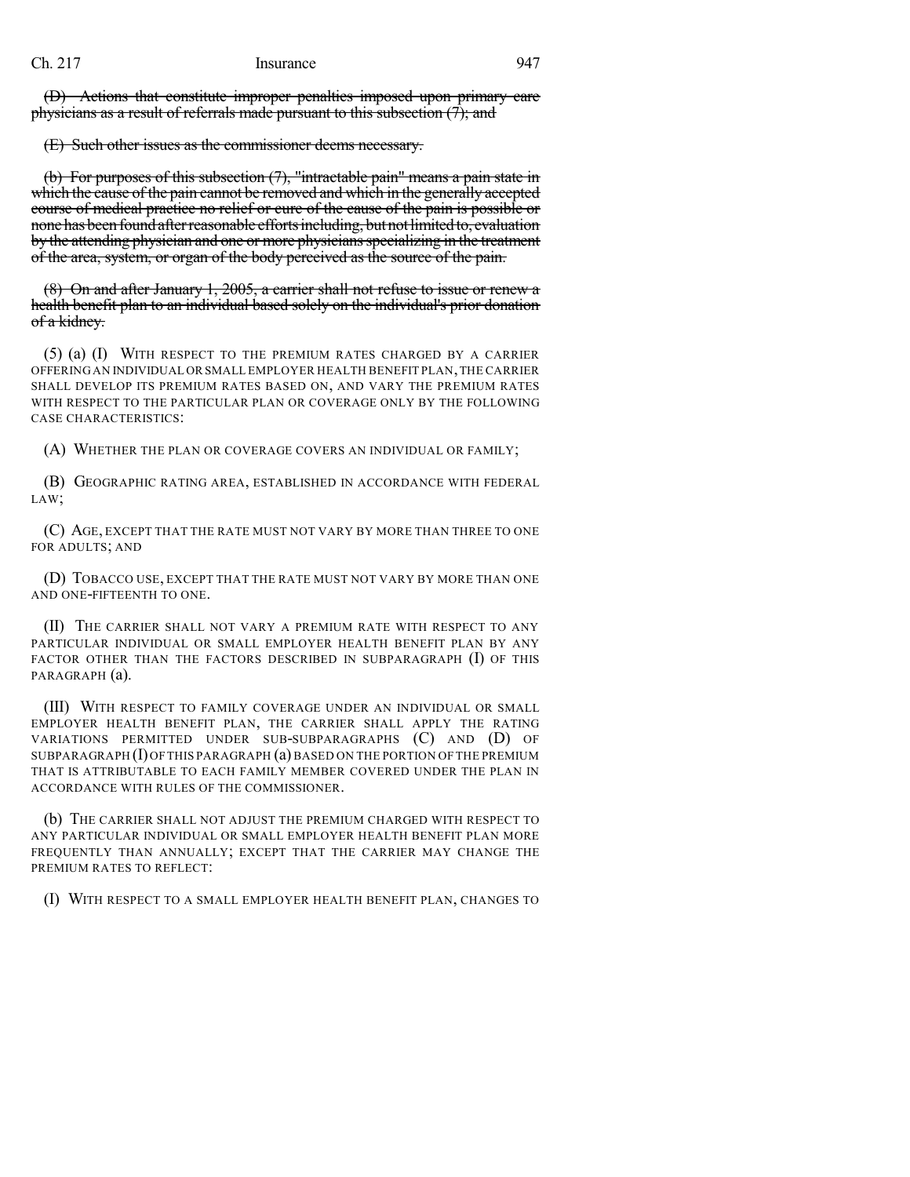~~(D) Actions that constitute improper penalties imposed upon primary care physicians as a result of referrals made pursuant to this subsection (7); and~~

~~(E) Such other issues as the commissioner deems necessary.~~

~~(b) For purposes of this subsection (7), "intractable pain" means a pain state in which the cause of the pain cannot be removed and which in the generally accepted course of medical practice no relief or cure of the cause of the pain is possible or none has been found after reasonable efforts including, but not limited to, evaluation by the attending physician and one or more physicians specializing in the treatment of the area, system, or organ of the body perceived as the source of the pain.~~

~~(8) On and after January 1, 2005, a carrier shall not refuse to issue or renew a health benefit plan to an individual based solely on the individual's prior donation of a kidney.~~

(5) (a) (I) WITH RESPECT TO THE PREMIUM RATES CHARGED BY A CARRIER OFFERING AN INDIVIDUAL OR SMALL EMPLOYER HEALTH BENEFIT PLAN, THE CARRIER SHALL DEVELOP ITS PREMIUM RATES BASED ON, AND VARY THE PREMIUM RATES WITH RESPECT TO THE PARTICULAR PLAN OR COVERAGE ONLY BY THE FOLLOWING CASE CHARACTERISTICS:

(A) WHETHER THE PLAN OR COVERAGE COVERS AN INDIVIDUAL OR FAMILY;

(B) GEOGRAPHIC RATING AREA, ESTABLISHED IN ACCORDANCE WITH FEDERAL LAW;

(C) AGE, EXCEPT THAT THE RATE MUST NOT VARY BY MORE THAN THREE TO ONE FOR ADULTS; AND

(D) TOBACCO USE, EXCEPT THAT THE RATE MUST NOT VARY BY MORE THAN ONE AND ONE-FIFTEENTH TO ONE.

(II) THE CARRIER SHALL NOT VARY A PREMIUM RATE WITH RESPECT TO ANY PARTICULAR INDIVIDUAL OR SMALL EMPLOYER HEALTH BENEFIT PLAN BY ANY FACTOR OTHER THAN THE FACTORS DESCRIBED IN SUBPARAGRAPH (I) OF THIS PARAGRAPH (a).

(III) WITH RESPECT TO FAMILY COVERAGE UNDER AN INDIVIDUAL OR SMALL EMPLOYER HEALTH BENEFIT PLAN, THE CARRIER SHALL APPLY THE RATING VARIATIONS PERMITTED UNDER SUB-SUBPARAGRAPHS (C) AND (D) OF SUBPARAGRAPH (I) OF THIS PARAGRAPH (a) BASED ON THE PORTION OF THE PREMIUM THAT IS ATTRIBUTABLE TO EACH FAMILY MEMBER COVERED UNDER THE PLAN IN ACCORDANCE WITH RULES OF THE COMMISSIONER.

(b) THE CARRIER SHALL NOT ADJUST THE PREMIUM CHARGED WITH RESPECT TO ANY PARTICULAR INDIVIDUAL OR SMALL EMPLOYER HEALTH BENEFIT PLAN MORE FREQUENTLY THAN ANNUALLY; EXCEPT THAT THE CARRIER MAY CHANGE THE PREMIUM RATES TO REFLECT:

(I) WITH RESPECT TO A SMALL EMPLOYER HEALTH BENEFIT PLAN, CHANGES TO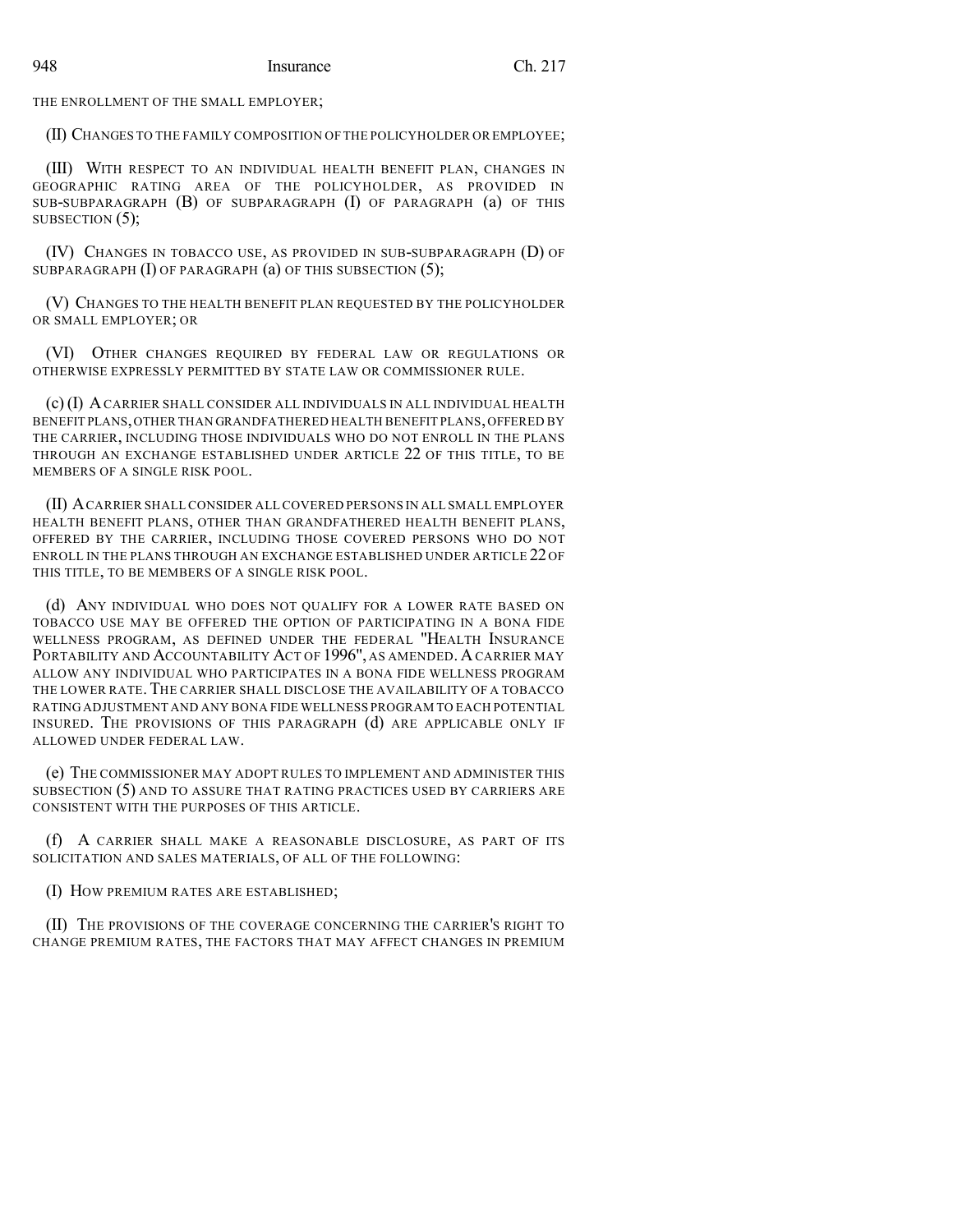THE ENROLLMENT OF THE SMALL EMPLOYER;

(II) CHANGES TO THE FAMILY COMPOSITION OF THE POLICYHOLDER OR EMPLOYEE;

(III) WITH RESPECT TO AN INDIVIDUAL HEALTH BENEFIT PLAN, CHANGES IN GEOGRAPHIC RATING AREA OF THE POLICYHOLDER, AS PROVIDED IN SUB-SUBPARAGRAPH (B) OF SUBPARAGRAPH (I) OF PARAGRAPH (a) OF THIS SUBSECTION (5);

(IV) CHANGES IN TOBACCO USE, AS PROVIDED IN SUB-SUBPARAGRAPH (D) OF SUBPARAGRAPH (I) OF PARAGRAPH (a) OF THIS SUBSECTION (5);

(V) CHANGES TO THE HEALTH BENEFIT PLAN REQUESTED BY THE POLICYHOLDER OR SMALL EMPLOYER; OR

(VI) OTHER CHANGES REQUIRED BY FEDERAL LAW OR REGULATIONS OR OTHERWISE EXPRESSLY PERMITTED BY STATE LAW OR COMMISSIONER RULE.

(c) (I) A CARRIER SHALL CONSIDER ALL INDIVIDUALS IN ALL INDIVIDUAL HEALTH BENEFIT PLANS, OTHER THAN GRANDFATHERED HEALTH BENEFIT PLANS, OFFERED BY THE CARRIER, INCLUDING THOSE INDIVIDUALS WHO DO NOT ENROLL IN THE PLANS THROUGH AN EXCHANGE ESTABLISHED UNDER ARTICLE 22 OF THIS TITLE, TO BE MEMBERS OF A SINGLE RISK POOL.

(II) A CARRIER SHALL CONSIDER ALL COVERED PERSONS IN ALL SMALL EMPLOYER HEALTH BENEFIT PLANS, OTHER THAN GRANDFATHERED HEALTH BENEFIT PLANS, OFFERED BY THE CARRIER, INCLUDING THOSE COVERED PERSONS WHO DO NOT ENROLL IN THE PLANS THROUGH AN EXCHANGE ESTABLISHED UNDER ARTICLE 22 OF THIS TITLE, TO BE MEMBERS OF A SINGLE RISK POOL.

(d) ANY INDIVIDUAL WHO DOES NOT QUALIFY FOR A LOWER RATE BASED ON TOBACCO USE MAY BE OFFERED THE OPTION OF PARTICIPATING IN A BONA FIDE WELLNESS PROGRAM, AS DEFINED UNDER THE FEDERAL "HEALTH INSURANCE PORTABILITY AND ACCOUNTABILITY ACT OF 1996", AS AMENDED. A CARRIER MAY ALLOW ANY INDIVIDUAL WHO PARTICIPATES IN A BONA FIDE WELLNESS PROGRAM THE LOWER RATE. THE CARRIER SHALL DISCLOSE THE AVAILABILITY OF A TOBACCO RATING ADJUSTMENT AND ANY BONA FIDE WELLNESS PROGRAM TO EACH POTENTIAL INSURED. THE PROVISIONS OF THIS PARAGRAPH (d) ARE APPLICABLE ONLY IF ALLOWED UNDER FEDERAL LAW.

(e) THE COMMISSIONER MAY ADOPT RULES TO IMPLEMENT AND ADMINISTER THIS SUBSECTION (5) AND TO ASSURE THAT RATING PRACTICES USED BY CARRIERS ARE CONSISTENT WITH THE PURPOSES OF THIS ARTICLE.

(f) A CARRIER SHALL MAKE A REASONABLE DISCLOSURE, AS PART OF ITS SOLICITATION AND SALES MATERIALS, OF ALL OF THE FOLLOWING:

(I) HOW PREMIUM RATES ARE ESTABLISHED;

(II) THE PROVISIONS OF THE COVERAGE CONCERNING THE CARRIER'S RIGHT TO CHANGE PREMIUM RATES, THE FACTORS THAT MAY AFFECT CHANGES IN PREMIUM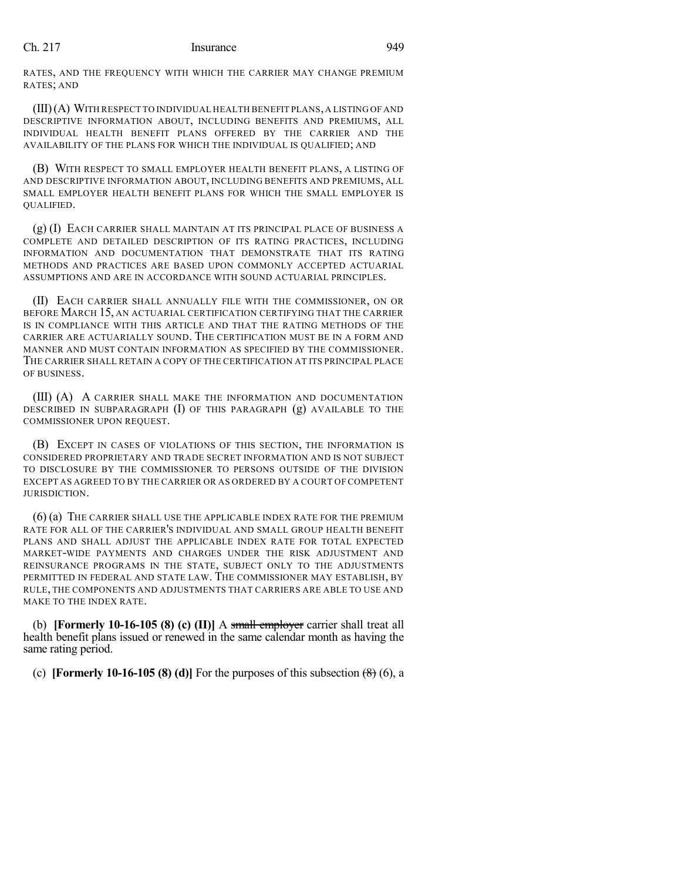RATES, AND THE FREQUENCY WITH WHICH THE CARRIER MAY CHANGE PREMIUM RATES; AND

(III) (A) WITH RESPECT TO INDIVIDUAL HEALTH BENEFIT PLANS, A LISTING OF AND DESCRIPTIVE INFORMATION ABOUT, INCLUDING BENEFITS AND PREMIUMS, ALL INDIVIDUAL HEALTH BENEFIT PLANS OFFERED BY THE CARRIER AND THE AVAILABILITY OF THE PLANS FOR WHICH THE INDIVIDUAL IS QUALIFIED; AND

(B) WITH RESPECT TO SMALL EMPLOYER HEALTH BENEFIT PLANS, A LISTING OF AND DESCRIPTIVE INFORMATION ABOUT, INCLUDING BENEFITS AND PREMIUMS, ALL SMALL EMPLOYER HEALTH BENEFIT PLANS FOR WHICH THE SMALL EMPLOYER IS QUALIFIED.

(g) (I) EACH CARRIER SHALL MAINTAIN AT ITS PRINCIPAL PLACE OF BUSINESS A COMPLETE AND DETAILED DESCRIPTION OF ITS RATING PRACTICES, INCLUDING INFORMATION AND DOCUMENTATION THAT DEMONSTRATE THAT ITS RATING METHODS AND PRACTICES ARE BASED UPON COMMONLY ACCEPTED ACTUARIAL ASSUMPTIONS AND ARE IN ACCORDANCE WITH SOUND ACTUARIAL PRINCIPLES.

(II) EACH CARRIER SHALL ANNUALLY FILE WITH THE COMMISSIONER, ON OR BEFORE MARCH 15, AN ACTUARIAL CERTIFICATION CERTIFYING THAT THE CARRIER IS IN COMPLIANCE WITH THIS ARTICLE AND THAT THE RATING METHODS OF THE CARRIER ARE ACTUARIALLY SOUND. THE CERTIFICATION MUST BE IN A FORM AND MANNER AND MUST CONTAIN INFORMATION AS SPECIFIED BY THE COMMISSIONER. THE CARRIER SHALL RETAIN A COPY OF THE CERTIFICATION AT ITS PRINCIPAL PLACE OF BUSINESS.

(III) (A) A CARRIER SHALL MAKE THE INFORMATION AND DOCUMENTATION DESCRIBED IN SUBPARAGRAPH (I) OF THIS PARAGRAPH (g) AVAILABLE TO THE COMMISSIONER UPON REQUEST.

(B) EXCEPT IN CASES OF VIOLATIONS OF THIS SECTION, THE INFORMATION IS CONSIDERED PROPRIETARY AND TRADE SECRET INFORMATION AND IS NOT SUBJECT TO DISCLOSURE BY THE COMMISSIONER TO PERSONS OUTSIDE OF THE DIVISION EXCEPT AS AGREED TO BY THE CARRIER OR AS ORDERED BY A COURT OF COMPETENT JURISDICTION.

(6) (a) THE CARRIER SHALL USE THE APPLICABLE INDEX RATE FOR THE PREMIUM RATE FOR ALL OF THE CARRIER'S INDIVIDUAL AND SMALL GROUP HEALTH BENEFIT PLANS AND SHALL ADJUST THE APPLICABLE INDEX RATE FOR TOTAL EXPECTED MARKET-WIDE PAYMENTS AND CHARGES UNDER THE RISK ADJUSTMENT AND REINSURANCE PROGRAMS IN THE STATE, SUBJECT ONLY TO THE ADJUSTMENTS PERMITTED IN FEDERAL AND STATE LAW. THE COMMISSIONER MAY ESTABLISH, BY RULE, THE COMPONENTS AND ADJUSTMENTS THAT CARRIERS ARE ABLE TO USE AND MAKE TO THE INDEX RATE.

(b) **[Formerly 10-16-105 (8) (c) (II)]** A ~~small employer~~ carrier shall treat all health benefit plans issued or renewed in the same calendar month as having the same rating period.

(c) **[Formerly 10-16-105 (8) (d)]** For the purposes of this subsection ~~(8)~~ (6), a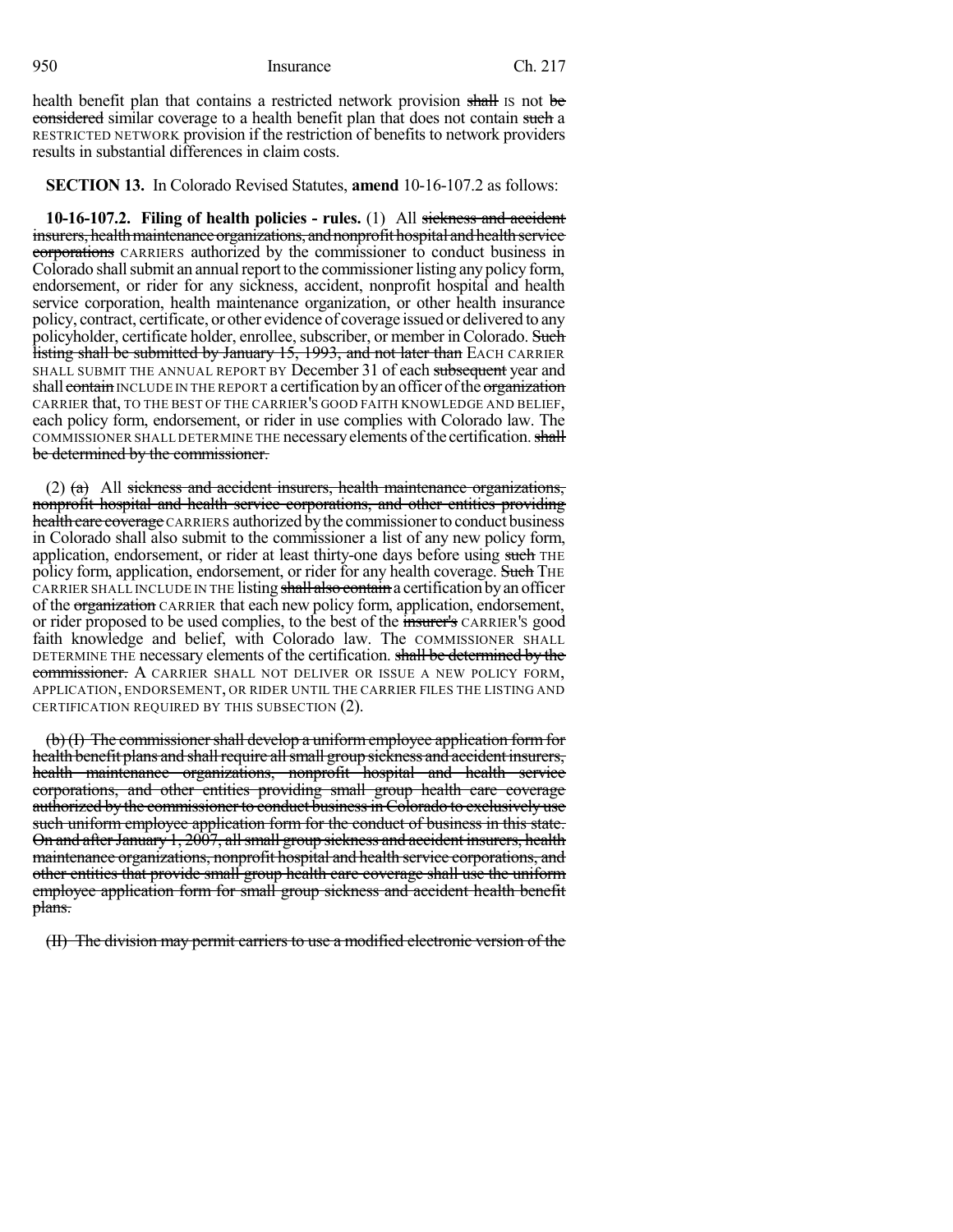health benefit plan that contains a restricted network provision shall IS not be considered similar coverage to a health benefit plan that does not contain such a RESTRICTED NETWORK provision if the restriction of benefits to network providers results in substantial differences in claim costs.

**SECTION 13.** In Colorado Revised Statutes, **amend** 10-16-107.2 as follows:

**10-16-107.2. Filing of health policies - rules.** (1) All sickness and accident insurers, health maintenance organizations, and nonprofit hospital and health service corporations CARRIERS authorized by the commissioner to conduct business in Colorado shall submit an annual report to the commissioner listing any policy form, endorsement, or rider for any sickness, accident, nonprofit hospital and health service corporation, health maintenance organization, or other health insurance policy, contract, certificate, or other evidence of coverage issued or delivered to any policyholder, certificate holder, enrollee, subscriber, or member in Colorado. Such listing shall be submitted by January 15, 1993, and not later than EACH CARRIER SHALL SUBMIT THE ANNUAL REPORT BY December 31 of each subsequent year and shall contain INCLUDE IN THE REPORT a certification by an officer of the organization CARRIER that, TO THE BEST OF THE CARRIER'S GOOD FAITH KNOWLEDGE AND BELIEF, each policy form, endorsement, or rider in use complies with Colorado law. The COMMISSIONER SHALL DETERMINE THE necessary elements of the certification. shall be determined by the commissioner.

(2) (a) All sickness and accident insurers, health maintenance organizations, nonprofit hospital and health service corporations, and other entities providing health care coverage CARRIERS authorized by the commissioner to conduct business in Colorado shall also submit to the commissioner a list of any new policy form, application, endorsement, or rider at least thirty-one days before using such THE policy form, application, endorsement, or rider for any health coverage. Such THE CARRIER SHALL INCLUDE IN THE listing shall also contain a certification by an officer of the organization CARRIER that each new policy form, application, endorsement, or rider proposed to be used complies, to the best of the insurer's CARRIER'S good faith knowledge and belief, with Colorado law. The COMMISSIONER SHALL DETERMINE THE necessary elements of the certification. shall be determined by the commissioner. A CARRIER SHALL NOT DELIVER OR ISSUE A NEW POLICY FORM, APPLICATION, ENDORSEMENT, OR RIDER UNTIL THE CARRIER FILES THE LISTING AND CERTIFICATION REQUIRED BY THIS SUBSECTION (2).

(b) (I) The commissioner shall develop a uniform employee application form for health benefit plans and shall require all small group sickness and accident insurers, health maintenance organizations, nonprofit hospital and health service corporations, and other entities providing small group health care coverage authorized by the commissioner to conduct business in Colorado to exclusively use such uniform employee application form for the conduct of business in this state. On and after January 1, 2007, all small group sickness and accident insurers, health maintenance organizations, nonprofit hospital and health service corporations, and other entities that provide small group health care coverage shall use the uniform employee application form for small group sickness and accident health benefit plans.

(II) The division may permit carriers to use a modified electronic version of the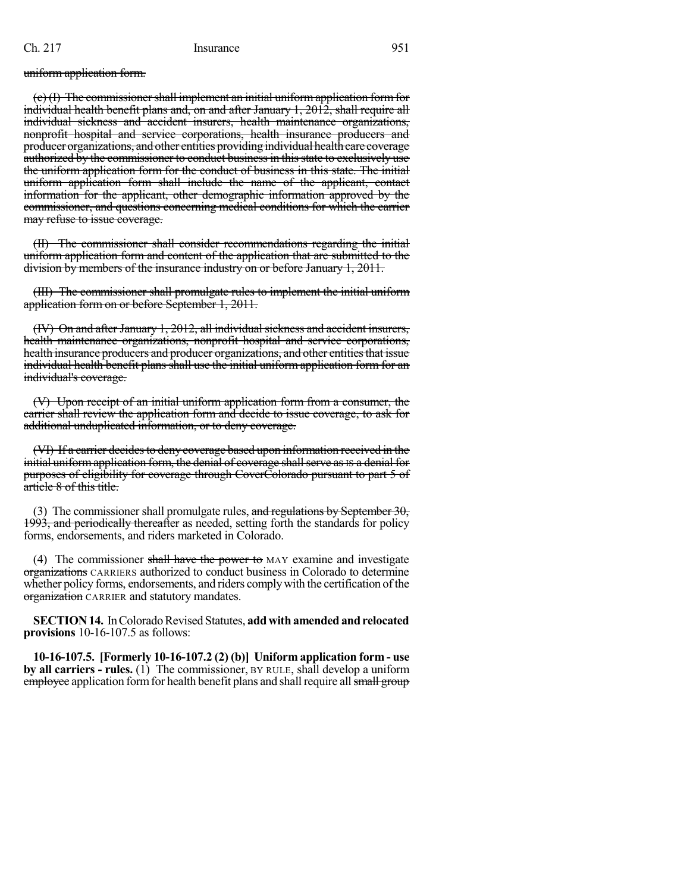~~uniform application form.~~

~~(c) (I) The commissioner shall implement an initial uniform application form for individual health benefit plans and, on and after January 1, 2012, shall require all individual sickness and accident insurers, health maintenance organizations, nonprofit hospital and service corporations, health insurance producers and producer organizations, and other entities providing individual health care coverage authorized by the commissioner to conduct business in this state to exclusively use the uniform application form for the conduct of business in this state. The initial uniform application form shall include the name of the applicant, contact information for the applicant, other demographic information approved by the commissioner, and questions concerning medical conditions for which the carrier may refuse to issue coverage.~~

~~(II) The commissioner shall consider recommendations regarding the initial uniform application form and content of the application that are submitted to the division by members of the insurance industry on or before January 1, 2011.~~

~~(III) The commissioner shall promulgate rules to implement the initial uniform application form on or before September 1, 2011.~~

~~(IV) On and after January 1, 2012, all individual sickness and accident insurers, health maintenance organizations, nonprofit hospital and service corporations, health insurance producers and producer organizations, and other entities that issue individual health benefit plans shall use the initial uniform application form for an individual's coverage.~~

~~(V) Upon receipt of an initial uniform application form from a consumer, the carrier shall review the application form and decide to issue coverage, to ask for additional unduplicated information, or to deny coverage.~~

~~(VI) If a carrier decides to deny coverage based upon information received in the initial uniform application form, the denial of coverage shall serve as IS a denial for purposes of eligibility for coverage through CoverColorado pursuant to part 5 of article 8 of this title.~~

(3) The commissioner shall promulgate rules, ~~and regulations by September 30, 1993, and periodically thereafter~~ as needed, setting forth the standards for policy forms, endorsements, and riders marketed in Colorado.

(4) The commissioner ~~shall have the power to~~ MAY examine and investigate ~~organizations~~ CARRIERS authorized to conduct business in Colorado to determine whether policy forms, endorsements, and riders comply with the certification of the ~~organization~~ CARRIER and statutory mandates.

**SECTION 14.** In Colorado Revised Statutes, **add with amended and relocated provisions** 10-16-107.5 as follows:

**10-16-107.5. [Formerly 10-16-107.2 (2) (b)] Uniform application form - use by all carriers - rules.** (1) The commissioner, BY RULE, shall develop a uniform ~~employee~~ application form for health benefit plans and shall require all ~~small group~~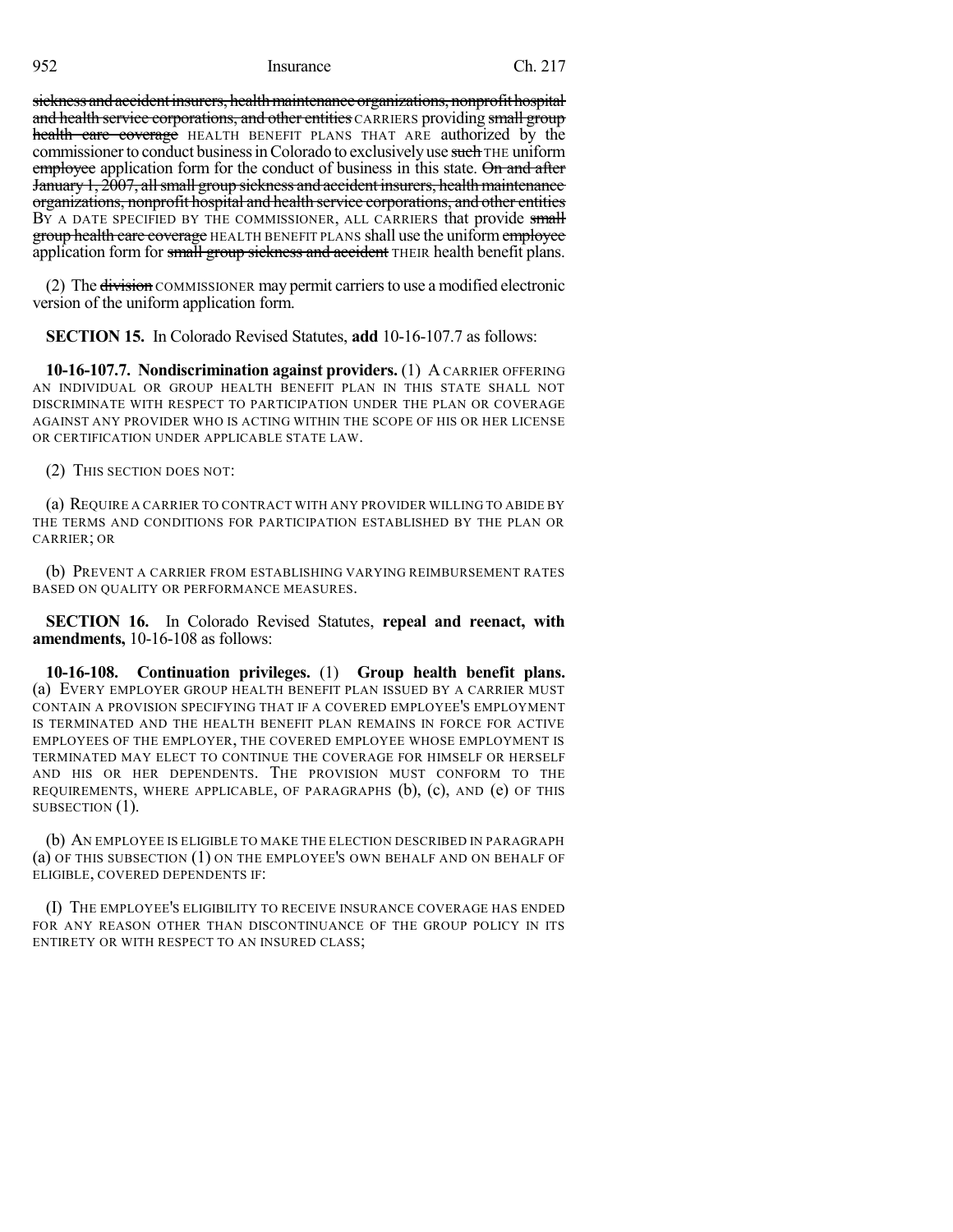~~sickness and accident insurers, health maintenance organizations, nonprofit hospital and health service corporations, and other entities~~ CARRIERS providing ~~small group health care coverage~~ HEALTH BENEFIT PLANS THAT ARE authorized by the commissioner to conduct business in Colorado to exclusively use ~~such~~ THE uniform ~~employee~~ application form for the conduct of business in this state. ~~On and after January 1, 2007, all small group sickness and accident insurers, health maintenance organizations, nonprofit hospital and health service corporations, and other entities~~ BY A DATE SPECIFIED BY THE COMMISSIONER, ALL CARRIERS that provide ~~small group health care coverage~~ HEALTH BENEFIT PLANS shall use the uniform ~~employee~~ application form for ~~small group sickness and accident~~ THEIR health benefit plans.

(2) The ~~division~~ COMMISSIONER may permit carriers to use a modified electronic version of the uniform application form.

**SECTION 15.** In Colorado Revised Statutes, **add** 10-16-107.7 as follows:

**10-16-107.7. Nondiscrimination against providers.** (1) A CARRIER OFFERING AN INDIVIDUAL OR GROUP HEALTH BENEFIT PLAN IN THIS STATE SHALL NOT DISCRIMINATE WITH RESPECT TO PARTICIPATION UNDER THE PLAN OR COVERAGE AGAINST ANY PROVIDER WHO IS ACTING WITHIN THE SCOPE OF HIS OR HER LICENSE OR CERTIFICATION UNDER APPLICABLE STATE LAW.

(2) THIS SECTION DOES NOT:

(a) REQUIRE A CARRIER TO CONTRACT WITH ANY PROVIDER WILLING TO ABIDE BY THE TERMS AND CONDITIONS FOR PARTICIPATION ESTABLISHED BY THE PLAN OR CARRIER; OR

(b) PREVENT A CARRIER FROM ESTABLISHING VARYING REIMBURSEMENT RATES BASED ON QUALITY OR PERFORMANCE MEASURES.

**SECTION 16.** In Colorado Revised Statutes, **repeal and reenact, with amendments,** 10-16-108 as follows:

**10-16-108. Continuation privileges.** (1) **Group health benefit plans.** (a) EVERY EMPLOYER GROUP HEALTH BENEFIT PLAN ISSUED BY A CARRIER MUST CONTAIN A PROVISION SPECIFYING THAT IF A COVERED EMPLOYEE'S EMPLOYMENT IS TERMINATED AND THE HEALTH BENEFIT PLAN REMAINS IN FORCE FOR ACTIVE EMPLOYEES OF THE EMPLOYER, THE COVERED EMPLOYEE WHOSE EMPLOYMENT IS TERMINATED MAY ELECT TO CONTINUE THE COVERAGE FOR HIMSELF OR HERSELF AND HIS OR HER DEPENDENTS. THE PROVISION MUST CONFORM TO THE REQUIREMENTS, WHERE APPLICABLE, OF PARAGRAPHS (b), (c), AND (e) OF THIS SUBSECTION (1).

(b) AN EMPLOYEE IS ELIGIBLE TO MAKE THE ELECTION DESCRIBED IN PARAGRAPH (a) OF THIS SUBSECTION (1) ON THE EMPLOYEE'S OWN BEHALF AND ON BEHALF OF ELIGIBLE, COVERED DEPENDENTS IF:

(I) THE EMPLOYEE'S ELIGIBILITY TO RECEIVE INSURANCE COVERAGE HAS ENDED FOR ANY REASON OTHER THAN DISCONTINUANCE OF THE GROUP POLICY IN ITS ENTIRETY OR WITH RESPECT TO AN INSURED CLASS;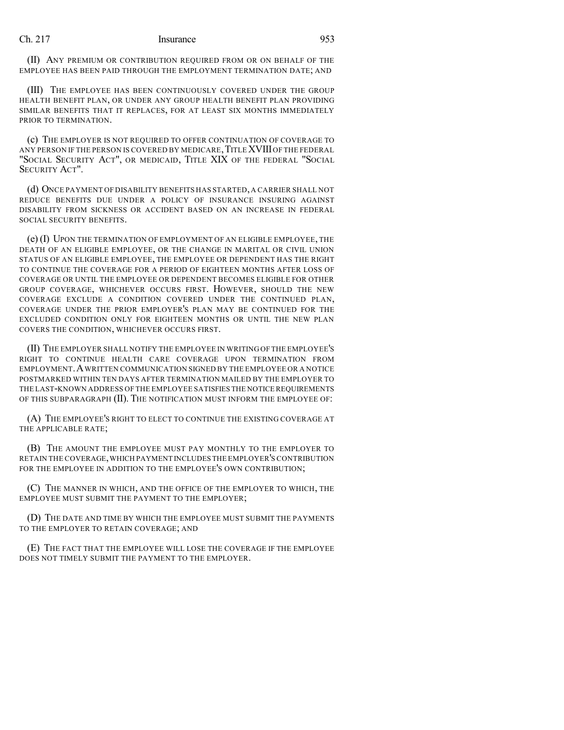(II) ANY PREMIUM OR CONTRIBUTION REQUIRED FROM OR ON BEHALF OF THE EMPLOYEE HAS BEEN PAID THROUGH THE EMPLOYMENT TERMINATION DATE; AND

(III) THE EMPLOYEE HAS BEEN CONTINUOUSLY COVERED UNDER THE GROUP HEALTH BENEFIT PLAN, OR UNDER ANY GROUP HEALTH BENEFIT PLAN PROVIDING SIMILAR BENEFITS THAT IT REPLACES, FOR AT LEAST SIX MONTHS IMMEDIATELY PRIOR TO TERMINATION.

(c) THE EMPLOYER IS NOT REQUIRED TO OFFER CONTINUATION OF COVERAGE TO ANY PERSON IF THE PERSON IS COVERED BY MEDICARE, TITLE XVIII OF THE FEDERAL "SOCIAL SECURITY ACT", OR MEDICAID, TITLE XIX OF THE FEDERAL "SOCIAL SECURITY ACT".

(d) ONCE PAYMENT OF DISABILITY BENEFITS HAS STARTED, A CARRIER SHALL NOT REDUCE BENEFITS DUE UNDER A POLICY OF INSURANCE INSURING AGAINST DISABILITY FROM SICKNESS OR ACCIDENT BASED ON AN INCREASE IN FEDERAL SOCIAL SECURITY BENEFITS.

(e) (I) UPON THE TERMINATION OF EMPLOYMENT OF AN ELIGIBLE EMPLOYEE, THE DEATH OF AN ELIGIBLE EMPLOYEE, OR THE CHANGE IN MARITAL OR CIVIL UNION STATUS OF AN ELIGIBLE EMPLOYEE, THE EMPLOYEE OR DEPENDENT HAS THE RIGHT TO CONTINUE THE COVERAGE FOR A PERIOD OF EIGHTEEN MONTHS AFTER LOSS OF COVERAGE OR UNTIL THE EMPLOYEE OR DEPENDENT BECOMES ELIGIBLE FOR OTHER GROUP COVERAGE, WHICHEVER OCCURS FIRST. HOWEVER, SHOULD THE NEW COVERAGE EXCLUDE A CONDITION COVERED UNDER THE CONTINUED PLAN, COVERAGE UNDER THE PRIOR EMPLOYER'S PLAN MAY BE CONTINUED FOR THE EXCLUDED CONDITION ONLY FOR EIGHTEEN MONTHS OR UNTIL THE NEW PLAN COVERS THE CONDITION, WHICHEVER OCCURS FIRST.

(II) THE EMPLOYER SHALL NOTIFY THE EMPLOYEE IN WRITING OF THE EMPLOYEE'S RIGHT TO CONTINUE HEALTH CARE COVERAGE UPON TERMINATION FROM EMPLOYMENT. A WRITTEN COMMUNICATION SIGNED BY THE EMPLOYEE OR A NOTICE POSTMARKED WITHIN TEN DAYS AFTER TERMINATION MAILED BY THE EMPLOYER TO THE LAST-KNOWN ADDRESS OF THE EMPLOYEE SATISFIES THE NOTICE REQUIREMENTS OF THIS SUBPARAGRAPH (II). THE NOTIFICATION MUST INFORM THE EMPLOYEE OF:

(A) THE EMPLOYEE'S RIGHT TO ELECT TO CONTINUE THE EXISTING COVERAGE AT THE APPLICABLE RATE;

(B) THE AMOUNT THE EMPLOYEE MUST PAY MONTHLY TO THE EMPLOYER TO RETAIN THE COVERAGE, WHICH PAYMENT INCLUDES THE EMPLOYER'S CONTRIBUTION FOR THE EMPLOYEE IN ADDITION TO THE EMPLOYEE'S OWN CONTRIBUTION;

(C) THE MANNER IN WHICH, AND THE OFFICE OF THE EMPLOYER TO WHICH, THE EMPLOYEE MUST SUBMIT THE PAYMENT TO THE EMPLOYER;

(D) THE DATE AND TIME BY WHICH THE EMPLOYEE MUST SUBMIT THE PAYMENTS TO THE EMPLOYER TO RETAIN COVERAGE; AND

(E) THE FACT THAT THE EMPLOYEE WILL LOSE THE COVERAGE IF THE EMPLOYEE DOES NOT TIMELY SUBMIT THE PAYMENT TO THE EMPLOYER.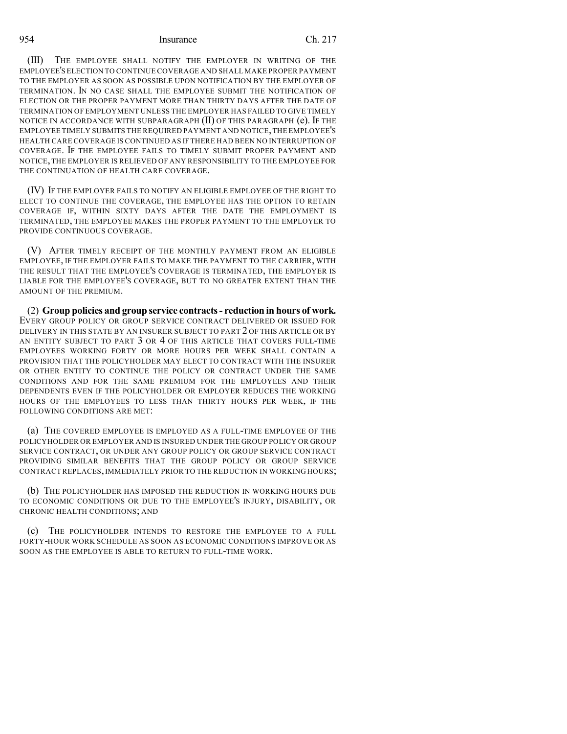(III) THE EMPLOYEE SHALL NOTIFY THE EMPLOYER IN WRITING OF THE EMPLOYEE'S ELECTION TO CONTINUE COVERAGE AND SHALL MAKE PROPER PAYMENT TO THE EMPLOYER AS SOON AS POSSIBLE UPON NOTIFICATION BY THE EMPLOYER OF TERMINATION. IN NO CASE SHALL THE EMPLOYEE SUBMIT THE NOTIFICATION OF ELECTION OR THE PROPER PAYMENT MORE THAN THIRTY DAYS AFTER THE DATE OF TERMINATION OF EMPLOYMENT UNLESS THE EMPLOYER HAS FAILED TO GIVE TIMELY NOTICE IN ACCORDANCE WITH SUBPARAGRAPH (II) OF THIS PARAGRAPH (e). IF THE EMPLOYEE TIMELY SUBMITS THE REQUIRED PAYMENT AND NOTICE, THE EMPLOYEE'S HEALTH CARE COVERAGE IS CONTINUED AS IF THERE HAD BEEN NO INTERRUPTION OF COVERAGE. IF THE EMPLOYEE FAILS TO TIMELY SUBMIT PROPER PAYMENT AND NOTICE, THE EMPLOYER IS RELIEVED OF ANY RESPONSIBILITY TO THE EMPLOYEE FOR THE CONTINUATION OF HEALTH CARE COVERAGE.

(IV) IF THE EMPLOYER FAILS TO NOTIFY AN ELIGIBLE EMPLOYEE OF THE RIGHT TO ELECT TO CONTINUE THE COVERAGE, THE EMPLOYEE HAS THE OPTION TO RETAIN COVERAGE IF, WITHIN SIXTY DAYS AFTER THE DATE THE EMPLOYMENT IS TERMINATED, THE EMPLOYEE MAKES THE PROPER PAYMENT TO THE EMPLOYER TO PROVIDE CONTINUOUS COVERAGE.

(V) AFTER TIMELY RECEIPT OF THE MONTHLY PAYMENT FROM AN ELIGIBLE EMPLOYEE, IF THE EMPLOYER FAILS TO MAKE THE PAYMENT TO THE CARRIER, WITH THE RESULT THAT THE EMPLOYEE'S COVERAGE IS TERMINATED, THE EMPLOYER IS LIABLE FOR THE EMPLOYEE'S COVERAGE, BUT TO NO GREATER EXTENT THAN THE AMOUNT OF THE PREMIUM.

(2) **Group policies and group service contracts - reduction in hours of work.** EVERY GROUP POLICY OR GROUP SERVICE CONTRACT DELIVERED OR ISSUED FOR DELIVERY IN THIS STATE BY AN INSURER SUBJECT TO PART 2 OF THIS ARTICLE OR BY AN ENTITY SUBJECT TO PART 3 OR 4 OF THIS ARTICLE THAT COVERS FULL-TIME EMPLOYEES WORKING FORTY OR MORE HOURS PER WEEK SHALL CONTAIN A PROVISION THAT THE POLICYHOLDER MAY ELECT TO CONTRACT WITH THE INSURER OR OTHER ENTITY TO CONTINUE THE POLICY OR CONTRACT UNDER THE SAME CONDITIONS AND FOR THE SAME PREMIUM FOR THE EMPLOYEES AND THEIR DEPENDENTS EVEN IF THE POLICYHOLDER OR EMPLOYER REDUCES THE WORKING HOURS OF THE EMPLOYEES TO LESS THAN THIRTY HOURS PER WEEK, IF THE FOLLOWING CONDITIONS ARE MET:

(a) THE COVERED EMPLOYEE IS EMPLOYED AS A FULL-TIME EMPLOYEE OF THE POLICYHOLDER OR EMPLOYER AND IS INSURED UNDER THE GROUP POLICY OR GROUP SERVICE CONTRACT, OR UNDER ANY GROUP POLICY OR GROUP SERVICE CONTRACT PROVIDING SIMILAR BENEFITS THAT THE GROUP POLICY OR GROUP SERVICE CONTRACT REPLACES, IMMEDIATELY PRIOR TO THE REDUCTION IN WORKING HOURS;

(b) THE POLICYHOLDER HAS IMPOSED THE REDUCTION IN WORKING HOURS DUE TO ECONOMIC CONDITIONS OR DUE TO THE EMPLOYEE'S INJURY, DISABILITY, OR CHRONIC HEALTH CONDITIONS; AND

(c) THE POLICYHOLDER INTENDS TO RESTORE THE EMPLOYEE TO A FULL FORTY-HOUR WORK SCHEDULE AS SOON AS ECONOMIC CONDITIONS IMPROVE OR AS SOON AS THE EMPLOYEE IS ABLE TO RETURN TO FULL-TIME WORK.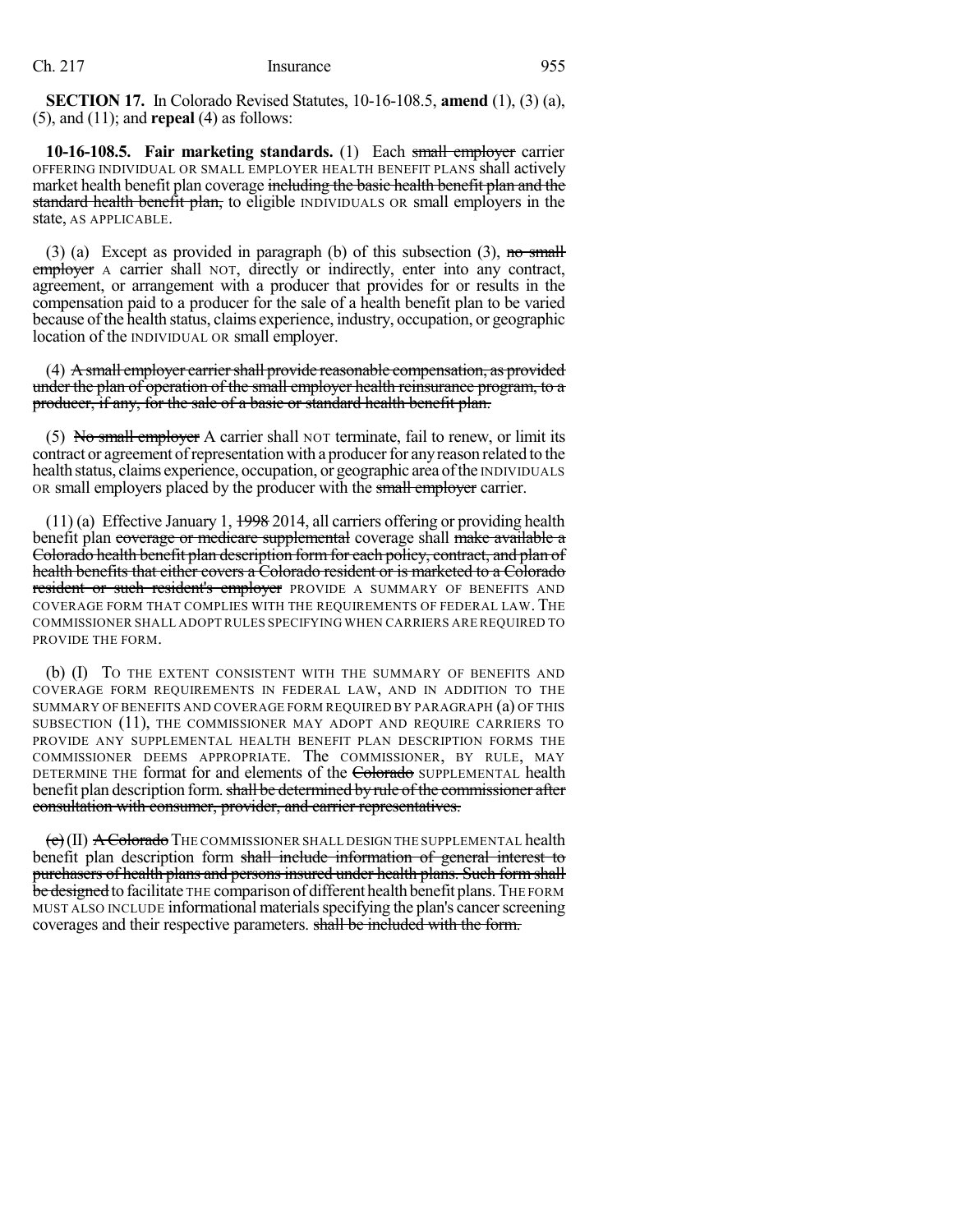**SECTION 17.** In Colorado Revised Statutes, 10-16-108.5, **amend** (1), (3) (a), (5), and (11); and **repeal** (4) as follows:

**10-16-108.5. Fair marketing standards.** (1) Each ~~small employer~~ carrier OFFERING INDIVIDUAL OR SMALL EMPLOYER HEALTH BENEFIT PLANS shall actively market health benefit plan coverage ~~including the basic health benefit plan and the standard health benefit plan,~~ to eligible INDIVIDUALS OR small employers in the state, AS APPLICABLE.

(3) (a) Except as provided in paragraph (b) of this subsection (3), ~~no small employer~~ A carrier shall NOT, directly or indirectly, enter into any contract, agreement, or arrangement with a producer that provides for or results in the compensation paid to a producer for the sale of a health benefit plan to be varied because of the health status, claims experience, industry, occupation, or geographic location of the INDIVIDUAL OR small employer.

(4) ~~A small employer carrier shall provide reasonable compensation, as provided under the plan of operation of the small employer health reinsurance program, to a producer, if any, for the sale of a basic or standard health benefit plan.~~

(5) ~~No small employer~~ A carrier shall NOT terminate, fail to renew, or limit its contract or agreement of representation with a producer for any reason related to the health status, claims experience, occupation, or geographic area of the INDIVIDUALS OR small employers placed by the producer with the ~~small employer~~ carrier.

(11) (a) Effective January 1, ~~1998~~ 2014, all carriers offering or providing health benefit plan ~~coverage or medicare supplemental~~ coverage shall ~~make available a Colorado health benefit plan description form for each policy, contract, and plan of health benefits that either covers a Colorado resident or is marketed to a Colorado resident or such resident's employer~~ PROVIDE A SUMMARY OF BENEFITS AND COVERAGE FORM THAT COMPLIES WITH THE REQUIREMENTS OF FEDERAL LAW. THE COMMISSIONER SHALL ADOPT RULES SPECIFYING WHEN CARRIERS ARE REQUIRED TO PROVIDE THE FORM.

(b) (I) TO THE EXTENT CONSISTENT WITH THE SUMMARY OF BENEFITS AND COVERAGE FORM REQUIREMENTS IN FEDERAL LAW, AND IN ADDITION TO THE SUMMARY OF BENEFITS AND COVERAGE FORM REQUIRED BY PARAGRAPH (a) OF THIS SUBSECTION (11), THE COMMISSIONER MAY ADOPT AND REQUIRE CARRIERS TO PROVIDE ANY SUPPLEMENTAL HEALTH BENEFIT PLAN DESCRIPTION FORMS THE COMMISSIONER DEEMS APPROPRIATE. The COMMISSIONER, BY RULE, MAY DETERMINE THE format for and elements of the ~~Colorado~~ SUPPLEMENTAL health benefit plan description form. ~~shall be determined by rule of the commissioner after consultation with consumer, provider, and carrier representatives.~~

~~(c)~~ (II) ~~A Colorado~~ THE COMMISSIONER SHALL DESIGN THE SUPPLEMENTAL health benefit plan description form ~~shall include information of general interest to purchasers of health plans and persons insured under health plans. Such form shall be designed~~ to facilitate THE comparison of different health benefit plans. THE FORM MUST ALSO INCLUDE informational materials specifying the plan's cancer screening coverages and their respective parameters. ~~shall be included with the form.~~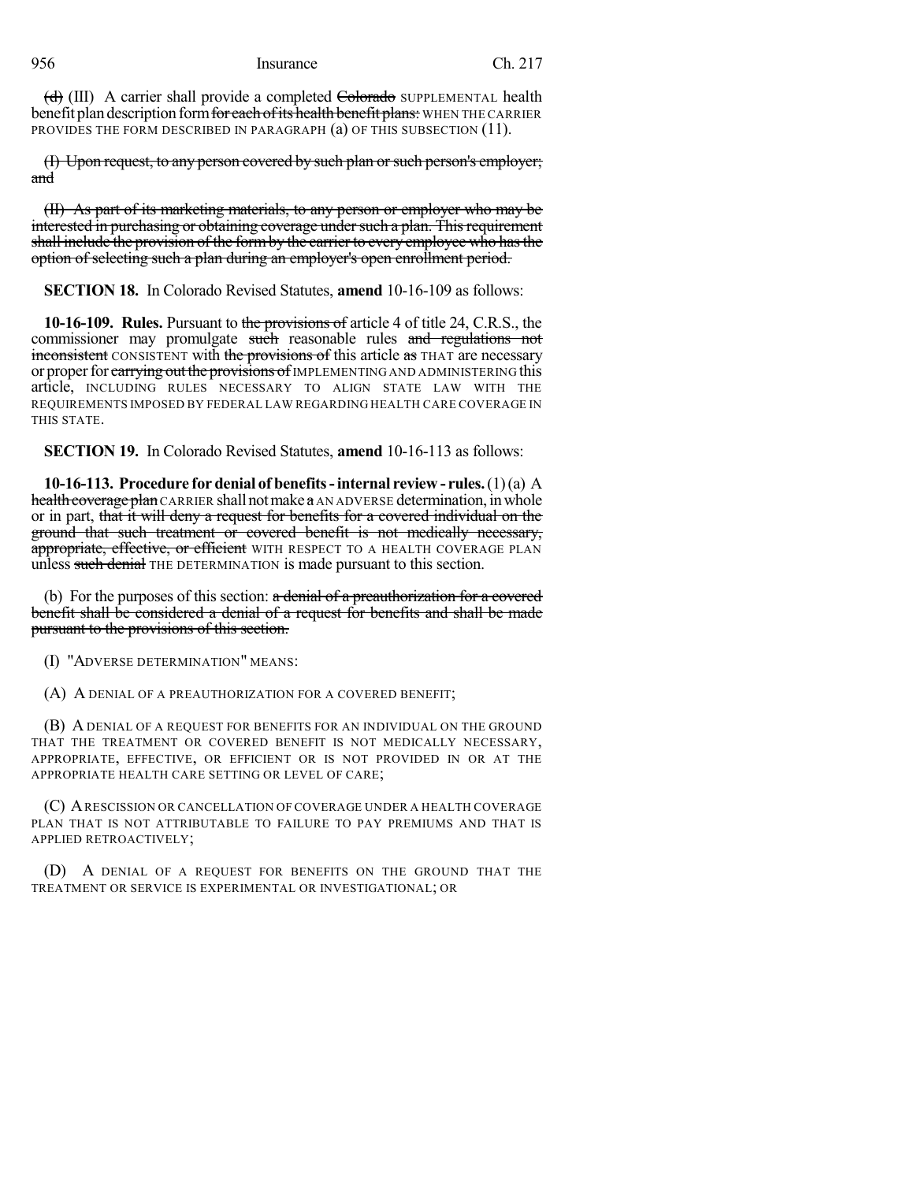~~(d)~~ (III) A carrier shall provide a completed ~~Colorado~~ SUPPLEMENTAL health benefit plan description form ~~for each of its health benefit plans:~~ WHEN THE CARRIER PROVIDES THE FORM DESCRIBED IN PARAGRAPH (a) OF THIS SUBSECTION (11).

~~(I) Upon request, to any person covered by such plan or such person's employer; and~~

~~(II) As part of its marketing materials, to any person or employer who may be interested in purchasing or obtaining coverage under such a plan. This requirement shall include the provision of the form by the carrier to every employee who has the option of selecting such a plan during an employer's open enrollment period.~~

**SECTION 18.** In Colorado Revised Statutes, **amend** 10-16-109 as follows:

**10-16-109. Rules.** Pursuant to ~~the provisions of~~ article 4 of title 24, C.R.S., the commissioner may promulgate ~~such~~ reasonable rules ~~and regulations not inconsistent~~ CONSISTENT with ~~the provisions of~~ this article ~~as~~ THAT are necessary or proper for ~~carrying out the provisions of~~ IMPLEMENTING AND ADMINISTERING this article, INCLUDING RULES NECESSARY TO ALIGN STATE LAW WITH THE REQUIREMENTS IMPOSED BY FEDERAL LAW REGARDING HEALTH CARE COVERAGE IN THIS STATE.

**SECTION 19.** In Colorado Revised Statutes, **amend** 10-16-113 as follows:

**10-16-113. Procedure for denial of benefits - internal review - rules.** (1) (a) A ~~health coverage plan~~ CARRIER shall not make ~~a~~ AN ADVERSE determination, in whole or in part, ~~that it will deny a request for benefits for a covered individual on the ground that such treatment or covered benefit is not medically necessary, appropriate, effective, or efficient~~ WITH RESPECT TO A HEALTH COVERAGE PLAN unless ~~such denial~~ THE DETERMINATION is made pursuant to this section.

(b) For the purposes of this section: ~~a denial of a preauthorization for a covered benefit shall be considered a denial of a request for benefits and shall be made pursuant to the provisions of this section.~~

(I) "ADVERSE DETERMINATION" MEANS:

(A) A DENIAL OF A PREAUTHORIZATION FOR A COVERED BENEFIT;

(B) A DENIAL OF A REQUEST FOR BENEFITS FOR AN INDIVIDUAL ON THE GROUND THAT THE TREATMENT OR COVERED BENEFIT IS NOT MEDICALLY NECESSARY, APPROPRIATE, EFFECTIVE, OR EFFICIENT OR IS NOT PROVIDED IN OR AT THE APPROPRIATE HEALTH CARE SETTING OR LEVEL OF CARE;

(C) A RESCISSION OR CANCELLATION OF COVERAGE UNDER A HEALTH COVERAGE PLAN THAT IS NOT ATTRIBUTABLE TO FAILURE TO PAY PREMIUMS AND THAT IS APPLIED RETROACTIVELY;

(D) A DENIAL OF A REQUEST FOR BENEFITS ON THE GROUND THAT THE TREATMENT OR SERVICE IS EXPERIMENTAL OR INVESTIGATIONAL; OR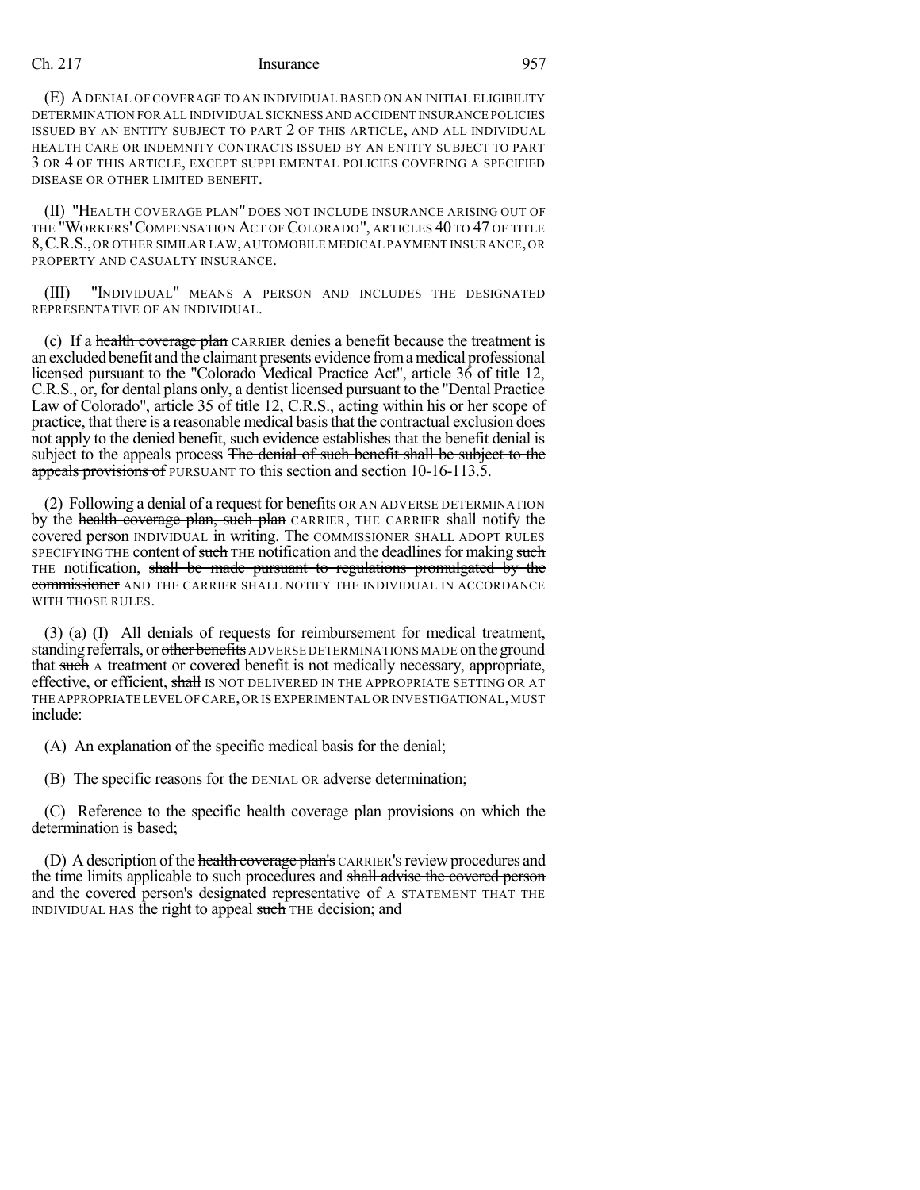(E) A DENIAL OF COVERAGE TO AN INDIVIDUAL BASED ON AN INITIAL ELIGIBILITY DETERMINATION FOR ALL INDIVIDUAL SICKNESS AND ACCIDENT INSURANCE POLICIES ISSUED BY AN ENTITY SUBJECT TO PART 2 OF THIS ARTICLE, AND ALL INDIVIDUAL HEALTH CARE OR INDEMNITY CONTRACTS ISSUED BY AN ENTITY SUBJECT TO PART 3 OR 4 OF THIS ARTICLE, EXCEPT SUPPLEMENTAL POLICIES COVERING A SPECIFIED DISEASE OR OTHER LIMITED BENEFIT.

(II) "HEALTH COVERAGE PLAN" DOES NOT INCLUDE INSURANCE ARISING OUT OF THE "WORKERS' COMPENSATION ACT OF COLORADO", ARTICLES 40 TO 47 OF TITLE 8, C.R.S., OR OTHER SIMILAR LAW, AUTOMOBILE MEDICAL PAYMENT INSURANCE, OR PROPERTY AND CASUALTY INSURANCE.

(III) "INDIVIDUAL" MEANS A PERSON AND INCLUDES THE DESIGNATED REPRESENTATIVE OF AN INDIVIDUAL.

(c) If a ~~health coverage plan~~ CARRIER denies a benefit because the treatment is an excluded benefit and the claimant presents evidence from a medical professional licensed pursuant to the "Colorado Medical Practice Act", article 36 of title 12, C.R.S., or, for dental plans only, a dentist licensed pursuant to the "Dental Practice Law of Colorado", article 35 of title 12, C.R.S., acting within his or her scope of practice, that there is a reasonable medical basis that the contractual exclusion does not apply to the denied benefit, such evidence establishes that the benefit denial is subject to the appeals process ~~The denial of such benefit shall be subject to the appeals provisions of~~ PURSUANT TO this section and section 10-16-113.5.

(2) Following a denial of a request for benefits OR AN ADVERSE DETERMINATION by the ~~health coverage plan, such plan~~ CARRIER, THE CARRIER shall notify the ~~covered person~~ INDIVIDUAL in writing. The COMMISSIONER SHALL ADOPT RULES SPECIFYING THE content of ~~such~~ THE notification and the deadlines for making ~~such~~ THE notification, ~~shall be made pursuant to regulations promulgated by the commissioner~~ AND THE CARRIER SHALL NOTIFY THE INDIVIDUAL IN ACCORDANCE WITH THOSE RULES.

(3) (a) (I) All denials of requests for reimbursement for medical treatment, standing referrals, or ~~other benefits~~ ADVERSE DETERMINATIONS MADE on the ground that ~~such~~ A treatment or covered benefit is not medically necessary, appropriate, effective, or efficient, ~~shall~~ IS NOT DELIVERED IN THE APPROPRIATE SETTING OR AT THE APPROPRIATE LEVEL OF CARE, OR IS EXPERIMENTAL OR INVESTIGATIONAL, MUST include:

(A) An explanation of the specific medical basis for the denial;

(B) The specific reasons for the DENIAL OR adverse determination;

(C) Reference to the specific health coverage plan provisions on which the determination is based;

(D) A description of the ~~health coverage plan's~~ CARRIER'S review procedures and the time limits applicable to such procedures and ~~shall advise the covered person and the covered person's designated representative of~~ A STATEMENT THAT THE INDIVIDUAL HAS the right to appeal ~~such~~ THE decision; and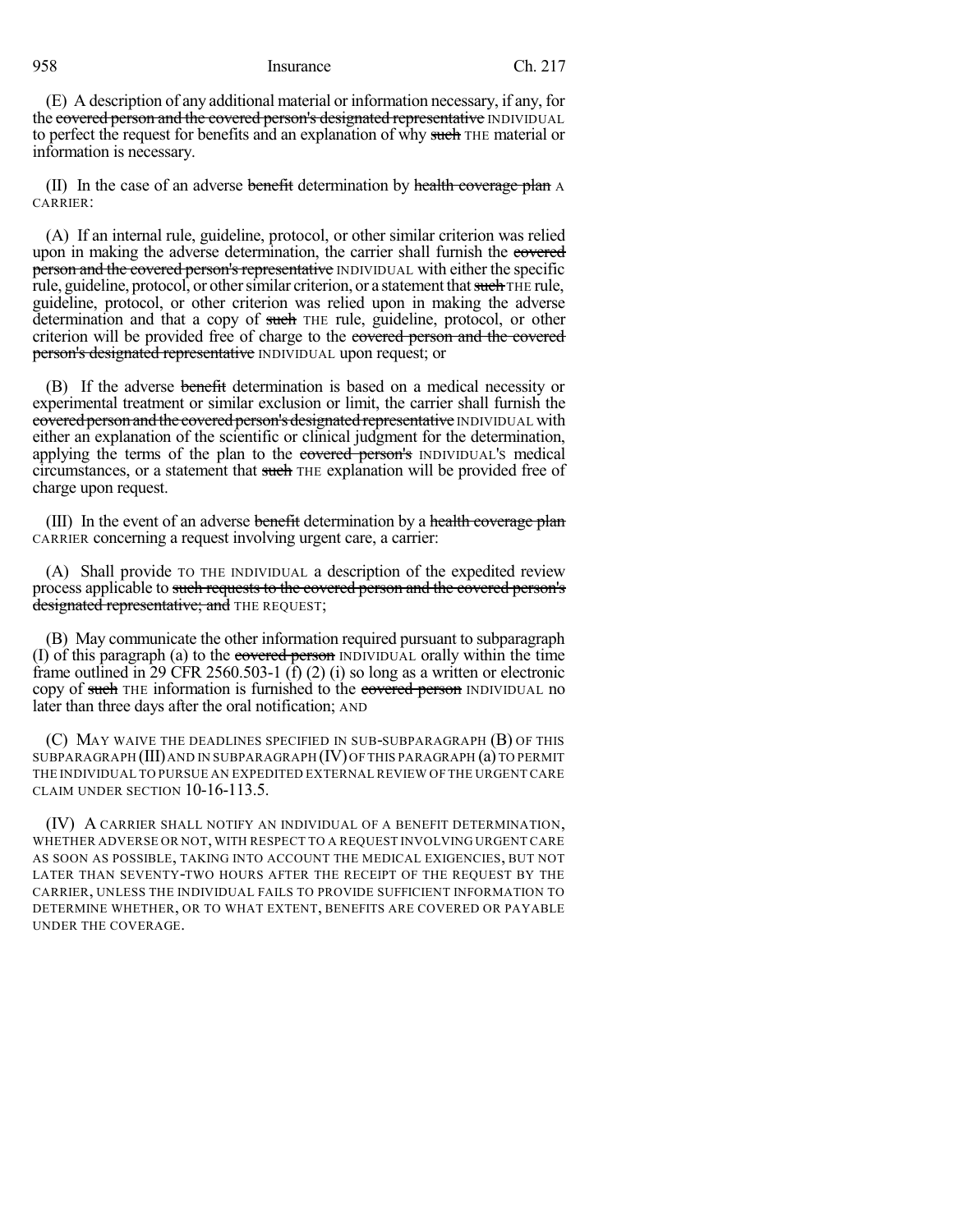(E) A description of any additional material or information necessary, if any, for the ~~covered person and the covered person's designated representative~~ INDIVIDUAL to perfect the request for benefits and an explanation of why ~~such~~ THE material or information is necessary.

(II) In the case of an adverse ~~benefit~~ determination by ~~health coverage plan~~ A CARRIER:

(A) If an internal rule, guideline, protocol, or other similar criterion was relied upon in making the adverse determination, the carrier shall furnish the ~~covered person and the covered person's representative~~ INDIVIDUAL with either the specific rule, guideline, protocol, or other similar criterion, or a statement that ~~such~~ THE rule, guideline, protocol, or other criterion was relied upon in making the adverse determination and that a copy of ~~such~~ THE rule, guideline, protocol, or other criterion will be provided free of charge to the ~~covered person and the covered person's designated representative~~ INDIVIDUAL upon request; or

(B) If the adverse ~~benefit~~ determination is based on a medical necessity or experimental treatment or similar exclusion or limit, the carrier shall furnish the ~~covered person and the covered person's designated representative~~ INDIVIDUAL with either an explanation of the scientific or clinical judgment for the determination, applying the terms of the plan to the ~~covered person's~~ INDIVIDUAL'S medical circumstances, or a statement that ~~such~~ THE explanation will be provided free of charge upon request.

(III) In the event of an adverse ~~benefit~~ determination by a ~~health coverage plan~~ CARRIER concerning a request involving urgent care, a carrier:

(A) Shall provide TO THE INDIVIDUAL a description of the expedited review process applicable to ~~such requests to the covered person and the covered person's designated representative; and~~ THE REQUEST;

(B) May communicate the other information required pursuant to subparagraph (I) of this paragraph (a) to the ~~covered person~~ INDIVIDUAL orally within the time frame outlined in 29 CFR 2560.503-1 (f) (2) (i) so long as a written or electronic copy of ~~such~~ THE information is furnished to the ~~covered person~~ INDIVIDUAL no later than three days after the oral notification; AND

(C) MAY WAIVE THE DEADLINES SPECIFIED IN SUB-SUBPARAGRAPH (B) OF THIS SUBPARAGRAPH (III) AND IN SUBPARAGRAPH (IV) OF THIS PARAGRAPH (a) TO PERMIT THE INDIVIDUAL TO PURSUE AN EXPEDITED EXTERNAL REVIEW OF THE URGENT CARE CLAIM UNDER SECTION 10-16-113.5.

(IV) A CARRIER SHALL NOTIFY AN INDIVIDUAL OF A BENEFIT DETERMINATION, WHETHER ADVERSE OR NOT, WITH RESPECT TO A REQUEST INVOLVING URGENT CARE AS SOON AS POSSIBLE, TAKING INTO ACCOUNT THE MEDICAL EXIGENCIES, BUT NOT LATER THAN SEVENTY-TWO HOURS AFTER THE RECEIPT OF THE REQUEST BY THE CARRIER, UNLESS THE INDIVIDUAL FAILS TO PROVIDE SUFFICIENT INFORMATION TO DETERMINE WHETHER, OR TO WHAT EXTENT, BENEFITS ARE COVERED OR PAYABLE UNDER THE COVERAGE.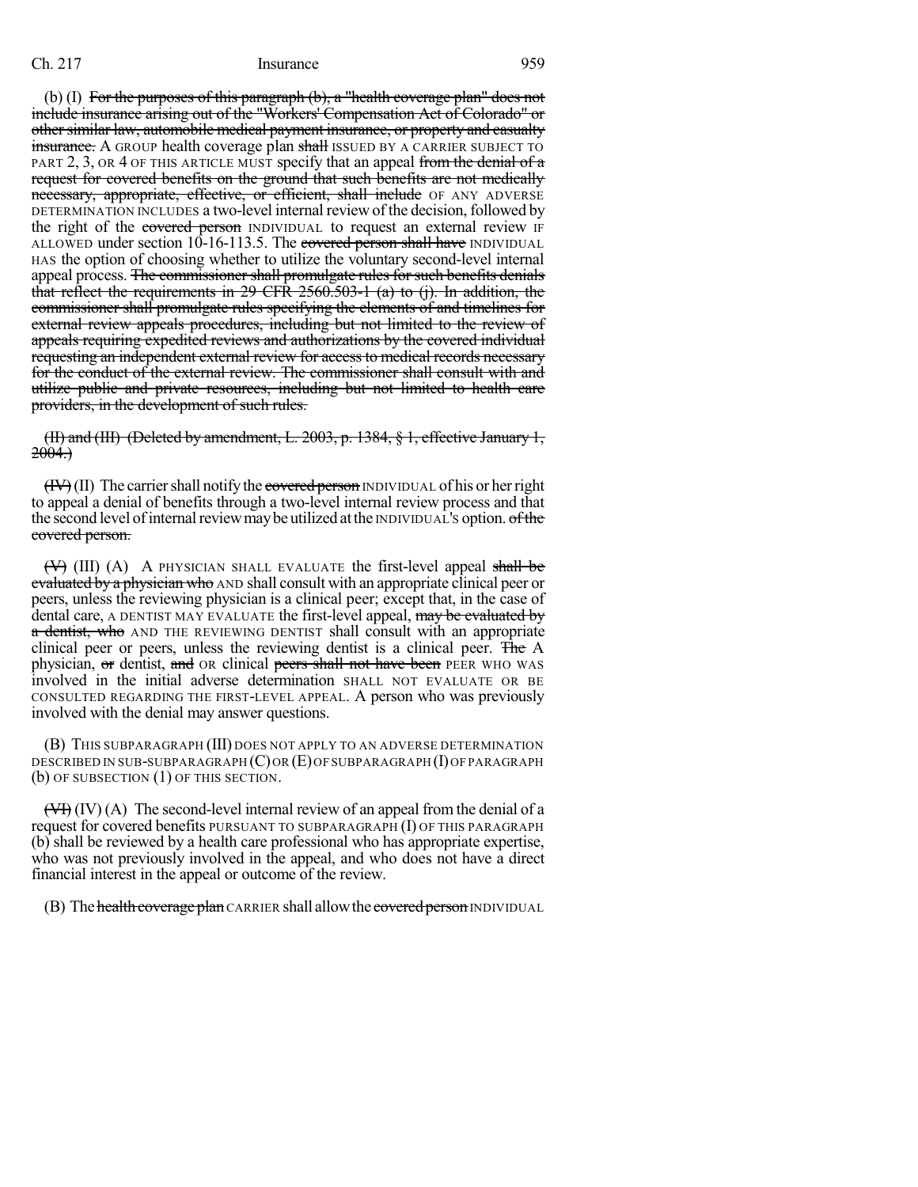(b) (I) ~~For the purposes of this paragraph (b), a "health coverage plan" does not include insurance arising out of the "Workers' Compensation Act of Colorado" or other similar law, automobile medical payment insurance, or property and casualty insurance.~~ A GROUP health coverage plan ~~shall~~ ISSUED BY A CARRIER SUBJECT TO PART 2, 3, OR 4 OF THIS ARTICLE MUST specify that an appeal ~~from the denial of a request for covered benefits on the ground that such benefits are not medically necessary, appropriate, effective, or efficient, shall include~~ OF ANY ADVERSE DETERMINATION INCLUDES a two-level internal review of the decision, followed by the right of the ~~covered person~~ INDIVIDUAL to request an external review IF ALLOWED under section 10-16-113.5. The ~~covered person shall have~~ INDIVIDUAL HAS the option of choosing whether to utilize the voluntary second-level internal appeal process. ~~The commissioner shall promulgate rules for such benefits denials that reflect the requirements in 29 CFR 2560.503-1 (a) to (j). In addition, the commissioner shall promulgate rules specifying the elements of and timelines for external review appeals procedures, including but not limited to the review of appeals requiring expedited reviews and authorizations by the covered individual requesting an independent external review for access to medical records necessary for the conduct of the external review. The commissioner shall consult with and utilize public and private resources, including but not limited to health care providers, in the development of such rules.~~

~~(II) and (III) (Deleted by amendment, L. 2003, p. 1384, § 1, effective January 1, 2004.)~~

~~(IV)~~ (II) The carrier shall notify the ~~covered person~~ INDIVIDUAL of his or her right to appeal a denial of benefits through a two-level internal review process and that the second level of internal review may be utilized at the INDIVIDUAL'S option. ~~of the covered person.~~

~~(V)~~ (III) (A) A PHYSICIAN SHALL EVALUATE the first-level appeal ~~shall be evaluated by a physician who~~ AND shall consult with an appropriate clinical peer or peers, unless the reviewing physician is a clinical peer; except that, in the case of dental care, A DENTIST MAY EVALUATE the first-level appeal, ~~may be evaluated by a dentist, who~~ AND THE REVIEWING DENTIST shall consult with an appropriate clinical peer or peers, unless the reviewing dentist is a clinical peer. ~~The~~ A physician, ~~or~~ dentist, ~~and~~ OR clinical ~~peers shall not have been~~ PEER WHO WAS involved in the initial adverse determination SHALL NOT EVALUATE OR BE CONSULTED REGARDING THE FIRST-LEVEL APPEAL. A person who was previously involved with the denial may answer questions.

(B) THIS SUBPARAGRAPH (III) DOES NOT APPLY TO AN ADVERSE DETERMINATION DESCRIBED IN SUB-SUBPARAGRAPH (C) OR (E) OF SUBPARAGRAPH (I) OF PARAGRAPH (b) OF SUBSECTION (1) OF THIS SECTION.

~~(VI)~~ (IV) (A) The second-level internal review of an appeal from the denial of a request for covered benefits PURSUANT TO SUBPARAGRAPH (I) OF THIS PARAGRAPH (b) shall be reviewed by a health care professional who has appropriate expertise, who was not previously involved in the appeal, and who does not have a direct financial interest in the appeal or outcome of the review.

(B) The ~~health coverage plan~~ CARRIER shall allow the ~~covered person~~ INDIVIDUAL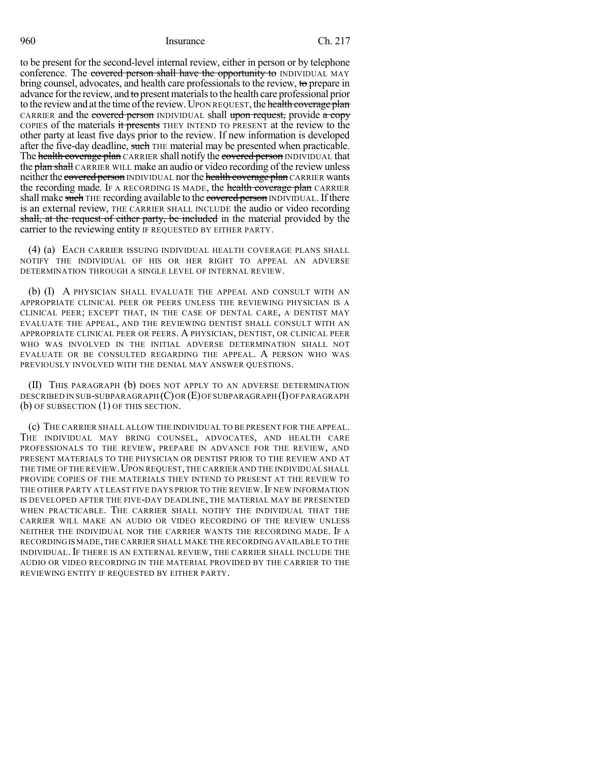to be present for the second-level internal review, either in person or by telephone conference. The ~~covered person shall have the opportunity to~~ INDIVIDUAL MAY bring counsel, advocates, and health care professionals to the review, ~~to~~ prepare in advance for the review, and ~~to~~ present materials to the health care professional prior to the review and at the time of the review. UPON REQUEST, the ~~health coverage plan~~ CARRIER and the ~~covered person~~ INDIVIDUAL shall ~~upon request,~~ provide ~~a copy~~ COPIES of the materials ~~it presents~~ THEY INTEND TO PRESENT at the review to the other party at least five days prior to the review. If new information is developed after the five-day deadline, ~~such~~ THE material may be presented when practicable. The ~~health coverage plan~~ CARRIER shall notify the ~~covered person~~ INDIVIDUAL that the ~~plan shall~~ CARRIER WILL make an audio or video recording of the review unless neither the ~~covered person~~ INDIVIDUAL nor the ~~health coverage plan~~ CARRIER wants the recording made. IF A RECORDING IS MADE, the ~~health coverage plan~~ CARRIER shall make ~~such~~ THE recording available to the ~~covered person~~ INDIVIDUAL. If there is an external review, THE CARRIER SHALL INCLUDE the audio or video recording ~~shall, at the request of either party, be included~~ in the material provided by the carrier to the reviewing entity IF REQUESTED BY EITHER PARTY.

(4) (a) EACH CARRIER ISSUING INDIVIDUAL HEALTH COVERAGE PLANS SHALL NOTIFY THE INDIVIDUAL OF HIS OR HER RIGHT TO APPEAL AN ADVERSE DETERMINATION THROUGH A SINGLE LEVEL OF INTERNAL REVIEW.

(b) (I) A PHYSICIAN SHALL EVALUATE THE APPEAL AND CONSULT WITH AN APPROPRIATE CLINICAL PEER OR PEERS UNLESS THE REVIEWING PHYSICIAN IS A CLINICAL PEER; EXCEPT THAT, IN THE CASE OF DENTAL CARE, A DENTIST MAY EVALUATE THE APPEAL, AND THE REVIEWING DENTIST SHALL CONSULT WITH AN APPROPRIATE CLINICAL PEER OR PEERS. A PHYSICIAN, DENTIST, OR CLINICAL PEER WHO WAS INVOLVED IN THE INITIAL ADVERSE DETERMINATION SHALL NOT EVALUATE OR BE CONSULTED REGARDING THE APPEAL. A PERSON WHO WAS PREVIOUSLY INVOLVED WITH THE DENIAL MAY ANSWER QUESTIONS.

(II) THIS PARAGRAPH (b) DOES NOT APPLY TO AN ADVERSE DETERMINATION DESCRIBED IN SUB-SUBPARAGRAPH (C) OR (E) OF SUBPARAGRAPH (I) OF PARAGRAPH (b) OF SUBSECTION (1) OF THIS SECTION.

(c) THE CARRIER SHALL ALLOW THE INDIVIDUAL TO BE PRESENT FOR THE APPEAL. THE INDIVIDUAL MAY BRING COUNSEL, ADVOCATES, AND HEALTH CARE PROFESSIONALS TO THE REVIEW, PREPARE IN ADVANCE FOR THE REVIEW, AND PRESENT MATERIALS TO THE PHYSICIAN OR DENTIST PRIOR TO THE REVIEW AND AT THE TIME OF THE REVIEW. UPON REQUEST, THE CARRIER AND THE INDIVIDUAL SHALL PROVIDE COPIES OF THE MATERIALS THEY INTEND TO PRESENT AT THE REVIEW TO THE OTHER PARTY AT LEAST FIVE DAYS PRIOR TO THE REVIEW. IF NEW INFORMATION IS DEVELOPED AFTER THE FIVE-DAY DEADLINE, THE MATERIAL MAY BE PRESENTED WHEN PRACTICABLE. THE CARRIER SHALL NOTIFY THE INDIVIDUAL THAT THE CARRIER WILL MAKE AN AUDIO OR VIDEO RECORDING OF THE REVIEW UNLESS NEITHER THE INDIVIDUAL NOR THE CARRIER WANTS THE RECORDING MADE. IF A RECORDING IS MADE, THE CARRIER SHALL MAKE THE RECORDING AVAILABLE TO THE INDIVIDUAL. IF THERE IS AN EXTERNAL REVIEW, THE CARRIER SHALL INCLUDE THE AUDIO OR VIDEO RECORDING IN THE MATERIAL PROVIDED BY THE CARRIER TO THE REVIEWING ENTITY IF REQUESTED BY EITHER PARTY.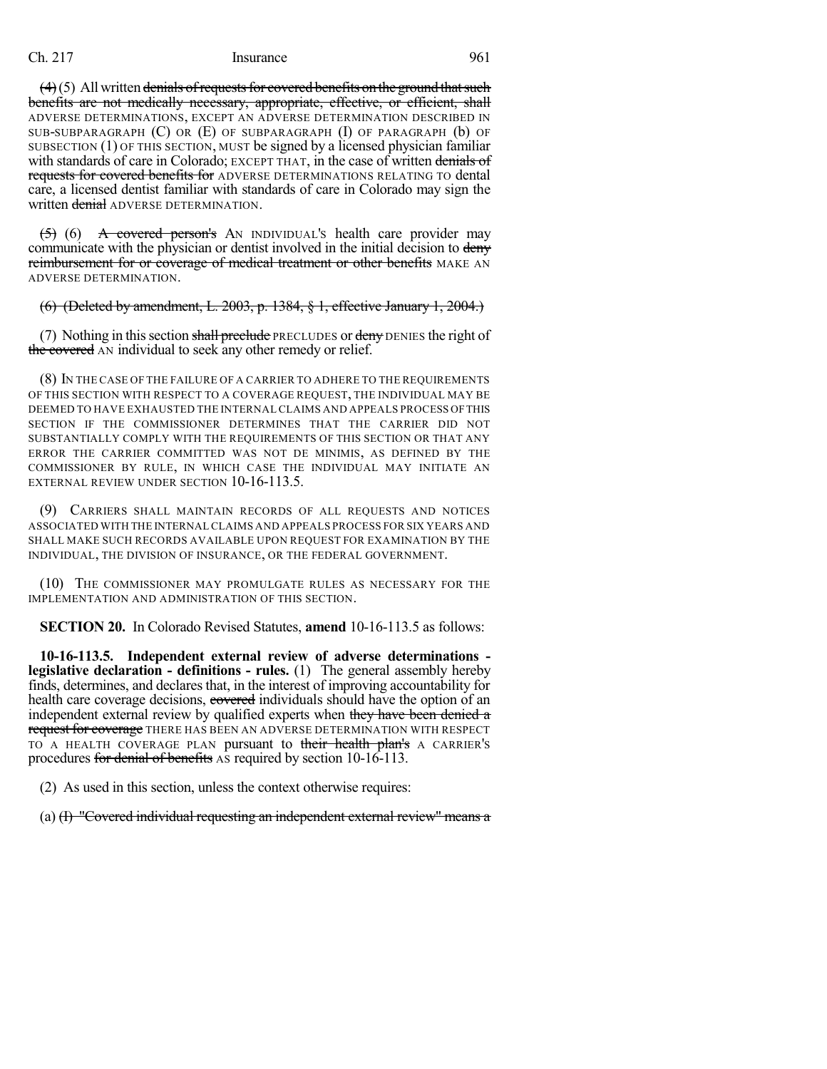(4) (5) All written denials of requests for covered benefits on the ground that such benefits are not medically necessary, appropriate, effective, or efficient, shall ADVERSE DETERMINATIONS, EXCEPT AN ADVERSE DETERMINATION DESCRIBED IN SUB-SUBPARAGRAPH (C) OR (E) OF SUBPARAGRAPH (I) OF PARAGRAPH (b) OF SUBSECTION (1) OF THIS SECTION, MUST be signed by a licensed physician familiar with standards of care in Colorado; EXCEPT THAT, in the case of written denials of requests for covered benefits for ADVERSE DETERMINATIONS RELATING TO dental care, a licensed dentist familiar with standards of care in Colorado may sign the written denial ADVERSE DETERMINATION.

(5) (6) A covered person's AN INDIVIDUAL'S health care provider may communicate with the physician or dentist involved in the initial decision to deny reimbursement for or coverage of medical treatment or other benefits MAKE AN ADVERSE DETERMINATION.

(6) (Deleted by amendment, L. 2003, p. 1384, § 1, effective January 1, 2004.)

(7) Nothing in this section shall preclude PRECLUDES or deny DENIES the right of the covered AN individual to seek any other remedy or relief.

(8) IN THE CASE OF THE FAILURE OF A CARRIER TO ADHERE TO THE REQUIREMENTS OF THIS SECTION WITH RESPECT TO A COVERAGE REQUEST, THE INDIVIDUAL MAY BE DEEMED TO HAVE EXHAUSTED THE INTERNAL CLAIMS AND APPEALS PROCESS OF THIS SECTION IF THE COMMISSIONER DETERMINES THAT THE CARRIER DID NOT SUBSTANTIALLY COMPLY WITH THE REQUIREMENTS OF THIS SECTION OR THAT ANY ERROR THE CARRIER COMMITTED WAS NOT DE MINIMIS, AS DEFINED BY THE COMMISSIONER BY RULE, IN WHICH CASE THE INDIVIDUAL MAY INITIATE AN EXTERNAL REVIEW UNDER SECTION 10-16-113.5.

(9) CARRIERS SHALL MAINTAIN RECORDS OF ALL REQUESTS AND NOTICES ASSOCIATED WITH THE INTERNAL CLAIMS AND APPEALS PROCESS FOR SIX YEARS AND SHALL MAKE SUCH RECORDS AVAILABLE UPON REQUEST FOR EXAMINATION BY THE INDIVIDUAL, THE DIVISION OF INSURANCE, OR THE FEDERAL GOVERNMENT.

(10) THE COMMISSIONER MAY PROMULGATE RULES AS NECESSARY FOR THE IMPLEMENTATION AND ADMINISTRATION OF THIS SECTION.

**SECTION 20.** In Colorado Revised Statutes, **amend** 10-16-113.5 as follows:

**10-16-113.5. Independent external review of adverse determinations - legislative declaration - definitions - rules.** (1) The general assembly hereby finds, determines, and declares that, in the interest of improving accountability for health care coverage decisions, covered individuals should have the option of an independent external review by qualified experts when they have been denied a request for coverage THERE HAS BEEN AN ADVERSE DETERMINATION WITH RESPECT TO A HEALTH COVERAGE PLAN pursuant to their health plan's A CARRIER'S procedures for denial of benefits AS required by section 10-16-113.

(2) As used in this section, unless the context otherwise requires:

(a) (I) "Covered individual requesting an independent external review" means a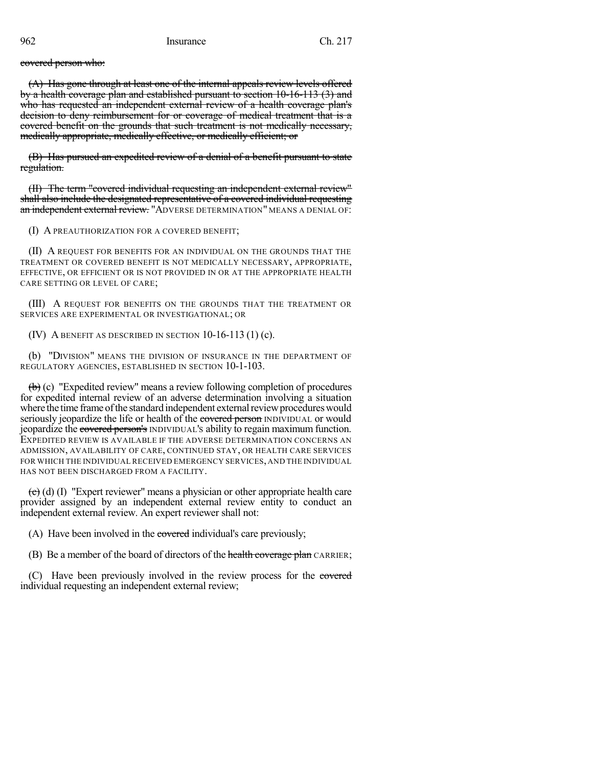~~covered person who:~~

~~(A) Has gone through at least one of the internal appeals review levels offered by a health coverage plan and established pursuant to section 10-16-113 (3) and who has requested an independent external review of a health coverage plan's decision to deny reimbursement for or coverage of medical treatment that is a covered benefit on the grounds that such treatment is not medically necessary, medically appropriate, medically effective, or medically efficient; or~~

~~(B) Has pursued an expedited review of a denial of a benefit pursuant to state regulation.~~

~~(II) The term "covered individual requesting an independent external review" shall also include the designated representative of a covered individual requesting an independent external review.~~ "ADVERSE DETERMINATION" MEANS A DENIAL OF:

(I) A PREAUTHORIZATION FOR A COVERED BENEFIT;

(II) A REQUEST FOR BENEFITS FOR AN INDIVIDUAL ON THE GROUNDS THAT THE TREATMENT OR COVERED BENEFIT IS NOT MEDICALLY NECESSARY, APPROPRIATE, EFFECTIVE, OR EFFICIENT OR IS NOT PROVIDED IN OR AT THE APPROPRIATE HEALTH CARE SETTING OR LEVEL OF CARE;

(III) A REQUEST FOR BENEFITS ON THE GROUNDS THAT THE TREATMENT OR SERVICES ARE EXPERIMENTAL OR INVESTIGATIONAL; OR

(IV) A BENEFIT AS DESCRIBED IN SECTION 10-16-113 (1) (c).

(b) "DIVISION" MEANS THE DIVISION OF INSURANCE IN THE DEPARTMENT OF REGULATORY AGENCIES, ESTABLISHED IN SECTION 10-1-103.

~~(b)~~ (c) "Expedited review" means a review following completion of procedures for expedited internal review of an adverse determination involving a situation where the time frame of the standard independent external review procedures would seriously jeopardize the life or health of the ~~covered person~~ INDIVIDUAL or would jeopardize the ~~covered person's~~ INDIVIDUAL'S ability to regain maximum function. EXPEDITED REVIEW IS AVAILABLE IF THE ADVERSE DETERMINATION CONCERNS AN ADMISSION, AVAILABILITY OF CARE, CONTINUED STAY, OR HEALTH CARE SERVICES FOR WHICH THE INDIVIDUAL RECEIVED EMERGENCY SERVICES, AND THE INDIVIDUAL HAS NOT BEEN DISCHARGED FROM A FACILITY.

~~(c)~~ (d) (I) "Expert reviewer" means a physician or other appropriate health care provider assigned by an independent external review entity to conduct an independent external review. An expert reviewer shall not:

(A) Have been involved in the ~~covered~~ individual's care previously;

(B) Be a member of the board of directors of the ~~health coverage plan~~ CARRIER;

(C) Have been previously involved in the review process for the ~~covered~~ individual requesting an independent external review;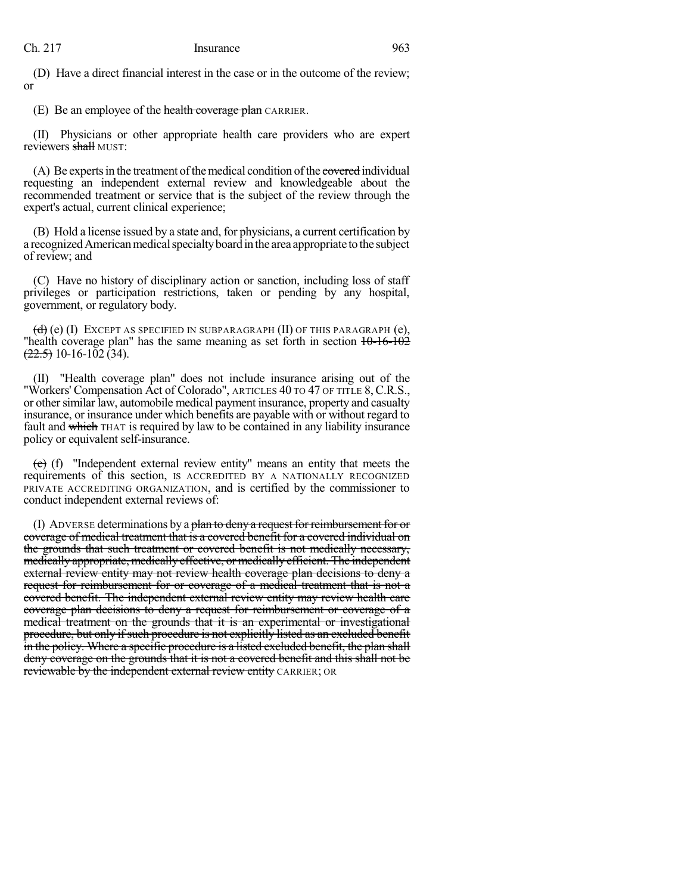(D) Have a direct financial interest in the case or in the outcome of the review; or

(E) Be an employee of the ~~health coverage plan~~ CARRIER.

(II) Physicians or other appropriate health care providers who are expert reviewers ~~shall~~ MUST:

(A) Be experts in the treatment of the medical condition of the ~~covered~~ individual requesting an independent external review and knowledgeable about the recommended treatment or service that is the subject of the review through the expert's actual, current clinical experience;

(B) Hold a license issued by a state and, for physicians, a current certification by a recognized American medical specialty board in the area appropriate to the subject of review; and

(C) Have no history of disciplinary action or sanction, including loss of staff privileges or participation restrictions, taken or pending by any hospital, government, or regulatory body.

~~(d)~~ (e) (I) EXCEPT AS SPECIFIED IN SUBPARAGRAPH (II) OF THIS PARAGRAPH (e), "health coverage plan" has the same meaning as set forth in section ~~10-16-102 (22.5)~~ 10-16-102 (34).

(II) "Health coverage plan" does not include insurance arising out of the "Workers' Compensation Act of Colorado", ARTICLES 40 TO 47 OF TITLE 8, C.R.S., or other similar law, automobile medical payment insurance, property and casualty insurance, or insurance under which benefits are payable with or without regard to fault and ~~which~~ THAT is required by law to be contained in any liability insurance policy or equivalent self-insurance.

~~(e)~~ (f) "Independent external review entity" means an entity that meets the requirements of this section, IS ACCREDITED BY A NATIONALLY RECOGNIZED PRIVATE ACCREDITING ORGANIZATION, and is certified by the commissioner to conduct independent external reviews of:

(I) ADVERSE determinations by a ~~plan to deny a request for reimbursement for or coverage of medical treatment that is a covered benefit for a covered individual on the grounds that such treatment or covered benefit is not medically necessary, medically appropriate, medically effective, or medically efficient. The independent external review entity may not review health coverage plan decisions to deny a request for reimbursement for or coverage of a medical treatment that is not a covered benefit. The independent external review entity may review health care coverage plan decisions to deny a request for reimbursement or coverage of a medical treatment on the grounds that it is an experimental or investigational procedure, but only if such procedure is not explicitly listed as an excluded benefit in the policy. Where a specific procedure is a listed excluded benefit, the plan shall deny coverage on the grounds that it is not a covered benefit and this shall not be reviewable by the independent external review entity~~ CARRIER; OR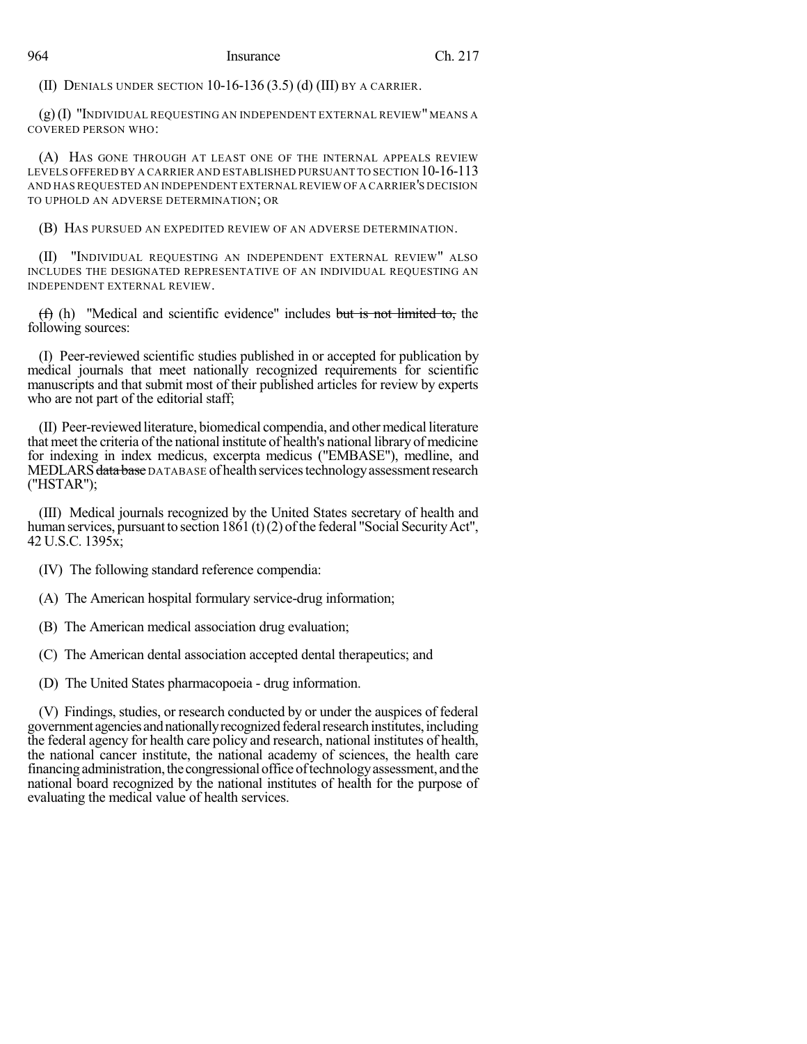(II) DENIALS UNDER SECTION 10-16-136 (3.5) (d) (III) BY A CARRIER.

(g) (I) "INDIVIDUAL REQUESTING AN INDEPENDENT EXTERNAL REVIEW" MEANS A COVERED PERSON WHO:

(A) HAS GONE THROUGH AT LEAST ONE OF THE INTERNAL APPEALS REVIEW LEVELS OFFERED BY A CARRIER AND ESTABLISHED PURSUANT TO SECTION 10-16-113 AND HAS REQUESTED AN INDEPENDENT EXTERNAL REVIEW OF A CARRIER'S DECISION TO UPHOLD AN ADVERSE DETERMINATION; OR

(B) HAS PURSUED AN EXPEDITED REVIEW OF AN ADVERSE DETERMINATION.

(II) "INDIVIDUAL REQUESTING AN INDEPENDENT EXTERNAL REVIEW" ALSO INCLUDES THE DESIGNATED REPRESENTATIVE OF AN INDIVIDUAL REQUESTING AN INDEPENDENT EXTERNAL REVIEW.

~~(f)~~ (h) "Medical and scientific evidence" includes ~~but is not limited to,~~ the following sources:

(I) Peer-reviewed scientific studies published in or accepted for publication by medical journals that meet nationally recognized requirements for scientific manuscripts and that submit most of their published articles for review by experts who are not part of the editorial staff;

(II) Peer-reviewed literature, biomedical compendia, and other medical literature that meet the criteria of the national institute of health's national library of medicine for indexing in index medicus, excerpta medicus ("EMBASE"), medline, and MEDLARS ~~data base~~ DATABASE of health services technology assessment research ("HSTAR");

(III) Medical journals recognized by the United States secretary of health and human services, pursuant to section 1861 (t) (2) of the federal "Social Security Act", 42 U.S.C. 1395x;

(IV) The following standard reference compendia:

(A) The American hospital formulary service-drug information;

(B) The American medical association drug evaluation;

(C) The American dental association accepted dental therapeutics; and

(D) The United States pharmacopoeia - drug information.

(V) Findings, studies, or research conducted by or under the auspices of federal government agencies and nationally recognized federal research institutes, including the federal agency for health care policy and research, national institutes of health, the national cancer institute, the national academy of sciences, the health care financing administration, the congressional office of technology assessment, and the national board recognized by the national institutes of health for the purpose of evaluating the medical value of health services.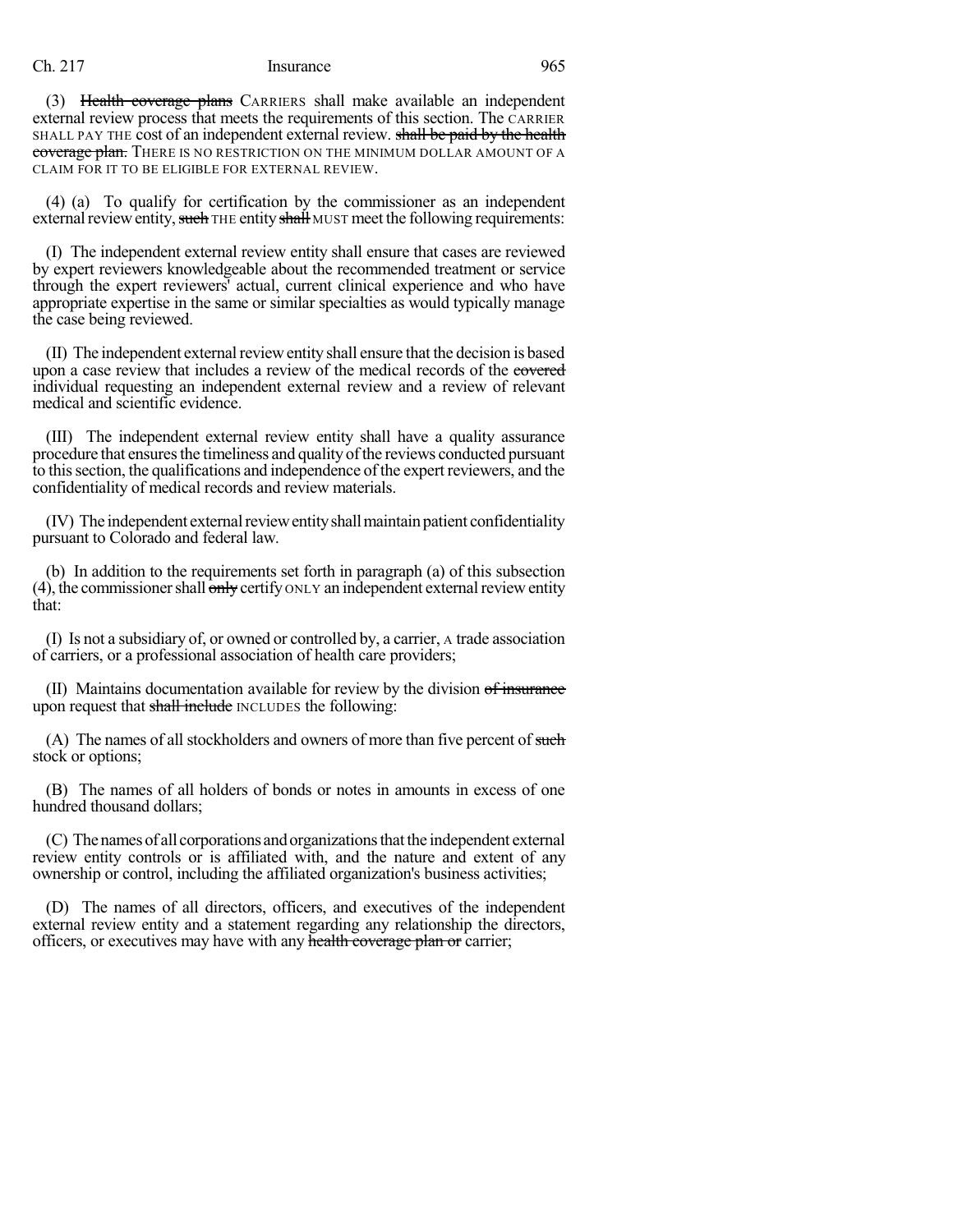(3) ~~Health coverage plans~~ CARRIERS shall make available an independent external review process that meets the requirements of this section. The CARRIER SHALL PAY THE cost of an independent external review. ~~shall be paid by the health coverage plan.~~ THERE IS NO RESTRICTION ON THE MINIMUM DOLLAR AMOUNT OF A CLAIM FOR IT TO BE ELIGIBLE FOR EXTERNAL REVIEW.

(4) (a) To qualify for certification by the commissioner as an independent external review entity, ~~such~~ THE entity ~~shall~~ MUST meet the following requirements:

(I) The independent external review entity shall ensure that cases are reviewed by expert reviewers knowledgeable about the recommended treatment or service through the expert reviewers' actual, current clinical experience and who have appropriate expertise in the same or similar specialties as would typically manage the case being reviewed.

(II) The independent external review entity shall ensure that the decision is based upon a case review that includes a review of the medical records of the ~~covered~~ individual requesting an independent external review and a review of relevant medical and scientific evidence.

(III) The independent external review entity shall have a quality assurance procedure that ensures the timeliness and quality of the reviews conducted pursuant to this section, the qualifications and independence of the expert reviewers, and the confidentiality of medical records and review materials.

(IV) The independent external review entity shall maintain patient confidentiality pursuant to Colorado and federal law.

(b) In addition to the requirements set forth in paragraph (a) of this subsection (4), the commissioner shall ~~only~~ certify ONLY an independent external review entity that:

(I) Is not a subsidiary of, or owned or controlled by, a carrier, A trade association of carriers, or a professional association of health care providers;

(II) Maintains documentation available for review by the division ~~of insurance~~ upon request that ~~shall include~~ INCLUDES the following:

(A) The names of all stockholders and owners of more than five percent of ~~such~~ stock or options;

(B) The names of all holders of bonds or notes in amounts in excess of one hundred thousand dollars;

(C) The names of all corporations and organizations that the independent external review entity controls or is affiliated with, and the nature and extent of any ownership or control, including the affiliated organization's business activities;

(D) The names of all directors, officers, and executives of the independent external review entity and a statement regarding any relationship the directors, officers, or executives may have with any ~~health coverage plan or~~ carrier;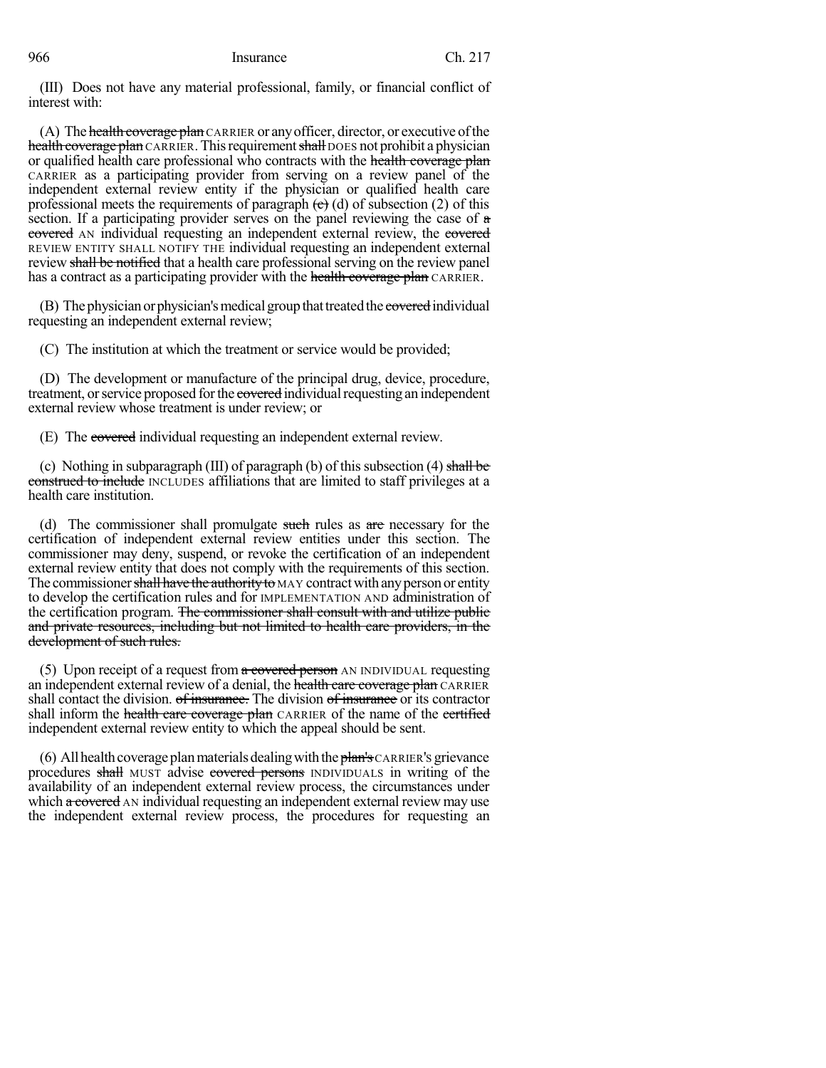(III) Does not have any material professional, family, or financial conflict of interest with:

(A) The ~~health coverage plan~~ CARRIER or any officer, director, or executive of the ~~health coverage plan~~ CARRIER. This requirement ~~shall~~ DOES not prohibit a physician or qualified health care professional who contracts with the ~~health coverage plan~~ CARRIER as a participating provider from serving on a review panel of the independent external review entity if the physician or qualified health care professional meets the requirements of paragraph ~~(c)~~ (d) of subsection (2) of this section. If a participating provider serves on the panel reviewing the case of ~~a covered~~ AN individual requesting an independent external review, the ~~covered~~ REVIEW ENTITY SHALL NOTIFY THE individual requesting an independent external review ~~shall be notified~~ that a health care professional serving on the review panel has a contract as a participating provider with the ~~health coverage plan~~ CARRIER.

(B) The physician or physician's medical group that treated the ~~covered~~ individual requesting an independent external review;

(C) The institution at which the treatment or service would be provided;

(D) The development or manufacture of the principal drug, device, procedure, treatment, or service proposed for the ~~covered~~ individual requesting an independent external review whose treatment is under review; or

(E) The ~~covered~~ individual requesting an independent external review.

(c) Nothing in subparagraph (III) of paragraph (b) of this subsection (4) ~~shall be construed to include~~ INCLUDES affiliations that are limited to staff privileges at a health care institution.

(d) The commissioner shall promulgate ~~such~~ rules as ~~are~~ necessary for the certification of independent external review entities under this section. The commissioner may deny, suspend, or revoke the certification of an independent external review entity that does not comply with the requirements of this section. The commissioner ~~shall have the authority to~~ MAY contract with any person or entity to develop the certification rules and for IMPLEMENTATION AND administration of the certification program. ~~The commissioner shall consult with and utilize public and private resources, including but not limited to health care providers, in the development of such rules.~~

(5) Upon receipt of a request from ~~a covered person~~ AN INDIVIDUAL requesting an independent external review of a denial, the ~~health care coverage plan~~ CARRIER shall contact the division. ~~of insurance.~~ The division ~~of insurance~~ or its contractor shall inform the ~~health care coverage plan~~ CARRIER of the name of the ~~certified~~ independent external review entity to which the appeal should be sent.

(6) All health coverage plan materials dealing with the ~~plan's~~ CARRIER'S grievance procedures ~~shall~~ MUST advise ~~covered persons~~ INDIVIDUALS in writing of the availability of an independent external review process, the circumstances under which ~~a covered~~ AN individual requesting an independent external review may use the independent external review process, the procedures for requesting an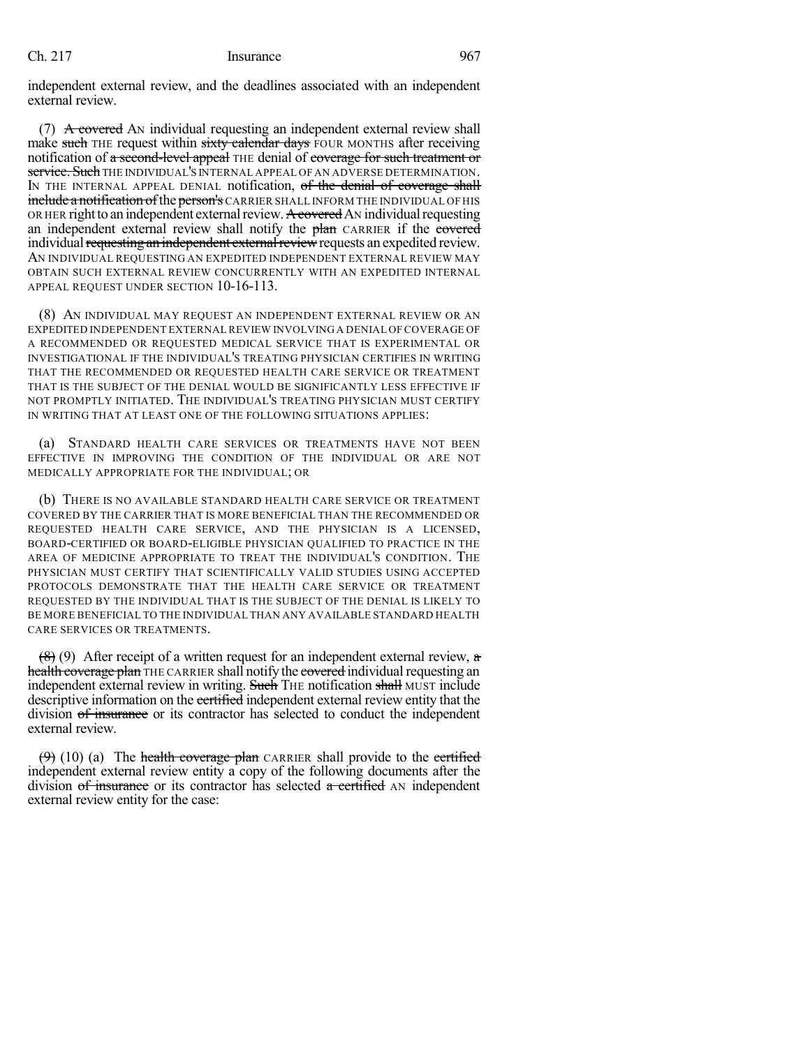independent external review, and the deadlines associated with an independent external review.

(7) ~~A covered~~ AN individual requesting an independent external review shall make ~~such~~ THE request within ~~sixty calendar days~~ FOUR MONTHS after receiving notification of ~~a second-level appeal~~ THE denial of ~~coverage for such treatment or service. Such~~ THE INDIVIDUAL'S INTERNAL APPEAL OF AN ADVERSE DETERMINATION. IN THE INTERNAL APPEAL DENIAL notification, ~~of the denial of coverage shall include a notification of~~ the ~~person's~~ CARRIER SHALL INFORM THE INDIVIDUAL OF HIS OR HER right to an independent external review. ~~A covered~~ AN individual requesting an independent external review shall notify the ~~plan~~ CARRIER if the ~~covered~~ individual ~~requesting an independent external review~~ requests an expedited review. AN INDIVIDUAL REQUESTING AN EXPEDITED INDEPENDENT EXTERNAL REVIEW MAY OBTAIN SUCH EXTERNAL REVIEW CONCURRENTLY WITH AN EXPEDITED INTERNAL APPEAL REQUEST UNDER SECTION 10-16-113.

(8) AN INDIVIDUAL MAY REQUEST AN INDEPENDENT EXTERNAL REVIEW OR AN EXPEDITED INDEPENDENT EXTERNAL REVIEW INVOLVING A DENIAL OF COVERAGE OF A RECOMMENDED OR REQUESTED MEDICAL SERVICE THAT IS EXPERIMENTAL OR INVESTIGATIONAL IF THE INDIVIDUAL'S TREATING PHYSICIAN CERTIFIES IN WRITING THAT THE RECOMMENDED OR REQUESTED HEALTH CARE SERVICE OR TREATMENT THAT IS THE SUBJECT OF THE DENIAL WOULD BE SIGNIFICANTLY LESS EFFECTIVE IF NOT PROMPTLY INITIATED. THE INDIVIDUAL'S TREATING PHYSICIAN MUST CERTIFY IN WRITING THAT AT LEAST ONE OF THE FOLLOWING SITUATIONS APPLIES:

(a) STANDARD HEALTH CARE SERVICES OR TREATMENTS HAVE NOT BEEN EFFECTIVE IN IMPROVING THE CONDITION OF THE INDIVIDUAL OR ARE NOT MEDICALLY APPROPRIATE FOR THE INDIVIDUAL; OR

(b) THERE IS NO AVAILABLE STANDARD HEALTH CARE SERVICE OR TREATMENT COVERED BY THE CARRIER THAT IS MORE BENEFICIAL THAN THE RECOMMENDED OR REQUESTED HEALTH CARE SERVICE, AND THE PHYSICIAN IS A LICENSED, BOARD-CERTIFIED OR BOARD-ELIGIBLE PHYSICIAN QUALIFIED TO PRACTICE IN THE AREA OF MEDICINE APPROPRIATE TO TREAT THE INDIVIDUAL'S CONDITION. THE PHYSICIAN MUST CERTIFY THAT SCIENTIFICALLY VALID STUDIES USING ACCEPTED PROTOCOLS DEMONSTRATE THAT THE HEALTH CARE SERVICE OR TREATMENT REQUESTED BY THE INDIVIDUAL THAT IS THE SUBJECT OF THE DENIAL IS LIKELY TO BE MORE BENEFICIAL TO THE INDIVIDUAL THAN ANY AVAILABLE STANDARD HEALTH CARE SERVICES OR TREATMENTS.

~~(8)~~ (9) After receipt of a written request for an independent external review, ~~a health coverage plan~~ THE CARRIER shall notify the ~~covered~~ individual requesting an independent external review in writing. ~~Such~~ THE notification ~~shall~~ MUST include descriptive information on the ~~certified~~ independent external review entity that the division ~~of insurance~~ or its contractor has selected to conduct the independent external review.

~~(9)~~ (10) (a) The ~~health coverage plan~~ CARRIER shall provide to the ~~certified~~ independent external review entity a copy of the following documents after the division ~~of insurance~~ or its contractor has selected ~~a certified~~ AN independent external review entity for the case: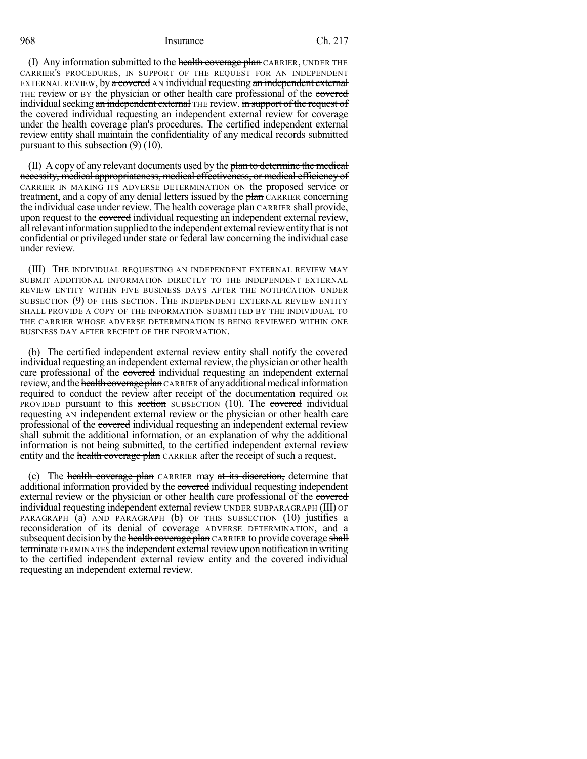(I) Any information submitted to the ~~health coverage plan~~ CARRIER, UNDER THE CARRIER'S PROCEDURES, IN SUPPORT OF THE REQUEST FOR AN INDEPENDENT EXTERNAL REVIEW, by ~~a covered~~ AN individual requesting ~~an independent external~~ THE review or BY the physician or other health care professional of the ~~covered~~ individual seeking ~~an independent external~~ THE review. ~~in support of the request of the covered individual requesting an independent external review for coverage under the health coverage plan's procedures.~~ The ~~certified~~ independent external review entity shall maintain the confidentiality of any medical records submitted pursuant to this subsection ~~(9)~~ (10).

(II) A copy of any relevant documents used by the ~~plan to determine the medical necessity, medical appropriateness, medical effectiveness, or medical efficiency of~~ CARRIER IN MAKING ITS ADVERSE DETERMINATION ON the proposed service or treatment, and a copy of any denial letters issued by the ~~plan~~ CARRIER concerning the individual case under review. The ~~health coverage plan~~ CARRIER shall provide, upon request to the ~~covered~~ individual requesting an independent external review, all relevant information supplied to the independent external review entity that is not confidential or privileged under state or federal law concerning the individual case under review.

(III) THE INDIVIDUAL REQUESTING AN INDEPENDENT EXTERNAL REVIEW MAY SUBMIT ADDITIONAL INFORMATION DIRECTLY TO THE INDEPENDENT EXTERNAL REVIEW ENTITY WITHIN FIVE BUSINESS DAYS AFTER THE NOTIFICATION UNDER SUBSECTION (9) OF THIS SECTION. THE INDEPENDENT EXTERNAL REVIEW ENTITY SHALL PROVIDE A COPY OF THE INFORMATION SUBMITTED BY THE INDIVIDUAL TO THE CARRIER WHOSE ADVERSE DETERMINATION IS BEING REVIEWED WITHIN ONE BUSINESS DAY AFTER RECEIPT OF THE INFORMATION.

(b) The ~~certified~~ independent external review entity shall notify the ~~covered~~ individual requesting an independent external review, the physician or other health care professional of the ~~covered~~ individual requesting an independent external review, and the ~~health coverage plan~~ CARRIER of any additional medical information required to conduct the review after receipt of the documentation required OR PROVIDED pursuant to this ~~section~~ SUBSECTION (10). The ~~covered~~ individual requesting AN independent external review or the physician or other health care professional of the ~~covered~~ individual requesting an independent external review shall submit the additional information, or an explanation of why the additional information is not being submitted, to the ~~certified~~ independent external review entity and the ~~health coverage plan~~ CARRIER after the receipt of such a request.

(c) The ~~health coverage plan~~ CARRIER may ~~at its discretion,~~ determine that additional information provided by the ~~covered~~ individual requesting independent external review or the physician or other health care professional of the ~~covered~~ individual requesting independent external review UNDER SUBPARAGRAPH (III) OF PARAGRAPH (a) AND PARAGRAPH (b) OF THIS SUBSECTION (10) justifies a reconsideration of its ~~denial of coverage~~ ADVERSE DETERMINATION, and a subsequent decision by the ~~health coverage plan~~ CARRIER to provide coverage ~~shall terminate~~ TERMINATES the independent external review upon notification in writing to the ~~certified~~ independent external review entity and the ~~covered~~ individual requesting an independent external review.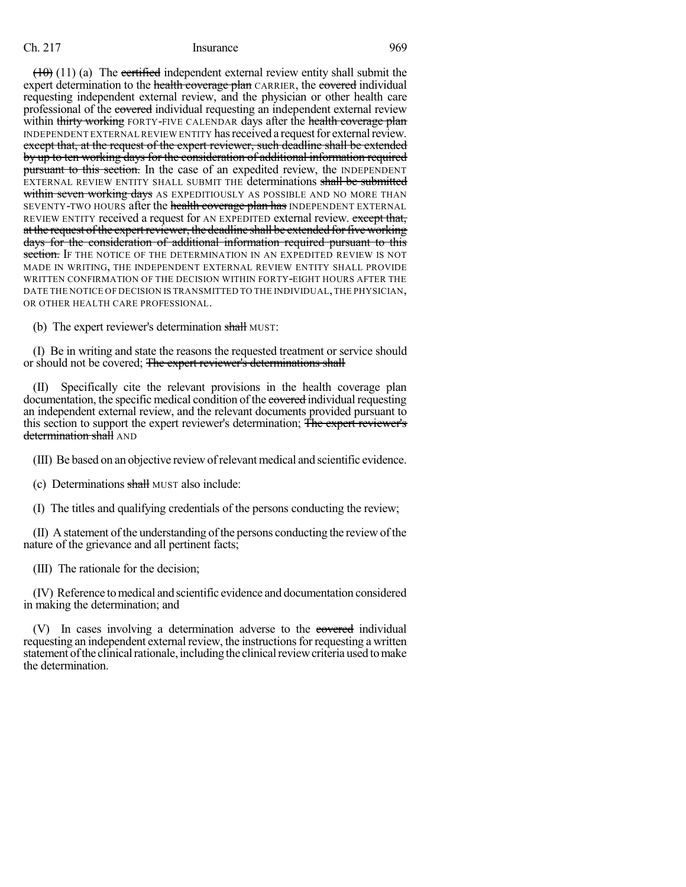~~(10)~~ (11) (a) The ~~certified~~ independent external review entity shall submit the expert determination to the ~~health coverage plan~~ CARRIER, the ~~covered~~ individual requesting independent external review, and the physician or other health care professional of the ~~covered~~ individual requesting an independent external review within ~~thirty working~~ FORTY-FIVE CALENDAR days after the ~~health coverage plan~~ INDEPENDENT EXTERNAL REVIEW ENTITY has received a request for external review. ~~except that, at the request of the expert reviewer, such deadline shall be extended by up to ten working days for the consideration of additional information required pursuant to this section.~~ In the case of an expedited review, the INDEPENDENT EXTERNAL REVIEW ENTITY SHALL SUBMIT THE determinations ~~shall be submitted within seven working days~~ AS EXPEDITIOUSLY AS POSSIBLE AND NO MORE THAN SEVENTY-TWO HOURS after the ~~health coverage plan has~~ INDEPENDENT EXTERNAL REVIEW ENTITY received a request for AN EXPEDITED external review. ~~except that, at the request of the expert reviewer, the deadline shall be extended for five working days for the consideration of additional information required pursuant to this section.~~ IF THE NOTICE OF THE DETERMINATION IN AN EXPEDITED REVIEW IS NOT MADE IN WRITING, THE INDEPENDENT EXTERNAL REVIEW ENTITY SHALL PROVIDE WRITTEN CONFIRMATION OF THE DECISION WITHIN FORTY-EIGHT HOURS AFTER THE DATE THE NOTICE OF DECISION IS TRANSMITTED TO THE INDIVIDUAL, THE PHYSICIAN, OR OTHER HEALTH CARE PROFESSIONAL.

(b) The expert reviewer's determination ~~shall~~ MUST:

(I) Be in writing and state the reasons the requested treatment or service should or should not be covered; ~~The expert reviewer's determinations shall~~

(II) Specifically cite the relevant provisions in the health coverage plan documentation, the specific medical condition of the ~~covered~~ individual requesting an independent external review, and the relevant documents provided pursuant to this section to support the expert reviewer's determination; ~~The expert reviewer's determination shall~~ AND

(III) Be based on an objective review of relevant medical and scientific evidence.

(c) Determinations ~~shall~~ MUST also include:

(I) The titles and qualifying credentials of the persons conducting the review;

(II) A statement of the understanding of the persons conducting the review of the nature of the grievance and all pertinent facts;

(III) The rationale for the decision;

(IV) Reference to medical and scientific evidence and documentation considered in making the determination; and

(V) In cases involving a determination adverse to the ~~covered~~ individual requesting an independent external review, the instructions for requesting a written statement of the clinical rationale, including the clinical review criteria used to make the determination.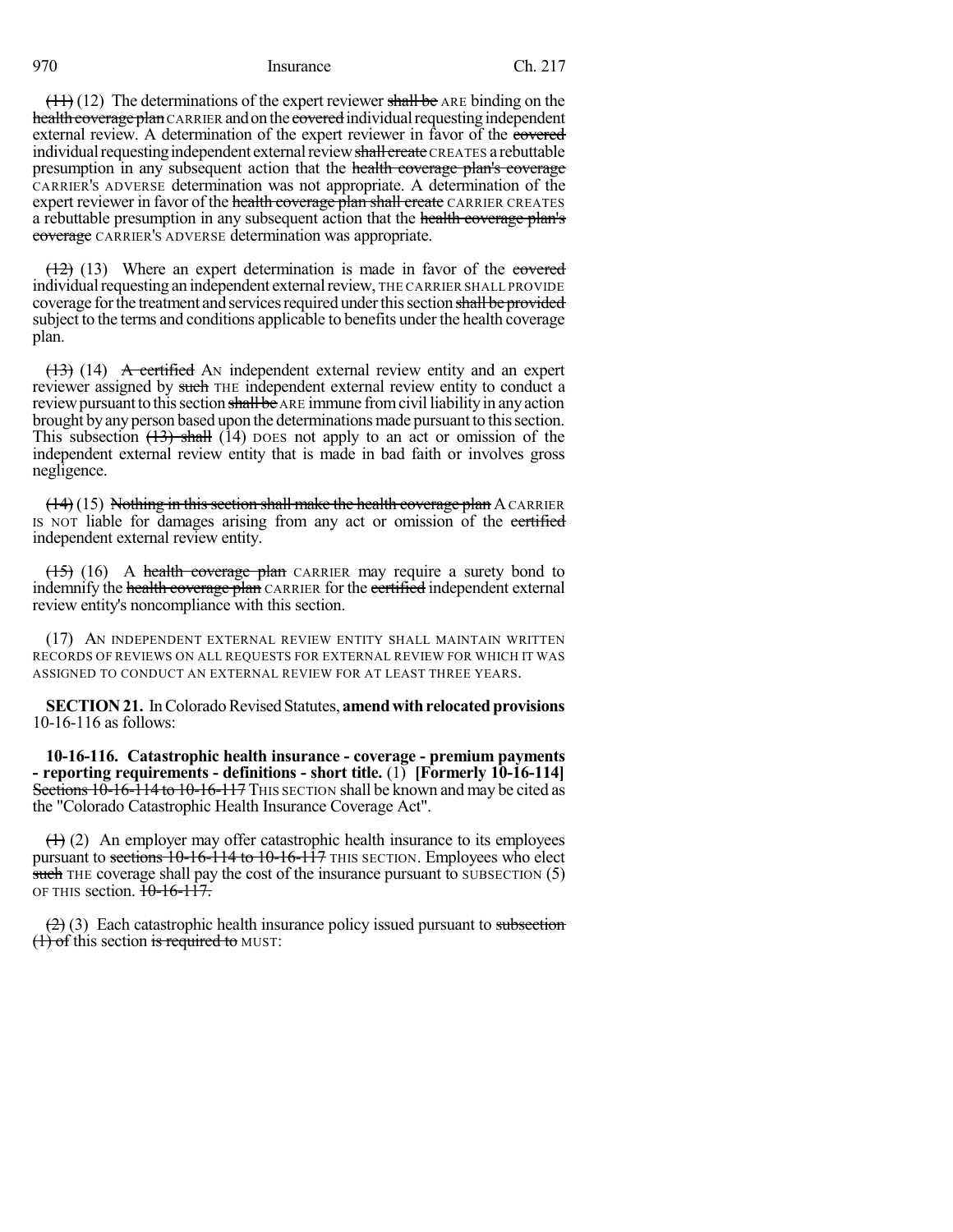(11) (12) The determinations of the expert reviewer shall be ARE binding on the health coverage plan CARRIER and on the covered individual requesting independent external review. A determination of the expert reviewer in favor of the covered individual requesting independent external review shall create CREATES a rebuttable presumption in any subsequent action that the health coverage plan's coverage CARRIER'S ADVERSE determination was not appropriate. A determination of the expert reviewer in favor of the health coverage plan shall create CARRIER CREATES a rebuttable presumption in any subsequent action that the health coverage plan's coverage CARRIER'S ADVERSE determination was appropriate.

(12) (13) Where an expert determination is made in favor of the covered individual requesting an independent external review, THE CARRIER SHALL PROVIDE coverage for the treatment and services required under this section shall be provided subject to the terms and conditions applicable to benefits under the health coverage plan.

(13) (14) A certified AN independent external review entity and an expert reviewer assigned by such THE independent external review entity to conduct a review pursuant to this section shall be ARE immune from civil liability in any action brought by any person based upon the determinations made pursuant to this section. This subsection (13) shall (14) DOES not apply to an act or omission of the independent external review entity that is made in bad faith or involves gross negligence.

(14) (15) Nothing in this section shall make the health coverage plan A CARRIER IS NOT liable for damages arising from any act or omission of the certified independent external review entity.

(15) (16) A health coverage plan CARRIER may require a surety bond to indemnify the health coverage plan CARRIER for the certified independent external review entity's noncompliance with this section.

(17) AN INDEPENDENT EXTERNAL REVIEW ENTITY SHALL MAINTAIN WRITTEN RECORDS OF REVIEWS ON ALL REQUESTS FOR EXTERNAL REVIEW FOR WHICH IT WAS ASSIGNED TO CONDUCT AN EXTERNAL REVIEW FOR AT LEAST THREE YEARS.

**SECTION 21.** In Colorado Revised Statutes, **amend with relocated provisions** 10-16-116 as follows:

**10-16-116. Catastrophic health insurance - coverage - premium payments - reporting requirements - definitions - short title.** (1) **[Formerly 10-16-114]** Sections 10-16-114 to 10-16-117 THIS SECTION shall be known and may be cited as the "Colorado Catastrophic Health Insurance Coverage Act".

(1) (2) An employer may offer catastrophic health insurance to its employees pursuant to sections 10-16-114 to 10-16-117 THIS SECTION. Employees who elect such THE coverage shall pay the cost of the insurance pursuant to SUBSECTION (5) OF THIS section. 10-16-117.

(2) (3) Each catastrophic health insurance policy issued pursuant to subsection (1) of this section is required to MUST: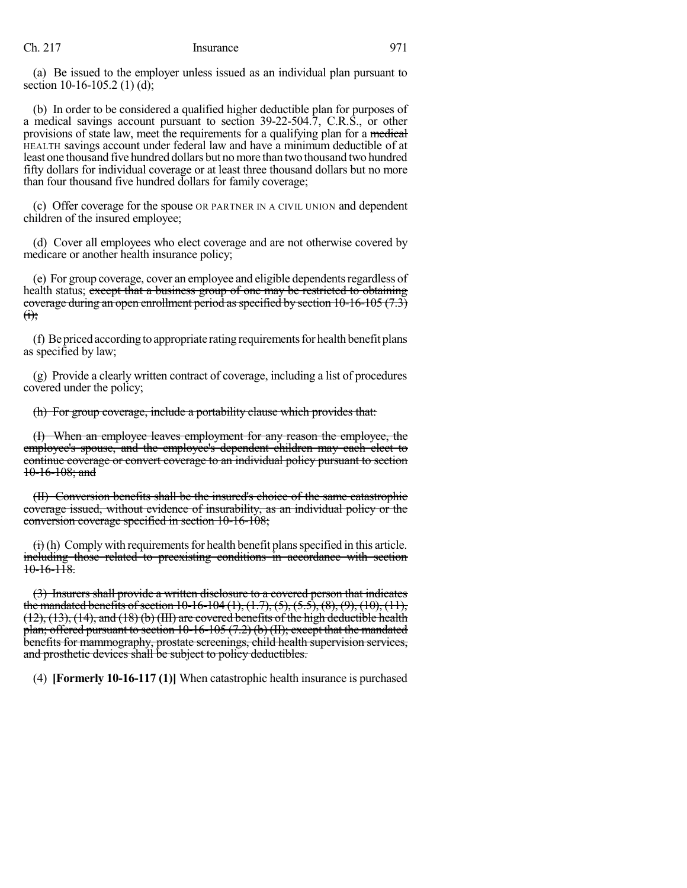(a) Be issued to the employer unless issued as an individual plan pursuant to section 10-16-105.2 (1) (d);

(b) In order to be considered a qualified higher deductible plan for purposes of a medical savings account pursuant to section 39-22-504.7, C.R.S., or other provisions of state law, meet the requirements for a qualifying plan for a ~~medical~~ HEALTH savings account under federal law and have a minimum deductible of at least one thousand five hundred dollars but no more than two thousand two hundred fifty dollars for individual coverage or at least three thousand dollars but no more than four thousand five hundred dollars for family coverage;

(c) Offer coverage for the spouse OR PARTNER IN A CIVIL UNION and dependent children of the insured employee;

(d) Cover all employees who elect coverage and are not otherwise covered by medicare or another health insurance policy;

(e) For group coverage, cover an employee and eligible dependents regardless of health status; ~~except that a business group of one may be restricted to obtaining coverage during an open enrollment period as specified by section 10-16-105 (7.3) (i);~~

(f) Be priced according to appropriate rating requirements for health benefit plans as specified by law;

(g) Provide a clearly written contract of coverage, including a list of procedures covered under the policy;

~~(h) For group coverage, include a portability clause which provides that:~~

~~(I) When an employee leaves employment for any reason the employee, the employee's spouse, and the employee's dependent children may each elect to continue coverage or convert coverage to an individual policy pursuant to section 10-16-108; and~~

~~(II) Conversion benefits shall be the insured's choice of the same catastrophic coverage issued, without evidence of insurability, as an individual policy or the conversion coverage specified in section 10-16-108;~~

~~(i)~~ (h) Comply with requirements for health benefit plans specified in this article. ~~including those related to preexisting conditions in accordance with section 10-16-118.~~

~~(3) Insurers shall provide a written disclosure to a covered person that indicates the mandated benefits of section 10-16-104 (1), (1.7), (5), (5.5), (8), (9), (10), (11), (12), (13), (14), and (18) (b) (III) are covered benefits of the high deductible health plan; offered pursuant to section 10-16-105 (7.2) (b) (II); except that the mandated benefits for mammography, prostate screenings, child health supervision services, and prosthetic devices shall be subject to policy deductibles.~~

(4) **[Formerly 10-16-117 (1)]** When catastrophic health insurance is purchased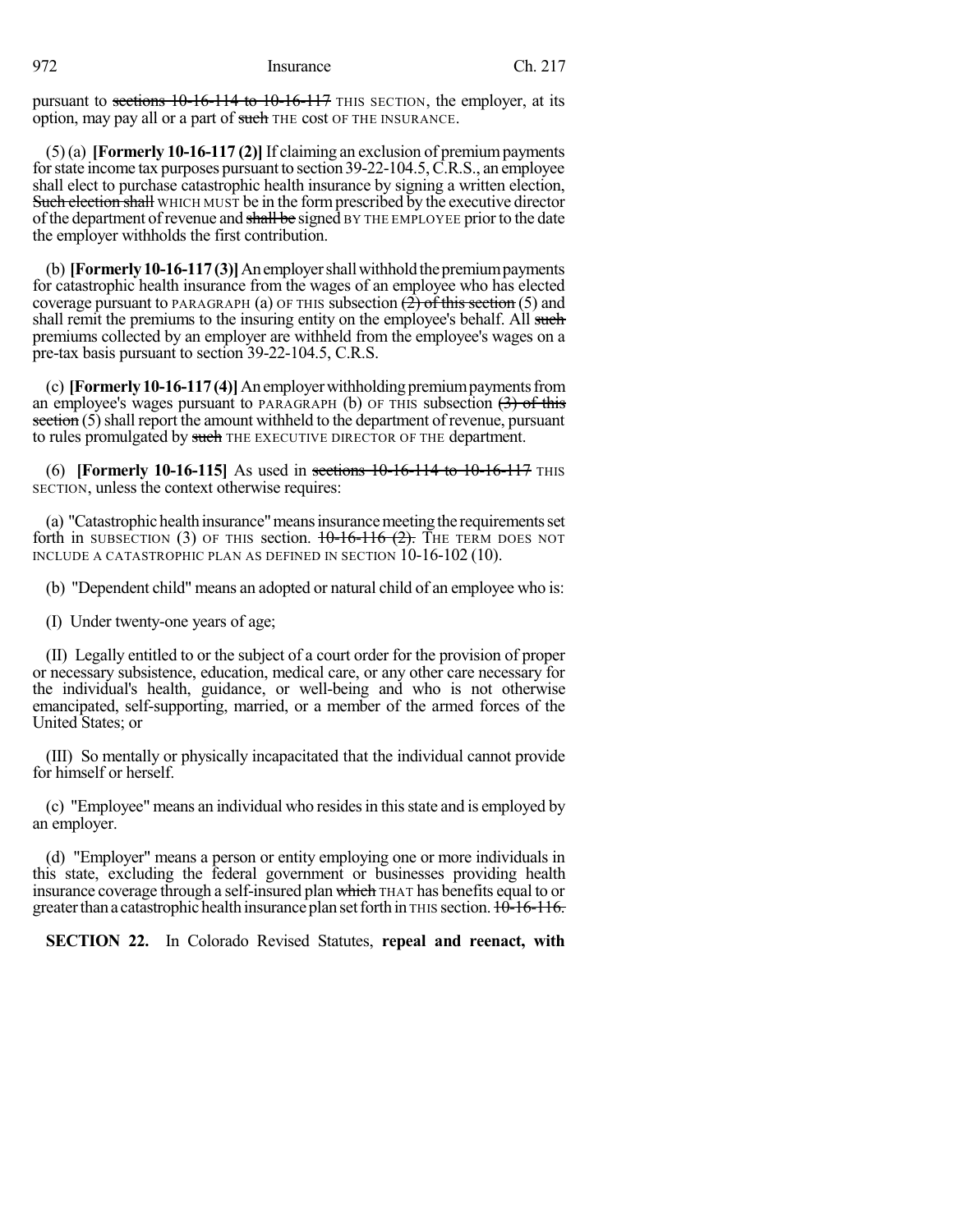pursuant to ~~sections 10-16-114 to 10-16-117~~ THIS SECTION, the employer, at its option, may pay all or a part of ~~such~~ THE cost OF THE INSURANCE.

(5) (a) **[Formerly 10-16-117 (2)]** If claiming an exclusion of premium payments for state income tax purposes pursuant to section 39-22-104.5, C.R.S., an employee shall elect to purchase catastrophic health insurance by signing a written election, ~~Such election shall~~ WHICH MUST be in the form prescribed by the executive director of the department of revenue and ~~shall be~~ signed BY THE EMPLOYEE prior to the date the employer withholds the first contribution.

(b) **[Formerly 10-16-117 (3)]** An employer shall withhold the premium payments for catastrophic health insurance from the wages of an employee who has elected coverage pursuant to PARAGRAPH (a) OF THIS subsection ~~(2) of this section~~ (5) and shall remit the premiums to the insuring entity on the employee's behalf. All ~~such~~ premiums collected by an employer are withheld from the employee's wages on a pre-tax basis pursuant to section 39-22-104.5, C.R.S.

(c) **[Formerly 10-16-117 (4)]** An employer withholding premium payments from an employee's wages pursuant to PARAGRAPH (b) OF THIS subsection ~~(3) of this section~~ (5) shall report the amount withheld to the department of revenue, pursuant to rules promulgated by ~~such~~ THE EXECUTIVE DIRECTOR OF THE department.

(6) **[Formerly 10-16-115]** As used in ~~sections 10-16-114 to 10-16-117~~ THIS SECTION, unless the context otherwise requires:

(a) "Catastrophic health insurance" means insurance meeting the requirements set forth in SUBSECTION (3) OF THIS section. ~~10-16-116 (2).~~ THE TERM DOES NOT INCLUDE A CATASTROPHIC PLAN AS DEFINED IN SECTION 10-16-102 (10).

(b) "Dependent child" means an adopted or natural child of an employee who is:

(I) Under twenty-one years of age;

(II) Legally entitled to or the subject of a court order for the provision of proper or necessary subsistence, education, medical care, or any other care necessary for the individual's health, guidance, or well-being and who is not otherwise emancipated, self-supporting, married, or a member of the armed forces of the United States; or

(III) So mentally or physically incapacitated that the individual cannot provide for himself or herself.

(c) "Employee" means an individual who resides in this state and is employed by an employer.

(d) "Employer" means a person or entity employing one or more individuals in this state, excluding the federal government or businesses providing health insurance coverage through a self-insured plan ~~which~~ THAT has benefits equal to or greater than a catastrophic health insurance plan set forth in THIS section. ~~10-16-116.~~

**SECTION 22.** In Colorado Revised Statutes, **repeal and reenact, with**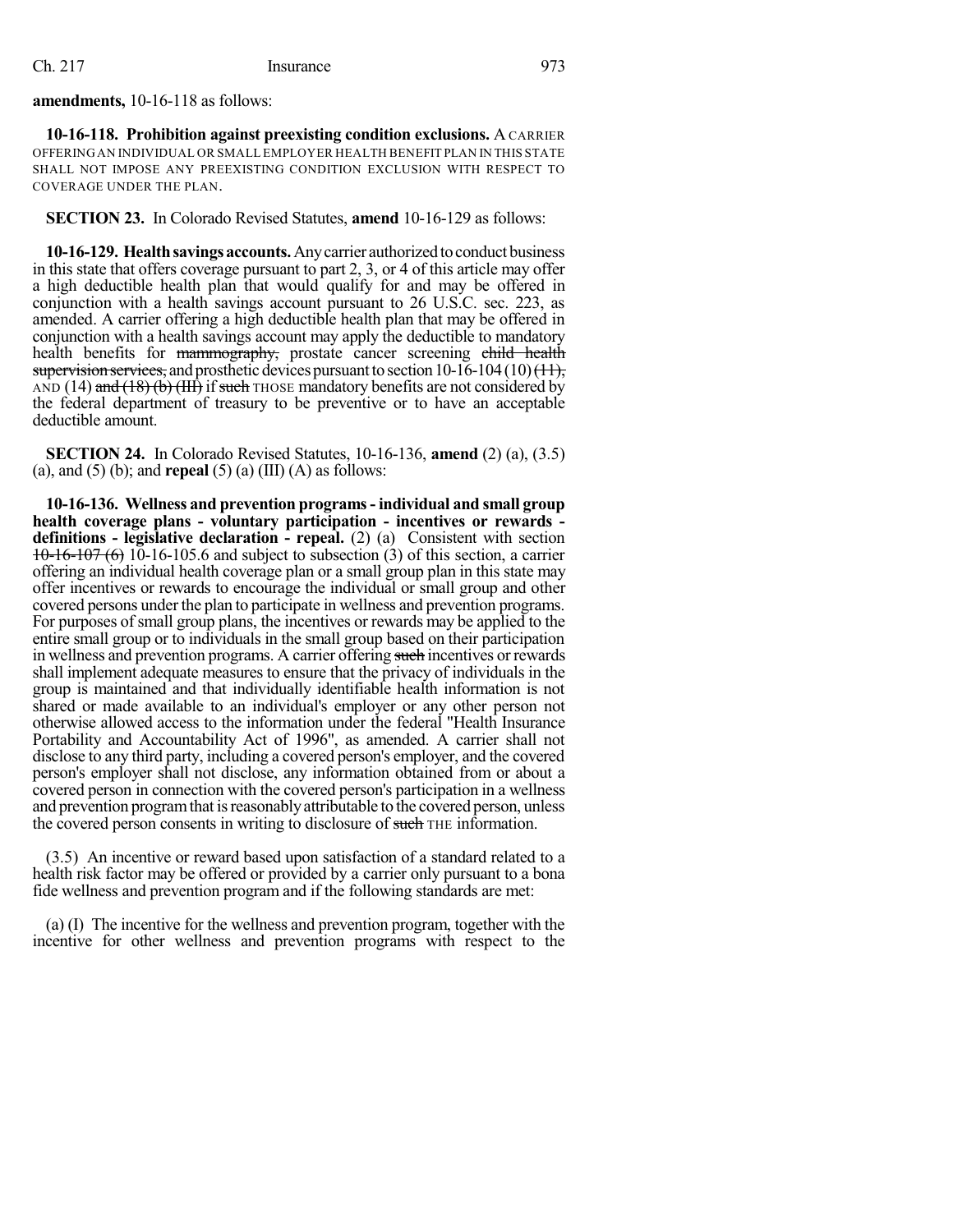**amendments,** 10-16-118 as follows:

**10-16-118. Prohibition against preexisting condition exclusions.** A CARRIER OFFERING AN INDIVIDUAL OR SMALL EMPLOYER HEALTH BENEFIT PLAN IN THIS STATE SHALL NOT IMPOSE ANY PREEXISTING CONDITION EXCLUSION WITH RESPECT TO COVERAGE UNDER THE PLAN.

**SECTION 23.** In Colorado Revised Statutes, **amend** 10-16-129 as follows:

**10-16-129. Health savings accounts.** Any carrier authorized to conduct business in this state that offers coverage pursuant to part 2, 3, or 4 of this article may offer a high deductible health plan that would qualify for and may be offered in conjunction with a health savings account pursuant to 26 U.S.C. sec. 223, as amended. A carrier offering a high deductible health plan that may be offered in conjunction with a health savings account may apply the deductible to mandatory health benefits for ~~mammography,~~ prostate cancer screening ~~child health supervision services,~~ and prosthetic devices pursuant to section 10-16-104 (10) ~~(11),~~ AND (14) ~~and (18) (b) (III)~~ if ~~such~~ THOSE mandatory benefits are not considered by the federal department of treasury to be preventive or to have an acceptable deductible amount.

**SECTION 24.** In Colorado Revised Statutes, 10-16-136, **amend** (2) (a), (3.5) (a), and (5) (b); and **repeal** (5) (a) (III) (A) as follows:

**10-16-136. Wellness and prevention programs - individual and small group health coverage plans - voluntary participation - incentives or rewards - definitions - legislative declaration - repeal.** (2) (a) Consistent with section ~~10-16-107 (6)~~ 10-16-105.6 and subject to subsection (3) of this section, a carrier offering an individual health coverage plan or a small group plan in this state may offer incentives or rewards to encourage the individual or small group and other covered persons under the plan to participate in wellness and prevention programs. For purposes of small group plans, the incentives or rewards may be applied to the entire small group or to individuals in the small group based on their participation in wellness and prevention programs. A carrier offering ~~such~~ incentives or rewards shall implement adequate measures to ensure that the privacy of individuals in the group is maintained and that individually identifiable health information is not shared or made available to an individual's employer or any other person not otherwise allowed access to the information under the federal "Health Insurance Portability and Accountability Act of 1996", as amended. A carrier shall not disclose to any third party, including a covered person's employer, and the covered person's employer shall not disclose, any information obtained from or about a covered person in connection with the covered person's participation in a wellness and prevention program that is reasonably attributable to the covered person, unless the covered person consents in writing to disclosure of ~~such~~ THE information.

(3.5) An incentive or reward based upon satisfaction of a standard related to a health risk factor may be offered or provided by a carrier only pursuant to a bona fide wellness and prevention program and if the following standards are met:

(a) (I) The incentive for the wellness and prevention program, together with the incentive for other wellness and prevention programs with respect to the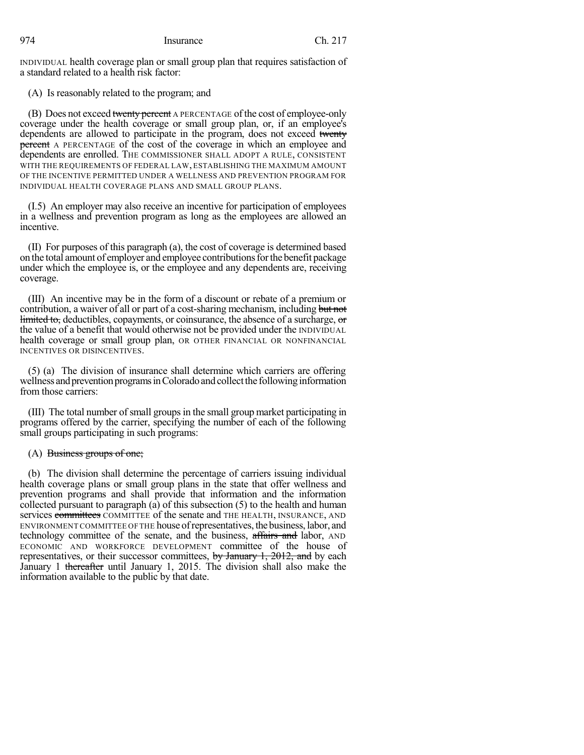INDIVIDUAL health coverage plan or small group plan that requires satisfaction of a standard related to a health risk factor:

(A) Is reasonably related to the program; and

(B) Does not exceed ~~twenty percent~~ A PERCENTAGE of the cost of employee-only coverage under the health coverage or small group plan, or, if an employee's dependents are allowed to participate in the program, does not exceed ~~twenty percent~~ A PERCENTAGE of the cost of the coverage in which an employee and dependents are enrolled. THE COMMISSIONER SHALL ADOPT A RULE, CONSISTENT WITH THE REQUIREMENTS OF FEDERAL LAW, ESTABLISHING THE MAXIMUM AMOUNT OF THE INCENTIVE PERMITTED UNDER A WELLNESS AND PREVENTION PROGRAM FOR INDIVIDUAL HEALTH COVERAGE PLANS AND SMALL GROUP PLANS.

(I.5) An employer may also receive an incentive for participation of employees in a wellness and prevention program as long as the employees are allowed an incentive.

(II) For purposes of this paragraph (a), the cost of coverage is determined based on the total amount of employer and employee contributions for the benefit package under which the employee is, or the employee and any dependents are, receiving coverage.

(III) An incentive may be in the form of a discount or rebate of a premium or contribution, a waiver of all or part of a cost-sharing mechanism, including ~~but not limited to,~~ deductibles, copayments, or coinsurance, the absence of a surcharge, ~~or~~ the value of a benefit that would otherwise not be provided under the INDIVIDUAL health coverage or small group plan, OR OTHER FINANCIAL OR NONFINANCIAL INCENTIVES OR DISINCENTIVES.

(5) (a) The division of insurance shall determine which carriers are offering wellness and prevention programs in Colorado and collect the following information from those carriers:

(III) The total number of small groups in the small group market participating in programs offered by the carrier, specifying the number of each of the following small groups participating in such programs:

(A) ~~Business groups of one;~~

(b) The division shall determine the percentage of carriers issuing individual health coverage plans or small group plans in the state that offer wellness and prevention programs and shall provide that information and the information collected pursuant to paragraph (a) of this subsection (5) to the health and human services ~~committees~~ COMMITTEE of the senate and THE HEALTH, INSURANCE, AND ENVIRONMENT COMMITTEE OF THE house of representatives, the business, labor, and technology committee of the senate, and the business, ~~affairs and~~ labor, AND ECONOMIC AND WORKFORCE DEVELOPMENT committee of the house of representatives, or their successor committees, ~~by January 1, 2012, and~~ by each January 1 ~~thereafter~~ until January 1, 2015. The division shall also make the information available to the public by that date.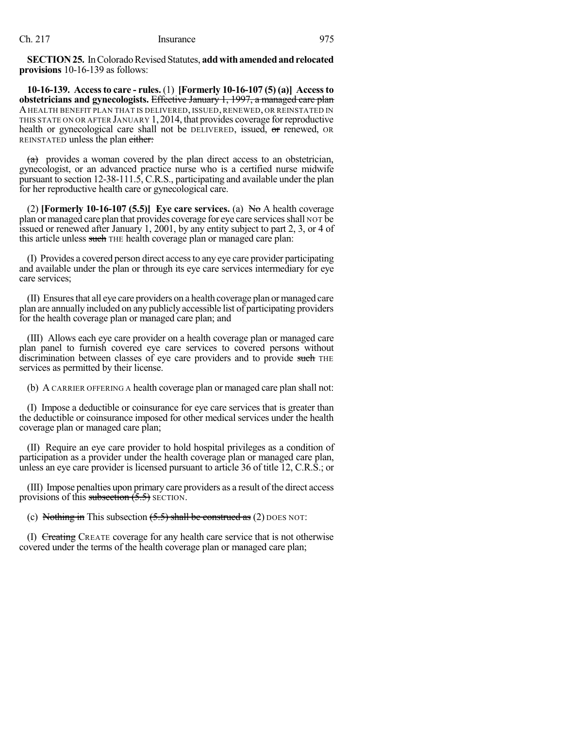**SECTION 25.** In Colorado Revised Statutes, **add with amended and relocated provisions** 10-16-139 as follows:

**10-16-139. Access to care - rules.** (1) **[Formerly 10-16-107 (5) (a)] Access to obstetricians and gynecologists.** Effective January 1, 1997, a managed care plan A HEALTH BENEFIT PLAN THAT IS DELIVERED, ISSUED, RENEWED, OR REINSTATED IN THIS STATE ON OR AFTER JANUARY 1, 2014, that provides coverage for reproductive health or gynecological care shall not be DELIVERED, issued, or renewed, OR REINSTATED unless the plan either:

(a) provides a woman covered by the plan direct access to an obstetrician, gynecologist, or an advanced practice nurse who is a certified nurse midwife pursuant to section 12-38-111.5, C.R.S., participating and available under the plan for her reproductive health care or gynecological care.

(2) **[Formerly 10-16-107 (5.5)] Eye care services.** (a) No A health coverage plan or managed care plan that provides coverage for eye care services shall NOT be issued or renewed after January 1, 2001, by any entity subject to part 2, 3, or 4 of this article unless such THE health coverage plan or managed care plan:

(I) Provides a covered person direct access to any eye care provider participating and available under the plan or through its eye care services intermediary for eye care services;

(II) Ensures that all eye care providers on a health coverage plan or managed care plan are annually included on any publicly accessible list of participating providers for the health coverage plan or managed care plan; and

(III) Allows each eye care provider on a health coverage plan or managed care plan panel to furnish covered eye care services to covered persons without discrimination between classes of eye care providers and to provide such THE services as permitted by their license.

(b) A CARRIER OFFERING A health coverage plan or managed care plan shall not:

(I) Impose a deductible or coinsurance for eye care services that is greater than the deductible or coinsurance imposed for other medical services under the health coverage plan or managed care plan;

(II) Require an eye care provider to hold hospital privileges as a condition of participation as a provider under the health coverage plan or managed care plan, unless an eye care provider is licensed pursuant to article 36 of title 12, C.R.S.; or

(III) Impose penalties upon primary care providers as a result of the direct access provisions of this subsection (5.5) SECTION.

(c) Nothing in This subsection (5.5) shall be construed as (2) DOES NOT:

(I) Creating CREATE coverage for any health care service that is not otherwise covered under the terms of the health coverage plan or managed care plan;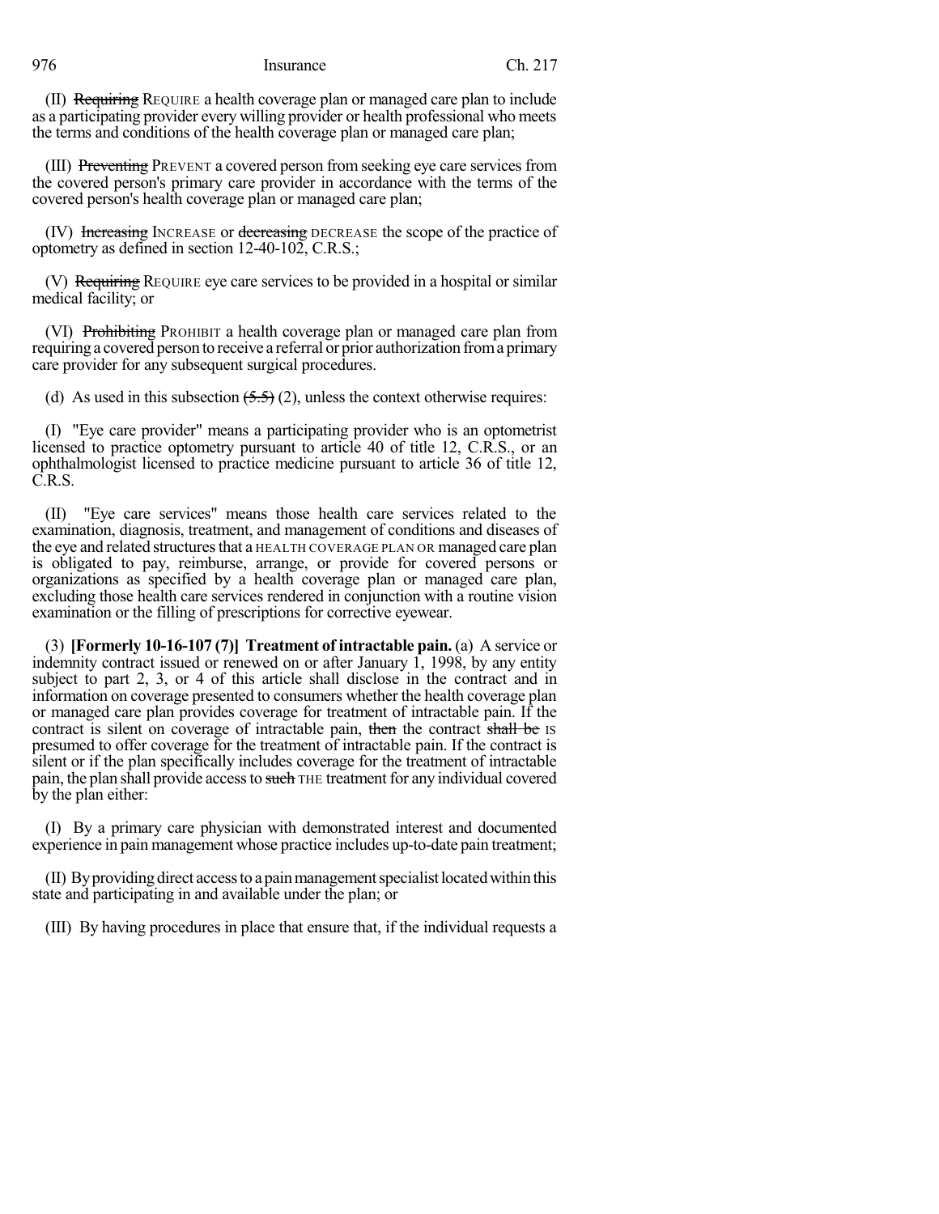(II) ~~Requiring~~ REQUIRE a health coverage plan or managed care plan to include as a participating provider every willing provider or health professional who meets the terms and conditions of the health coverage plan or managed care plan;

(III) ~~Preventing~~ PREVENT a covered person from seeking eye care services from the covered person's primary care provider in accordance with the terms of the covered person's health coverage plan or managed care plan;

(IV) ~~Increasing~~ INCREASE or ~~decreasing~~ DECREASE the scope of the practice of optometry as defined in section 12-40-102, C.R.S.;

(V) ~~Requiring~~ REQUIRE eye care services to be provided in a hospital or similar medical facility; or

(VI) ~~Prohibiting~~ PROHIBIT a health coverage plan or managed care plan from requiring a covered person to receive a referral or prior authorization from a primary care provider for any subsequent surgical procedures.

(d) As used in this subsection ~~(5.5)~~ (2), unless the context otherwise requires:

(I) "Eye care provider" means a participating provider who is an optometrist licensed to practice optometry pursuant to article 40 of title 12, C.R.S., or an ophthalmologist licensed to practice medicine pursuant to article 36 of title 12, C.R.S.

(II) "Eye care services" means those health care services related to the examination, diagnosis, treatment, and management of conditions and diseases of the eye and related structures that a HEALTH COVERAGE PLAN OR managed care plan is obligated to pay, reimburse, arrange, or provide for covered persons or organizations as specified by a health coverage plan or managed care plan, excluding those health care services rendered in conjunction with a routine vision examination or the filling of prescriptions for corrective eyewear.

(3) **[Formerly 10-16-107 (7)] Treatment of intractable pain.** (a) A service or indemnity contract issued or renewed on or after January 1, 1998, by any entity subject to part 2, 3, or 4 of this article shall disclose in the contract and in information on coverage presented to consumers whether the health coverage plan or managed care plan provides coverage for treatment of intractable pain. If the contract is silent on coverage of intractable pain, ~~then~~ the contract ~~shall be~~ IS presumed to offer coverage for the treatment of intractable pain. If the contract is silent or if the plan specifically includes coverage for the treatment of intractable pain, the plan shall provide access to ~~such~~ THE treatment for any individual covered by the plan either:

(I) By a primary care physician with demonstrated interest and documented experience in pain management whose practice includes up-to-date pain treatment;

(II) By providing direct access to a pain management specialist located within this state and participating in and available under the plan; or

(III) By having procedures in place that ensure that, if the individual requests a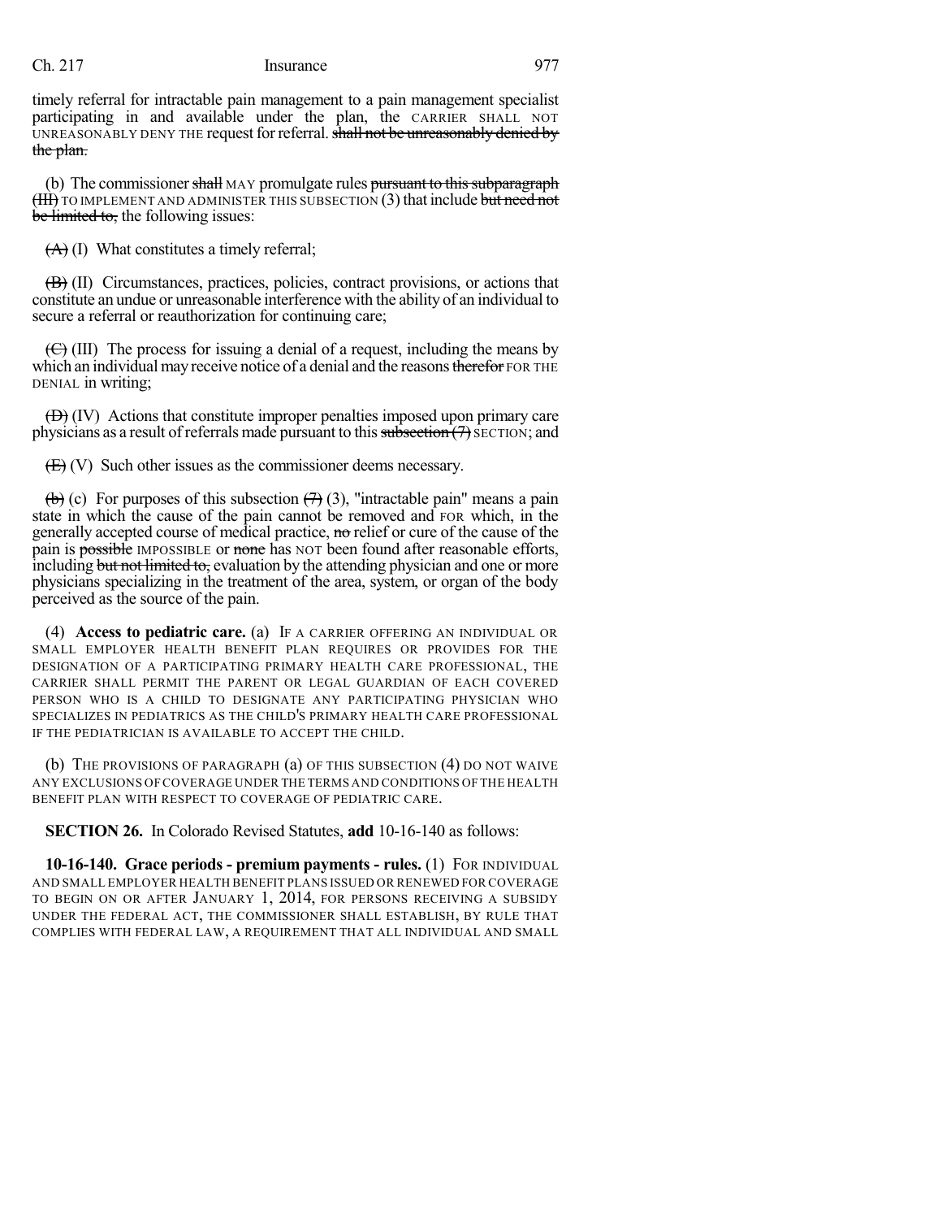timely referral for intractable pain management to a pain management specialist participating in and available under the plan, the CARRIER SHALL NOT UNREASONABLY DENY THE request for referral. ~~shall not be unreasonably denied by the plan.~~

(b) The commissioner ~~shall~~ MAY promulgate rules ~~pursuant to this subparagraph (III)~~ TO IMPLEMENT AND ADMINISTER THIS SUBSECTION (3) that include ~~but need not be limited to,~~ the following issues:

~~(A)~~ (I) What constitutes a timely referral;

~~(B)~~ (II) Circumstances, practices, policies, contract provisions, or actions that constitute an undue or unreasonable interference with the ability of an individual to secure a referral or reauthorization for continuing care;

~~(C)~~ (III) The process for issuing a denial of a request, including the means by which an individual may receive notice of a denial and the reasons ~~therefor~~ FOR THE DENIAL in writing;

~~(D)~~ (IV) Actions that constitute improper penalties imposed upon primary care physicians as a result of referrals made pursuant to this ~~subsection (7)~~ SECTION; and

~~(E)~~ (V) Such other issues as the commissioner deems necessary.

~~(b)~~ (c) For purposes of this subsection ~~(7)~~ (3), "intractable pain" means a pain state in which the cause of the pain cannot be removed and FOR which, in the generally accepted course of medical practice, ~~no~~ relief or cure of the cause of the pain is ~~possible~~ IMPOSSIBLE or ~~none~~ has NOT been found after reasonable efforts, including ~~but not limited to,~~ evaluation by the attending physician and one or more physicians specializing in the treatment of the area, system, or organ of the body perceived as the source of the pain.

(4) **Access to pediatric care.** (a) IF A CARRIER OFFERING AN INDIVIDUAL OR SMALL EMPLOYER HEALTH BENEFIT PLAN REQUIRES OR PROVIDES FOR THE DESIGNATION OF A PARTICIPATING PRIMARY HEALTH CARE PROFESSIONAL, THE CARRIER SHALL PERMIT THE PARENT OR LEGAL GUARDIAN OF EACH COVERED PERSON WHO IS A CHILD TO DESIGNATE ANY PARTICIPATING PHYSICIAN WHO SPECIALIZES IN PEDIATRICS AS THE CHILD'S PRIMARY HEALTH CARE PROFESSIONAL IF THE PEDIATRICIAN IS AVAILABLE TO ACCEPT THE CHILD.

(b) THE PROVISIONS OF PARAGRAPH (a) OF THIS SUBSECTION (4) DO NOT WAIVE ANY EXCLUSIONS OF COVERAGE UNDER THE TERMS AND CONDITIONS OF THE HEALTH BENEFIT PLAN WITH RESPECT TO COVERAGE OF PEDIATRIC CARE.

**SECTION 26.** In Colorado Revised Statutes, **add** 10-16-140 as follows:

**10-16-140. Grace periods - premium payments - rules.** (1) FOR INDIVIDUAL AND SMALL EMPLOYER HEALTH BENEFIT PLANS ISSUED OR RENEWED FOR COVERAGE TO BEGIN ON OR AFTER JANUARY 1, 2014, FOR PERSONS RECEIVING A SUBSIDY UNDER THE FEDERAL ACT, THE COMMISSIONER SHALL ESTABLISH, BY RULE THAT COMPLIES WITH FEDERAL LAW, A REQUIREMENT THAT ALL INDIVIDUAL AND SMALL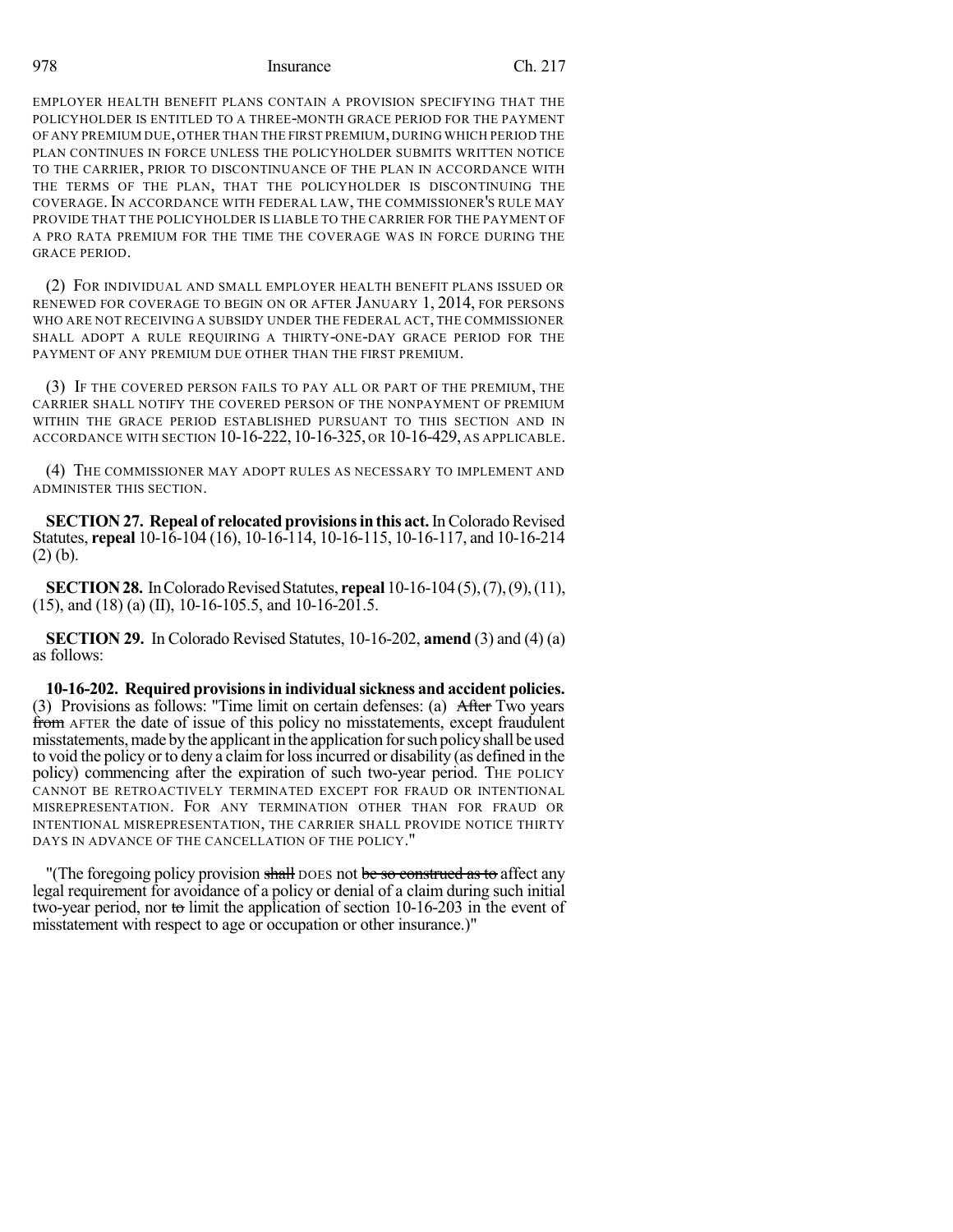EMPLOYER HEALTH BENEFIT PLANS CONTAIN A PROVISION SPECIFYING THAT THE POLICYHOLDER IS ENTITLED TO A THREE-MONTH GRACE PERIOD FOR THE PAYMENT OF ANY PREMIUM DUE, OTHER THAN THE FIRST PREMIUM, DURING WHICH PERIOD THE PLAN CONTINUES IN FORCE UNLESS THE POLICYHOLDER SUBMITS WRITTEN NOTICE TO THE CARRIER, PRIOR TO DISCONTINUANCE OF THE PLAN IN ACCORDANCE WITH THE TERMS OF THE PLAN, THAT THE POLICYHOLDER IS DISCONTINUING THE COVERAGE. IN ACCORDANCE WITH FEDERAL LAW, THE COMMISSIONER'S RULE MAY PROVIDE THAT THE POLICYHOLDER IS LIABLE TO THE CARRIER FOR THE PAYMENT OF A PRO RATA PREMIUM FOR THE TIME THE COVERAGE WAS IN FORCE DURING THE GRACE PERIOD.

(2) FOR INDIVIDUAL AND SMALL EMPLOYER HEALTH BENEFIT PLANS ISSUED OR RENEWED FOR COVERAGE TO BEGIN ON OR AFTER JANUARY 1, 2014, FOR PERSONS WHO ARE NOT RECEIVING A SUBSIDY UNDER THE FEDERAL ACT, THE COMMISSIONER SHALL ADOPT A RULE REQUIRING A THIRTY-ONE-DAY GRACE PERIOD FOR THE PAYMENT OF ANY PREMIUM DUE OTHER THAN THE FIRST PREMIUM.

(3) IF THE COVERED PERSON FAILS TO PAY ALL OR PART OF THE PREMIUM, THE CARRIER SHALL NOTIFY THE COVERED PERSON OF THE NONPAYMENT OF PREMIUM WITHIN THE GRACE PERIOD ESTABLISHED PURSUANT TO THIS SECTION AND IN ACCORDANCE WITH SECTION 10-16-222, 10-16-325, OR 10-16-429, AS APPLICABLE.

(4) THE COMMISSIONER MAY ADOPT RULES AS NECESSARY TO IMPLEMENT AND ADMINISTER THIS SECTION.

**SECTION 27. Repeal of relocated provisions in this act.** In Colorado Revised Statutes, **repeal** 10-16-104 (16), 10-16-114, 10-16-115, 10-16-117, and 10-16-214 (2) (b).

**SECTION 28.** In Colorado Revised Statutes, **repeal** 10-16-104 (5), (7), (9), (11), (15), and (18) (a) (II), 10-16-105.5, and 10-16-201.5.

**SECTION 29.** In Colorado Revised Statutes, 10-16-202, **amend** (3) and (4) (a) as follows:

**10-16-202. Required provisions in individual sickness and accident policies.** (3) Provisions as follows: "Time limit on certain defenses: (a) ~~After~~ Two years ~~from~~ AFTER the date of issue of this policy no misstatements, except fraudulent misstatements, made by the applicant in the application for such policy shall be used to void the policy or to deny a claim for loss incurred or disability (as defined in the policy) commencing after the expiration of such two-year period. THE POLICY CANNOT BE RETROACTIVELY TERMINATED EXCEPT FOR FRAUD OR INTENTIONAL MISREPRESENTATION. FOR ANY TERMINATION OTHER THAN FOR FRAUD OR INTENTIONAL MISREPRESENTATION, THE CARRIER SHALL PROVIDE NOTICE THIRTY DAYS IN ADVANCE OF THE CANCELLATION OF THE POLICY."

"(The foregoing policy provision ~~shall~~ DOES not ~~be so construed as to~~ affect any legal requirement for avoidance of a policy or denial of a claim during such initial two-year period, nor ~~to~~ limit the application of section 10-16-203 in the event of misstatement with respect to age or occupation or other insurance.)"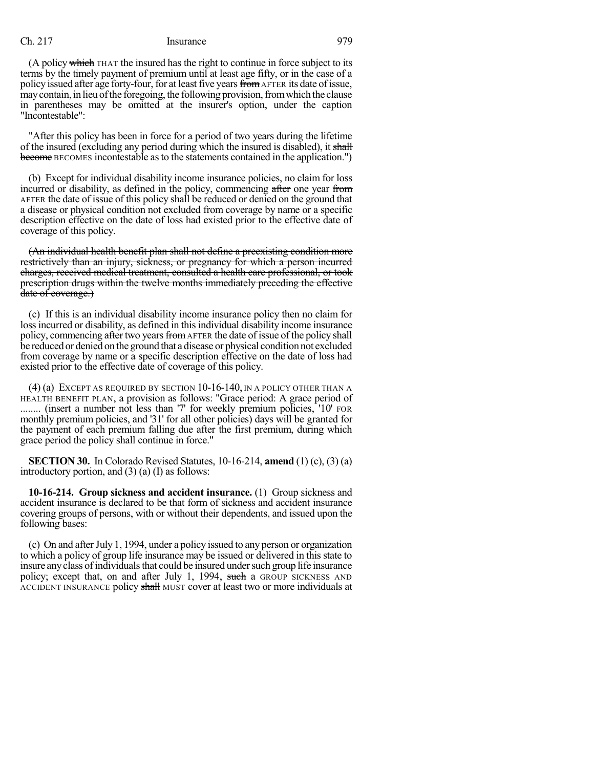(A policy ~~which~~ THAT the insured has the right to continue in force subject to its terms by the timely payment of premium until at least age fifty, or in the case of a policy issued after age forty-four, for at least five years ~~from~~ AFTER its date of issue, may contain, in lieu of the foregoing, the following provision, from which the clause in parentheses may be omitted at the insurer's option, under the caption "Incontestable":

"After this policy has been in force for a period of two years during the lifetime of the insured (excluding any period during which the insured is disabled), it ~~shall become~~ BECOMES incontestable as to the statements contained in the application.")

(b) Except for individual disability income insurance policies, no claim for loss incurred or disability, as defined in the policy, commencing ~~after~~ one year ~~from~~ AFTER the date of issue of this policy shall be reduced or denied on the ground that a disease or physical condition not excluded from coverage by name or a specific description effective on the date of loss had existed prior to the effective date of coverage of this policy.

~~(An individual health benefit plan shall not define a preexisting condition more restrictively than an injury, sickness, or pregnancy for which a person incurred charges, received medical treatment, consulted a health care professional, or took prescription drugs within the twelve months immediately preceding the effective date of coverage.)~~

(c) If this is an individual disability income insurance policy then no claim for loss incurred or disability, as defined in this individual disability income insurance policy, commencing ~~after~~ two years ~~from~~ AFTER the date of issue of the policy shall be reduced or denied on the ground that a disease or physical condition not excluded from coverage by name or a specific description effective on the date of loss had existed prior to the effective date of coverage of this policy.

(4) (a) EXCEPT AS REQUIRED BY SECTION 10-16-140, IN A POLICY OTHER THAN A HEALTH BENEFIT PLAN, a provision as follows: "Grace period: A grace period of ........ (insert a number not less than '7' for weekly premium policies, '10' FOR monthly premium policies, and '31' for all other policies) days will be granted for the payment of each premium falling due after the first premium, during which grace period the policy shall continue in force."

**SECTION 30.** In Colorado Revised Statutes, 10-16-214, **amend** (1) (c), (3) (a) introductory portion, and (3) (a) (I) as follows:

**10-16-214. Group sickness and accident insurance.** (1) Group sickness and accident insurance is declared to be that form of sickness and accident insurance covering groups of persons, with or without their dependents, and issued upon the following bases:

(c) On and after July 1, 1994, under a policy issued to any person or organization to which a policy of group life insurance may be issued or delivered in this state to insure any class of individuals that could be insured under such group life insurance policy; except that, on and after July 1, 1994, ~~such~~ a GROUP SICKNESS AND ACCIDENT INSURANCE policy ~~shall~~ MUST cover at least two or more individuals at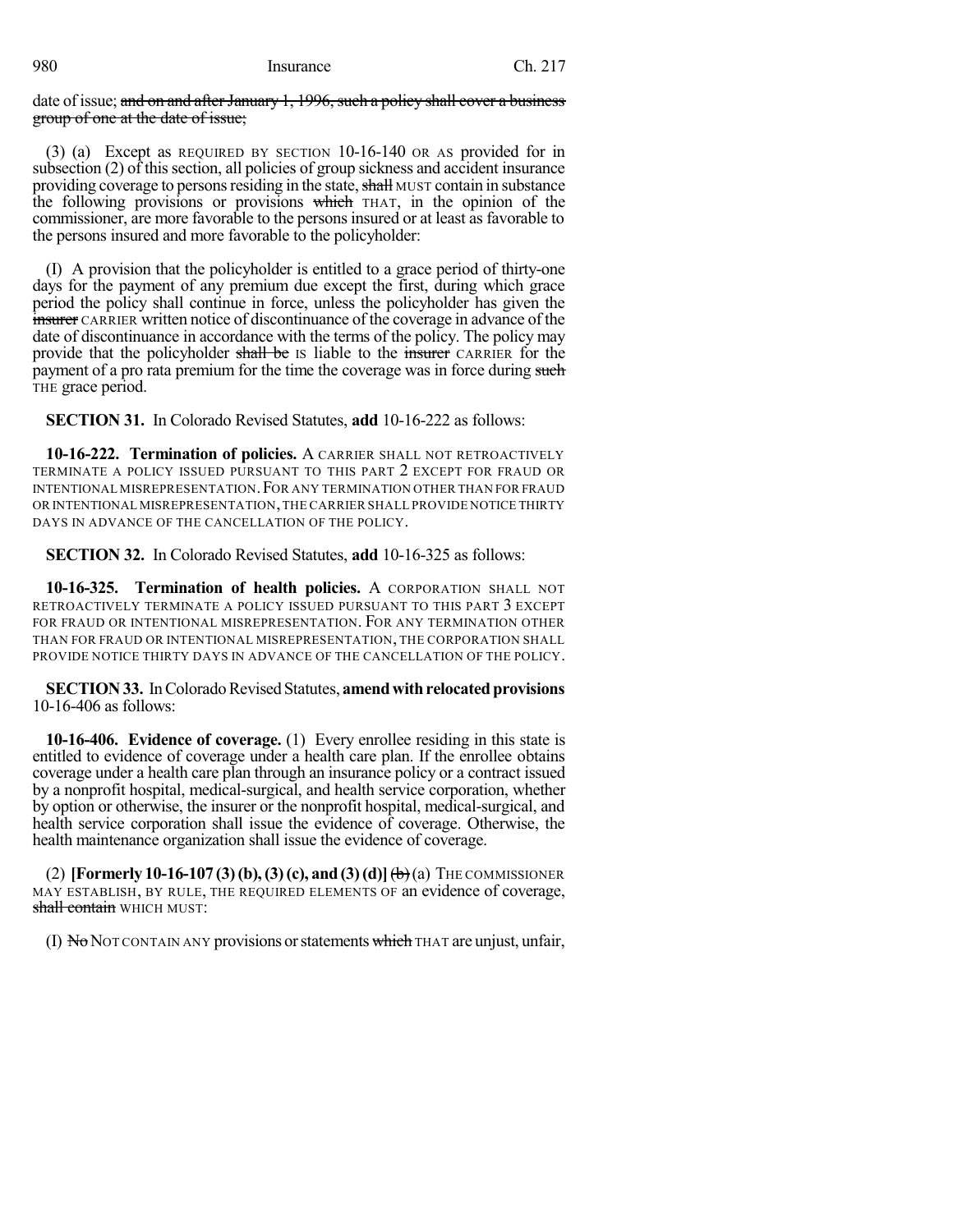date of issue; ~~and on and after January 1, 1996, such a policy shall cover a business group of one at the date of issue;~~

(3) (a) Except as REQUIRED BY SECTION 10-16-140 OR AS provided for in subsection (2) of this section, all policies of group sickness and accident insurance providing coverage to persons residing in the state, ~~shall~~ MUST contain in substance the following provisions or provisions ~~which~~ THAT, in the opinion of the commissioner, are more favorable to the persons insured or at least as favorable to the persons insured and more favorable to the policyholder:

(I) A provision that the policyholder is entitled to a grace period of thirty-one days for the payment of any premium due except the first, during which grace period the policy shall continue in force, unless the policyholder has given the ~~insurer~~ CARRIER written notice of discontinuance of the coverage in advance of the date of discontinuance in accordance with the terms of the policy. The policy may provide that the policyholder ~~shall be~~ IS liable to the ~~insurer~~ CARRIER for the payment of a pro rata premium for the time the coverage was in force during ~~such~~ THE grace period.

**SECTION 31.** In Colorado Revised Statutes, **add** 10-16-222 as follows:

**10-16-222. Termination of policies.** A CARRIER SHALL NOT RETROACTIVELY TERMINATE A POLICY ISSUED PURSUANT TO THIS PART 2 EXCEPT FOR FRAUD OR INTENTIONAL MISREPRESENTATION. FOR ANY TERMINATION OTHER THAN FOR FRAUD OR INTENTIONAL MISREPRESENTATION, THE CARRIER SHALL PROVIDE NOTICE THIRTY DAYS IN ADVANCE OF THE CANCELLATION OF THE POLICY.

**SECTION 32.** In Colorado Revised Statutes, **add** 10-16-325 as follows:

**10-16-325. Termination of health policies.** A CORPORATION SHALL NOT RETROACTIVELY TERMINATE A POLICY ISSUED PURSUANT TO THIS PART 3 EXCEPT FOR FRAUD OR INTENTIONAL MISREPRESENTATION. FOR ANY TERMINATION OTHER THAN FOR FRAUD OR INTENTIONAL MISREPRESENTATION, THE CORPORATION SHALL PROVIDE NOTICE THIRTY DAYS IN ADVANCE OF THE CANCELLATION OF THE POLICY.

**SECTION 33.** In Colorado Revised Statutes, **amend with relocated provisions** 10-16-406 as follows:

**10-16-406. Evidence of coverage.** (1) Every enrollee residing in this state is entitled to evidence of coverage under a health care plan. If the enrollee obtains coverage under a health care plan through an insurance policy or a contract issued by a nonprofit hospital, medical-surgical, and health service corporation, whether by option or otherwise, the insurer or the nonprofit hospital, medical-surgical, and health service corporation shall issue the evidence of coverage. Otherwise, the health maintenance organization shall issue the evidence of coverage.

(2) **[Formerly 10-16-107 (3) (b), (3) (c), and (3) (d)]** ~~(b)~~ (a) THE COMMISSIONER MAY ESTABLISH, BY RULE, THE REQUIRED ELEMENTS OF an evidence of coverage, ~~shall contain~~ WHICH MUST:

(I) ~~No~~ NOT CONTAIN ANY provisions or statements ~~which~~ THAT are unjust, unfair,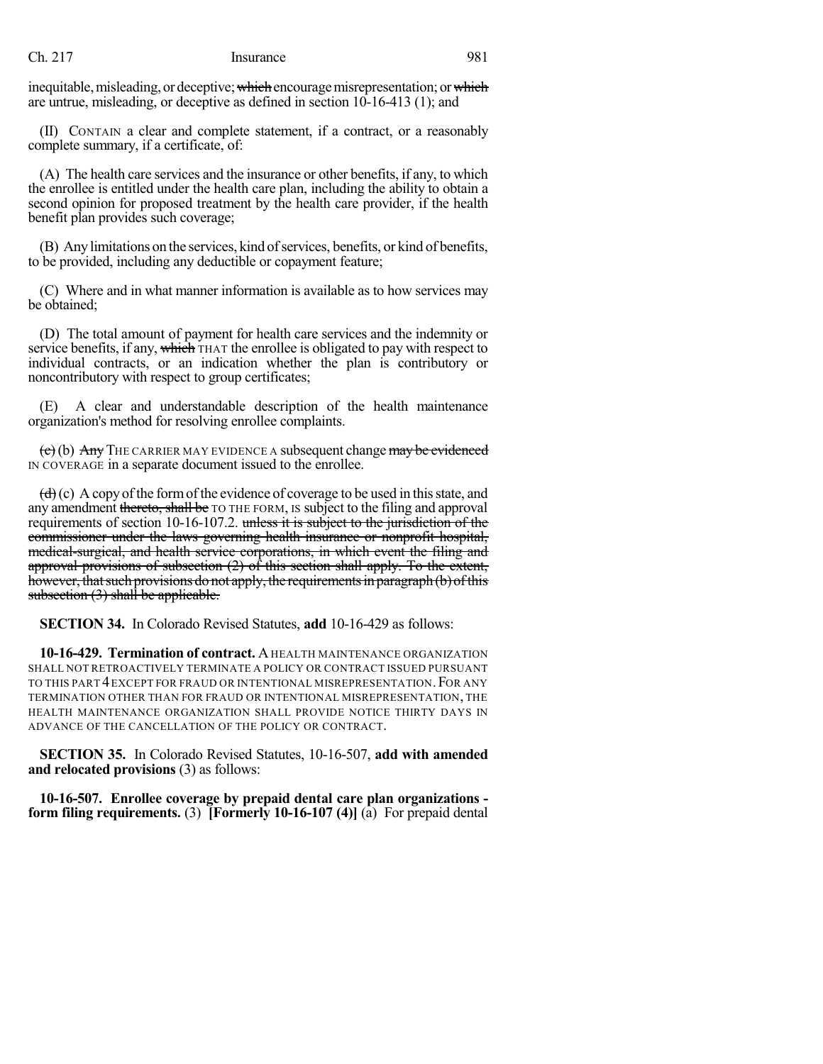inequitable, misleading, or deceptive; which encourage misrepresentation; or which are untrue, misleading, or deceptive as defined in section 10-16-413 (1); and

(II) CONTAIN a clear and complete statement, if a contract, or a reasonably complete summary, if a certificate, of:

(A) The health care services and the insurance or other benefits, if any, to which the enrollee is entitled under the health care plan, including the ability to obtain a second opinion for proposed treatment by the health care provider, if the health benefit plan provides such coverage;

(B) Any limitations on the services, kind of services, benefits, or kind of benefits, to be provided, including any deductible or copayment feature;

(C) Where and in what manner information is available as to how services may be obtained;

(D) The total amount of payment for health care services and the indemnity or service benefits, if any, which THAT the enrollee is obligated to pay with respect to individual contracts, or an indication whether the plan is contributory or noncontributory with respect to group certificates;

(E) A clear and understandable description of the health maintenance organization's method for resolving enrollee complaints.

(c) (b) Any THE CARRIER MAY EVIDENCE A subsequent change may be evidenced IN COVERAGE in a separate document issued to the enrollee.

(d) (c) A copy of the form of the evidence of coverage to be used in this state, and any amendment thereto, shall be TO THE FORM, IS subject to the filing and approval requirements of section 10-16-107.2. unless it is subject to the jurisdiction of the commissioner under the laws governing health insurance or nonprofit hospital, medical-surgical, and health service corporations, in which event the filing and approval provisions of subsection (2) of this section shall apply. To the extent, however, that such provisions do not apply, the requirements in paragraph (b) of this subsection (3) shall be applicable.

**SECTION 34.** In Colorado Revised Statutes, **add** 10-16-429 as follows:

**10-16-429. Termination of contract.** A HEALTH MAINTENANCE ORGANIZATION SHALL NOT RETROACTIVELY TERMINATE A POLICY OR CONTRACT ISSUED PURSUANT TO THIS PART 4 EXCEPT FOR FRAUD OR INTENTIONAL MISREPRESENTATION. FOR ANY TERMINATION OTHER THAN FOR FRAUD OR INTENTIONAL MISREPRESENTATION, THE HEALTH MAINTENANCE ORGANIZATION SHALL PROVIDE NOTICE THIRTY DAYS IN ADVANCE OF THE CANCELLATION OF THE POLICY OR CONTRACT.

**SECTION 35.** In Colorado Revised Statutes, 10-16-507, **add with amended and relocated provisions** (3) as follows:

**10-16-507. Enrollee coverage by prepaid dental care plan organizations - form filing requirements.** (3) **[Formerly 10-16-107 (4)]** (a) For prepaid dental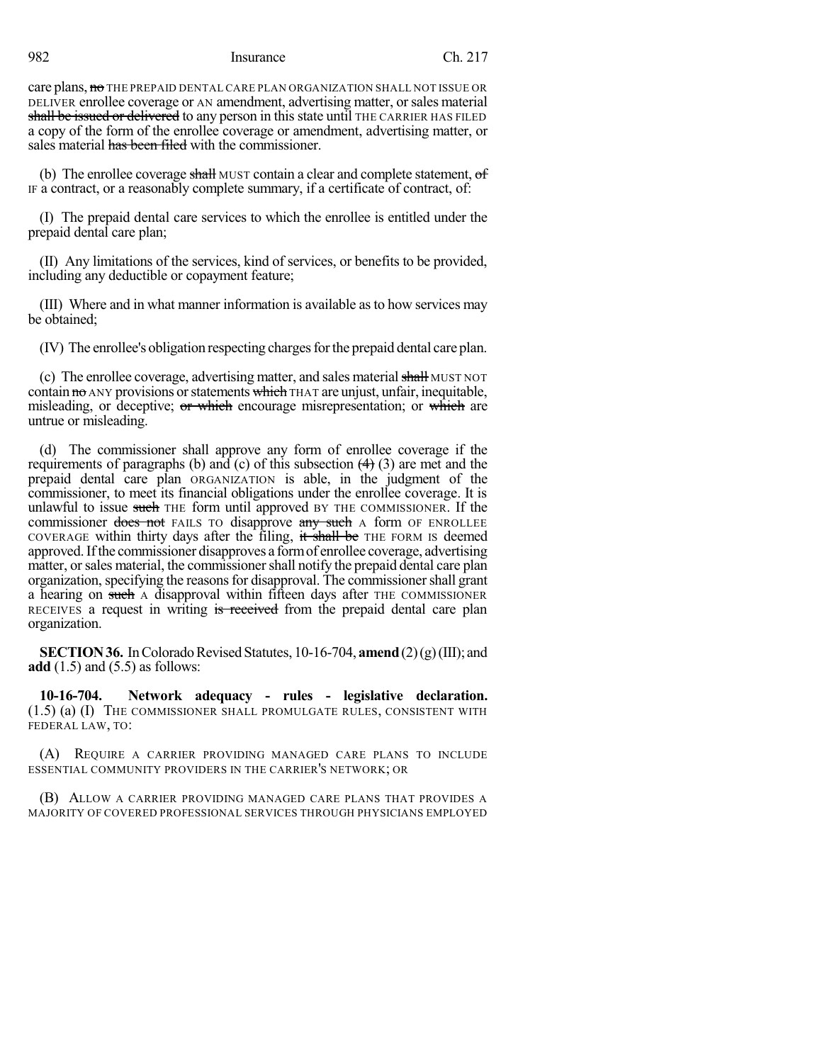care plans, ~~no~~ THE PREPAID DENTAL CARE PLAN ORGANIZATION SHALL NOT ISSUE OR DELIVER enrollee coverage or AN amendment, advertising matter, or sales material ~~shall be issued or delivered~~ to any person in this state until THE CARRIER HAS FILED a copy of the form of the enrollee coverage or amendment, advertising matter, or sales material ~~has been filed~~ with the commissioner.

(b) The enrollee coverage ~~shall~~ MUST contain a clear and complete statement, ~~of~~ IF a contract, or a reasonably complete summary, if a certificate of contract, of:

(I) The prepaid dental care services to which the enrollee is entitled under the prepaid dental care plan;

(II) Any limitations of the services, kind of services, or benefits to be provided, including any deductible or copayment feature;

(III) Where and in what manner information is available as to how services may be obtained;

(IV) The enrollee's obligation respecting charges for the prepaid dental care plan.

(c) The enrollee coverage, advertising matter, and sales material ~~shall~~ MUST NOT contain ~~no~~ ANY provisions or statements ~~which~~ THAT are unjust, unfair, inequitable, misleading, or deceptive; ~~or which~~ encourage misrepresentation; or ~~which~~ are untrue or misleading.

(d) The commissioner shall approve any form of enrollee coverage if the requirements of paragraphs (b) and (c) of this subsection ~~(4)~~ (3) are met and the prepaid dental care plan ORGANIZATION is able, in the judgment of the commissioner, to meet its financial obligations under the enrollee coverage. It is unlawful to issue ~~such~~ THE form until approved BY THE COMMISSIONER. If the commissioner ~~does not~~ FAILS TO disapprove ~~any such~~ A form OF ENROLLEE COVERAGE within thirty days after the filing, ~~it shall be~~ THE FORM IS deemed approved. If the commissioner disapproves a form of enrollee coverage, advertising matter, or sales material, the commissioner shall notify the prepaid dental care plan organization, specifying the reasons for disapproval. The commissioner shall grant a hearing on ~~such~~ A disapproval within fifteen days after THE COMMISSIONER RECEIVES a request in writing ~~is received~~ from the prepaid dental care plan organization.

**SECTION 36.** In Colorado Revised Statutes, 10-16-704, **amend** (2)(g)(III); and **add** (1.5) and (5.5) as follows:

**10-16-704. Network adequacy - rules - legislative declaration.** (1.5) (a) (I) THE COMMISSIONER SHALL PROMULGATE RULES, CONSISTENT WITH FEDERAL LAW, TO:

(A) REQUIRE A CARRIER PROVIDING MANAGED CARE PLANS TO INCLUDE ESSENTIAL COMMUNITY PROVIDERS IN THE CARRIER'S NETWORK; OR

(B) ALLOW A CARRIER PROVIDING MANAGED CARE PLANS THAT PROVIDES A MAJORITY OF COVERED PROFESSIONAL SERVICES THROUGH PHYSICIANS EMPLOYED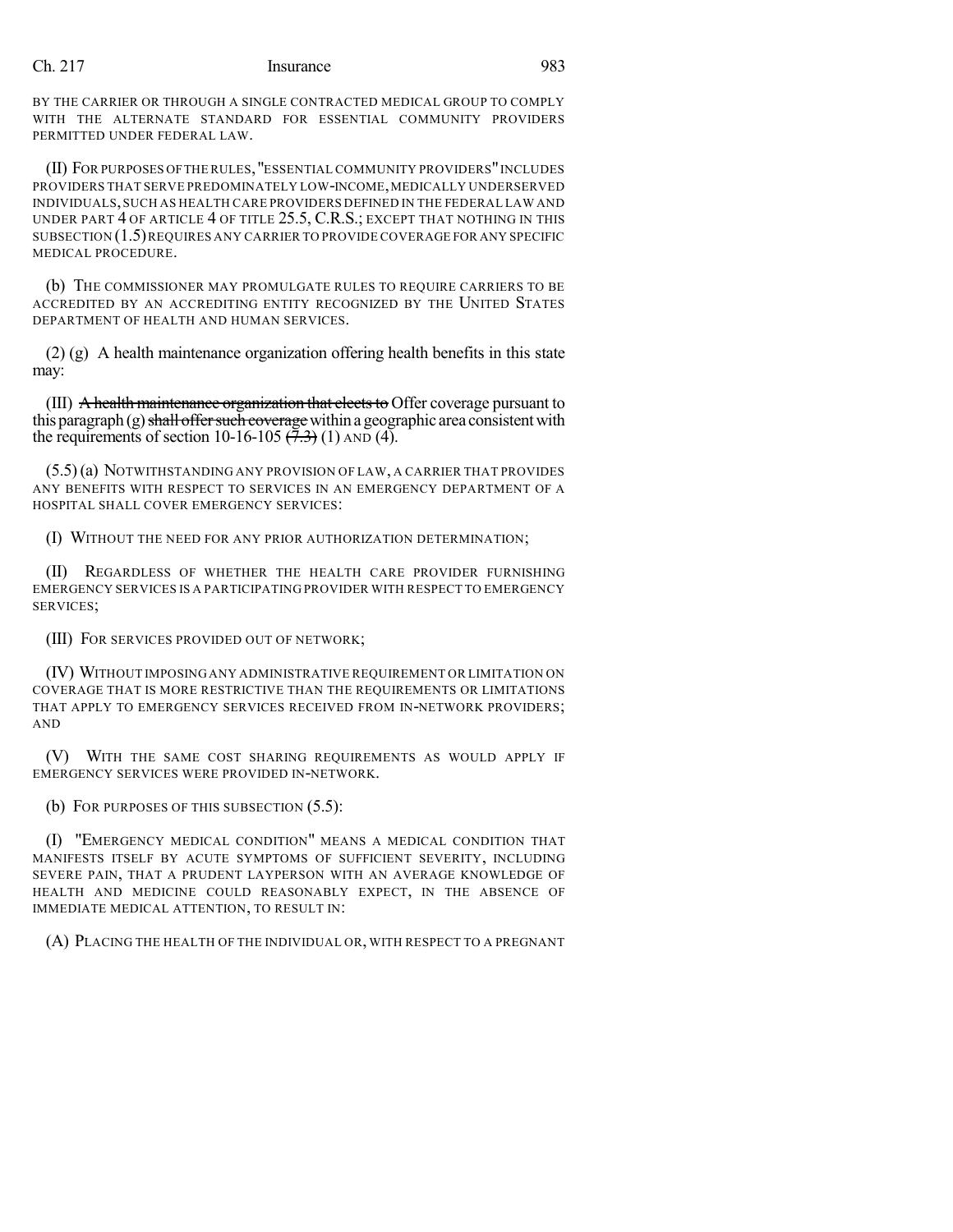BY THE CARRIER OR THROUGH A SINGLE CONTRACTED MEDICAL GROUP TO COMPLY WITH THE ALTERNATE STANDARD FOR ESSENTIAL COMMUNITY PROVIDERS PERMITTED UNDER FEDERAL LAW.

(II) FOR PURPOSES OF THE RULES, "ESSENTIAL COMMUNITY PROVIDERS" INCLUDES PROVIDERS THAT SERVE PREDOMINATELY LOW-INCOME, MEDICALLY UNDERSERVED INDIVIDUALS, SUCH AS HEALTH CARE PROVIDERS DEFINED IN THE FEDERAL LAW AND UNDER PART 4 OF ARTICLE 4 OF TITLE 25.5, C.R.S.; EXCEPT THAT NOTHING IN THIS SUBSECTION (1.5) REQUIRES ANY CARRIER TO PROVIDE COVERAGE FOR ANY SPECIFIC MEDICAL PROCEDURE.

(b) THE COMMISSIONER MAY PROMULGATE RULES TO REQUIRE CARRIERS TO BE ACCREDITED BY AN ACCREDITING ENTITY RECOGNIZED BY THE UNITED STATES DEPARTMENT OF HEALTH AND HUMAN SERVICES.

(2) (g) A health maintenance organization offering health benefits in this state may:

(III) ~~A health maintenance organization that elects to~~ Offer coverage pursuant to this paragraph (g) ~~shall offer such coverage~~ within a geographic area consistent with the requirements of section 10-16-105 ~~(7.3)~~ (1) AND (4).

(5.5) (a) NOTWITHSTANDING ANY PROVISION OF LAW, A CARRIER THAT PROVIDES ANY BENEFITS WITH RESPECT TO SERVICES IN AN EMERGENCY DEPARTMENT OF A HOSPITAL SHALL COVER EMERGENCY SERVICES:

(I) WITHOUT THE NEED FOR ANY PRIOR AUTHORIZATION DETERMINATION;

(II) REGARDLESS OF WHETHER THE HEALTH CARE PROVIDER FURNISHING EMERGENCY SERVICES IS A PARTICIPATING PROVIDER WITH RESPECT TO EMERGENCY SERVICES;

(III) FOR SERVICES PROVIDED OUT OF NETWORK;

(IV) WITHOUT IMPOSING ANY ADMINISTRATIVE REQUIREMENT OR LIMITATION ON COVERAGE THAT IS MORE RESTRICTIVE THAN THE REQUIREMENTS OR LIMITATIONS THAT APPLY TO EMERGENCY SERVICES RECEIVED FROM IN-NETWORK PROVIDERS; AND

(V) WITH THE SAME COST SHARING REQUIREMENTS AS WOULD APPLY IF EMERGENCY SERVICES WERE PROVIDED IN-NETWORK.

(b) FOR PURPOSES OF THIS SUBSECTION (5.5):

(I) "EMERGENCY MEDICAL CONDITION" MEANS A MEDICAL CONDITION THAT MANIFESTS ITSELF BY ACUTE SYMPTOMS OF SUFFICIENT SEVERITY, INCLUDING SEVERE PAIN, THAT A PRUDENT LAYPERSON WITH AN AVERAGE KNOWLEDGE OF HEALTH AND MEDICINE COULD REASONABLY EXPECT, IN THE ABSENCE OF IMMEDIATE MEDICAL ATTENTION, TO RESULT IN:

(A) PLACING THE HEALTH OF THE INDIVIDUAL OR, WITH RESPECT TO A PREGNANT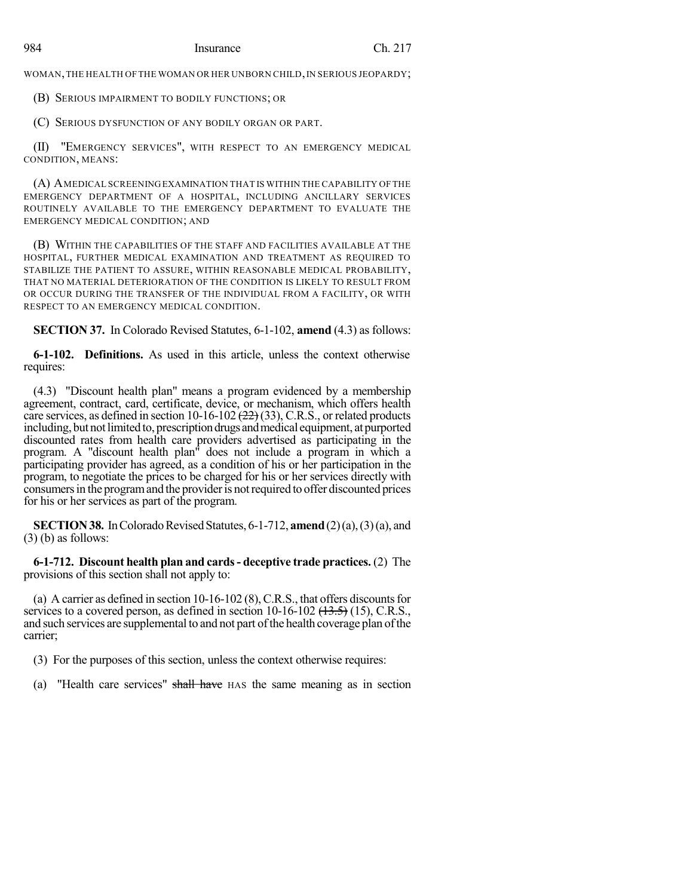WOMAN, THE HEALTH OF THE WOMAN OR HER UNBORN CHILD, IN SERIOUS JEOPARDY;

(B) SERIOUS IMPAIRMENT TO BODILY FUNCTIONS; OR

(C) SERIOUS DYSFUNCTION OF ANY BODILY ORGAN OR PART.

(II) "EMERGENCY SERVICES", WITH RESPECT TO AN EMERGENCY MEDICAL CONDITION, MEANS:

(A) A MEDICAL SCREENING EXAMINATION THAT IS WITHIN THE CAPABILITY OF THE EMERGENCY DEPARTMENT OF A HOSPITAL, INCLUDING ANCILLARY SERVICES ROUTINELY AVAILABLE TO THE EMERGENCY DEPARTMENT TO EVALUATE THE EMERGENCY MEDICAL CONDITION; AND

(B) WITHIN THE CAPABILITIES OF THE STAFF AND FACILITIES AVAILABLE AT THE HOSPITAL, FURTHER MEDICAL EXAMINATION AND TREATMENT AS REQUIRED TO STABILIZE THE PATIENT TO ASSURE, WITHIN REASONABLE MEDICAL PROBABILITY, THAT NO MATERIAL DETERIORATION OF THE CONDITION IS LIKELY TO RESULT FROM OR OCCUR DURING THE TRANSFER OF THE INDIVIDUAL FROM A FACILITY, OR WITH RESPECT TO AN EMERGENCY MEDICAL CONDITION.

**SECTION 37.** In Colorado Revised Statutes, 6-1-102, **amend** (4.3) as follows:

**6-1-102. Definitions.** As used in this article, unless the context otherwise requires:

(4.3) "Discount health plan" means a program evidenced by a membership agreement, contract, card, certificate, device, or mechanism, which offers health care services, as defined in section 10-16-102 ~~(22)~~ (33), C.R.S., or related products including, but not limited to, prescription drugs and medical equipment, at purported discounted rates from health care providers advertised as participating in the program. A "discount health plan" does not include a program in which a participating provider has agreed, as a condition of his or her participation in the program, to negotiate the prices to be charged for his or her services directly with consumers in the program and the provider is not required to offer discounted prices for his or her services as part of the program.

**SECTION 38.** In Colorado Revised Statutes, 6-1-712, **amend** (2) (a), (3) (a), and (3) (b) as follows:

**6-1-712. Discount health plan and cards - deceptive trade practices.** (2) The provisions of this section shall not apply to:

(a) A carrier as defined in section 10-16-102 (8), C.R.S., that offers discounts for services to a covered person, as defined in section 10-16-102 ~~(13.5)~~ (15), C.R.S., and such services are supplemental to and not part of the health coverage plan of the carrier;

(3) For the purposes of this section, unless the context otherwise requires:

(a) "Health care services" ~~shall have~~ HAS the same meaning as in section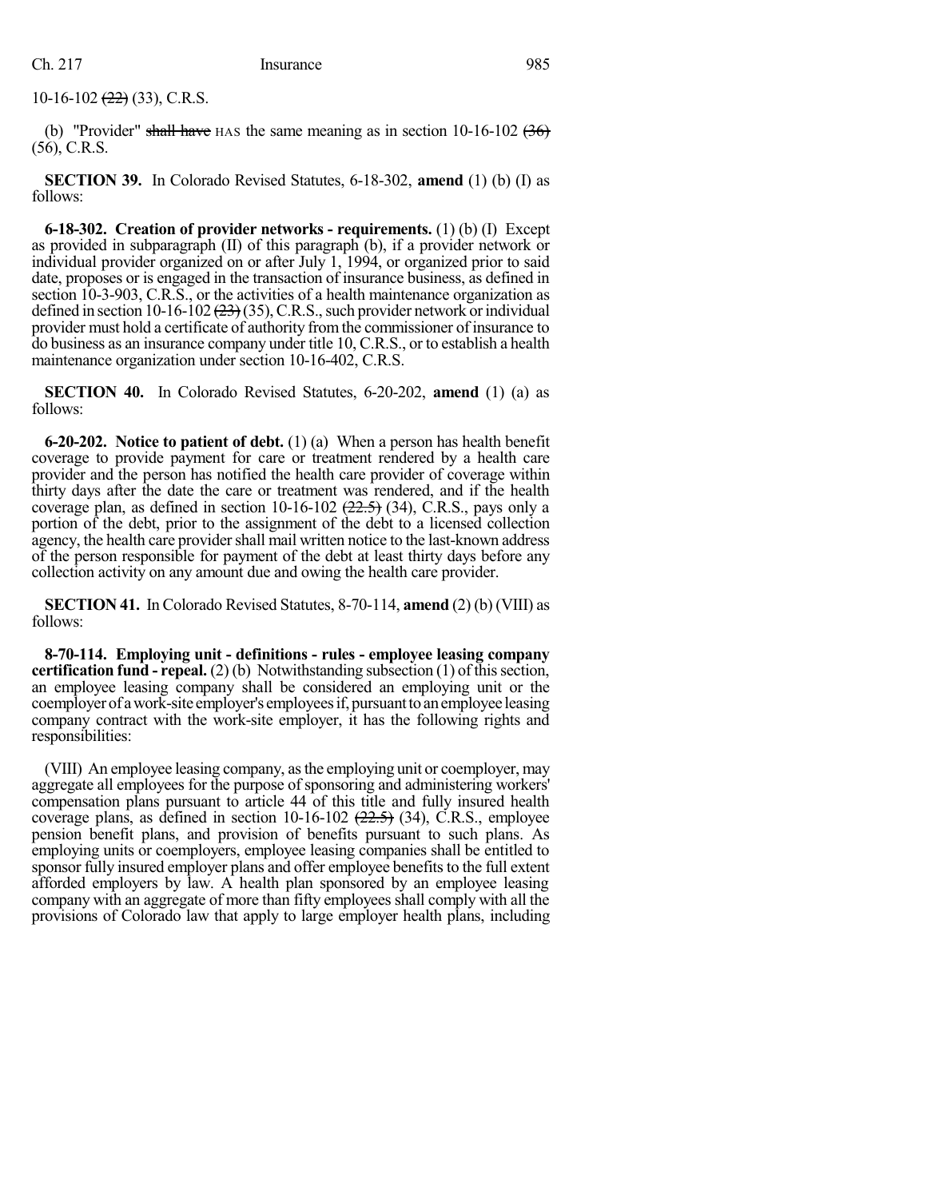10-16-102 ~~(22)~~ (33), C.R.S.

(b) "Provider" ~~shall have~~ HAS the same meaning as in section 10-16-102 ~~(36)~~ (56), C.R.S.

**SECTION 39.** In Colorado Revised Statutes, 6-18-302, **amend** (1) (b) (I) as follows:

**6-18-302. Creation of provider networks - requirements.** (1) (b) (I) Except as provided in subparagraph (II) of this paragraph (b), if a provider network or individual provider organized on or after July 1, 1994, or organized prior to said date, proposes or is engaged in the transaction of insurance business, as defined in section 10-3-903, C.R.S., or the activities of a health maintenance organization as defined in section 10-16-102 ~~(23)~~ (35), C.R.S., such provider network or individual provider must hold a certificate of authority from the commissioner of insurance to do business as an insurance company under title 10, C.R.S., or to establish a health maintenance organization under section 10-16-402, C.R.S.

**SECTION 40.** In Colorado Revised Statutes, 6-20-202, **amend** (1) (a) as follows:

**6-20-202. Notice to patient of debt.** (1) (a) When a person has health benefit coverage to provide payment for care or treatment rendered by a health care provider and the person has notified the health care provider of coverage within thirty days after the date the care or treatment was rendered, and if the health coverage plan, as defined in section 10-16-102 ~~(22.5)~~ (34), C.R.S., pays only a portion of the debt, prior to the assignment of the debt to a licensed collection agency, the health care provider shall mail written notice to the last-known address of the person responsible for payment of the debt at least thirty days before any collection activity on any amount due and owing the health care provider.

**SECTION 41.** In Colorado Revised Statutes, 8-70-114, **amend** (2) (b) (VIII) as follows:

**8-70-114. Employing unit - definitions - rules - employee leasing company certification fund - repeal.** (2) (b) Notwithstanding subsection (1) of this section, an employee leasing company shall be considered an employing unit or the coemployer of a work-site employer's employees if, pursuant to an employee leasing company contract with the work-site employer, it has the following rights and responsibilities:

(VIII) An employee leasing company, as the employing unit or coemployer, may aggregate all employees for the purpose of sponsoring and administering workers' compensation plans pursuant to article 44 of this title and fully insured health coverage plans, as defined in section 10-16-102 ~~(22.5)~~ (34), C.R.S., employee pension benefit plans, and provision of benefits pursuant to such plans. As employing units or coemployers, employee leasing companies shall be entitled to sponsor fully insured employer plans and offer employee benefits to the full extent afforded employers by law. A health plan sponsored by an employee leasing company with an aggregate of more than fifty employees shall comply with all the provisions of Colorado law that apply to large employer health plans, including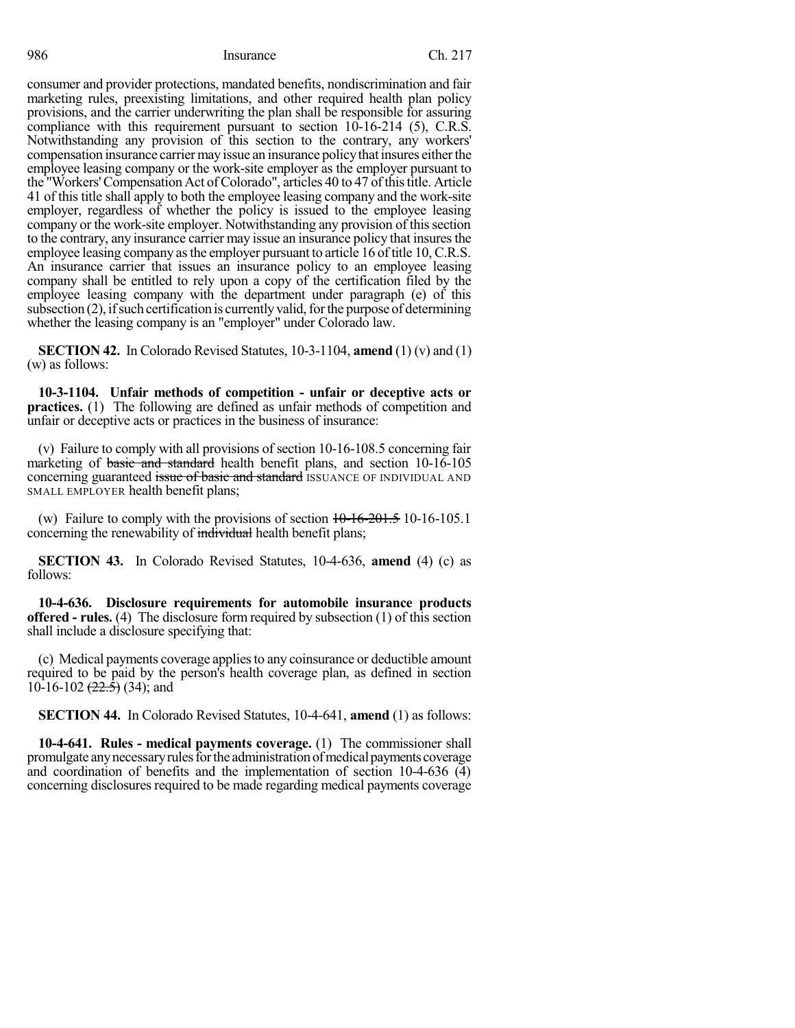consumer and provider protections, mandated benefits, nondiscrimination and fair marketing rules, preexisting limitations, and other required health plan policy provisions, and the carrier underwriting the plan shall be responsible for assuring compliance with this requirement pursuant to section 10-16-214 (5), C.R.S. Notwithstanding any provision of this section to the contrary, any workers' compensation insurance carrier may issue an insurance policy that insures either the employee leasing company or the work-site employer as the employer pursuant to the "Workers' Compensation Act of Colorado", articles 40 to 47 of this title. Article 41 of this title shall apply to both the employee leasing company and the work-site employer, regardless of whether the policy is issued to the employee leasing company or the work-site employer. Notwithstanding any provision of this section to the contrary, any insurance carrier may issue an insurance policy that insures the employee leasing company as the employer pursuant to article 16 of title 10, C.R.S. An insurance carrier that issues an insurance policy to an employee leasing company shall be entitled to rely upon a copy of the certification filed by the employee leasing company with the department under paragraph (e) of this subsection (2), if such certification is currently valid, for the purpose of determining whether the leasing company is an "employer" under Colorado law.

**SECTION 42.** In Colorado Revised Statutes, 10-3-1104, **amend** (1) (v) and (1) (w) as follows:

**10-3-1104. Unfair methods of competition - unfair or deceptive acts or practices.** (1) The following are defined as unfair methods of competition and unfair or deceptive acts or practices in the business of insurance:

(v) Failure to comply with all provisions of section 10-16-108.5 concerning fair marketing of ~~basic and standard~~ health benefit plans, and section 10-16-105 concerning guaranteed ~~issue of basic and standard~~ ISSUANCE OF INDIVIDUAL AND SMALL EMPLOYER health benefit plans;

(w) Failure to comply with the provisions of section ~~10-16-201.5~~ 10-16-105.1 concerning the renewability of ~~individual~~ health benefit plans;

**SECTION 43.** In Colorado Revised Statutes, 10-4-636, **amend** (4) (c) as follows:

**10-4-636. Disclosure requirements for automobile insurance products offered - rules.** (4) The disclosure form required by subsection (1) of this section shall include a disclosure specifying that:

(c) Medical payments coverage applies to any coinsurance or deductible amount required to be paid by the person's health coverage plan, as defined in section 10-16-102 ~~(22.5)~~ (34); and

**SECTION 44.** In Colorado Revised Statutes, 10-4-641, **amend** (1) as follows:

**10-4-641. Rules - medical payments coverage.** (1) The commissioner shall promulgate any necessary rules for the administration of medical payments coverage and coordination of benefits and the implementation of section 10-4-636 (4) concerning disclosures required to be made regarding medical payments coverage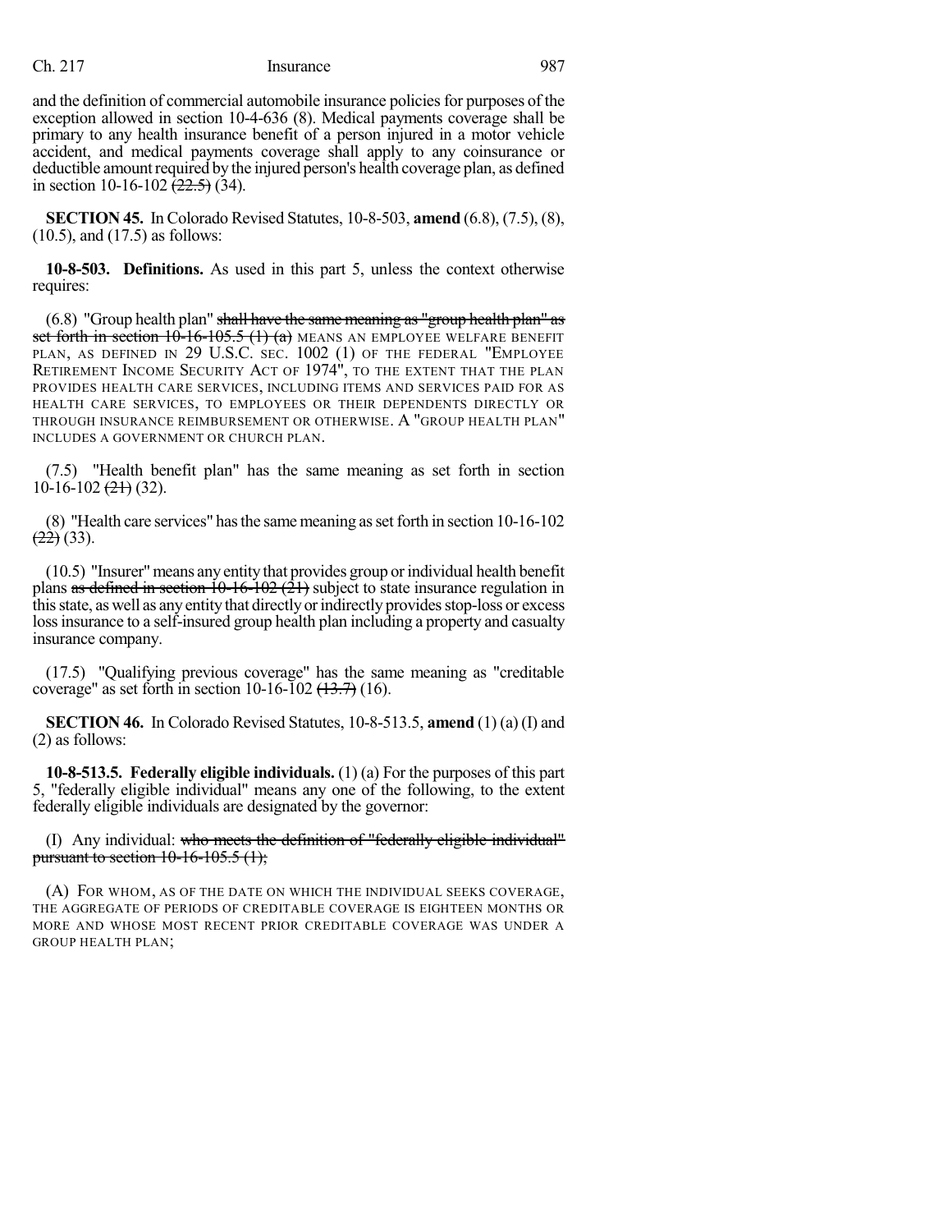and the definition of commercial automobile insurance policies for purposes of the exception allowed in section 10-4-636 (8). Medical payments coverage shall be primary to any health insurance benefit of a person injured in a motor vehicle accident, and medical payments coverage shall apply to any coinsurance or deductible amount required by the injured person's health coverage plan, as defined in section 10-16-102 ~~(22.5)~~ (34).

**SECTION 45.** In Colorado Revised Statutes, 10-8-503, **amend** (6.8), (7.5), (8), (10.5), and (17.5) as follows:

**10-8-503. Definitions.** As used in this part 5, unless the context otherwise requires:

(6.8) "Group health plan" ~~shall have the same meaning as "group health plan" as set forth in section 10-16-105.5 (1) (a)~~ MEANS AN EMPLOYEE WELFARE BENEFIT PLAN, AS DEFINED IN 29 U.S.C. SEC. 1002 (1) OF THE FEDERAL "EMPLOYEE RETIREMENT INCOME SECURITY ACT OF 1974", TO THE EXTENT THAT THE PLAN PROVIDES HEALTH CARE SERVICES, INCLUDING ITEMS AND SERVICES PAID FOR AS HEALTH CARE SERVICES, TO EMPLOYEES OR THEIR DEPENDENTS DIRECTLY OR THROUGH INSURANCE REIMBURSEMENT OR OTHERWISE. A "GROUP HEALTH PLAN" INCLUDES A GOVERNMENT OR CHURCH PLAN.

(7.5) "Health benefit plan" has the same meaning as set forth in section 10-16-102 ~~(21)~~ (32).

(8) "Health care services" has the same meaning as set forth in section 10-16-102 ~~(22)~~ (33).

(10.5) "Insurer" means any entity that provides group or individual health benefit plans ~~as defined in section 10-16-102 (21)~~ subject to state insurance regulation in this state, as well as any entity that directly or indirectly provides stop-loss or excess loss insurance to a self-insured group health plan including a property and casualty insurance company.

(17.5) "Qualifying previous coverage" has the same meaning as "creditable coverage" as set forth in section 10-16-102 ~~(13.7)~~ (16).

**SECTION 46.** In Colorado Revised Statutes, 10-8-513.5, **amend** (1) (a) (I) and (2) as follows:

**10-8-513.5. Federally eligible individuals.** (1) (a) For the purposes of this part 5, "federally eligible individual" means any one of the following, to the extent federally eligible individuals are designated by the governor:

(I) Any individual: ~~who meets the definition of "federally eligible individual" pursuant to section 10-16-105.5 (1);~~

(A) FOR WHOM, AS OF THE DATE ON WHICH THE INDIVIDUAL SEEKS COVERAGE, THE AGGREGATE OF PERIODS OF CREDITABLE COVERAGE IS EIGHTEEN MONTHS OR MORE AND WHOSE MOST RECENT PRIOR CREDITABLE COVERAGE WAS UNDER A GROUP HEALTH PLAN;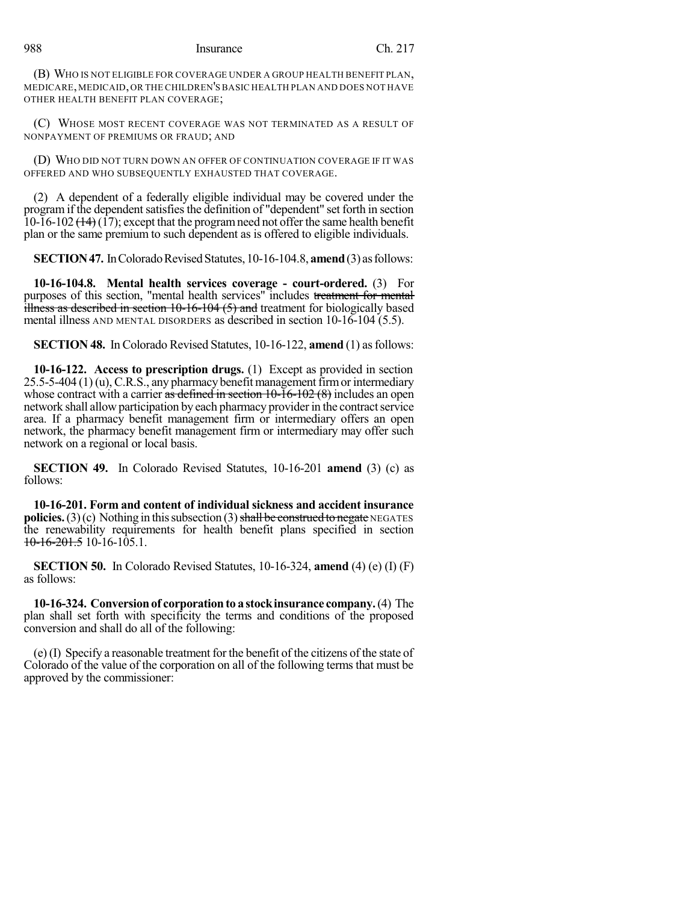(B) WHO IS NOT ELIGIBLE FOR COVERAGE UNDER A GROUP HEALTH BENEFIT PLAN, MEDICARE, MEDICAID, OR THE CHILDREN'S BASIC HEALTH PLAN AND DOES NOT HAVE OTHER HEALTH BENEFIT PLAN COVERAGE;

(C) WHOSE MOST RECENT COVERAGE WAS NOT TERMINATED AS A RESULT OF NONPAYMENT OF PREMIUMS OR FRAUD; AND

(D) WHO DID NOT TURN DOWN AN OFFER OF CONTINUATION COVERAGE IF IT WAS OFFERED AND WHO SUBSEQUENTLY EXHAUSTED THAT COVERAGE.

(2) A dependent of a federally eligible individual may be covered under the program if the dependent satisfies the definition of "dependent" set forth in section 10-16-102 ~~(14)~~ (17); except that the program need not offer the same health benefit plan or the same premium to such dependent as is offered to eligible individuals.

**SECTION 47.** In Colorado Revised Statutes, 10-16-104.8, **amend** (3) as follows:

**10-16-104.8. Mental health services coverage - court-ordered.** (3) For purposes of this section, "mental health services" includes ~~treatment for mental illness as described in section 10-16-104 (5) and~~ treatment for biologically based mental illness AND MENTAL DISORDERS as described in section 10-16-104 (5.5).

**SECTION 48.** In Colorado Revised Statutes, 10-16-122, **amend** (1) as follows:

**10-16-122. Access to prescription drugs.** (1) Except as provided in section 25.5-5-404 (1) (u), C.R.S., any pharmacy benefit management firm or intermediary whose contract with a carrier ~~as defined in section 10-16-102 (8)~~ includes an open network shall allow participation by each pharmacy provider in the contract service area. If a pharmacy benefit management firm or intermediary offers an open network, the pharmacy benefit management firm or intermediary may offer such network on a regional or local basis.

**SECTION 49.** In Colorado Revised Statutes, 10-16-201 **amend** (3) (c) as follows:

**10-16-201. Form and content of individual sickness and accident insurance policies.** (3) (c) Nothing in this subsection (3) ~~shall be construed to negate~~ NEGATES the renewability requirements for health benefit plans specified in section ~~10-16-201.5~~ 10-16-105.1.

**SECTION 50.** In Colorado Revised Statutes, 10-16-324, **amend** (4) (e) (I) (F) as follows:

**10-16-324. Conversion of corporation to a stock insurance company.** (4) The plan shall set forth with specificity the terms and conditions of the proposed conversion and shall do all of the following:

(e) (I) Specify a reasonable treatment for the benefit of the citizens of the state of Colorado of the value of the corporation on all of the following terms that must be approved by the commissioner: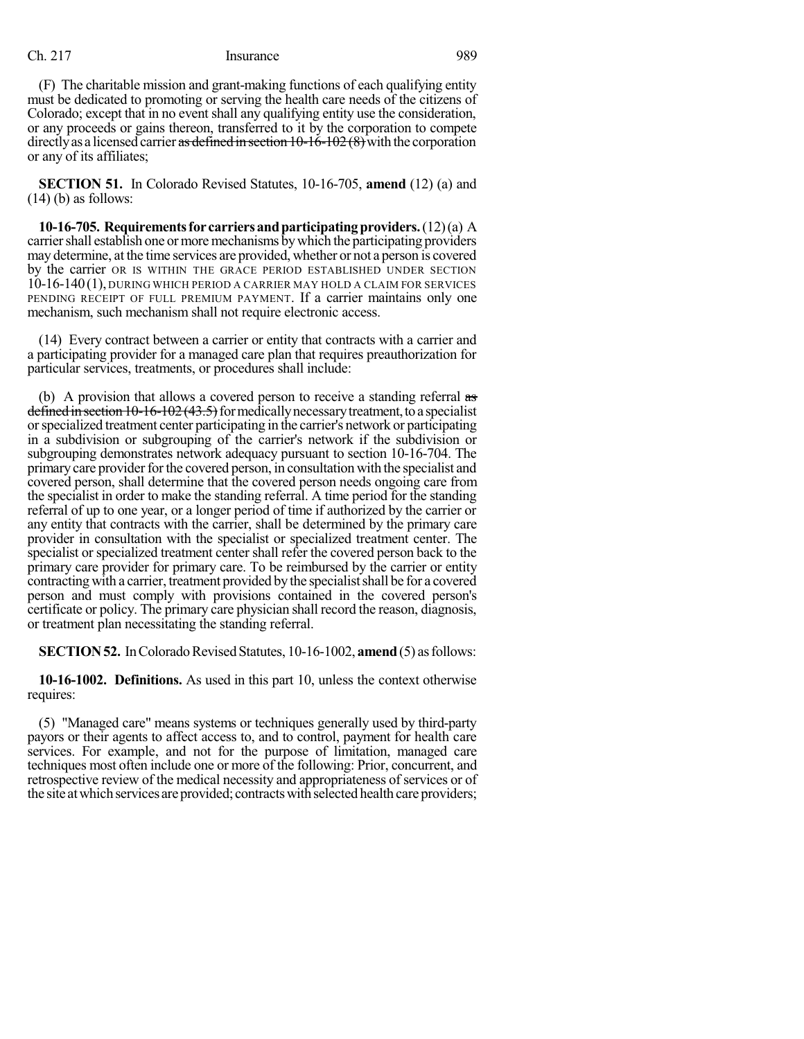(F) The charitable mission and grant-making functions of each qualifying entity must be dedicated to promoting or serving the health care needs of the citizens of Colorado; except that in no event shall any qualifying entity use the consideration, or any proceeds or gains thereon, transferred to it by the corporation to compete directly as a licensed carrier ~~as defined in section 10-16-102 (8)~~ with the corporation or any of its affiliates;

**SECTION 51.** In Colorado Revised Statutes, 10-16-705, **amend** (12) (a) and (14) (b) as follows:

**10-16-705. Requirements for carriers and participating providers.** (12) (a) A carrier shall establish one or more mechanisms by which the participating providers may determine, at the time services are provided, whether or not a person is covered by the carrier OR IS WITHIN THE GRACE PERIOD ESTABLISHED UNDER SECTION 10-16-140 (1), DURING WHICH PERIOD A CARRIER MAY HOLD A CLAIM FOR SERVICES PENDING RECEIPT OF FULL PREMIUM PAYMENT. If a carrier maintains only one mechanism, such mechanism shall not require electronic access.

(14) Every contract between a carrier or entity that contracts with a carrier and a participating provider for a managed care plan that requires preauthorization for particular services, treatments, or procedures shall include:

(b) A provision that allows a covered person to receive a standing referral ~~as defined in section 10-16-102 (43.5)~~ for medically necessary treatment, to a specialist or specialized treatment center participating in the carrier's network or participating in a subdivision or subgrouping of the carrier's network if the subdivision or subgrouping demonstrates network adequacy pursuant to section 10-16-704. The primary care provider for the covered person, in consultation with the specialist and covered person, shall determine that the covered person needs ongoing care from the specialist in order to make the standing referral. A time period for the standing referral of up to one year, or a longer period of time if authorized by the carrier or any entity that contracts with the carrier, shall be determined by the primary care provider in consultation with the specialist or specialized treatment center. The specialist or specialized treatment center shall refer the covered person back to the primary care provider for primary care. To be reimbursed by the carrier or entity contracting with a carrier, treatment provided by the specialist shall be for a covered person and must comply with provisions contained in the covered person's certificate or policy. The primary care physician shall record the reason, diagnosis, or treatment plan necessitating the standing referral.

**SECTION 52.** In Colorado Revised Statutes, 10-16-1002, **amend** (5) as follows:

**10-16-1002. Definitions.** As used in this part 10, unless the context otherwise requires:

(5) "Managed care" means systems or techniques generally used by third-party payors or their agents to affect access to, and to control, payment for health care services. For example, and not for the purpose of limitation, managed care techniques most often include one or more of the following: Prior, concurrent, and retrospective review of the medical necessity and appropriateness of services or of the site at which services are provided; contracts with selected health care providers;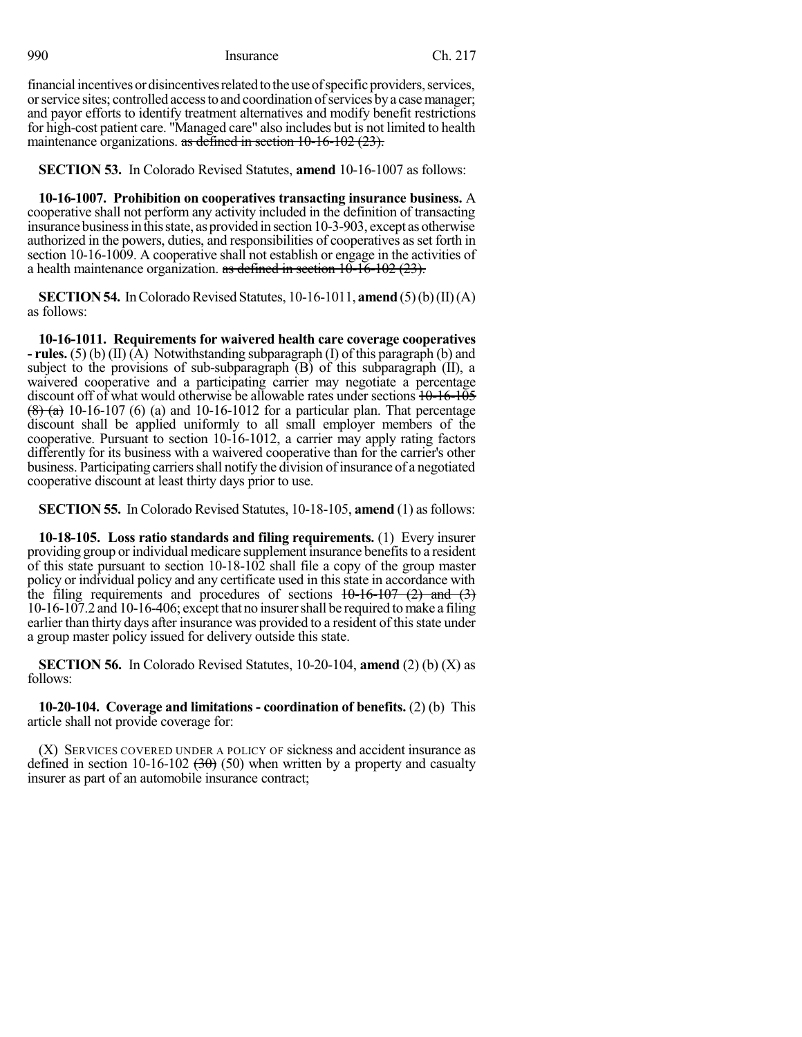financial incentives or disincentives related to the use of specific providers, services, or service sites; controlled access to and coordination of services by a case manager; and payor efforts to identify treatment alternatives and modify benefit restrictions for high-cost patient care. "Managed care" also includes but is not limited to health maintenance organizations. ~~as defined in section 10-16-102 (23).~~

**SECTION 53.** In Colorado Revised Statutes, **amend** 10-16-1007 as follows:

**10-16-1007. Prohibition on cooperatives transacting insurance business.** A cooperative shall not perform any activity included in the definition of transacting insurance business in this state, as provided in section 10-3-903, except as otherwise authorized in the powers, duties, and responsibilities of cooperatives as set forth in section 10-16-1009. A cooperative shall not establish or engage in the activities of a health maintenance organization. ~~as defined in section 10-16-102 (23).~~

**SECTION 54.** In Colorado Revised Statutes, 10-16-1011, **amend** (5) (b) (II) (A) as follows:

**10-16-1011. Requirements for waivered health care coverage cooperatives - rules.** (5) (b) (II) (A) Notwithstanding subparagraph (I) of this paragraph (b) and subject to the provisions of sub-subparagraph (B) of this subparagraph (II), a waivered cooperative and a participating carrier may negotiate a percentage discount off of what would otherwise be allowable rates under sections ~~10-16-105 (8) (a)~~ 10-16-107 (6) (a) and 10-16-1012 for a particular plan. That percentage discount shall be applied uniformly to all small employer members of the cooperative. Pursuant to section 10-16-1012, a carrier may apply rating factors differently for its business with a waivered cooperative than for the carrier's other business. Participating carriers shall notify the division of insurance of a negotiated cooperative discount at least thirty days prior to use.

**SECTION 55.** In Colorado Revised Statutes, 10-18-105, **amend** (1) as follows:

**10-18-105. Loss ratio standards and filing requirements.** (1) Every insurer providing group or individual medicare supplement insurance benefits to a resident of this state pursuant to section 10-18-102 shall file a copy of the group master policy or individual policy and any certificate used in this state in accordance with the filing requirements and procedures of sections ~~10-16-107 (2) and (3)~~ 10-16-107.2 and 10-16-406; except that no insurer shall be required to make a filing earlier than thirty days after insurance was provided to a resident of this state under a group master policy issued for delivery outside this state.

**SECTION 56.** In Colorado Revised Statutes, 10-20-104, **amend** (2) (b) (X) as follows:

**10-20-104. Coverage and limitations - coordination of benefits.** (2) (b) This article shall not provide coverage for:

(X) SERVICES COVERED UNDER A POLICY OF sickness and accident insurance as defined in section 10-16-102 ~~(30)~~ (50) when written by a property and casualty insurer as part of an automobile insurance contract;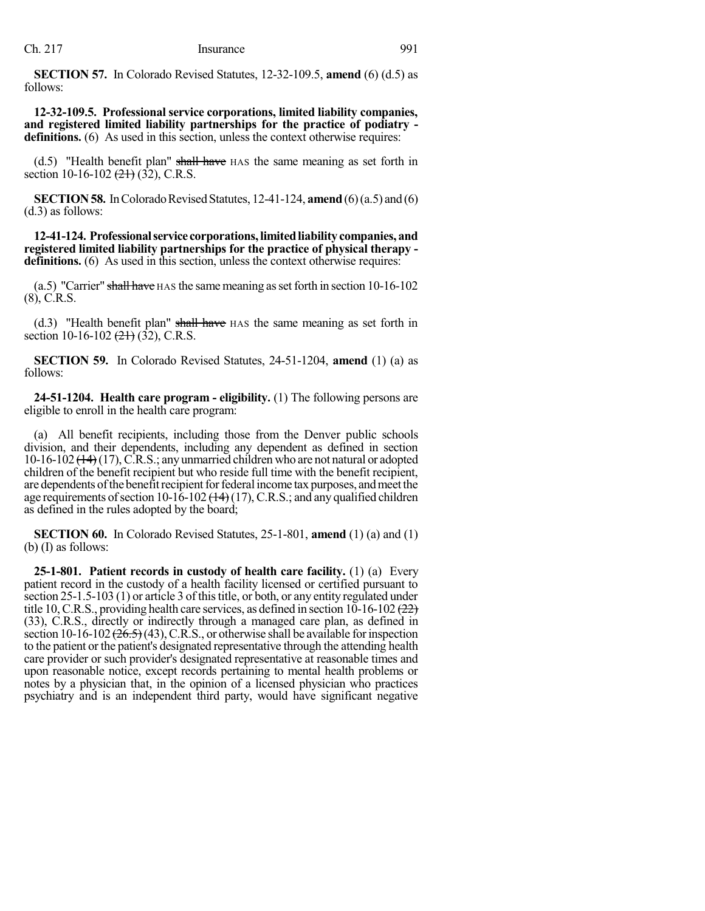**SECTION 57.** In Colorado Revised Statutes, 12-32-109.5, **amend** (6) (d.5) as follows:

**12-32-109.5. Professional service corporations, limited liability companies, and registered limited liability partnerships for the practice of podiatry - definitions.** (6) As used in this section, unless the context otherwise requires:

(d.5) "Health benefit plan" ~~shall have~~ HAS the same meaning as set forth in section 10-16-102 ~~(21)~~ (32), C.R.S.

**SECTION 58.** In Colorado Revised Statutes, 12-41-124, **amend** (6) (a.5) and (6) (d.3) as follows:

**12-41-124. Professional service corporations, limited liability companies, and registered limited liability partnerships for the practice of physical therapy - definitions.** (6) As used in this section, unless the context otherwise requires:

(a.5) "Carrier" ~~shall have~~ HAS the same meaning as set forth in section 10-16-102 (8), C.R.S.

(d.3) "Health benefit plan" ~~shall have~~ HAS the same meaning as set forth in section 10-16-102 ~~(21)~~ (32), C.R.S.

**SECTION 59.** In Colorado Revised Statutes, 24-51-1204, **amend** (1) (a) as follows:

**24-51-1204. Health care program - eligibility.** (1) The following persons are eligible to enroll in the health care program:

(a) All benefit recipients, including those from the Denver public schools division, and their dependents, including any dependent as defined in section 10-16-102 ~~(14)~~ (17), C.R.S.; any unmarried children who are not natural or adopted children of the benefit recipient but who reside full time with the benefit recipient, are dependents of the benefit recipient for federal income tax purposes, and meet the age requirements of section 10-16-102 ~~(14)~~ (17), C.R.S.; and any qualified children as defined in the rules adopted by the board;

**SECTION 60.** In Colorado Revised Statutes, 25-1-801, **amend** (1) (a) and (1) (b) (I) as follows:

**25-1-801. Patient records in custody of health care facility.** (1) (a) Every patient record in the custody of a health facility licensed or certified pursuant to section 25-1.5-103 (1) or article 3 of this title, or both, or any entity regulated under title 10, C.R.S., providing health care services, as defined in section 10-16-102 ~~(22)~~ (33), C.R.S., directly or indirectly through a managed care plan, as defined in section 10-16-102 ~~(26.5)~~ (43), C.R.S., or otherwise shall be available for inspection to the patient or the patient's designated representative through the attending health care provider or such provider's designated representative at reasonable times and upon reasonable notice, except records pertaining to mental health problems or notes by a physician that, in the opinion of a licensed physician who practices psychiatry and is an independent third party, would have significant negative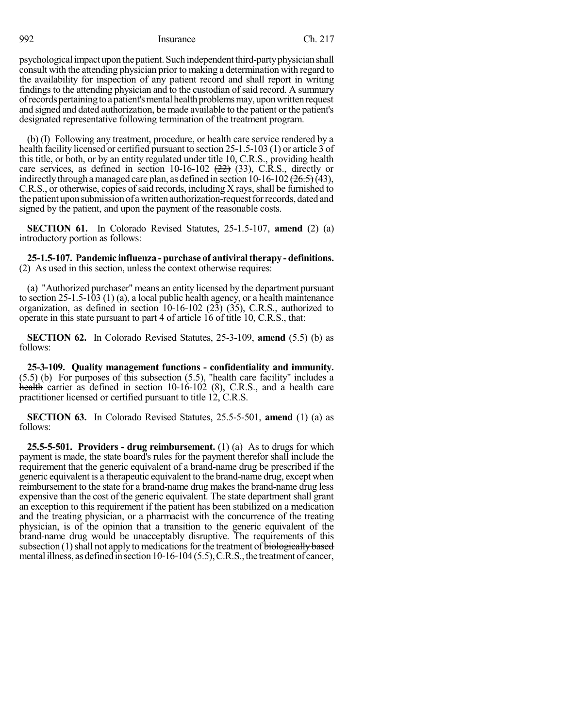psychological impact upon the patient. Such independent third-party physician shall consult with the attending physician prior to making a determination with regard to the availability for inspection of any patient record and shall report in writing findings to the attending physician and to the custodian of said record. A summary of records pertaining to a patient's mental health problems may, upon written request and signed and dated authorization, be made available to the patient or the patient's designated representative following termination of the treatment program.

(b) (I) Following any treatment, procedure, or health care service rendered by a health facility licensed or certified pursuant to section 25-1.5-103 (1) or article 3 of this title, or both, or by an entity regulated under title 10, C.R.S., providing health care services, as defined in section 10-16-102 ~~(22)~~ (33), C.R.S., directly or indirectly through a managed care plan, as defined in section 10-16-102 ~~(26.5)~~ (43), C.R.S., or otherwise, copies of said records, including X rays, shall be furnished to the patient upon submission of a written authorization-request for records, dated and signed by the patient, and upon the payment of the reasonable costs.

**SECTION 61.** In Colorado Revised Statutes, 25-1.5-107, **amend** (2) (a) introductory portion as follows:

**25-1.5-107. Pandemic influenza - purchase of antiviral therapy - definitions.** (2) As used in this section, unless the context otherwise requires:

(a) "Authorized purchaser" means an entity licensed by the department pursuant to section 25-1.5-103 (1) (a), a local public health agency, or a health maintenance organization, as defined in section 10-16-102 ~~(23)~~ (35), C.R.S., authorized to operate in this state pursuant to part 4 of article 16 of title 10, C.R.S., that:

**SECTION 62.** In Colorado Revised Statutes, 25-3-109, **amend** (5.5) (b) as follows:

**25-3-109. Quality management functions - confidentiality and immunity.** (5.5) (b) For purposes of this subsection (5.5), "health care facility" includes a ~~health~~ carrier as defined in section 10-16-102 (8), C.R.S., and a health care practitioner licensed or certified pursuant to title 12, C.R.S.

**SECTION 63.** In Colorado Revised Statutes, 25.5-5-501, **amend** (1) (a) as follows:

**25.5-5-501. Providers - drug reimbursement.** (1) (a) As to drugs for which payment is made, the state board's rules for the payment therefor shall include the requirement that the generic equivalent of a brand-name drug be prescribed if the generic equivalent is a therapeutic equivalent to the brand-name drug, except when reimbursement to the state for a brand-name drug makes the brand-name drug less expensive than the cost of the generic equivalent. The state department shall grant an exception to this requirement if the patient has been stabilized on a medication and the treating physician, or a pharmacist with the concurrence of the treating physician, is of the opinion that a transition to the generic equivalent of the brand-name drug would be unacceptably disruptive. The requirements of this subsection (1) shall not apply to medications for the treatment of ~~biologically based~~ mental illness, ~~as defined in section 10-16-104 (5.5), C.R.S., the treatment of~~ cancer,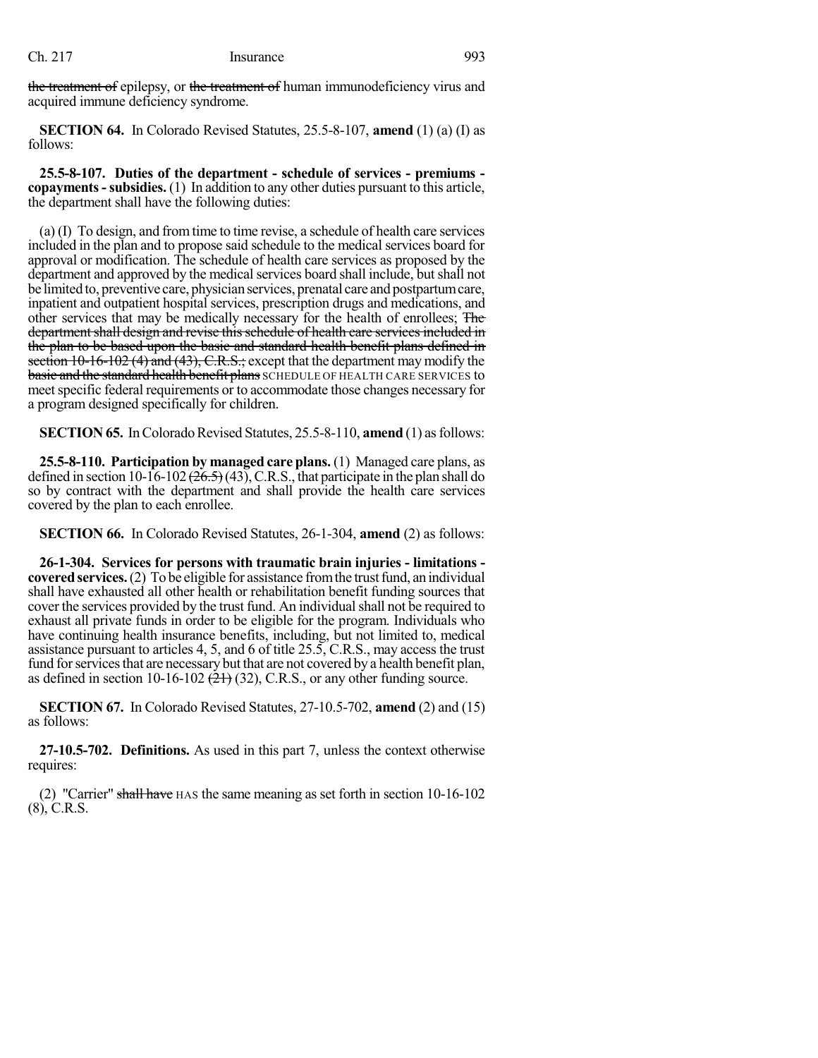~~the treatment of~~ epilepsy, or ~~the treatment of~~ human immunodeficiency virus and acquired immune deficiency syndrome.

**SECTION 64.** In Colorado Revised Statutes, 25.5-8-107, **amend** (1) (a) (I) as follows:

**25.5-8-107. Duties of the department - schedule of services - premiums - copayments - subsidies.** (1) In addition to any other duties pursuant to this article, the department shall have the following duties:

(a) (I) To design, and from time to time revise, a schedule of health care services included in the plan and to propose said schedule to the medical services board for approval or modification. The schedule of health care services as proposed by the department and approved by the medical services board shall include, but shall not be limited to, preventive care, physician services, prenatal care and postpartum care, inpatient and outpatient hospital services, prescription drugs and medications, and other services that may be medically necessary for the health of enrollees; ~~The department shall design and revise this schedule of health care services included in the plan to be based upon the basic and standard health benefit plans defined in section 10-16-102 (4) and (43), C.R.S.;~~ except that the department may modify the ~~basic and the standard health benefit plans~~ SCHEDULE OF HEALTH CARE SERVICES to meet specific federal requirements or to accommodate those changes necessary for a program designed specifically for children.

**SECTION 65.** In Colorado Revised Statutes, 25.5-8-110, **amend** (1) as follows:

**25.5-8-110. Participation by managed care plans.** (1) Managed care plans, as defined in section 10-16-102 ~~(26.5)~~ (43), C.R.S., that participate in the plan shall do so by contract with the department and shall provide the health care services covered by the plan to each enrollee.

**SECTION 66.** In Colorado Revised Statutes, 26-1-304, **amend** (2) as follows:

**26-1-304. Services for persons with traumatic brain injuries - limitations - covered services.** (2) To be eligible for assistance from the trust fund, an individual shall have exhausted all other health or rehabilitation benefit funding sources that cover the services provided by the trust fund. An individual shall not be required to exhaust all private funds in order to be eligible for the program. Individuals who have continuing health insurance benefits, including, but not limited to, medical assistance pursuant to articles 4, 5, and 6 of title 25.5, C.R.S., may access the trust fund for services that are necessary but that are not covered by a health benefit plan, as defined in section 10-16-102 ~~(21)~~ (32), C.R.S., or any other funding source.

**SECTION 67.** In Colorado Revised Statutes, 27-10.5-702, **amend** (2) and (15) as follows:

**27-10.5-702. Definitions.** As used in this part 7, unless the context otherwise requires:

(2) "Carrier" ~~shall have~~ HAS the same meaning as set forth in section 10-16-102 (8), C.R.S.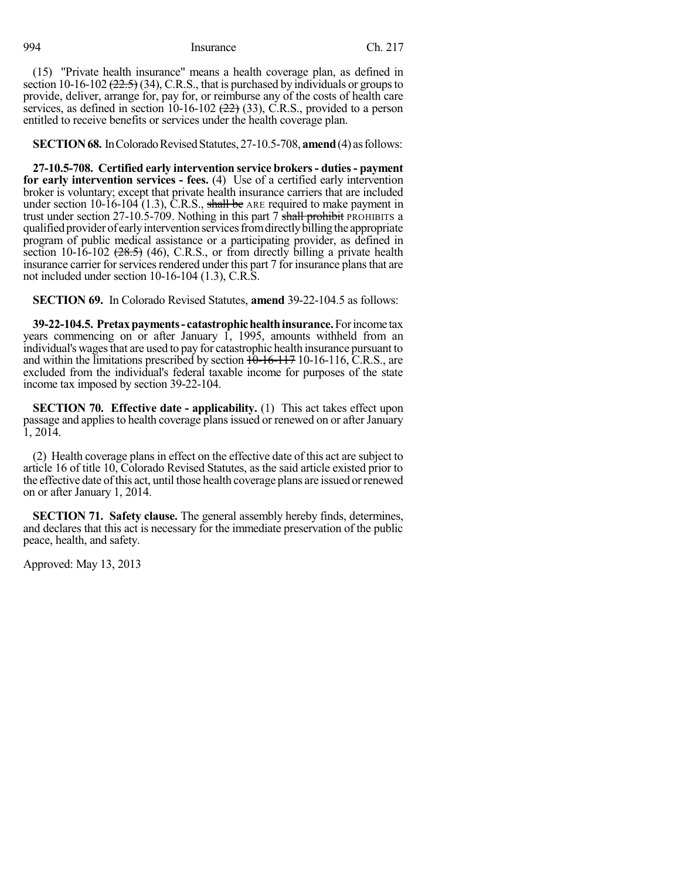(15) "Private health insurance" means a health coverage plan, as defined in section 10-16-102 ~~(22.5)~~ (34), C.R.S., that is purchased by individuals or groups to provide, deliver, arrange for, pay for, or reimburse any of the costs of health care services, as defined in section 10-16-102 ~~(22)~~ (33), C.R.S., provided to a person entitled to receive benefits or services under the health coverage plan.

**SECTION 68.** In Colorado Revised Statutes, 27-10.5-708, **amend** (4) as follows:

**27-10.5-708. Certified early intervention service brokers - duties - payment for early intervention services - fees.** (4) Use of a certified early intervention broker is voluntary; except that private health insurance carriers that are included under section 10-16-104 (1.3), C.R.S., ~~shall be~~ ARE required to make payment in trust under section 27-10.5-709. Nothing in this part 7 ~~shall prohibit~~ PROHIBITS a qualified provider of early intervention services from directly billing the appropriate program of public medical assistance or a participating provider, as defined in section 10-16-102 ~~(28.5)~~ (46), C.R.S., or from directly billing a private health insurance carrier for services rendered under this part 7 for insurance plans that are not included under section 10-16-104 (1.3), C.R.S.

**SECTION 69.** In Colorado Revised Statutes, **amend** 39-22-104.5 as follows:

**39-22-104.5. Pretax payments - catastrophic health insurance.** For income tax years commencing on or after January 1, 1995, amounts withheld from an individual's wages that are used to pay for catastrophic health insurance pursuant to and within the limitations prescribed by section ~~10-16-117~~ 10-16-116, C.R.S., are excluded from the individual's federal taxable income for purposes of the state income tax imposed by section 39-22-104.

**SECTION 70. Effective date - applicability.** (1) This act takes effect upon passage and applies to health coverage plans issued or renewed on or after January 1, 2014.

(2) Health coverage plans in effect on the effective date of this act are subject to article 16 of title 10, Colorado Revised Statutes, as the said article existed prior to the effective date of this act, until those health coverage plans are issued or renewed on or after January 1, 2014.

**SECTION 71. Safety clause.** The general assembly hereby finds, determines, and declares that this act is necessary for the immediate preservation of the public peace, health, and safety.

Approved: May 13, 2013